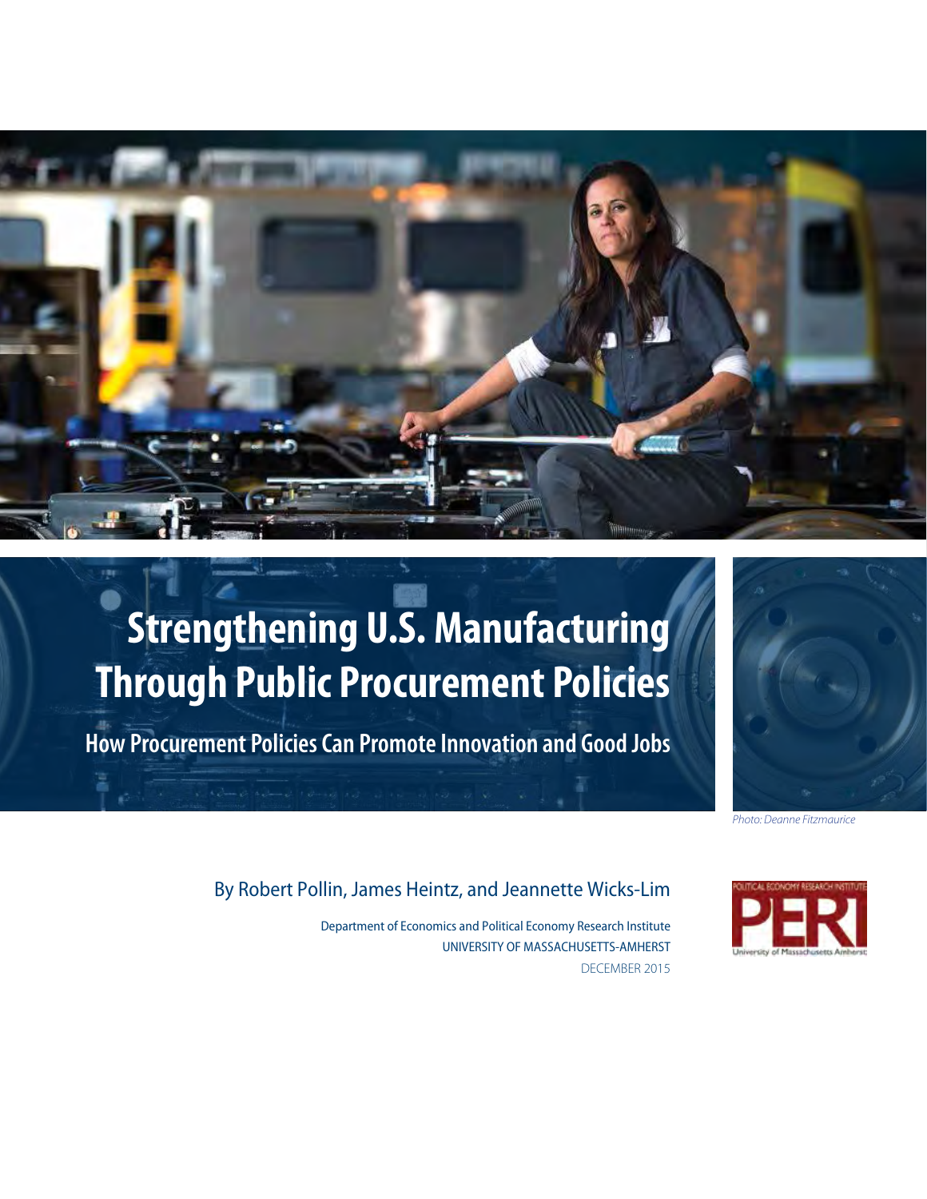# Strengthening U.S. Manufacturing Through Public Procurement Policies

## How Procurement Policies Can Promote Innovation and Good Jobs

*Photo: Deanne Fitzmaurice*

By Robert Pollin, James Heintz, and Jeannette Wicks-Lim

Department of Economics and Political Economy Research Institute
UNIVERSITY OF MASSACHUSETTS-AMHERST
DECEMBER 2015

POLITICAL ECONOMY RESEARCH INSTITUTE
PERI
University of Massachusetts Amherst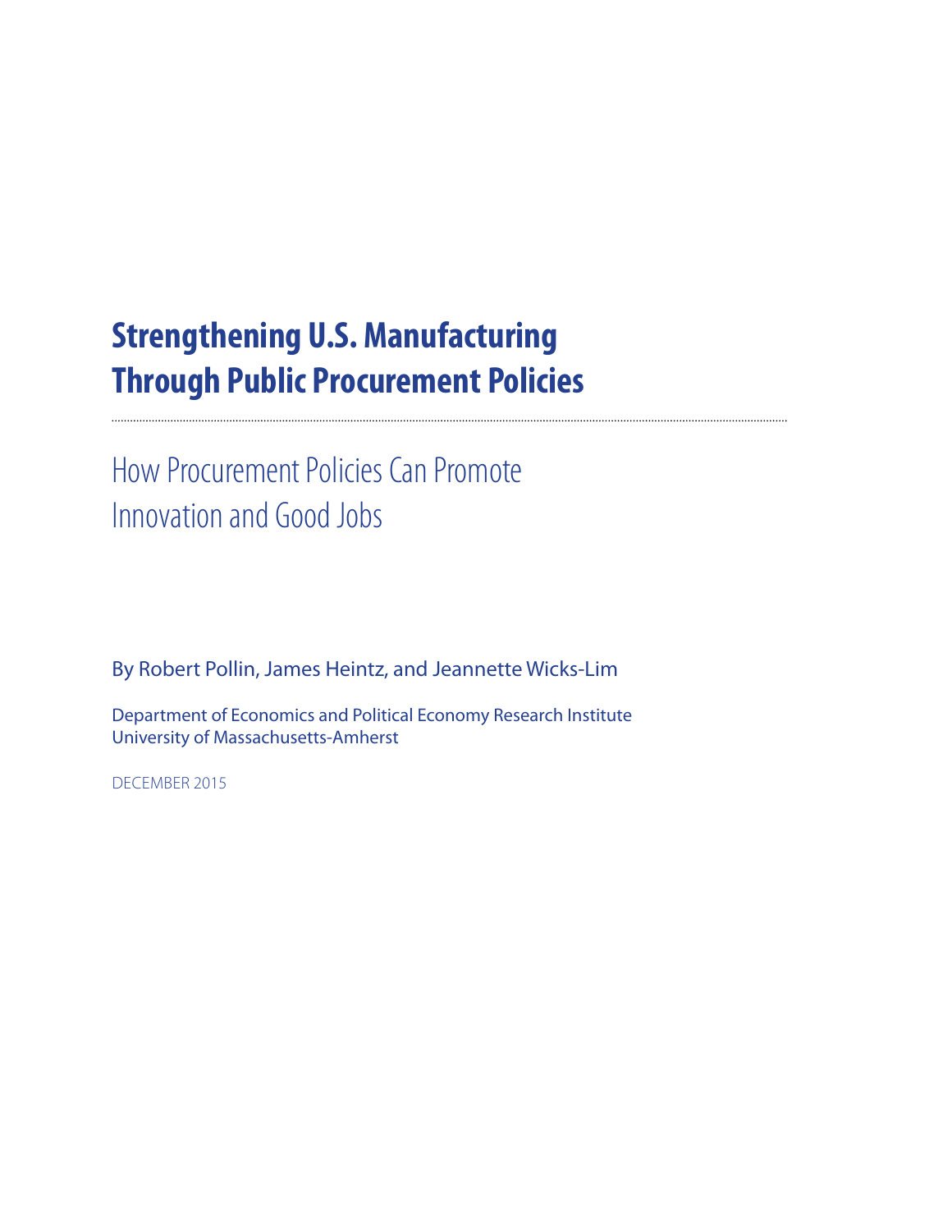# Strengthening U.S. Manufacturing Through Public Procurement Policies

## How Procurement Policies Can Promote Innovation and Good Jobs

By Robert Pollin, James Heintz, and Jeannette Wicks-Lim

Department of Economics and Political Economy Research Institute
University of Massachusetts-Amherst

DECEMBER 2015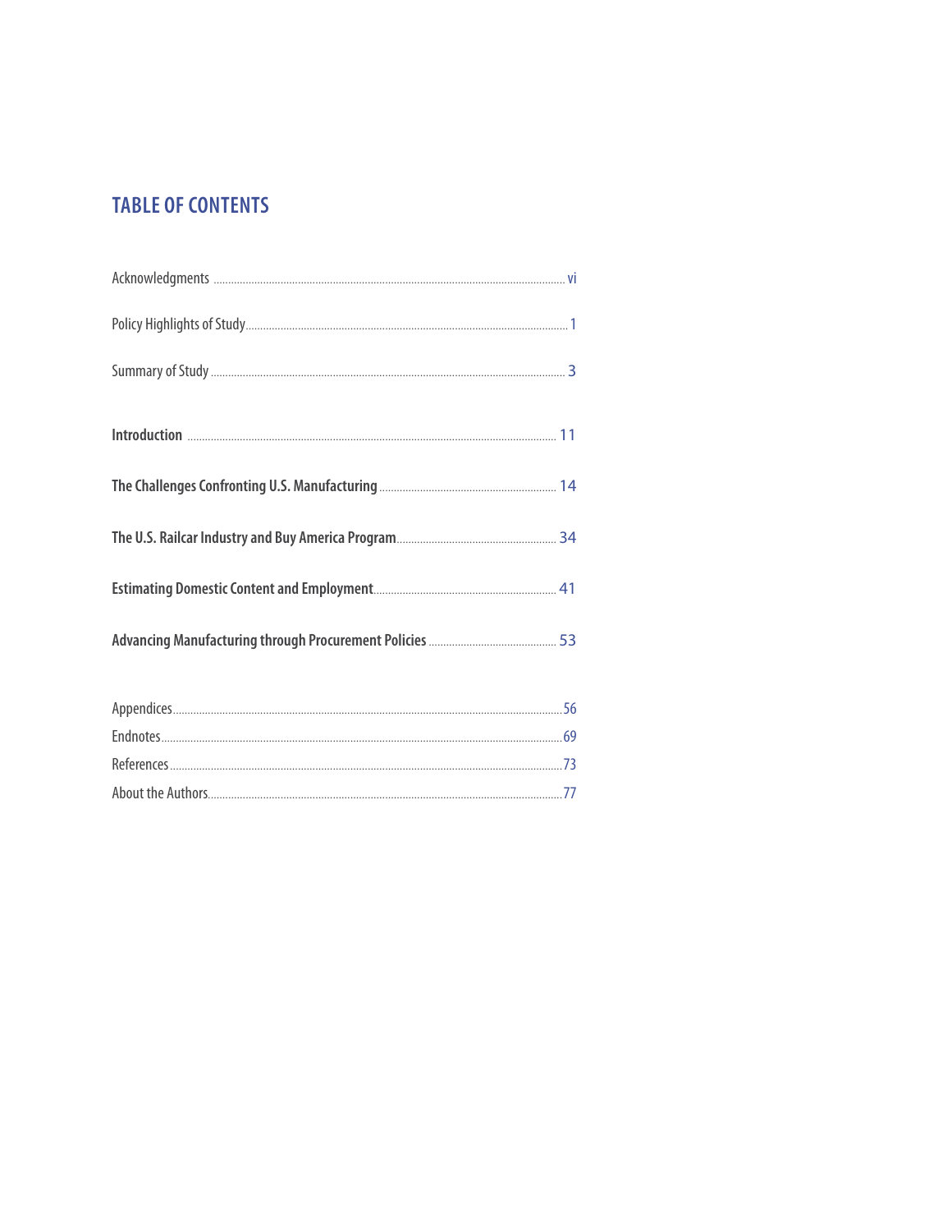# TABLE OF CONTENTS

Acknowledgments ..................... vi

Policy Highlights of Study ..................... 1

Summary of Study ..................... 3

**Introduction** ..................... 11

**The Challenges Confronting U.S. Manufacturing** ..................... 14

**The U.S. Railcar Industry and Buy America Program** ..................... 34

**Estimating Domestic Content and Employment** ..................... 41

**Advancing Manufacturing through Procurement Policies** ..................... 53

Appendices ..................... 56

Endnotes ..................... 69

References ..................... 73

About the Authors ..................... 77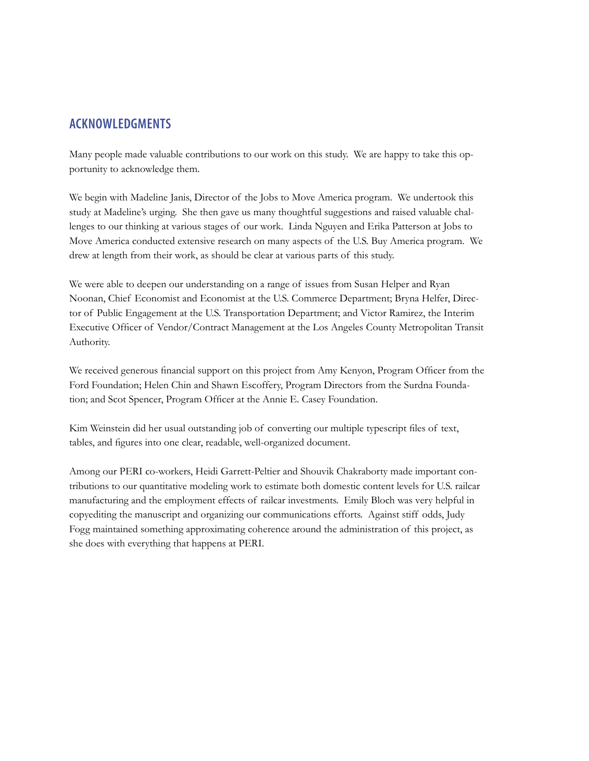## ACKNOWLEDGMENTS

Many people made valuable contributions to our work on this study. We are happy to take this opportunity to acknowledge them.

We begin with Madeline Janis, Director of the Jobs to Move America program. We undertook this study at Madeline's urging. She then gave us many thoughtful suggestions and raised valuable challenges to our thinking at various stages of our work. Linda Nguyen and Erika Patterson at Jobs to Move America conducted extensive research on many aspects of the U.S. Buy America program. We drew at length from their work, as should be clear at various parts of this study.

We were able to deepen our understanding on a range of issues from Susan Helper and Ryan Noonan, Chief Economist and Economist at the U.S. Commerce Department; Bryna Helfer, Director of Public Engagement at the U.S. Transportation Department; and Victor Ramirez, the Interim Executive Officer of Vendor/Contract Management at the Los Angeles County Metropolitan Transit Authority.

We received generous financial support on this project from Amy Kenyon, Program Officer from the Ford Foundation; Helen Chin and Shawn Escoffery, Program Directors from the Surdna Foundation; and Scot Spencer, Program Officer at the Annie E. Casey Foundation.

Kim Weinstein did her usual outstanding job of converting our multiple typescript files of text, tables, and figures into one clear, readable, well-organized document.

Among our PERI co-workers, Heidi Garrett-Peltier and Shouvik Chakraborty made important contributions to our quantitative modeling work to estimate both domestic content levels for U.S. railcar manufacturing and the employment effects of railcar investments. Emily Bloch was very helpful in copyediting the manuscript and organizing our communications efforts. Against stiff odds, Judy Fogg maintained something approximating coherence around the administration of this project, as she does with everything that happens at PERI.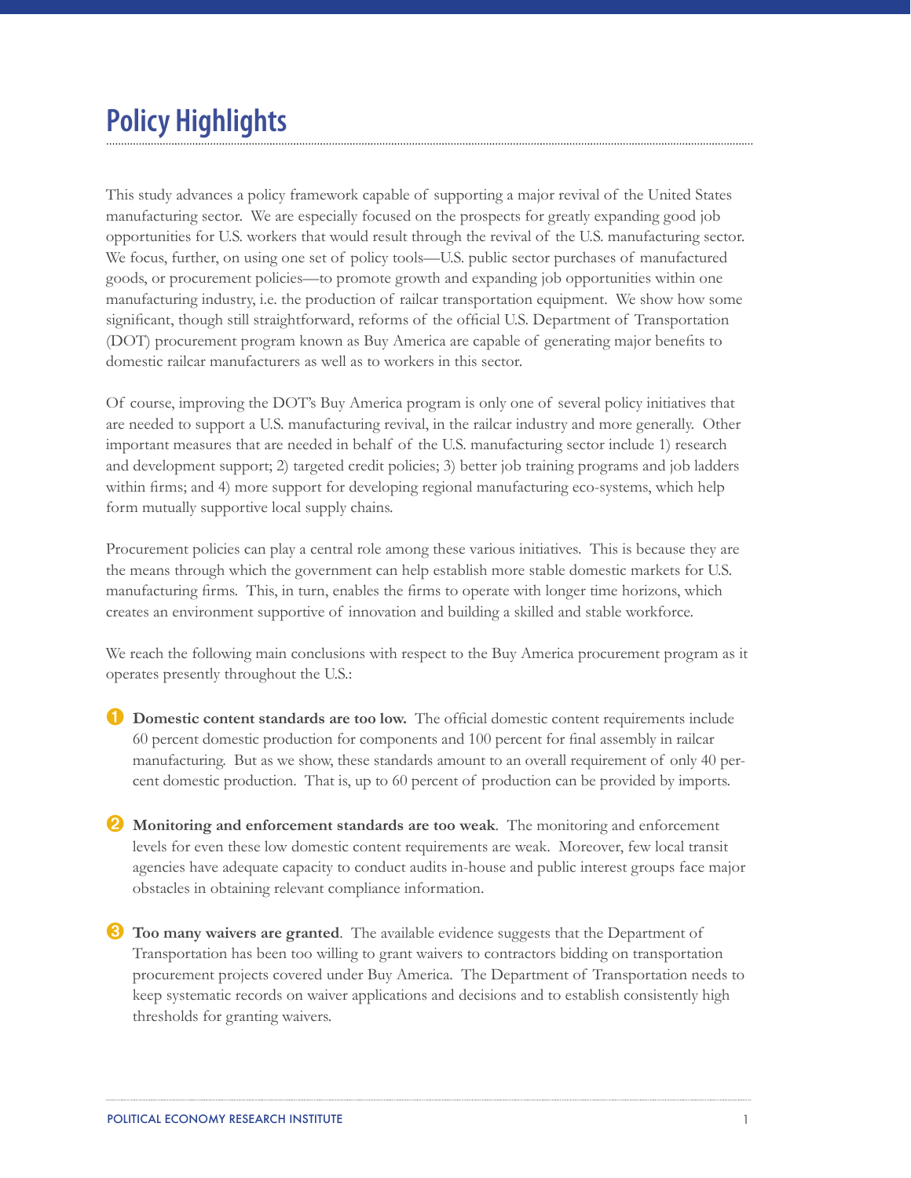# Policy Highlights

This study advances a policy framework capable of supporting a major revival of the United States manufacturing sector. We are especially focused on the prospects for greatly expanding good job opportunities for U.S. workers that would result through the revival of the U.S. manufacturing sector. We focus, further, on using one set of policy tools—U.S. public sector purchases of manufactured goods, or procurement policies—to promote growth and expanding job opportunities within one manufacturing industry, i.e. the production of railcar transportation equipment. We show how some significant, though still straightforward, reforms of the official U.S. Department of Transportation (DOT) procurement program known as Buy America are capable of generating major benefits to domestic railcar manufacturers as well as to workers in this sector.

Of course, improving the DOT's Buy America program is only one of several policy initiatives that are needed to support a U.S. manufacturing revival, in the railcar industry and more generally. Other important measures that are needed in behalf of the U.S. manufacturing sector include 1) research and development support; 2) targeted credit policies; 3) better job training programs and job ladders within firms; and 4) more support for developing regional manufacturing eco-systems, which help form mutually supportive local supply chains.

Procurement policies can play a central role among these various initiatives. This is because they are the means through which the government can help establish more stable domestic markets for U.S. manufacturing firms. This, in turn, enables the firms to operate with longer time horizons, which creates an environment supportive of innovation and building a skilled and stable workforce.

We reach the following main conclusions with respect to the Buy America procurement program as it operates presently throughout the U.S.:

1. **Domestic content standards are too low.** The official domestic content requirements include 60 percent domestic production for components and 100 percent for final assembly in railcar manufacturing. But as we show, these standards amount to an overall requirement of only 40 percent domestic production. That is, up to 60 percent of production can be provided by imports.

2. **Monitoring and enforcement standards are too weak**. The monitoring and enforcement levels for even these low domestic content requirements are weak. Moreover, few local transit agencies have adequate capacity to conduct audits in-house and public interest groups face major obstacles in obtaining relevant compliance information.

3. **Too many waivers are granted**. The available evidence suggests that the Department of Transportation has been too willing to grant waivers to contractors bidding on transportation procurement projects covered under Buy America. The Department of Transportation needs to keep systematic records on waiver applications and decisions and to establish consistently high thresholds for granting waivers.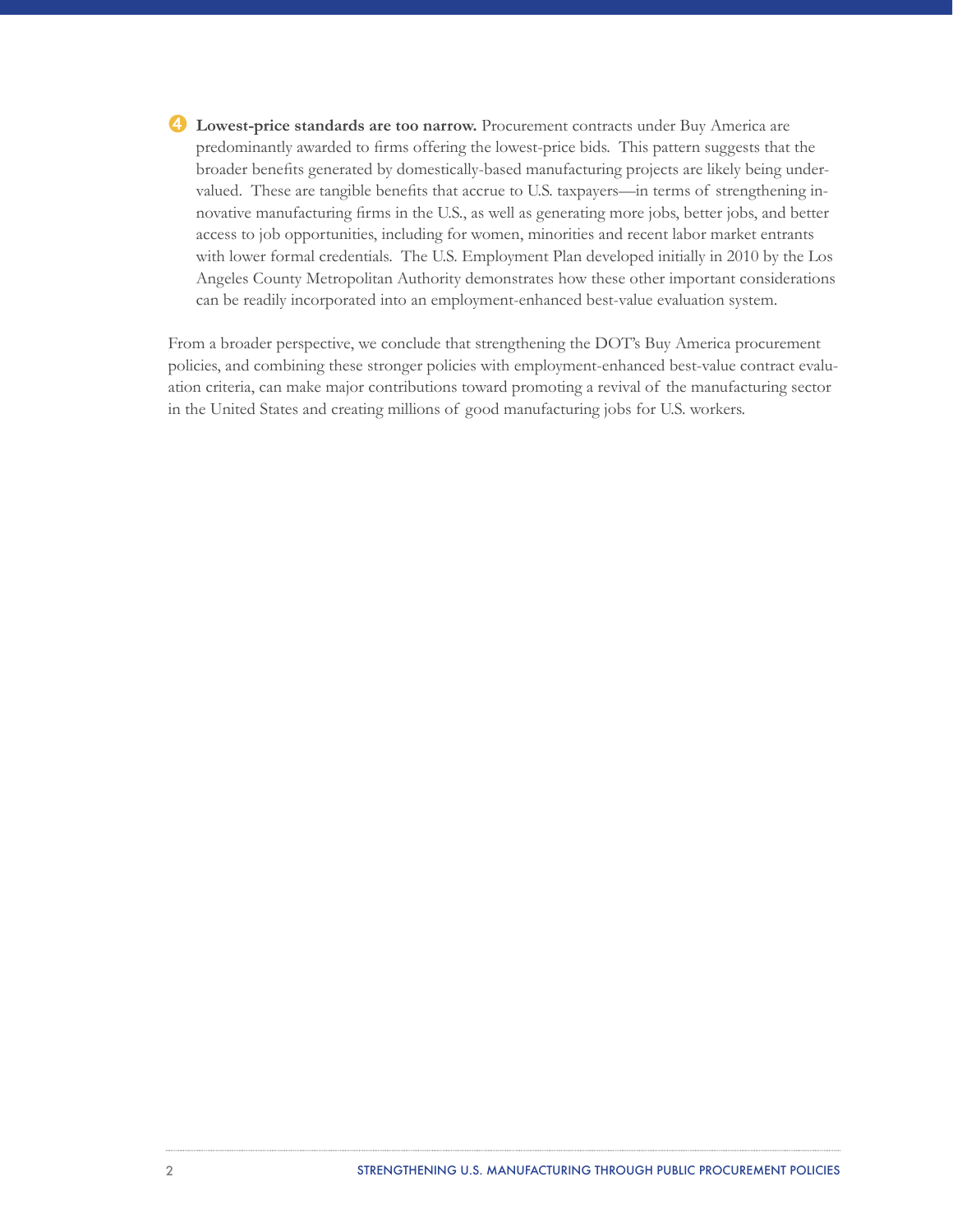4. **Lowest-price standards are too narrow.** Procurement contracts under Buy America are predominantly awarded to firms offering the lowest-price bids. This pattern suggests that the broader benefits generated by domestically-based manufacturing projects are likely being undervalued. These are tangible benefits that accrue to U.S. taxpayers—in terms of strengthening innovative manufacturing firms in the U.S., as well as generating more jobs, better jobs, and better access to job opportunities, including for women, minorities and recent labor market entrants with lower formal credentials. The U.S. Employment Plan developed initially in 2010 by the Los Angeles County Metropolitan Authority demonstrates how these other important considerations can be readily incorporated into an employment-enhanced best-value evaluation system.

From a broader perspective, we conclude that strengthening the DOT's Buy America procurement policies, and combining these stronger policies with employment-enhanced best-value contract evaluation criteria, can make major contributions toward promoting a revival of the manufacturing sector in the United States and creating millions of good manufacturing jobs for U.S. workers.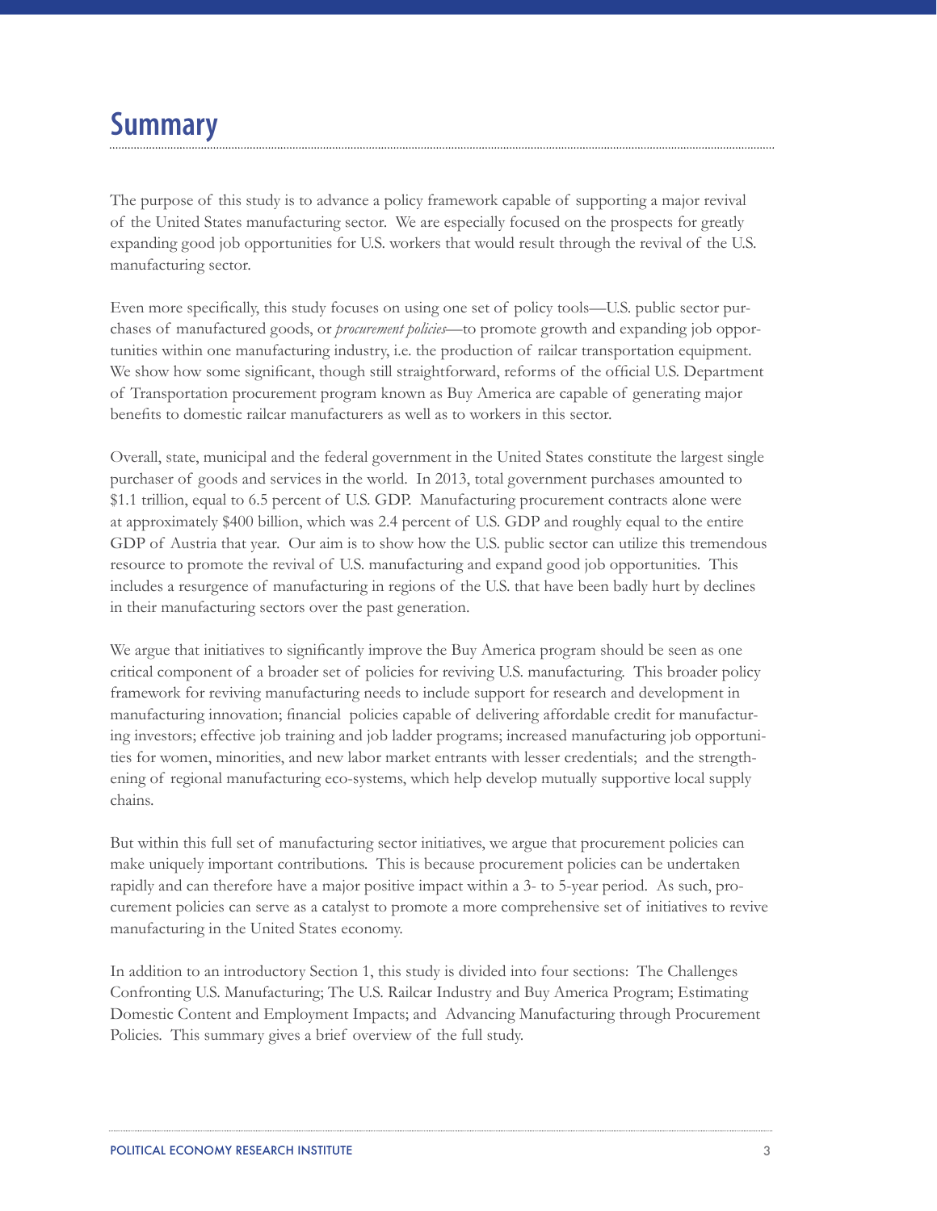# Summary

The purpose of this study is to advance a policy framework capable of supporting a major revival of the United States manufacturing sector. We are especially focused on the prospects for greatly expanding good job opportunities for U.S. workers that would result through the revival of the U.S. manufacturing sector.

Even more specifically, this study focuses on using one set of policy tools—U.S. public sector purchases of manufactured goods, or *procurement policies*—to promote growth and expanding job opportunities within one manufacturing industry, i.e. the production of railcar transportation equipment. We show how some significant, though still straightforward, reforms of the official U.S. Department of Transportation procurement program known as Buy America are capable of generating major benefits to domestic railcar manufacturers as well as to workers in this sector.

Overall, state, municipal and the federal government in the United States constitute the largest single purchaser of goods and services in the world. In 2013, total government purchases amounted to $1.1 trillion, equal to 6.5 percent of U.S. GDP. Manufacturing procurement contracts alone were at approximately $400 billion, which was 2.4 percent of U.S. GDP and roughly equal to the entire GDP of Austria that year. Our aim is to show how the U.S. public sector can utilize this tremendous resource to promote the revival of U.S. manufacturing and expand good job opportunities. This includes a resurgence of manufacturing in regions of the U.S. that have been badly hurt by declines in their manufacturing sectors over the past generation.

We argue that initiatives to significantly improve the Buy America program should be seen as one critical component of a broader set of policies for reviving U.S. manufacturing. This broader policy framework for reviving manufacturing needs to include support for research and development in manufacturing innovation; financial policies capable of delivering affordable credit for manufacturing investors; effective job training and job ladder programs; increased manufacturing job opportunities for women, minorities, and new labor market entrants with lesser credentials; and the strengthening of regional manufacturing eco-systems, which help develop mutually supportive local supply chains.

But within this full set of manufacturing sector initiatives, we argue that procurement policies can make uniquely important contributions. This is because procurement policies can be undertaken rapidly and can therefore have a major positive impact within a 3- to 5-year period. As such, procurement policies can serve as a catalyst to promote a more comprehensive set of initiatives to revive manufacturing in the United States economy.

In addition to an introductory Section 1, this study is divided into four sections: The Challenges Confronting U.S. Manufacturing; The U.S. Railcar Industry and Buy America Program; Estimating Domestic Content and Employment Impacts; and Advancing Manufacturing through Procurement Policies. This summary gives a brief overview of the full study.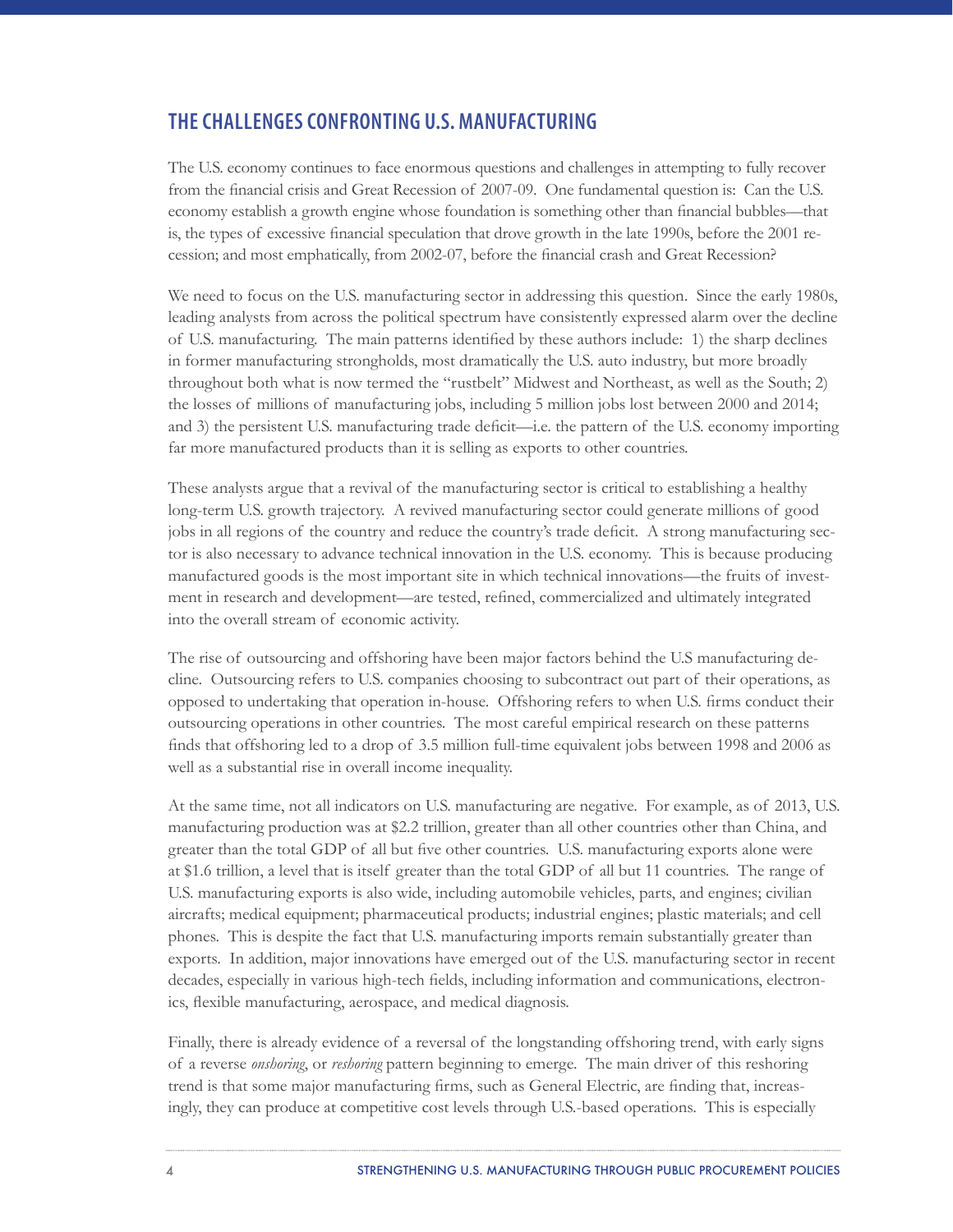## THE CHALLENGES CONFRONTING U.S. MANUFACTURING

The U.S. economy continues to face enormous questions and challenges in attempting to fully recover from the financial crisis and Great Recession of 2007-09. One fundamental question is: Can the U.S. economy establish a growth engine whose foundation is something other than financial bubbles—that is, the types of excessive financial speculation that drove growth in the late 1990s, before the 2001 recession; and most emphatically, from 2002-07, before the financial crash and Great Recession?

We need to focus on the U.S. manufacturing sector in addressing this question. Since the early 1980s, leading analysts from across the political spectrum have consistently expressed alarm over the decline of U.S. manufacturing. The main patterns identified by these authors include: 1) the sharp declines in former manufacturing strongholds, most dramatically the U.S. auto industry, but more broadly throughout both what is now termed the "rustbelt" Midwest and Northeast, as well as the South; 2) the losses of millions of manufacturing jobs, including 5 million jobs lost between 2000 and 2014; and 3) the persistent U.S. manufacturing trade deficit—i.e. the pattern of the U.S. economy importing far more manufactured products than it is selling as exports to other countries.

These analysts argue that a revival of the manufacturing sector is critical to establishing a healthy long-term U.S. growth trajectory. A revived manufacturing sector could generate millions of good jobs in all regions of the country and reduce the country's trade deficit. A strong manufacturing sector is also necessary to advance technical innovation in the U.S. economy. This is because producing manufactured goods is the most important site in which technical innovations—the fruits of investment in research and development—are tested, refined, commercialized and ultimately integrated into the overall stream of economic activity.

The rise of outsourcing and offshoring have been major factors behind the U.S manufacturing decline. Outsourcing refers to U.S. companies choosing to subcontract out part of their operations, as opposed to undertaking that operation in-house. Offshoring refers to when U.S. firms conduct their outsourcing operations in other countries. The most careful empirical research on these patterns finds that offshoring led to a drop of 3.5 million full-time equivalent jobs between 1998 and 2006 as well as a substantial rise in overall income inequality.

At the same time, not all indicators on U.S. manufacturing are negative. For example, as of 2013, U.S. manufacturing production was at $2.2 trillion, greater than all other countries other than China, and greater than the total GDP of all but five other countries. U.S. manufacturing exports alone were at $1.6 trillion, a level that is itself greater than the total GDP of all but 11 countries. The range of U.S. manufacturing exports is also wide, including automobile vehicles, parts, and engines; civilian aircrafts; medical equipment; pharmaceutical products; industrial engines; plastic materials; and cell phones. This is despite the fact that U.S. manufacturing imports remain substantially greater than exports. In addition, major innovations have emerged out of the U.S. manufacturing sector in recent decades, especially in various high-tech fields, including information and communications, electronics, flexible manufacturing, aerospace, and medical diagnosis.

Finally, there is already evidence of a reversal of the longstanding offshoring trend, with early signs of a reverse *onshoring*, or *reshoring* pattern beginning to emerge. The main driver of this reshoring trend is that some major manufacturing firms, such as General Electric, are finding that, increasingly, they can produce at competitive cost levels through U.S.-based operations. This is especially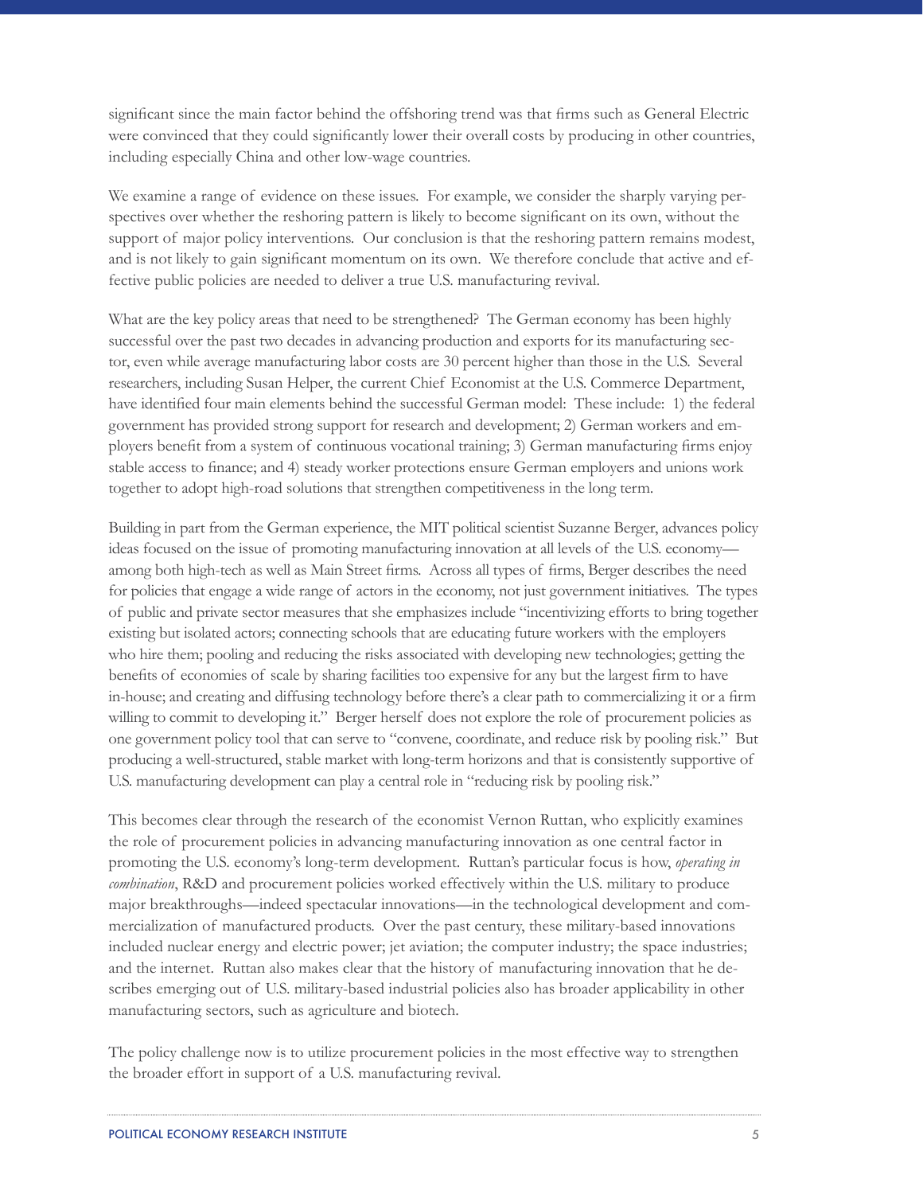significant since the main factor behind the offshoring trend was that firms such as General Electric were convinced that they could significantly lower their overall costs by producing in other countries, including especially China and other low-wage countries.

We examine a range of evidence on these issues. For example, we consider the sharply varying perspectives over whether the reshoring pattern is likely to become significant on its own, without the support of major policy interventions. Our conclusion is that the reshoring pattern remains modest, and is not likely to gain significant momentum on its own. We therefore conclude that active and effective public policies are needed to deliver a true U.S. manufacturing revival.

What are the key policy areas that need to be strengthened? The German economy has been highly successful over the past two decades in advancing production and exports for its manufacturing sector, even while average manufacturing labor costs are 30 percent higher than those in the U.S. Several researchers, including Susan Helper, the current Chief Economist at the U.S. Commerce Department, have identified four main elements behind the successful German model: These include: 1) the federal government has provided strong support for research and development; 2) German workers and employers benefit from a system of continuous vocational training; 3) German manufacturing firms enjoy stable access to finance; and 4) steady worker protections ensure German employers and unions work together to adopt high-road solutions that strengthen competitiveness in the long term.

Building in part from the German experience, the MIT political scientist Suzanne Berger, advances policy ideas focused on the issue of promoting manufacturing innovation at all levels of the U.S. economy—among both high-tech as well as Main Street firms. Across all types of firms, Berger describes the need for policies that engage a wide range of actors in the economy, not just government initiatives. The types of public and private sector measures that she emphasizes include "incentivizing efforts to bring together existing but isolated actors; connecting schools that are educating future workers with the employers who hire them; pooling and reducing the risks associated with developing new technologies; getting the benefits of economies of scale by sharing facilities too expensive for any but the largest firm to have in-house; and creating and diffusing technology before there's a clear path to commercializing it or a firm willing to commit to developing it." Berger herself does not explore the role of procurement policies as one government policy tool that can serve to "convene, coordinate, and reduce risk by pooling risk." But producing a well-structured, stable market with long-term horizons and that is consistently supportive of U.S. manufacturing development can play a central role in "reducing risk by pooling risk."

This becomes clear through the research of the economist Vernon Ruttan, who explicitly examines the role of procurement policies in advancing manufacturing innovation as one central factor in promoting the U.S. economy's long-term development. Ruttan's particular focus is how, *operating in combination*, R&D and procurement policies worked effectively within the U.S. military to produce major breakthroughs—indeed spectacular innovations—in the technological development and commercialization of manufactured products. Over the past century, these military-based innovations included nuclear energy and electric power; jet aviation; the computer industry; the space industries; and the internet. Ruttan also makes clear that the history of manufacturing innovation that he describes emerging out of U.S. military-based industrial policies also has broader applicability in other manufacturing sectors, such as agriculture and biotech.

The policy challenge now is to utilize procurement policies in the most effective way to strengthen the broader effort in support of a U.S. manufacturing revival.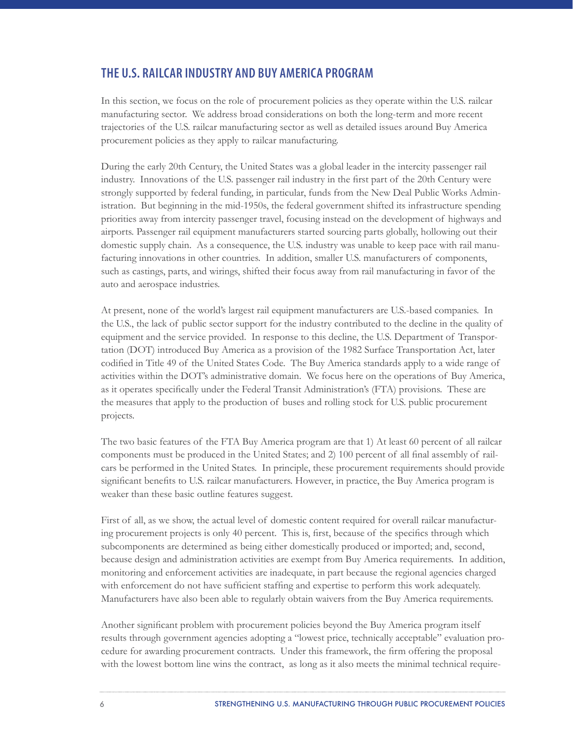## THE U.S. RAILCAR INDUSTRY AND BUY AMERICA PROGRAM

In this section, we focus on the role of procurement policies as they operate within the U.S. railcar manufacturing sector. We address broad considerations on both the long-term and more recent trajectories of the U.S. railcar manufacturing sector as well as detailed issues around Buy America procurement policies as they apply to railcar manufacturing.

During the early 20th Century, the United States was a global leader in the intercity passenger rail industry. Innovations of the U.S. passenger rail industry in the first part of the 20th Century were strongly supported by federal funding, in particular, funds from the New Deal Public Works Administration. But beginning in the mid-1950s, the federal government shifted its infrastructure spending priorities away from intercity passenger travel, focusing instead on the development of highways and airports. Passenger rail equipment manufacturers started sourcing parts globally, hollowing out their domestic supply chain. As a consequence, the U.S. industry was unable to keep pace with rail manufacturing innovations in other countries. In addition, smaller U.S. manufacturers of components, such as castings, parts, and wirings, shifted their focus away from rail manufacturing in favor of the auto and aerospace industries.

At present, none of the world's largest rail equipment manufacturers are U.S.-based companies. In the U.S., the lack of public sector support for the industry contributed to the decline in the quality of equipment and the service provided. In response to this decline, the U.S. Department of Transportation (DOT) introduced Buy America as a provision of the 1982 Surface Transportation Act, later codified in Title 49 of the United States Code. The Buy America standards apply to a wide range of activities within the DOT's administrative domain. We focus here on the operations of Buy America, as it operates specifically under the Federal Transit Administration's (FTA) provisions. These are the measures that apply to the production of buses and rolling stock for U.S. public procurement projects.

The two basic features of the FTA Buy America program are that 1) At least 60 percent of all railcar components must be produced in the United States; and 2) 100 percent of all final assembly of railcars be performed in the United States. In principle, these procurement requirements should provide significant benefits to U.S. railcar manufacturers. However, in practice, the Buy America program is weaker than these basic outline features suggest.

First of all, as we show, the actual level of domestic content required for overall railcar manufacturing procurement projects is only 40 percent. This is, first, because of the specifics through which subcomponents are determined as being either domestically produced or imported; and, second, because design and administration activities are exempt from Buy America requirements. In addition, monitoring and enforcement activities are inadequate, in part because the regional agencies charged with enforcement do not have sufficient staffing and expertise to perform this work adequately. Manufacturers have also been able to regularly obtain waivers from the Buy America requirements.

Another significant problem with procurement policies beyond the Buy America program itself results through government agencies adopting a "lowest price, technically acceptable" evaluation procedure for awarding procurement contracts. Under this framework, the firm offering the proposal with the lowest bottom line wins the contract, as long as it also meets the minimal technical require-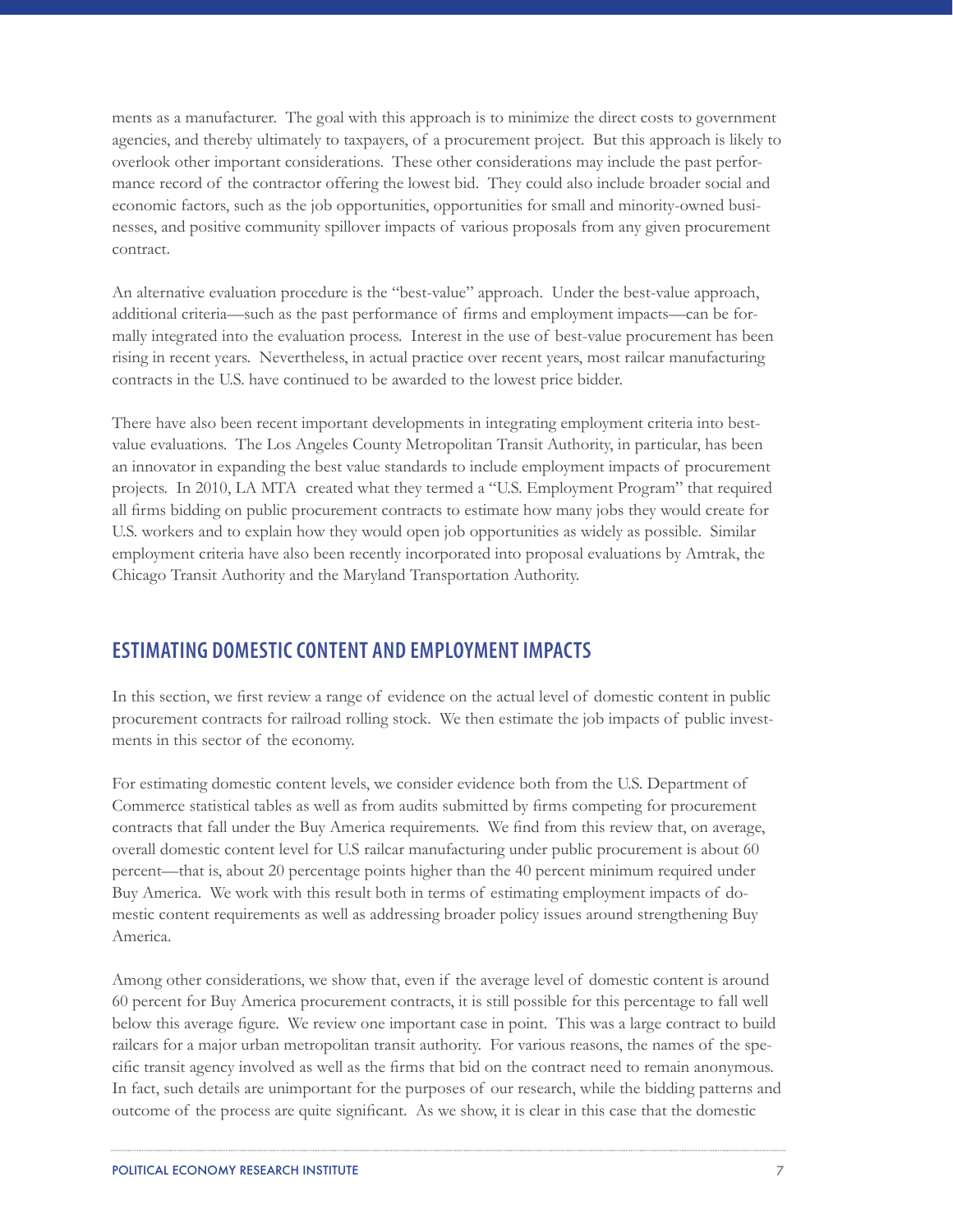ments as a manufacturer. The goal with this approach is to minimize the direct costs to government agencies, and thereby ultimately to taxpayers, of a procurement project. But this approach is likely to overlook other important considerations. These other considerations may include the past performance record of the contractor offering the lowest bid. They could also include broader social and economic factors, such as the job opportunities, opportunities for small and minority-owned businesses, and positive community spillover impacts of various proposals from any given procurement contract.

An alternative evaluation procedure is the "best-value" approach. Under the best-value approach, additional criteria—such as the past performance of firms and employment impacts—can be formally integrated into the evaluation process. Interest in the use of best-value procurement has been rising in recent years. Nevertheless, in actual practice over recent years, most railcar manufacturing contracts in the U.S. have continued to be awarded to the lowest price bidder.

There have also been recent important developments in integrating employment criteria into best-value evaluations. The Los Angeles County Metropolitan Transit Authority, in particular, has been an innovator in expanding the best value standards to include employment impacts of procurement projects. In 2010, LA MTA created what they termed a "U.S. Employment Program" that required all firms bidding on public procurement contracts to estimate how many jobs they would create for U.S. workers and to explain how they would open job opportunities as widely as possible. Similar employment criteria have also been recently incorporated into proposal evaluations by Amtrak, the Chicago Transit Authority and the Maryland Transportation Authority.

## ESTIMATING DOMESTIC CONTENT AND EMPLOYMENT IMPACTS

In this section, we first review a range of evidence on the actual level of domestic content in public procurement contracts for railroad rolling stock. We then estimate the job impacts of public investments in this sector of the economy.

For estimating domestic content levels, we consider evidence both from the U.S. Department of Commerce statistical tables as well as from audits submitted by firms competing for procurement contracts that fall under the Buy America requirements. We find from this review that, on average, overall domestic content level for U.S railcar manufacturing under public procurement is about 60 percent—that is, about 20 percentage points higher than the 40 percent minimum required under Buy America. We work with this result both in terms of estimating employment impacts of domestic content requirements as well as addressing broader policy issues around strengthening Buy America.

Among other considerations, we show that, even if the average level of domestic content is around 60 percent for Buy America procurement contracts, it is still possible for this percentage to fall well below this average figure. We review one important case in point. This was a large contract to build railcars for a major urban metropolitan transit authority. For various reasons, the names of the specific transit agency involved as well as the firms that bid on the contract need to remain anonymous. In fact, such details are unimportant for the purposes of our research, while the bidding patterns and outcome of the process are quite significant. As we show, it is clear in this case that the domestic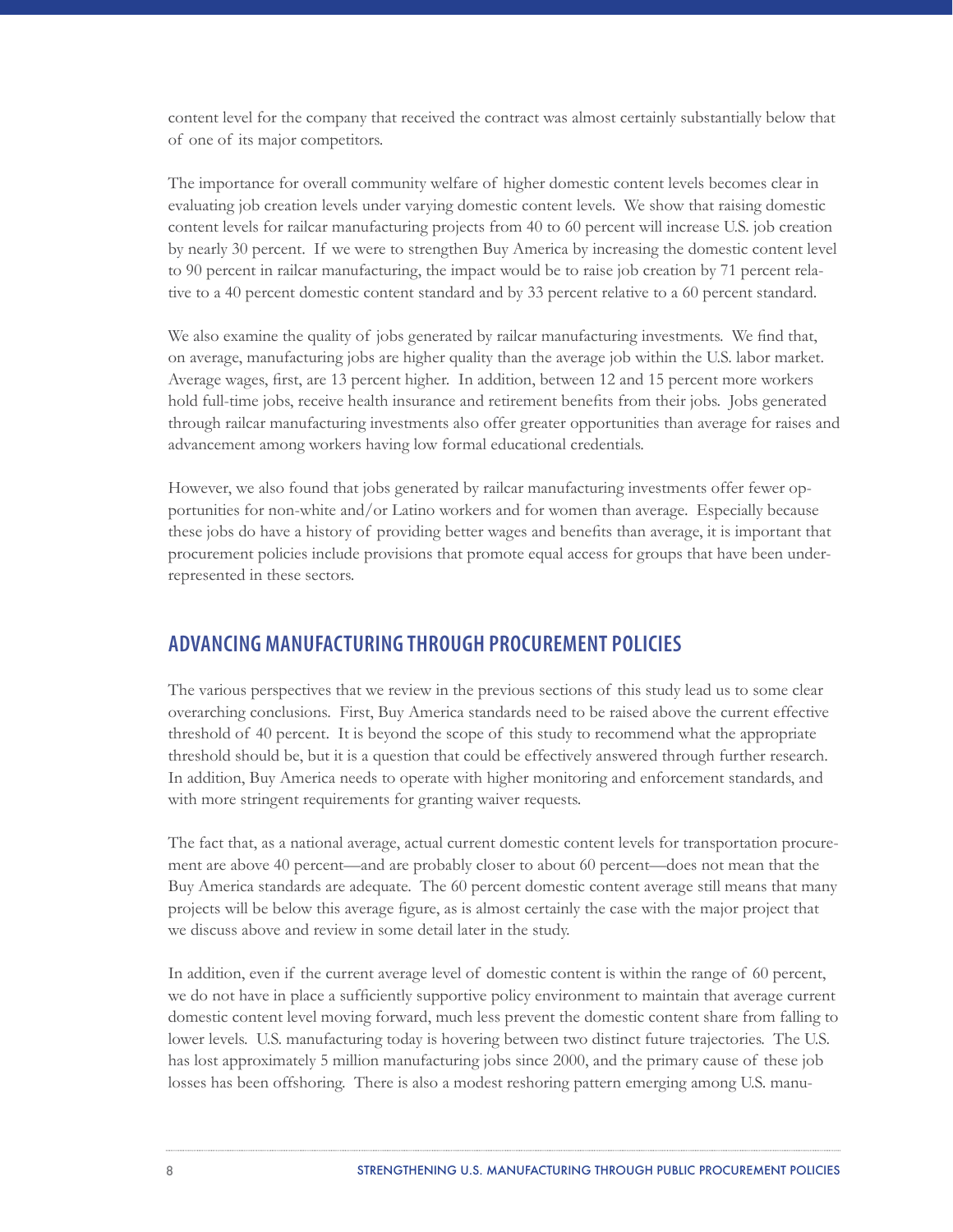content level for the company that received the contract was almost certainly substantially below that of one of its major competitors.

The importance for overall community welfare of higher domestic content levels becomes clear in evaluating job creation levels under varying domestic content levels. We show that raising domestic content levels for railcar manufacturing projects from 40 to 60 percent will increase U.S. job creation by nearly 30 percent. If we were to strengthen Buy America by increasing the domestic content level to 90 percent in railcar manufacturing, the impact would be to raise job creation by 71 percent relative to a 40 percent domestic content standard and by 33 percent relative to a 60 percent standard.

We also examine the quality of jobs generated by railcar manufacturing investments. We find that, on average, manufacturing jobs are higher quality than the average job within the U.S. labor market. Average wages, first, are 13 percent higher. In addition, between 12 and 15 percent more workers hold full-time jobs, receive health insurance and retirement benefits from their jobs. Jobs generated through railcar manufacturing investments also offer greater opportunities than average for raises and advancement among workers having low formal educational credentials.

However, we also found that jobs generated by railcar manufacturing investments offer fewer opportunities for non-white and/or Latino workers and for women than average. Especially because these jobs do have a history of providing better wages and benefits than average, it is important that procurement policies include provisions that promote equal access for groups that have been under-represented in these sectors.

## ADVANCING MANUFACTURING THROUGH PROCUREMENT POLICIES

The various perspectives that we review in the previous sections of this study lead us to some clear overarching conclusions. First, Buy America standards need to be raised above the current effective threshold of 40 percent. It is beyond the scope of this study to recommend what the appropriate threshold should be, but it is a question that could be effectively answered through further research. In addition, Buy America needs to operate with higher monitoring and enforcement standards, and with more stringent requirements for granting waiver requests.

The fact that, as a national average, actual current domestic content levels for transportation procurement are above 40 percent—and are probably closer to about 60 percent—does not mean that the Buy America standards are adequate. The 60 percent domestic content average still means that many projects will be below this average figure, as is almost certainly the case with the major project that we discuss above and review in some detail later in the study.

In addition, even if the current average level of domestic content is within the range of 60 percent, we do not have in place a sufficiently supportive policy environment to maintain that average current domestic content level moving forward, much less prevent the domestic content share from falling to lower levels. U.S. manufacturing today is hovering between two distinct future trajectories. The U.S. has lost approximately 5 million manufacturing jobs since 2000, and the primary cause of these job losses has been offshoring. There is also a modest reshoring pattern emerging among U.S. manu-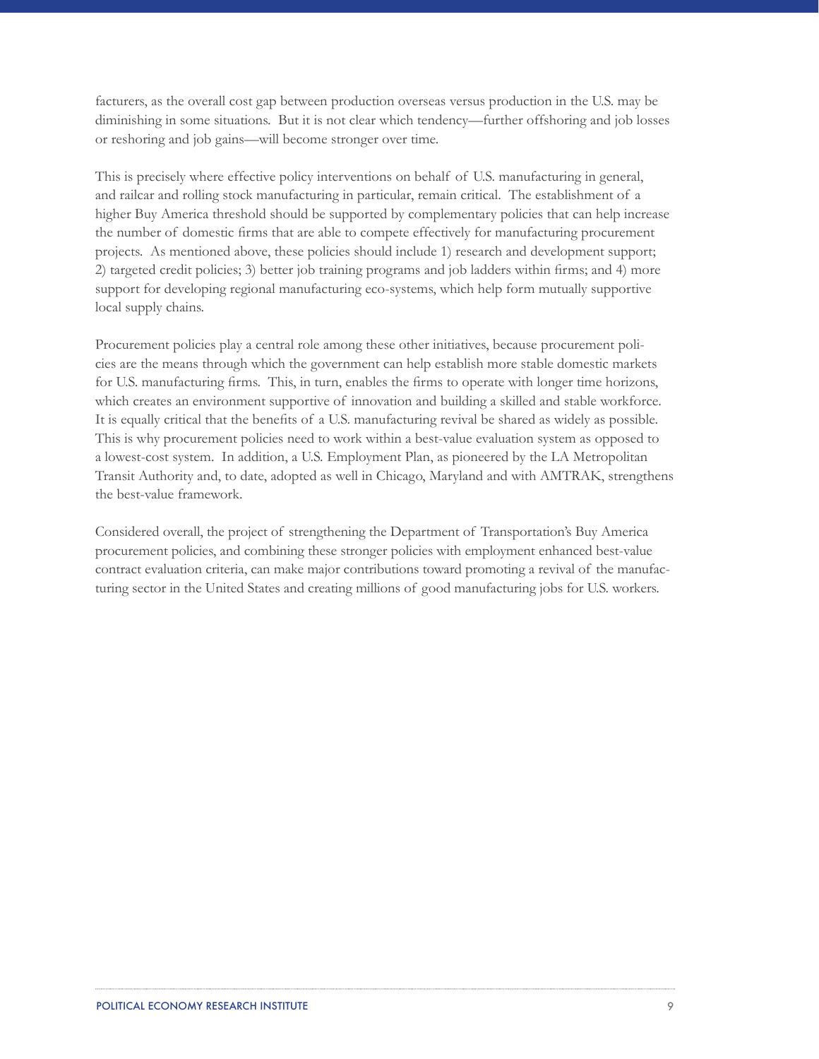facturers, as the overall cost gap between production overseas versus production in the U.S. may be diminishing in some situations. But it is not clear which tendency—further offshoring and job losses or reshoring and job gains—will become stronger over time.

This is precisely where effective policy interventions on behalf of U.S. manufacturing in general, and railcar and rolling stock manufacturing in particular, remain critical. The establishment of a higher Buy America threshold should be supported by complementary policies that can help increase the number of domestic firms that are able to compete effectively for manufacturing procurement projects. As mentioned above, these policies should include 1) research and development support; 2) targeted credit policies; 3) better job training programs and job ladders within firms; and 4) more support for developing regional manufacturing eco-systems, which help form mutually supportive local supply chains.

Procurement policies play a central role among these other initiatives, because procurement policies are the means through which the government can help establish more stable domestic markets for U.S. manufacturing firms. This, in turn, enables the firms to operate with longer time horizons, which creates an environment supportive of innovation and building a skilled and stable workforce. It is equally critical that the benefits of a U.S. manufacturing revival be shared as widely as possible. This is why procurement policies need to work within a best-value evaluation system as opposed to a lowest-cost system. In addition, a U.S. Employment Plan, as pioneered by the LA Metropolitan Transit Authority and, to date, adopted as well in Chicago, Maryland and with AMTRAK, strengthens the best-value framework.

Considered overall, the project of strengthening the Department of Transportation's Buy America procurement policies, and combining these stronger policies with employment enhanced best-value contract evaluation criteria, can make major contributions toward promoting a revival of the manufacturing sector in the United States and creating millions of good manufacturing jobs for U.S. workers.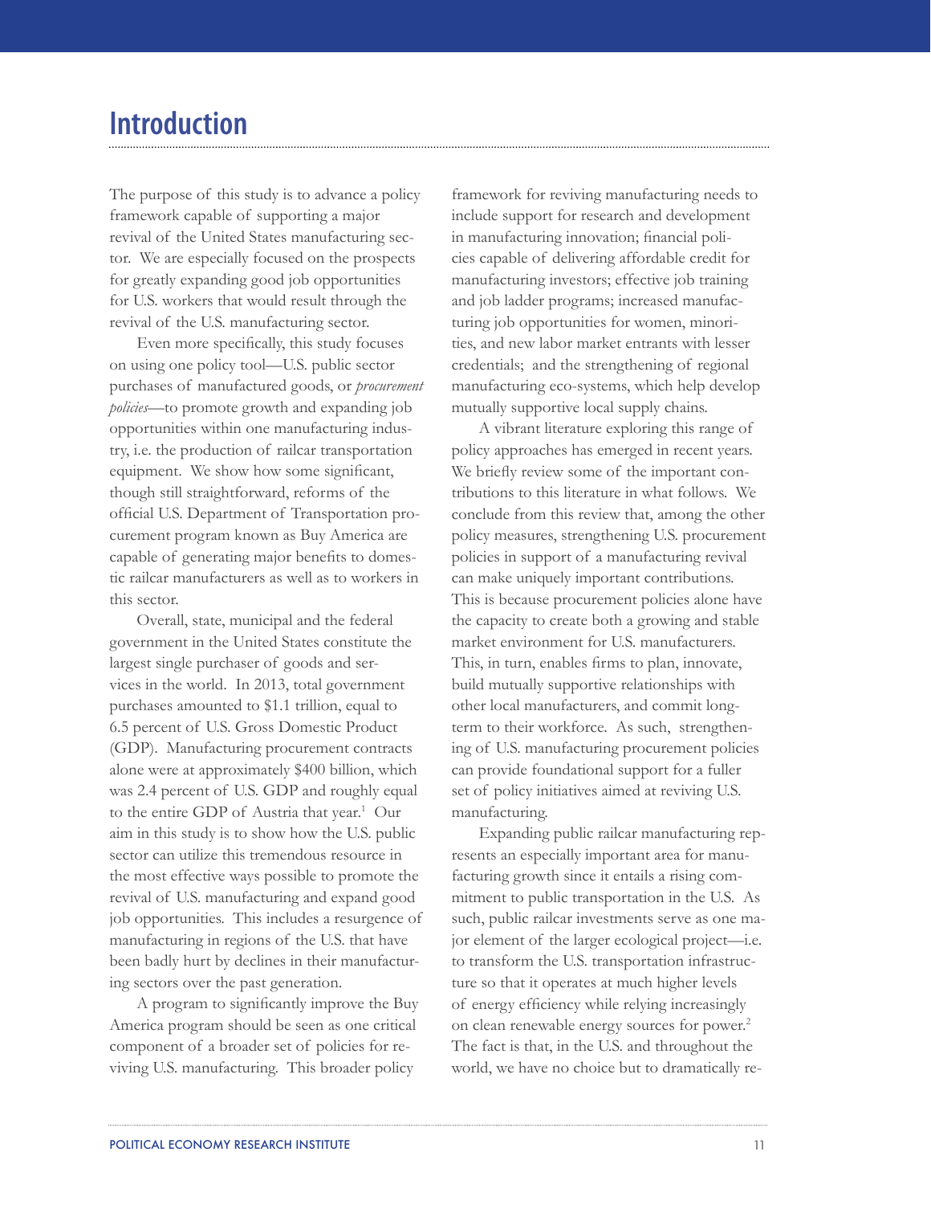# Introduction

The purpose of this study is to advance a policy framework capable of supporting a major revival of the United States manufacturing sector. We are especially focused on the prospects for greatly expanding good job opportunities for U.S. workers that would result through the revival of the U.S. manufacturing sector.

Even more specifically, this study focuses on using one policy tool—U.S. public sector purchases of manufactured goods, or *procurement policies*—to promote growth and expanding job opportunities within one manufacturing industry, i.e. the production of railcar transportation equipment. We show how some significant, though still straightforward, reforms of the official U.S. Department of Transportation procurement program known as Buy America are capable of generating major benefits to domestic railcar manufacturers as well as to workers in this sector.

Overall, state, municipal and the federal government in the United States constitute the largest single purchaser of goods and services in the world. In 2013, total government purchases amounted to $1.1 trillion, equal to 6.5 percent of U.S. Gross Domestic Product (GDP). Manufacturing procurement contracts alone were at approximately $400 billion, which was 2.4 percent of U.S. GDP and roughly equal to the entire GDP of Austria that year.[1] Our aim in this study is to show how the U.S. public sector can utilize this tremendous resource in the most effective ways possible to promote the revival of U.S. manufacturing and expand good job opportunities. This includes a resurgence of manufacturing in regions of the U.S. that have been badly hurt by declines in their manufacturing sectors over the past generation.

A program to significantly improve the Buy America program should be seen as one critical component of a broader set of policies for reviving U.S. manufacturing. This broader policy framework for reviving manufacturing needs to include support for research and development in manufacturing innovation; financial policies capable of delivering affordable credit for manufacturing investors; effective job training and job ladder programs; increased manufacturing job opportunities for women, minorities, and new labor market entrants with lesser credentials; and the strengthening of regional manufacturing eco-systems, which help develop mutually supportive local supply chains.

A vibrant literature exploring this range of policy approaches has emerged in recent years. We briefly review some of the important contributions to this literature in what follows. We conclude from this review that, among the other policy measures, strengthening U.S. procurement policies in support of a manufacturing revival can make uniquely important contributions. This is because procurement policies alone have the capacity to create both a growing and stable market environment for U.S. manufacturers. This, in turn, enables firms to plan, innovate, build mutually supportive relationships with other local manufacturers, and commit long-term to their workforce. As such, strengthening of U.S. manufacturing procurement policies can provide foundational support for a fuller set of policy initiatives aimed at reviving U.S. manufacturing.

Expanding public railcar manufacturing represents an especially important area for manufacturing growth since it entails a rising commitment to public transportation in the U.S. As such, public railcar investments serve as one major element of the larger ecological project—i.e. to transform the U.S. transportation infrastructure so that it operates at much higher levels of energy efficiency while relying increasingly on clean renewable energy sources for power.[2] The fact is that, in the U.S. and throughout the world, we have no choice but to dramatically re-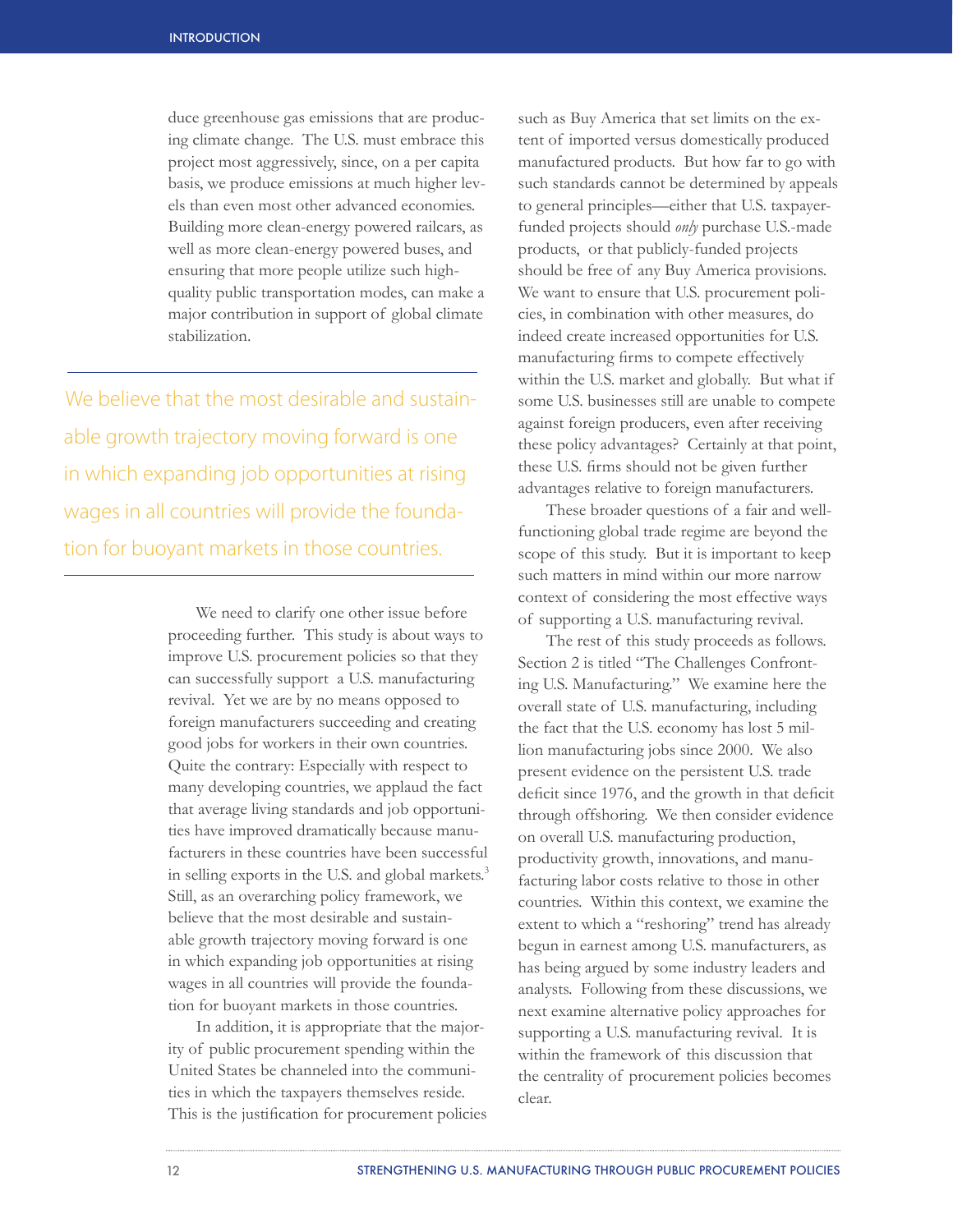duce greenhouse gas emissions that are producing climate change. The U.S. must embrace this project most aggressively, since, on a per capita basis, we produce emissions at much higher levels than even most other advanced economies. Building more clean-energy powered railcars, as well as more clean-energy powered buses, and ensuring that more people utilize such high-quality public transportation modes, can make a major contribution in support of global climate stabilization.

> We believe that the most desirable and sustainable growth trajectory moving forward is one in which expanding job opportunities at rising wages in all countries will provide the foundation for buoyant markets in those countries.

We need to clarify one other issue before proceeding further. This study is about ways to improve U.S. procurement policies so that they can successfully support a U.S. manufacturing revival. Yet we are by no means opposed to foreign manufacturers succeeding and creating good jobs for workers in their own countries. Quite the contrary: Especially with respect to many developing countries, we applaud the fact that average living standards and job opportunities have improved dramatically because manufacturers in these countries have been successful in selling exports in the U.S. and global markets.[3] Still, as an overarching policy framework, we believe that the most desirable and sustainable growth trajectory moving forward is one in which expanding job opportunities at rising wages in all countries will provide the foundation for buoyant markets in those countries.

In addition, it is appropriate that the majority of public procurement spending within the United States be channeled into the communities in which the taxpayers themselves reside. This is the justification for procurement policies such as Buy America that set limits on the extent of imported versus domestically produced manufactured products. But how far to go with such standards cannot be determined by appeals to general principles—either that U.S. taxpayer-funded projects should *only* purchase U.S.-made products, or that publicly-funded projects should be free of any Buy America provisions. We want to ensure that U.S. procurement policies, in combination with other measures, do indeed create increased opportunities for U.S. manufacturing firms to compete effectively within the U.S. market and globally. But what if some U.S. businesses still are unable to compete against foreign producers, even after receiving these policy advantages? Certainly at that point, these U.S. firms should not be given further advantages relative to foreign manufacturers.

These broader questions of a fair and well-functioning global trade regime are beyond the scope of this study. But it is important to keep such matters in mind within our more narrow context of considering the most effective ways of supporting a U.S. manufacturing revival.

The rest of this study proceeds as follows. Section 2 is titled "The Challenges Confronting U.S. Manufacturing." We examine here the overall state of U.S. manufacturing, including the fact that the U.S. economy has lost 5 million manufacturing jobs since 2000. We also present evidence on the persistent U.S. trade deficit since 1976, and the growth in that deficit through offshoring. We then consider evidence on overall U.S. manufacturing production, productivity growth, innovations, and manufacturing labor costs relative to those in other countries. Within this context, we examine the extent to which a "reshoring" trend has already begun in earnest among U.S. manufacturers, as has being argued by some industry leaders and analysts. Following from these discussions, we next examine alternative policy approaches for supporting a U.S. manufacturing revival. It is within the framework of this discussion that the centrality of procurement policies becomes clear.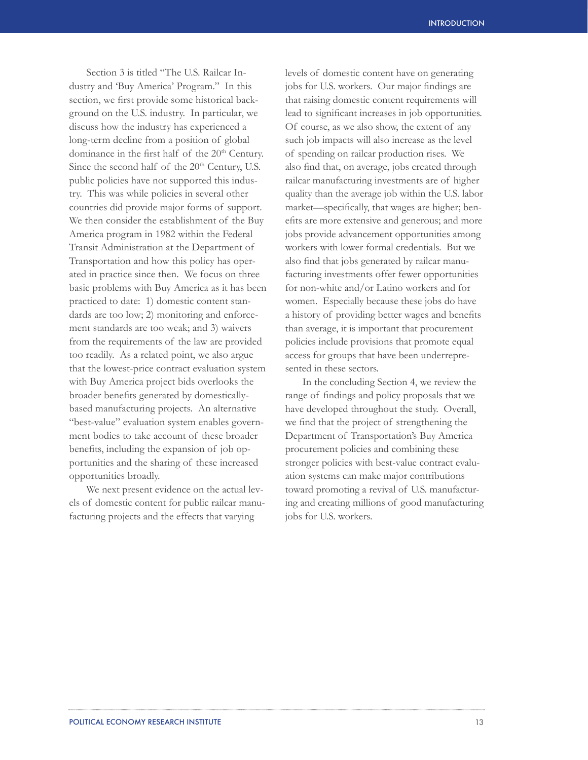Section 3 is titled "The U.S. Railcar Industry and 'Buy America' Program." In this section, we first provide some historical background on the U.S. industry. In particular, we discuss how the industry has experienced a long-term decline from a position of global dominance in the first half of the 20th Century. Since the second half of the 20th Century, U.S. public policies have not supported this industry. This was while policies in several other countries did provide major forms of support. We then consider the establishment of the Buy America program in 1982 within the Federal Transit Administration at the Department of Transportation and how this policy has operated in practice since then. We focus on three basic problems with Buy America as it has been practiced to date: 1) domestic content standards are too low; 2) monitoring and enforcement standards are too weak; and 3) waivers from the requirements of the law are provided too readily. As a related point, we also argue that the lowest-price contract evaluation system with Buy America project bids overlooks the broader benefits generated by domestically-based manufacturing projects. An alternative "best-value" evaluation system enables government bodies to take account of these broader benefits, including the expansion of job opportunities and the sharing of these increased opportunities broadly.

We next present evidence on the actual levels of domestic content for public railcar manufacturing projects and the effects that varying levels of domestic content have on generating jobs for U.S. workers. Our major findings are that raising domestic content requirements will lead to significant increases in job opportunities. Of course, as we also show, the extent of any such job impacts will also increase as the level of spending on railcar production rises. We also find that, on average, jobs created through railcar manufacturing investments are of higher quality than the average job within the U.S. labor market—specifically, that wages are higher; benefits are more extensive and generous; and more jobs provide advancement opportunities among workers with lower formal credentials. But we also find that jobs generated by railcar manufacturing investments offer fewer opportunities for non-white and/or Latino workers and for women. Especially because these jobs do have a history of providing better wages and benefits than average, it is important that procurement policies include provisions that promote equal access for groups that have been underrepresented in these sectors.

In the concluding Section 4, we review the range of findings and policy proposals that we have developed throughout the study. Overall, we find that the project of strengthening the Department of Transportation's Buy America procurement policies and combining these stronger policies with best-value contract evaluation systems can make major contributions toward promoting a revival of U.S. manufacturing and creating millions of good manufacturing jobs for U.S. workers.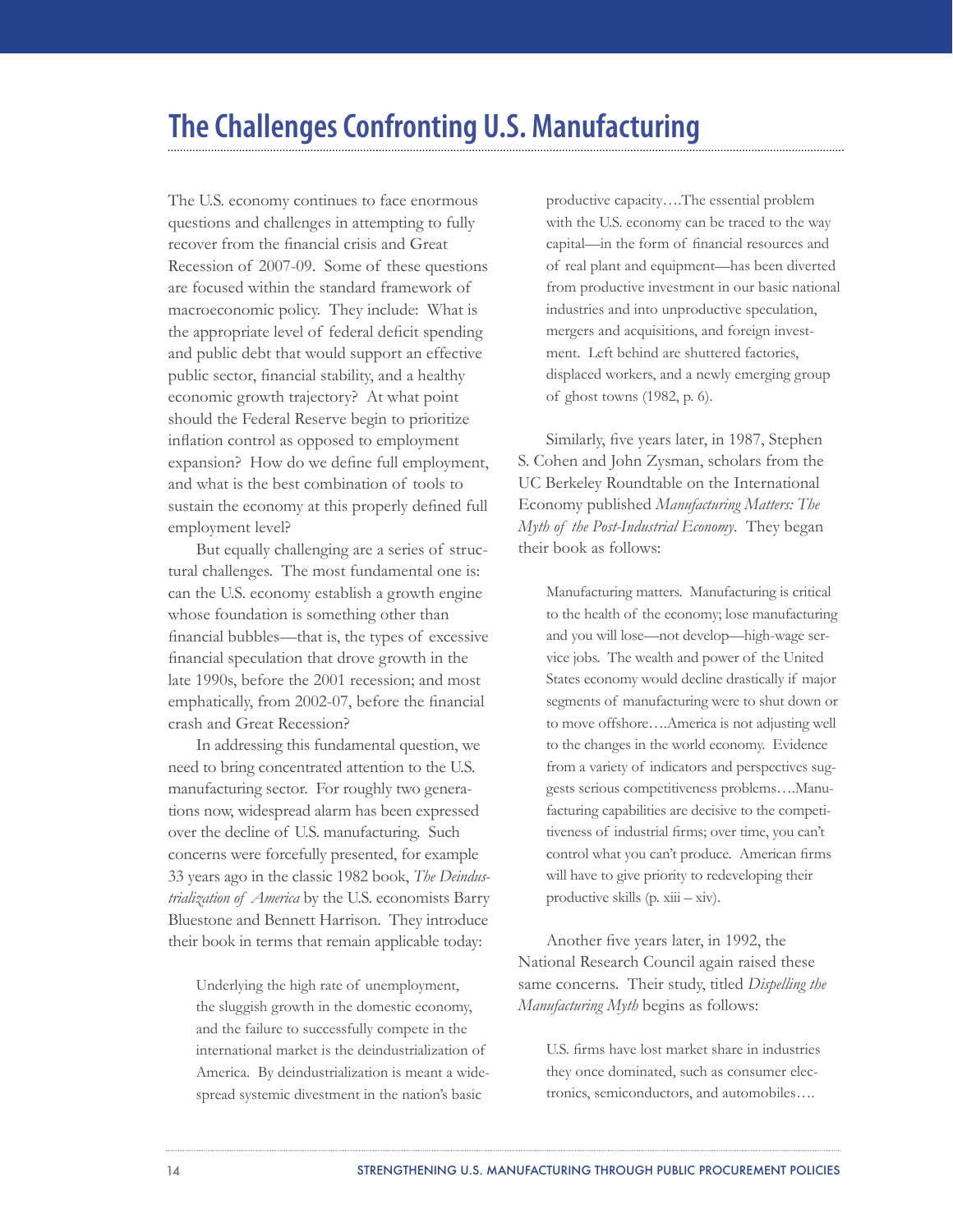# The Challenges Confronting U.S. Manufacturing

The U.S. economy continues to face enormous questions and challenges in attempting to fully recover from the financial crisis and Great Recession of 2007-09. Some of these questions are focused within the standard framework of macroeconomic policy. They include: What is the appropriate level of federal deficit spending and public debt that would support an effective public sector, financial stability, and a healthy economic growth trajectory? At what point should the Federal Reserve begin to prioritize inflation control as opposed to employment expansion? How do we define full employment, and what is the best combination of tools to sustain the economy at this properly defined full employment level?

But equally challenging are a series of structural challenges. The most fundamental one is: can the U.S. economy establish a growth engine whose foundation is something other than financial bubbles—that is, the types of excessive financial speculation that drove growth in the late 1990s, before the 2001 recession; and most emphatically, from 2002-07, before the financial crash and Great Recession?

In addressing this fundamental question, we need to bring concentrated attention to the U.S. manufacturing sector. For roughly two generations now, widespread alarm has been expressed over the decline of U.S. manufacturing. Such concerns were forcefully presented, for example 33 years ago in the classic 1982 book, *The Deindustrialization of America* by the U.S. economists Barry Bluestone and Bennett Harrison. They introduce their book in terms that remain applicable today:

> Underlying the high rate of unemployment, the sluggish growth in the domestic economy, and the failure to successfully compete in the international market is the deindustrialization of America. By deindustrialization is meant a widespread systemic divestment in the nation's basic productive capacity….The essential problem with the U.S. economy can be traced to the way capital—in the form of financial resources and of real plant and equipment—has been diverted from productive investment in our basic national industries and into unproductive speculation, mergers and acquisitions, and foreign investment. Left behind are shuttered factories, displaced workers, and a newly emerging group of ghost towns (1982, p. 6).

Similarly, five years later, in 1987, Stephen S. Cohen and John Zysman, scholars from the UC Berkeley Roundtable on the International Economy published *Manufacturing Matters: The Myth of the Post-Industrial Economy*. They began their book as follows:

> Manufacturing matters. Manufacturing is critical to the health of the economy; lose manufacturing and you will lose—not develop—high-wage service jobs. The wealth and power of the United States economy would decline drastically if major segments of manufacturing were to shut down or to move offshore….America is not adjusting well to the changes in the world economy. Evidence from a variety of indicators and perspectives suggests serious competitiveness problems….Manufacturing capabilities are decisive to the competitiveness of industrial firms; over time, you can't control what you can't produce. American firms will have to give priority to redeveloping their productive skills (p. xiii – xiv).

Another five years later, in 1992, the National Research Council again raised these same concerns. Their study, titled *Dispelling the Manufacturing Myth* begins as follows:

> U.S. firms have lost market share in industries they once dominated, such as consumer electronics, semiconductors, and automobiles….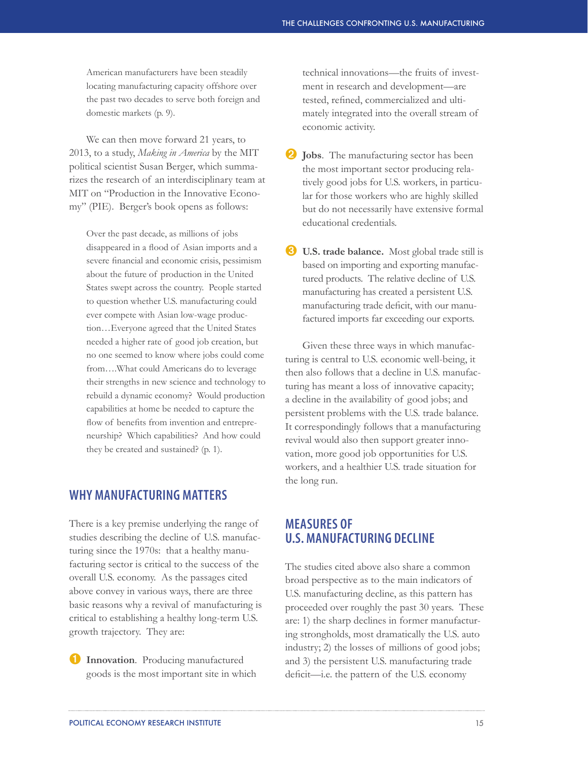> American manufacturers have been steadily locating manufacturing capacity offshore over the past two decades to serve both foreign and domestic markets (p. 9).

We can then move forward 21 years, to 2013, to a study, *Making in America* by the MIT political scientist Susan Berger, which summarizes the research of an interdisciplinary team at MIT on "Production in the Innovative Economy" (PIE). Berger's book opens as follows:

> Over the past decade, as millions of jobs disappeared in a flood of Asian imports and a severe financial and economic crisis, pessimism about the future of production in the United States swept across the country. People started to question whether U.S. manufacturing could ever compete with Asian low-wage production…Everyone agreed that the United States needed a higher rate of good job creation, but no one seemed to know where jobs could come from….What could Americans do to leverage their strengths in new science and technology to rebuild a dynamic economy? Would production capabilities at home be needed to capture the flow of benefits from invention and entrepreneurship? Which capabilities? And how could they be created and sustained? (p. 1).

## WHY MANUFACTURING MATTERS

There is a key premise underlying the range of studies describing the decline of U.S. manufacturing since the 1970s: that a healthy manufacturing sector is critical to the success of the overall U.S. economy. As the passages cited above convey in various ways, there are three basic reasons why a revival of manufacturing is critical to establishing a healthy long-term U.S. growth trajectory. They are:

1. **Innovation**. Producing manufactured goods is the most important site in which technical innovations—the fruits of investment in research and development—are tested, refined, commercialized and ultimately integrated into the overall stream of economic activity.

2. **Jobs**. The manufacturing sector has been the most important sector producing relatively good jobs for U.S. workers, in particular for those workers who are highly skilled but do not necessarily have extensive formal educational credentials.

3. **U.S. trade balance.** Most global trade still is based on importing and exporting manufactured products. The relative decline of U.S. manufacturing has created a persistent U.S. manufacturing trade deficit, with our manufactured imports far exceeding our exports.

Given these three ways in which manufacturing is central to U.S. economic well-being, it then also follows that a decline in U.S. manufacturing has meant a loss of innovative capacity; a decline in the availability of good jobs; and persistent problems with the U.S. trade balance. It correspondingly follows that a manufacturing revival would also then support greater innovation, more good job opportunities for U.S. workers, and a healthier U.S. trade situation for the long run.

## MEASURES OF U.S. MANUFACTURING DECLINE

The studies cited above also share a common broad perspective as to the main indicators of U.S. manufacturing decline, as this pattern has proceeded over roughly the past 30 years. These are: 1) the sharp declines in former manufacturing strongholds, most dramatically the U.S. auto industry; 2) the losses of millions of good jobs; and 3) the persistent U.S. manufacturing trade deficit—i.e. the pattern of the U.S. economy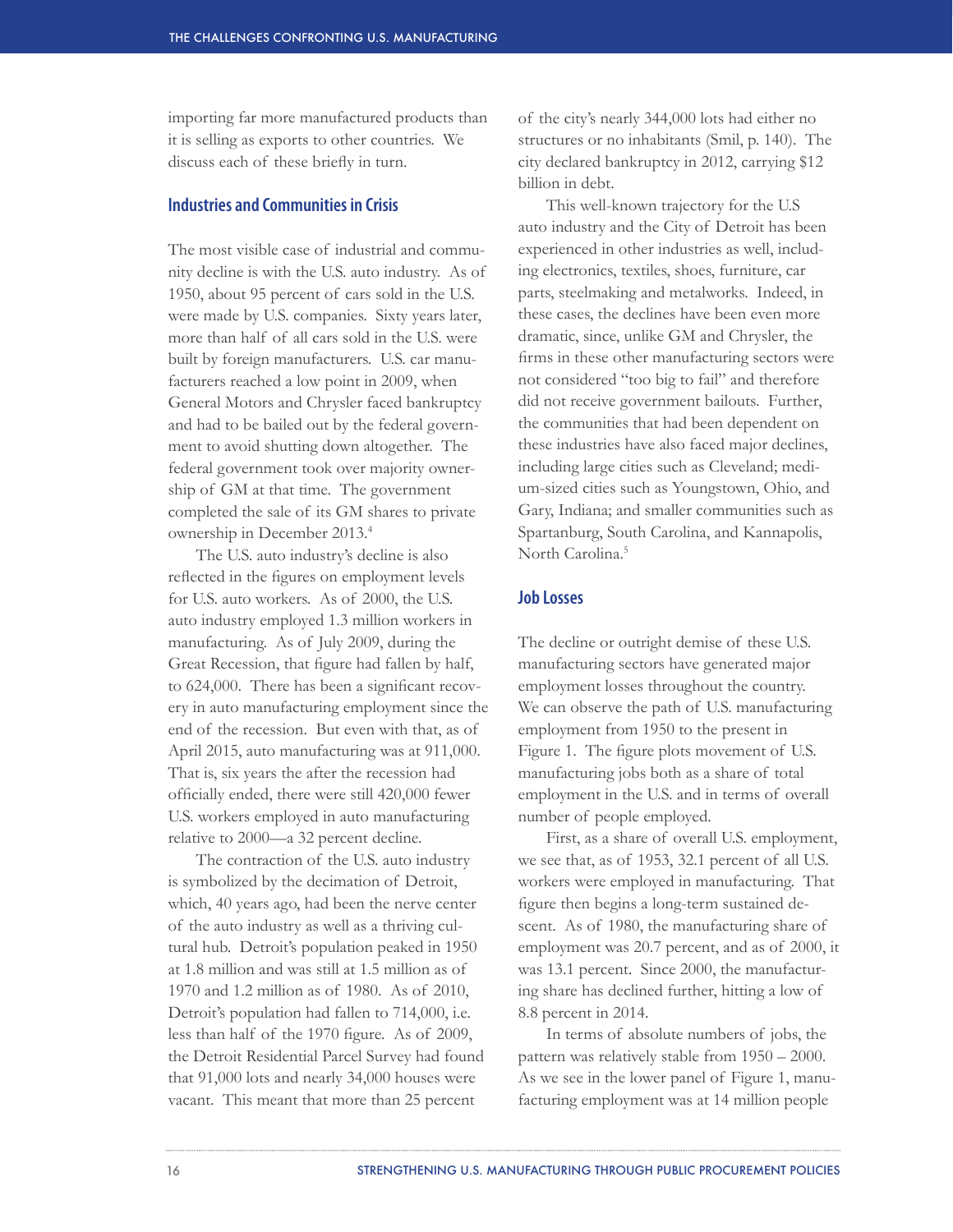importing far more manufactured products than it is selling as exports to other countries. We discuss each of these briefly in turn.

## Industries and Communities in Crisis

The most visible case of industrial and community decline is with the U.S. auto industry. As of 1950, about 95 percent of cars sold in the U.S. were made by U.S. companies. Sixty years later, more than half of all cars sold in the U.S. were built by foreign manufacturers. U.S. car manufacturers reached a low point in 2009, when General Motors and Chrysler faced bankruptcy and had to be bailed out by the federal government to avoid shutting down altogether. The federal government took over majority ownership of GM at that time. The government completed the sale of its GM shares to private ownership in December 2013.[4]

The U.S. auto industry's decline is also reflected in the figures on employment levels for U.S. auto workers. As of 2000, the U.S. auto industry employed 1.3 million workers in manufacturing. As of July 2009, during the Great Recession, that figure had fallen by half, to 624,000. There has been a significant recovery in auto manufacturing employment since the end of the recession. But even with that, as of April 2015, auto manufacturing was at 911,000. That is, six years the after the recession had officially ended, there were still 420,000 fewer U.S. workers employed in auto manufacturing relative to 2000—a 32 percent decline.

The contraction of the U.S. auto industry is symbolized by the decimation of Detroit, which, 40 years ago, had been the nerve center of the auto industry as well as a thriving cultural hub. Detroit's population peaked in 1950 at 1.8 million and was still at 1.5 million as of 1970 and 1.2 million as of 1980. As of 2010, Detroit's population had fallen to 714,000, i.e. less than half of the 1970 figure. As of 2009, the Detroit Residential Parcel Survey had found that 91,000 lots and nearly 34,000 houses were vacant. This meant that more than 25 percent of the city's nearly 344,000 lots had either no structures or no inhabitants (Smil, p. 140). The city declared bankruptcy in 2012, carrying $12 billion in debt.

This well-known trajectory for the U.S auto industry and the City of Detroit has been experienced in other industries as well, including electronics, textiles, shoes, furniture, car parts, steelmaking and metalworks. Indeed, in these cases, the declines have been even more dramatic, since, unlike GM and Chrysler, the firms in these other manufacturing sectors were not considered "too big to fail" and therefore did not receive government bailouts. Further, the communities that had been dependent on these industries have also faced major declines, including large cities such as Cleveland; medium-sized cities such as Youngstown, Ohio, and Gary, Indiana; and smaller communities such as Spartanburg, South Carolina, and Kannapolis, North Carolina.[5]

## Job Losses

The decline or outright demise of these U.S. manufacturing sectors have generated major employment losses throughout the country. We can observe the path of U.S. manufacturing employment from 1950 to the present in Figure 1. The figure plots movement of U.S. manufacturing jobs both as a share of total employment in the U.S. and in terms of overall number of people employed.

First, as a share of overall U.S. employment, we see that, as of 1953, 32.1 percent of all U.S. workers were employed in manufacturing. That figure then begins a long-term sustained descent. As of 1980, the manufacturing share of employment was 20.7 percent, and as of 2000, it was 13.1 percent. Since 2000, the manufacturing share has declined further, hitting a low of 8.8 percent in 2014.

In terms of absolute numbers of jobs, the pattern was relatively stable from 1950 – 2000. As we see in the lower panel of Figure 1, manufacturing employment was at 14 million people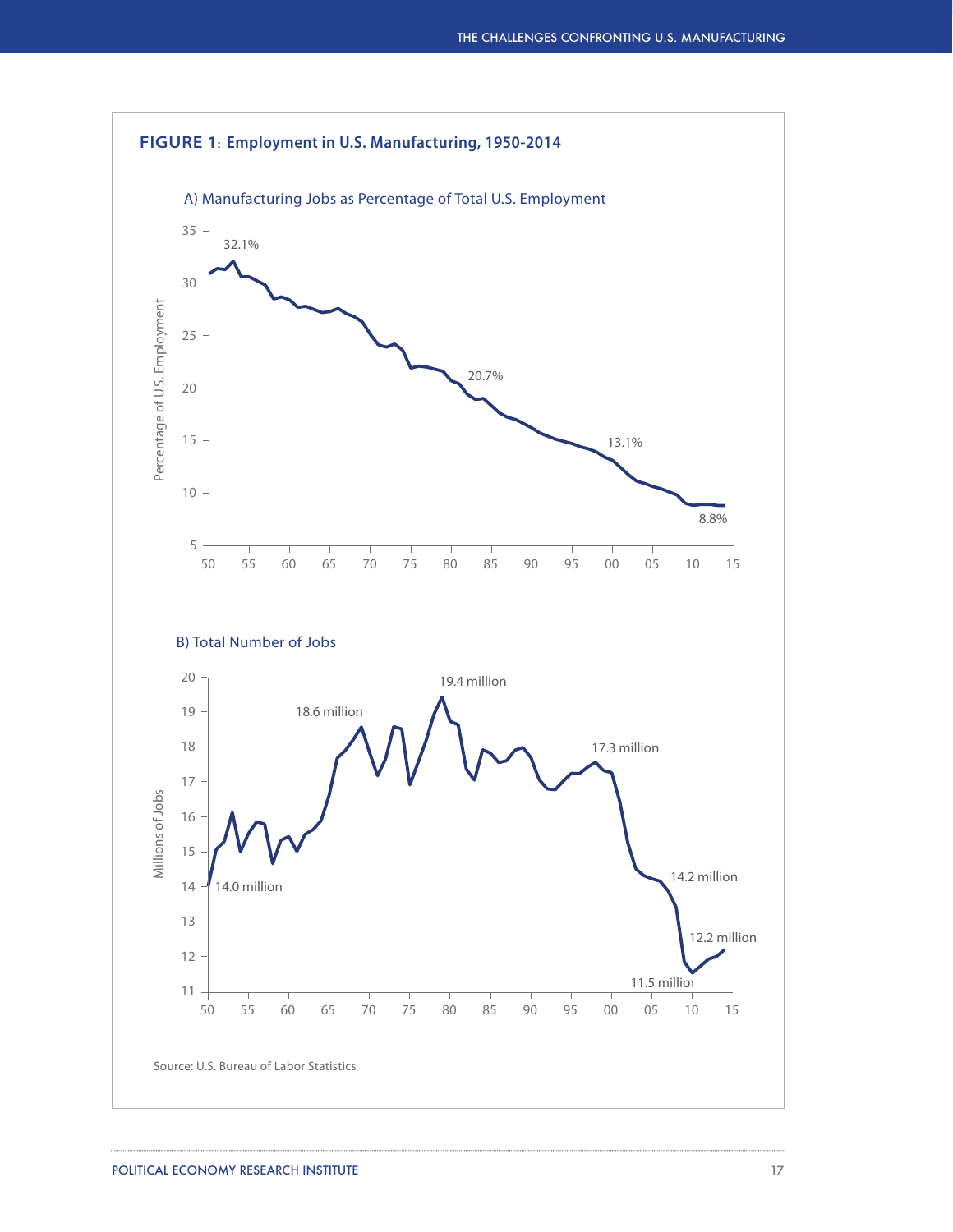**FIGURE 1: Employment in U.S. Manufacturing, 1950-2014**

A) Manufacturing Jobs as Percentage of Total U.S. Employment

B) Total Number of Jobs

Source: U.S. Bureau of Labor Statistics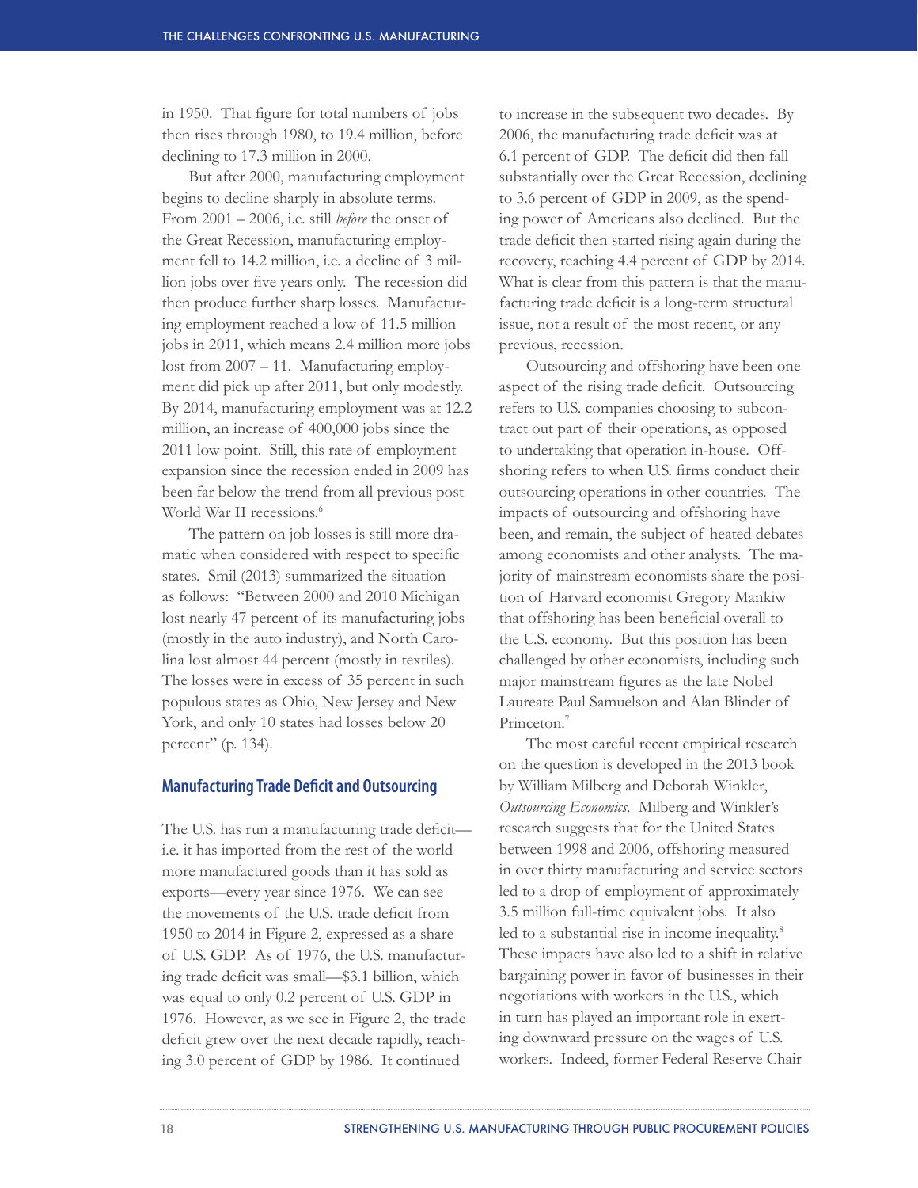in 1950. That figure for total numbers of jobs then rises through 1980, to 19.4 million, before declining to 17.3 million in 2000.

But after 2000, manufacturing employment begins to decline sharply in absolute terms. From 2001 – 2006, i.e. still *before* the onset of the Great Recession, manufacturing employment fell to 14.2 million, i.e. a decline of 3 million jobs over five years only. The recession did then produce further sharp losses. Manufacturing employment reached a low of 11.5 million jobs in 2011, which means 2.4 million more jobs lost from 2007 – 11. Manufacturing employment did pick up after 2011, but only modestly. By 2014, manufacturing employment was at 12.2 million, an increase of 400,000 jobs since the 2011 low point. Still, this rate of employment expansion since the recession ended in 2009 has been far below the trend from all previous post World War II recessions.[6]

The pattern on job losses is still more dramatic when considered with respect to specific states. Smil (2013) summarized the situation as follows: "Between 2000 and 2010 Michigan lost nearly 47 percent of its manufacturing jobs (mostly in the auto industry), and North Carolina lost almost 44 percent (mostly in textiles). The losses were in excess of 35 percent in such populous states as Ohio, New Jersey and New York, and only 10 states had losses below 20 percent" (p. 134).

### Manufacturing Trade Deficit and Outsourcing

The U.S. has run a manufacturing trade deficit—i.e. it has imported from the rest of the world more manufactured goods than it has sold as exports—every year since 1976. We can see the movements of the U.S. trade deficit from 1950 to 2014 in Figure 2, expressed as a share of U.S. GDP. As of 1976, the U.S. manufacturing trade deficit was small—$3.1 billion, which was equal to only 0.2 percent of U.S. GDP in 1976. However, as we see in Figure 2, the trade deficit grew over the next decade rapidly, reaching 3.0 percent of GDP by 1986. It continued to increase in the subsequent two decades. By 2006, the manufacturing trade deficit was at 6.1 percent of GDP. The deficit did then fall substantially over the Great Recession, declining to 3.6 percent of GDP in 2009, as the spending power of Americans also declined. But the trade deficit then started rising again during the recovery, reaching 4.4 percent of GDP by 2014. What is clear from this pattern is that the manufacturing trade deficit is a long-term structural issue, not a result of the most recent, or any previous, recession.

Outsourcing and offshoring have been one aspect of the rising trade deficit. Outsourcing refers to U.S. companies choosing to subcontract out part of their operations, as opposed to undertaking that operation in-house. Offshoring refers to when U.S. firms conduct their outsourcing operations in other countries. The impacts of outsourcing and offshoring have been, and remain, the subject of heated debates among economists and other analysts. The majority of mainstream economists share the position of Harvard economist Gregory Mankiw that offshoring has been beneficial overall to the U.S. economy. But this position has been challenged by other economists, including such major mainstream figures as the late Nobel Laureate Paul Samuelson and Alan Blinder of Princeton.[7]

The most careful recent empirical research on the question is developed in the 2013 book by William Milberg and Deborah Winkler, *Outsourcing Economics*. Milberg and Winkler's research suggests that for the United States between 1998 and 2006, offshoring measured in over thirty manufacturing and service sectors led to a drop of employment of approximately 3.5 million full-time equivalent jobs. It also led to a substantial rise in income inequality.[8] These impacts have also led to a shift in relative bargaining power in favor of businesses in their negotiations with workers in the U.S., which in turn has played an important role in exerting downward pressure on the wages of U.S. workers. Indeed, former Federal Reserve Chair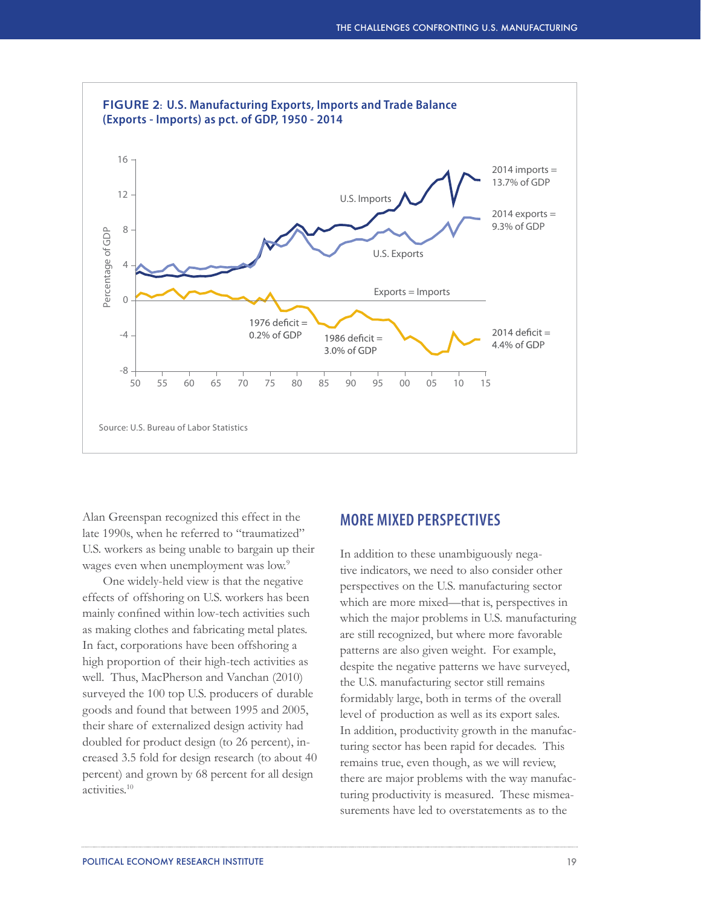**FIGURE 2: U.S. Manufacturing Exports, Imports and Trade Balance (Exports - Imports) as pct. of GDP, 1950 - 2014**

Source: U.S. Bureau of Labor Statistics

Alan Greenspan recognized this effect in the late 1990s, when he referred to "traumatized" U.S. workers as being unable to bargain up their wages even when unemployment was low.[9]

One widely-held view is that the negative effects of offshoring on U.S. workers has been mainly confined within low-tech activities such as making clothes and fabricating metal plates. In fact, corporations have been offshoring a high proportion of their high-tech activities as well. Thus, MacPherson and Vanchan (2010) surveyed the 100 top U.S. producers of durable goods and found that between 1995 and 2005, their share of externalized design activity had doubled for product design (to 26 percent), increased 3.5 fold for design research (to about 40 percent) and grown by 68 percent for all design activities.[10]

## MORE MIXED PERSPECTIVES

In addition to these unambiguously negative indicators, we need to also consider other perspectives on the U.S. manufacturing sector which are more mixed—that is, perspectives in which the major problems in U.S. manufacturing are still recognized, but where more favorable patterns are also given weight. For example, despite the negative patterns we have surveyed, the U.S. manufacturing sector still remains formidably large, both in terms of the overall level of production as well as its export sales. In addition, productivity growth in the manufacturing sector has been rapid for decades. This remains true, even though, as we will review, there are major problems with the way manufacturing productivity is measured. These mismeasurements have led to overstatements as to the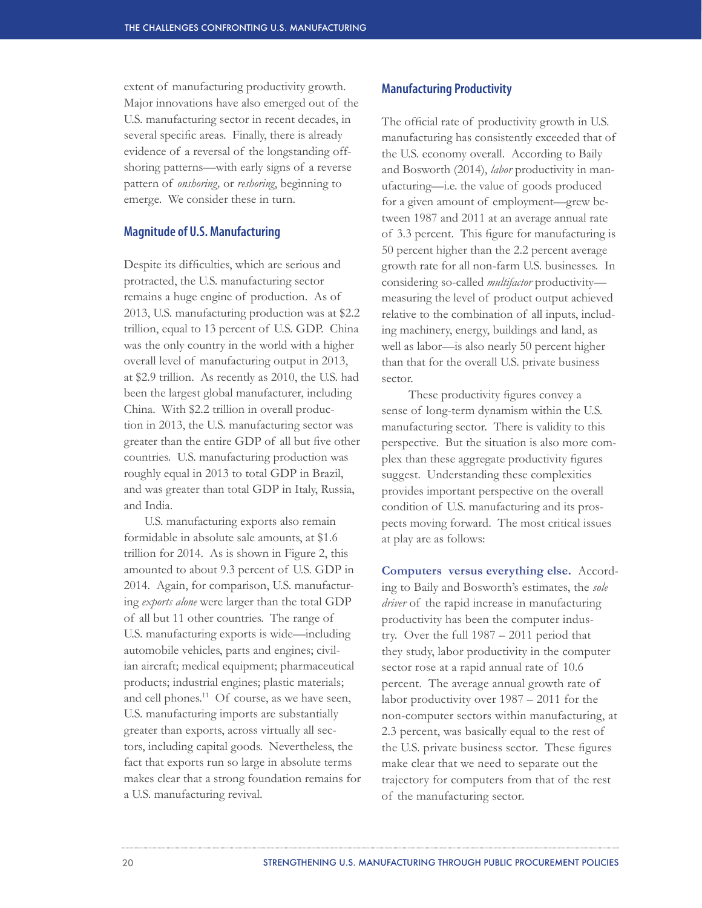extent of manufacturing productivity growth. Major innovations have also emerged out of the U.S. manufacturing sector in recent decades, in several specific areas. Finally, there is already evidence of a reversal of the longstanding off-shoring patterns—with early signs of a reverse pattern of *onshoring*, or *reshoring*, beginning to emerge. We consider these in turn.

## Magnitude of U.S. Manufacturing

Despite its difficulties, which are serious and protracted, the U.S. manufacturing sector remains a huge engine of production. As of 2013, U.S. manufacturing production was at $2.2 trillion, equal to 13 percent of U.S. GDP. China was the only country in the world with a higher overall level of manufacturing output in 2013, at $2.9 trillion. As recently as 2010, the U.S. had been the largest global manufacturer, including China. With $2.2 trillion in overall production in 2013, the U.S. manufacturing sector was greater than the entire GDP of all but five other countries. U.S. manufacturing production was roughly equal in 2013 to total GDP in Brazil, and was greater than total GDP in Italy, Russia, and India.

U.S. manufacturing exports also remain formidable in absolute sale amounts, at $1.6 trillion for 2014. As is shown in Figure 2, this amounted to about 9.3 percent of U.S. GDP in 2014. Again, for comparison, U.S. manufacturing *exports alone* were larger than the total GDP of all but 11 other countries. The range of U.S. manufacturing exports is wide—including automobile vehicles, parts and engines; civilian aircraft; medical equipment; pharmaceutical products; industrial engines; plastic materials; and cell phones.[11] Of course, as we have seen, U.S. manufacturing imports are substantially greater than exports, across virtually all sectors, including capital goods. Nevertheless, the fact that exports run so large in absolute terms makes clear that a strong foundation remains for a U.S. manufacturing revival.

## Manufacturing Productivity

The official rate of productivity growth in U.S. manufacturing has consistently exceeded that of the U.S. economy overall. According to Baily and Bosworth (2014), *labor* productivity in manufacturing—i.e. the value of goods produced for a given amount of employment—grew between 1987 and 2011 at an average annual rate of 3.3 percent. This figure for manufacturing is 50 percent higher than the 2.2 percent average growth rate for all non-farm U.S. businesses. In considering so-called *multifactor* productivity—measuring the level of product output achieved relative to the combination of all inputs, including machinery, energy, buildings and land, as well as labor—is also nearly 50 percent higher than that for the overall U.S. private business sector.

These productivity figures convey a sense of long-term dynamism within the U.S. manufacturing sector. There is validity to this perspective. But the situation is also more complex than these aggregate productivity figures suggest. Understanding these complexities provides important perspective on the overall condition of U.S. manufacturing and its prospects moving forward. The most critical issues at play are as follows:

**Computers versus everything else.** According to Baily and Bosworth's estimates, the *sole driver* of the rapid increase in manufacturing productivity has been the computer industry. Over the full 1987 – 2011 period that they study, labor productivity in the computer sector rose at a rapid annual rate of 10.6 percent. The average annual growth rate of labor productivity over 1987 – 2011 for the non-computer sectors within manufacturing, at 2.3 percent, was basically equal to the rest of the U.S. private business sector. These figures make clear that we need to separate out the trajectory for computers from that of the rest of the manufacturing sector.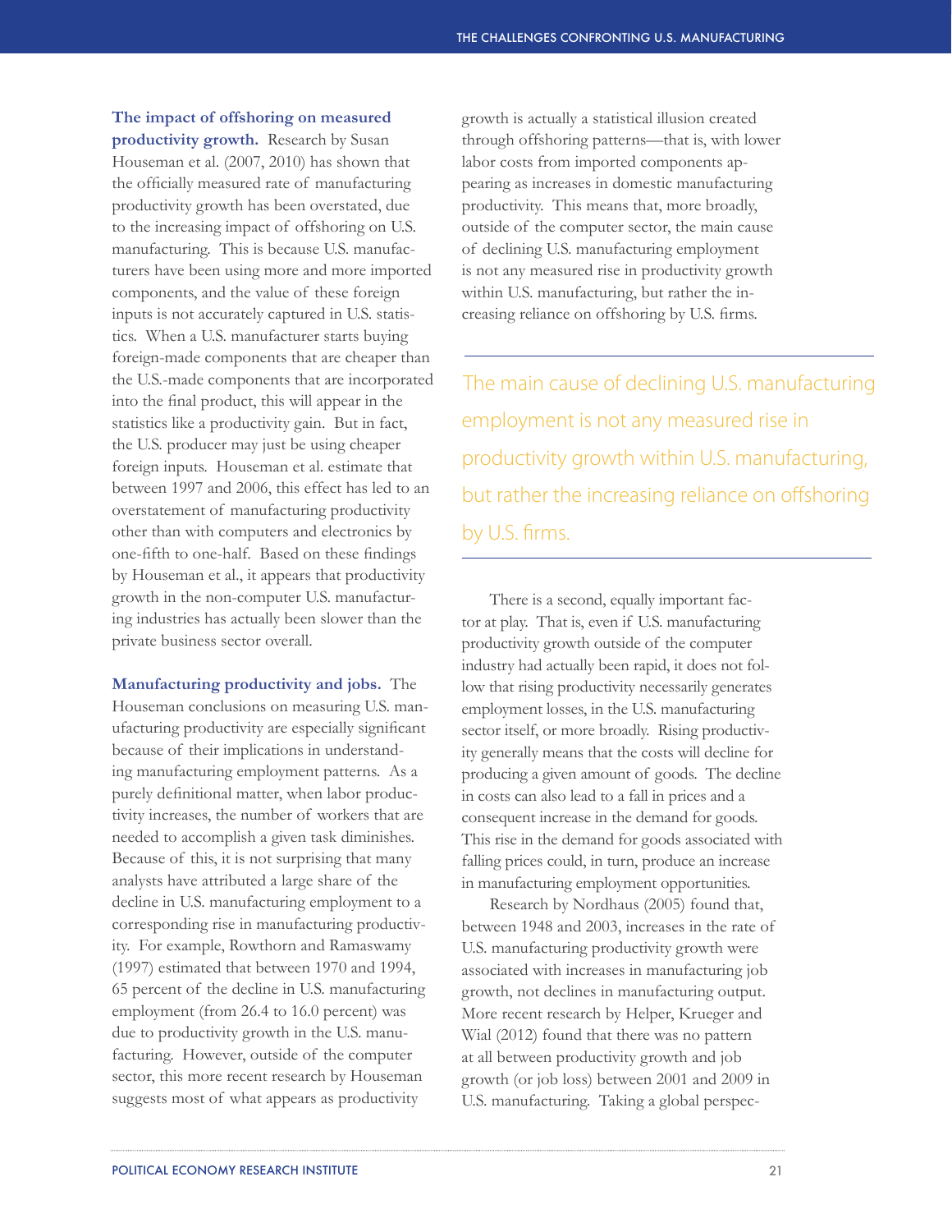**The impact of offshoring on measured productivity growth.** Research by Susan Houseman et al. (2007, 2010) has shown that the officially measured rate of manufacturing productivity growth has been overstated, due to the increasing impact of offshoring on U.S. manufacturing. This is because U.S. manufacturers have been using more and more imported components, and the value of these foreign inputs is not accurately captured in U.S. statistics. When a U.S. manufacturer starts buying foreign-made components that are cheaper than the U.S.-made components that are incorporated into the final product, this will appear in the statistics like a productivity gain. But in fact, the U.S. producer may just be using cheaper foreign inputs. Houseman et al. estimate that between 1997 and 2006, this effect has led to an overstatement of manufacturing productivity other than with computers and electronics by one-fifth to one-half. Based on these findings by Houseman et al., it appears that productivity growth in the non-computer U.S. manufacturing industries has actually been slower than the private business sector overall.

**Manufacturing productivity and jobs.** The Houseman conclusions on measuring U.S. manufacturing productivity are especially significant because of their implications in understanding manufacturing employment patterns. As a purely definitional matter, when labor productivity increases, the number of workers that are needed to accomplish a given task diminishes. Because of this, it is not surprising that many analysts have attributed a large share of the decline in U.S. manufacturing employment to a corresponding rise in manufacturing productivity. For example, Rowthorn and Ramaswamy (1997) estimated that between 1970 and 1994, 65 percent of the decline in U.S. manufacturing employment (from 26.4 to 16.0 percent) was due to productivity growth in the U.S. manufacturing. However, outside of the computer sector, this more recent research by Houseman suggests most of what appears as productivity growth is actually a statistical illusion created through offshoring patterns—that is, with lower labor costs from imported components appearing as increases in domestic manufacturing productivity. This means that, more broadly, outside of the computer sector, the main cause of declining U.S. manufacturing employment is not any measured rise in productivity growth within U.S. manufacturing, but rather the increasing reliance on offshoring by U.S. firms.

> The main cause of declining U.S. manufacturing employment is not any measured rise in productivity growth within U.S. manufacturing, but rather the increasing reliance on offshoring by U.S. firms.

There is a second, equally important factor at play. That is, even if U.S. manufacturing productivity growth outside of the computer industry had actually been rapid, it does not follow that rising productivity necessarily generates employment losses, in the U.S. manufacturing sector itself, or more broadly. Rising productivity generally means that the costs will decline for producing a given amount of goods. The decline in costs can also lead to a fall in prices and a consequent increase in the demand for goods. This rise in the demand for goods associated with falling prices could, in turn, produce an increase in manufacturing employment opportunities.

Research by Nordhaus (2005) found that, between 1948 and 2003, increases in the rate of U.S. manufacturing productivity growth were associated with increases in manufacturing job growth, not declines in manufacturing output. More recent research by Helper, Krueger and Wial (2012) found that there was no pattern at all between productivity growth and job growth (or job loss) between 2001 and 2009 in U.S. manufacturing. Taking a global perspec-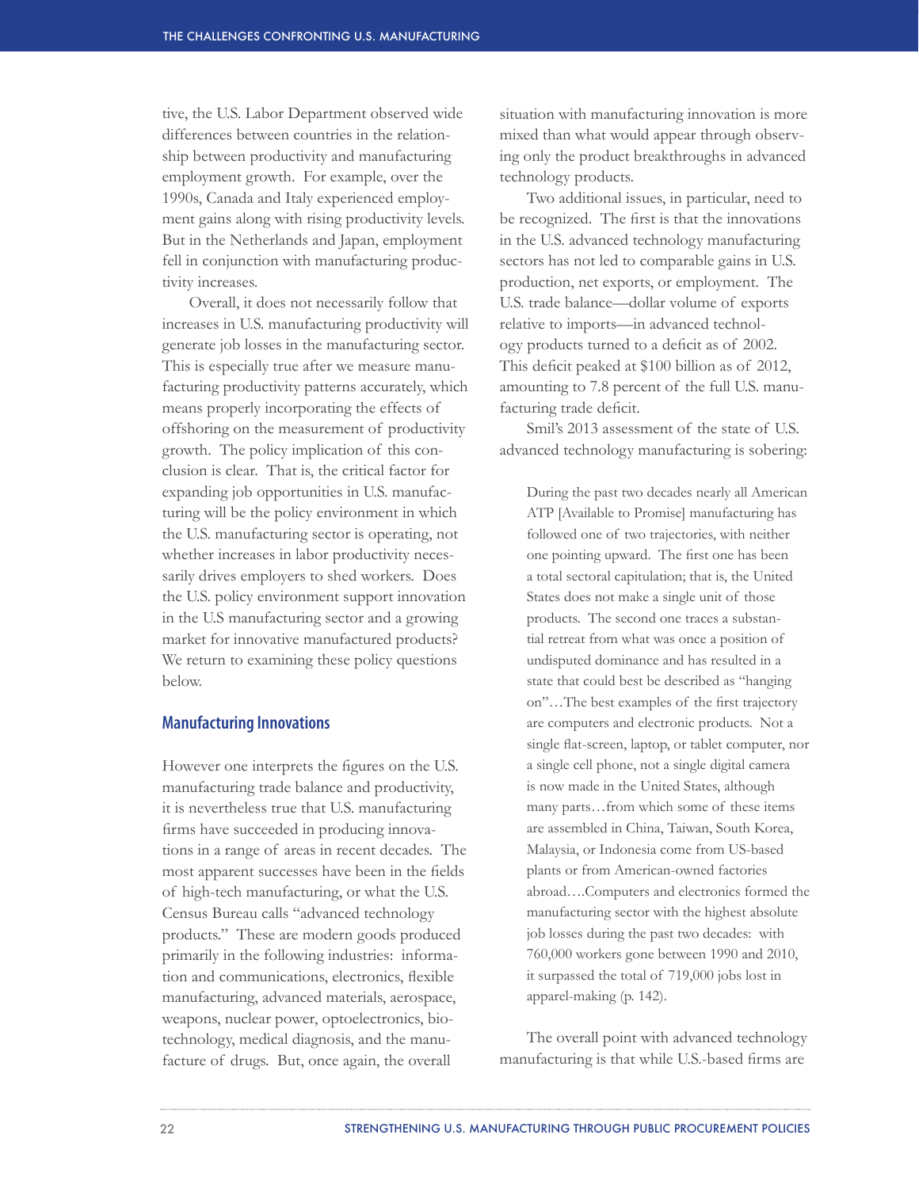tive, the U.S. Labor Department observed wide differences between countries in the relationship between productivity and manufacturing employment growth. For example, over the 1990s, Canada and Italy experienced employment gains along with rising productivity levels. But in the Netherlands and Japan, employment fell in conjunction with manufacturing productivity increases.

Overall, it does not necessarily follow that increases in U.S. manufacturing productivity will generate job losses in the manufacturing sector. This is especially true after we measure manufacturing productivity patterns accurately, which means properly incorporating the effects of offshoring on the measurement of productivity growth. The policy implication of this conclusion is clear. That is, the critical factor for expanding job opportunities in U.S. manufacturing will be the policy environment in which the U.S. manufacturing sector is operating, not whether increases in labor productivity necessarily drives employers to shed workers. Does the U.S. policy environment support innovation in the U.S manufacturing sector and a growing market for innovative manufactured products? We return to examining these policy questions below.

## Manufacturing Innovations

However one interprets the figures on the U.S. manufacturing trade balance and productivity, it is nevertheless true that U.S. manufacturing firms have succeeded in producing innovations in a range of areas in recent decades. The most apparent successes have been in the fields of high-tech manufacturing, or what the U.S. Census Bureau calls "advanced technology products." These are modern goods produced primarily in the following industries: information and communications, electronics, flexible manufacturing, advanced materials, aerospace, weapons, nuclear power, optoelectronics, biotechnology, medical diagnosis, and the manufacture of drugs. But, once again, the overall situation with manufacturing innovation is more mixed than what would appear through observing only the product breakthroughs in advanced technology products.

Two additional issues, in particular, need to be recognized. The first is that the innovations in the U.S. advanced technology manufacturing sectors has not led to comparable gains in U.S. production, net exports, or employment. The U.S. trade balance—dollar volume of exports relative to imports—in advanced technology products turned to a deficit as of 2002. This deficit peaked at $100 billion as of 2012, amounting to 7.8 percent of the full U.S. manufacturing trade deficit.

Smil's 2013 assessment of the state of U.S. advanced technology manufacturing is sobering:

> During the past two decades nearly all American ATP [Available to Promise] manufacturing has followed one of two trajectories, with neither one pointing upward. The first one has been a total sectoral capitulation; that is, the United States does not make a single unit of those products. The second one traces a substantial retreat from what was once a position of undisputed dominance and has resulted in a state that could best be described as "hanging on"…The best examples of the first trajectory are computers and electronic products. Not a single flat-screen, laptop, or tablet computer, nor a single cell phone, not a single digital camera is now made in the United States, although many parts…from which some of these items are assembled in China, Taiwan, South Korea, Malaysia, or Indonesia come from US-based plants or from American-owned factories abroad….Computers and electronics formed the manufacturing sector with the highest absolute job losses during the past two decades: with 760,000 workers gone between 1990 and 2010, it surpassed the total of 719,000 jobs lost in apparel-making (p. 142).

The overall point with advanced technology manufacturing is that while U.S.-based firms are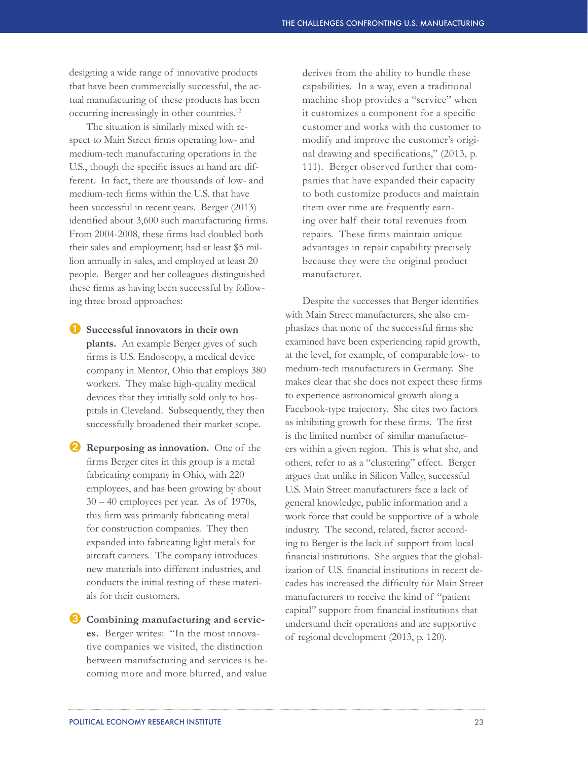designing a wide range of innovative products that have been commercially successful, the actual manufacturing of these products has been occurring increasingly in other countries.[12]

The situation is similarly mixed with respect to Main Street firms operating low- and medium-tech manufacturing operations in the U.S., though the specific issues at hand are different. In fact, there are thousands of low- and medium-tech firms within the U.S. that have been successful in recent years. Berger (2013) identified about 3,600 such manufacturing firms. From 2004-2008, these firms had doubled both their sales and employment; had at least $5 million annually in sales, and employed at least 20 people. Berger and her colleagues distinguished these firms as having been successful by following three broad approaches:

1. **Successful innovators in their own plants.** An example Berger gives of such firms is U.S. Endoscopy, a medical device company in Mentor, Ohio that employs 380 workers. They make high-quality medical devices that they initially sold only to hospitals in Cleveland. Subsequently, they then successfully broadened their market scope.

2. **Repurposing as innovation.** One of the firms Berger cites in this group is a metal fabricating company in Ohio, with 220 employees, and has been growing by about 30 – 40 employees per year. As of 1970s, this firm was primarily fabricating metal for construction companies. They then expanded into fabricating light metals for aircraft carriers. The company introduces new materials into different industries, and conducts the initial testing of these materials for their customers.

3. **Combining manufacturing and services.** Berger writes: "In the most innovative companies we visited, the distinction between manufacturing and services is becoming more and more blurred, and value derives from the ability to bundle these capabilities. In a way, even a traditional machine shop provides a "service" when it customizes a component for a specific customer and works with the customer to modify and improve the customer's original drawing and specifications," (2013, p. 111). Berger observed further that companies that have expanded their capacity to both customize products and maintain them over time are frequently earning over half their total revenues from repairs. These firms maintain unique advantages in repair capability precisely because they were the original product manufacturer.

Despite the successes that Berger identifies with Main Street manufacturers, she also emphasizes that none of the successful firms she examined have been experiencing rapid growth, at the level, for example, of comparable low- to medium-tech manufacturers in Germany. She makes clear that she does not expect these firms to experience astronomical growth along a Facebook-type trajectory. She cites two factors as inhibiting growth for these firms. The first is the limited number of similar manufacturers within a given region. This is what she, and others, refer to as a "clustering" effect. Berger argues that unlike in Silicon Valley, successful U.S. Main Street manufacturers face a lack of general knowledge, public information and a work force that could be supportive of a whole industry. The second, related, factor according to Berger is the lack of support from local financial institutions. She argues that the globalization of U.S. financial institutions in recent decades has increased the difficulty for Main Street manufacturers to receive the kind of "patient capital" support from financial institutions that understand their operations and are supportive of regional development (2013, p. 120).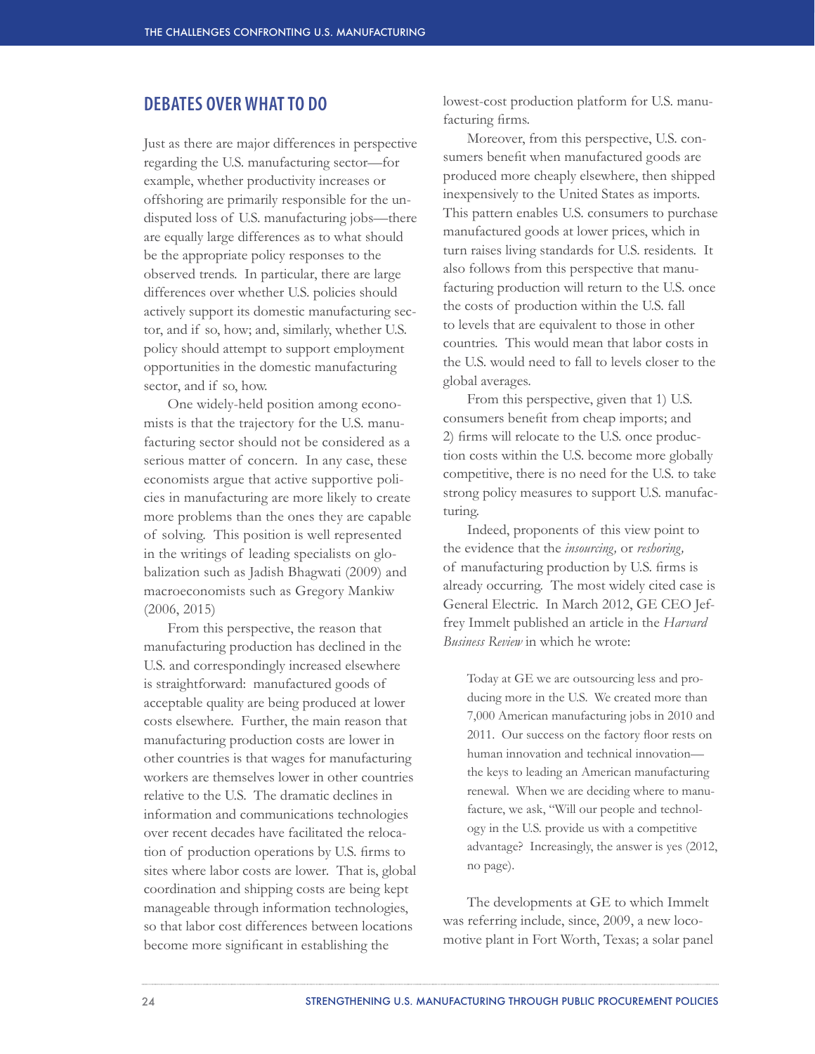## DEBATES OVER WHAT TO DO

Just as there are major differences in perspective regarding the U.S. manufacturing sector—for example, whether productivity increases or offshoring are primarily responsible for the undisputed loss of U.S. manufacturing jobs—there are equally large differences as to what should be the appropriate policy responses to the observed trends. In particular, there are large differences over whether U.S. policies should actively support its domestic manufacturing sector, and if so, how; and, similarly, whether U.S. policy should attempt to support employment opportunities in the domestic manufacturing sector, and if so, how.

One widely-held position among economists is that the trajectory for the U.S. manufacturing sector should not be considered as a serious matter of concern. In any case, these economists argue that active supportive policies in manufacturing are more likely to create more problems than the ones they are capable of solving. This position is well represented in the writings of leading specialists on globalization such as Jadish Bhagwati (2009) and macroeconomists such as Gregory Mankiw (2006, 2015)

From this perspective, the reason that manufacturing production has declined in the U.S. and correspondingly increased elsewhere is straightforward: manufactured goods of acceptable quality are being produced at lower costs elsewhere. Further, the main reason that manufacturing production costs are lower in other countries is that wages for manufacturing workers are themselves lower in other countries relative to the U.S. The dramatic declines in information and communications technologies over recent decades have facilitated the relocation of production operations by U.S. firms to sites where labor costs are lower. That is, global coordination and shipping costs are being kept manageable through information technologies, so that labor cost differences between locations become more significant in establishing the lowest-cost production platform for U.S. manufacturing firms.

Moreover, from this perspective, U.S. consumers benefit when manufactured goods are produced more cheaply elsewhere, then shipped inexpensively to the United States as imports. This pattern enables U.S. consumers to purchase manufactured goods at lower prices, which in turn raises living standards for U.S. residents. It also follows from this perspective that manufacturing production will return to the U.S. once the costs of production within the U.S. fall to levels that are equivalent to those in other countries. This would mean that labor costs in the U.S. would need to fall to levels closer to the global averages.

From this perspective, given that 1) U.S. consumers benefit from cheap imports; and 2) firms will relocate to the U.S. once production costs within the U.S. become more globally competitive, there is no need for the U.S. to take strong policy measures to support U.S. manufacturing.

Indeed, proponents of this view point to the evidence that the *insourcing,* or *reshoring,* of manufacturing production by U.S. firms is already occurring. The most widely cited case is General Electric. In March 2012, GE CEO Jeffrey Immelt published an article in the *Harvard Business Review* in which he wrote:

> Today at GE we are outsourcing less and producing more in the U.S. We created more than 7,000 American manufacturing jobs in 2010 and 2011. Our success on the factory floor rests on human innovation and technical innovation—the keys to leading an American manufacturing renewal. When we are deciding where to manufacture, we ask, "Will our people and technology in the U.S. provide us with a competitive advantage? Increasingly, the answer is yes (2012, no page).

The developments at GE to which Immelt was referring include, since, 2009, a new locomotive plant in Fort Worth, Texas; a solar panel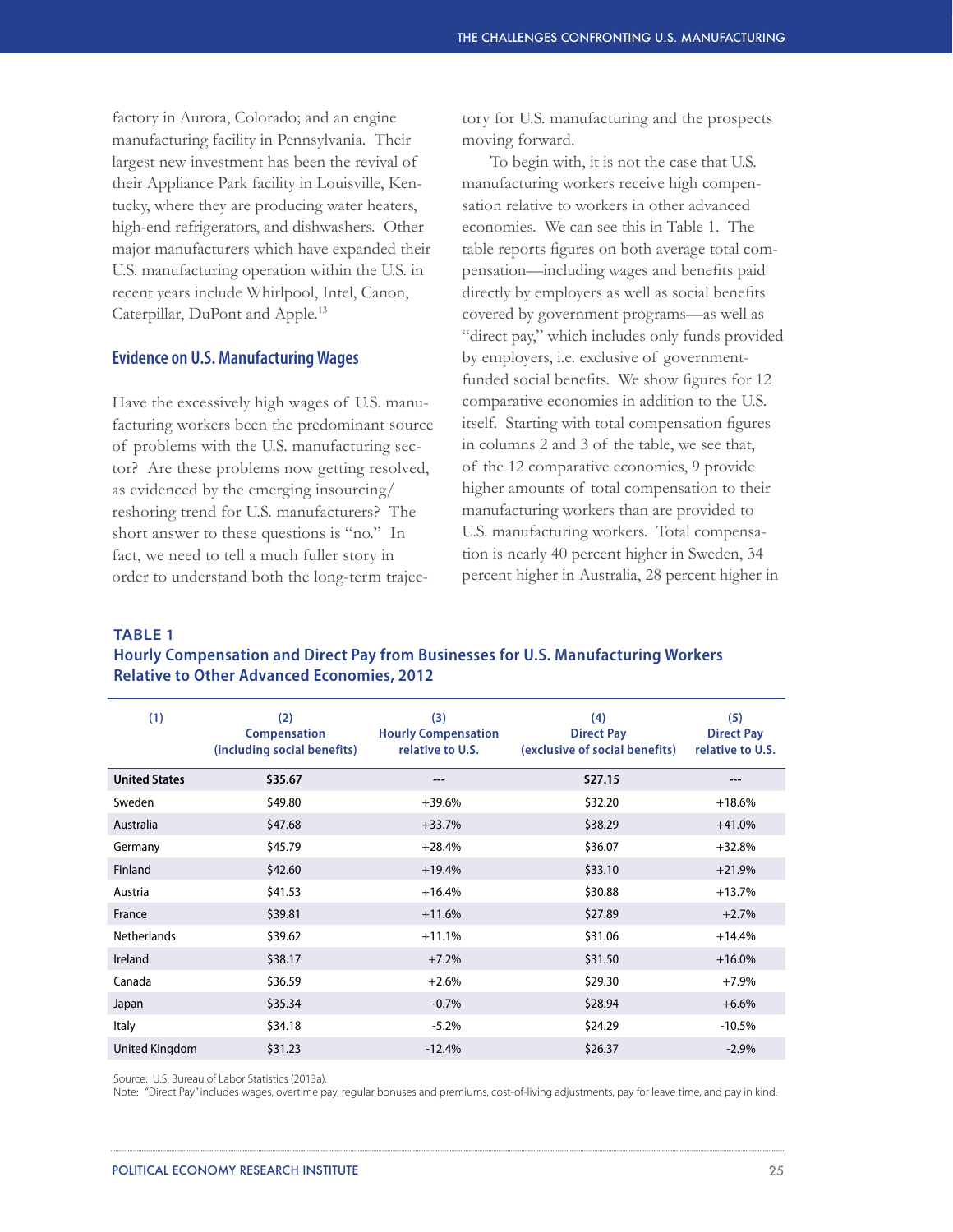factory in Aurora, Colorado; and an engine manufacturing facility in Pennsylvania. Their largest new investment has been the revival of their Appliance Park facility in Louisville, Kentucky, where they are producing water heaters, high-end refrigerators, and dishwashers. Other major manufacturers which have expanded their U.S. manufacturing operation within the U.S. in recent years include Whirlpool, Intel, Canon, Caterpillar, DuPont and Apple.[13]

## Evidence on U.S. Manufacturing Wages

Have the excessively high wages of U.S. manufacturing workers been the predominant source of problems with the U.S. manufacturing sector? Are these problems now getting resolved, as evidenced by the emerging insourcing/reshoring trend for U.S. manufacturers? The short answer to these questions is "no." In fact, we need to tell a much fuller story in order to understand both the long-term trajectory for U.S. manufacturing and the prospects moving forward.

To begin with, it is not the case that U.S. manufacturing workers receive high compensation relative to workers in other advanced economies. We can see this in Table 1. The table reports figures on both average total compensation—including wages and benefits paid directly by employers as well as social benefits covered by government programs—as well as "direct pay," which includes only funds provided by employers, i.e. exclusive of government-funded social benefits. We show figures for 12 comparative economies in addition to the U.S. itself. Starting with total compensation figures in columns 2 and 3 of the table, we see that, of the 12 comparative economies, 9 provide higher amounts of total compensation to their manufacturing workers than are provided to U.S. manufacturing workers. Total compensation is nearly 40 percent higher in Sweden, 34 percent higher in Australia, 28 percent higher in

**TABLE 1**
**Hourly Compensation and Direct Pay from Businesses for U.S. Manufacturing Workers Relative to Other Advanced Economies, 2012**

| (1) | (2) Compensation (including social benefits) | (3) Hourly Compensation relative to U.S. | (4) Direct Pay (exclusive of social benefits) | (5) Direct Pay relative to U.S. |
|---|---|---|---|---|
| **United States** | **$35.67** | --- | **$27.15** | --- |
| Sweden | $49.80 | +39.6% | $32.20 | +18.6% |
| Australia | $47.68 | +33.7% | $38.29 | +41.0% |
| Germany | $45.79 | +28.4% | $36.07 | +32.8% |
| Finland | $42.60 | +19.4% | $33.10 | +21.9% |
| Austria | $41.53 | +16.4% | $30.88 | +13.7% |
| France | $39.81 | +11.6% | $27.89 | +2.7% |
| Netherlands | $39.62 | +11.1% | $31.06 | +14.4% |
| Ireland | $38.17 | +7.2% | $31.50 | +16.0% |
| Canada | $36.59 | +2.6% | $29.30 | +7.9% |
| Japan | $35.34 | -0.7% | $28.94 | +6.6% |
| Italy | $34.18 | -5.2% | $24.29 | -10.5% |
| United Kingdom | $31.23 | -12.4% | $26.37 | -2.9% |

Source: U.S. Bureau of Labor Statistics (2013a).
Note: "Direct Pay" includes wages, overtime pay, regular bonuses and premiums, cost-of-living adjustments, pay for leave time, and pay in kind.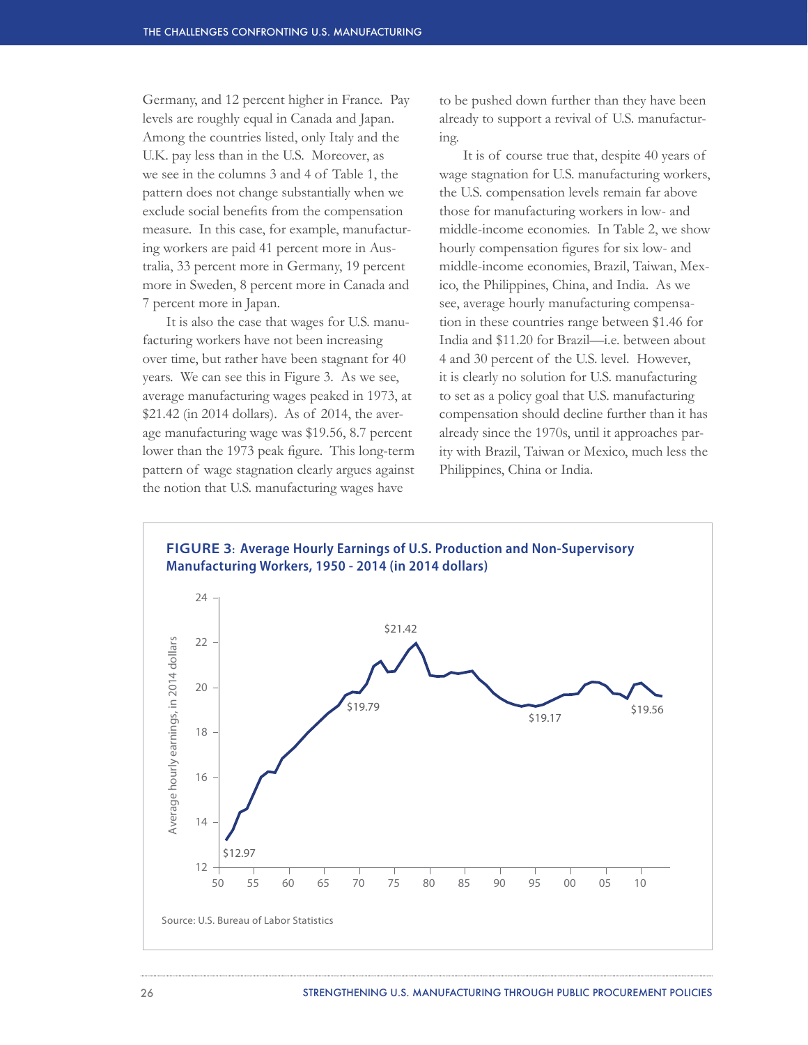Germany, and 12 percent higher in France. Pay levels are roughly equal in Canada and Japan. Among the countries listed, only Italy and the U.K. pay less than in the U.S. Moreover, as we see in the columns 3 and 4 of Table 1, the pattern does not change substantially when we exclude social benefits from the compensation measure. In this case, for example, manufacturing workers are paid 41 percent more in Australia, 33 percent more in Germany, 19 percent more in Sweden, 8 percent more in Canada and 7 percent more in Japan.

It is also the case that wages for U.S. manufacturing workers have not been increasing over time, but rather have been stagnant for 40 years. We can see this in Figure 3. As we see, average manufacturing wages peaked in 1973, at $21.42 (in 2014 dollars). As of 2014, the average manufacturing wage was $19.56, 8.7 percent lower than the 1973 peak figure. This long-term pattern of wage stagnation clearly argues against the notion that U.S. manufacturing wages have to be pushed down further than they have been already to support a revival of U.S. manufacturing.

It is of course true that, despite 40 years of wage stagnation for U.S. manufacturing workers, the U.S. compensation levels remain far above those for manufacturing workers in low- and middle-income economies. In Table 2, we show hourly compensation figures for six low- and middle-income economies, Brazil, Taiwan, Mexico, the Philippines, China, and India. As we see, average hourly manufacturing compensation in these countries range between $1.46 for India and $11.20 for Brazil—i.e. between about 4 and 30 percent of the U.S. level. However, it is clearly no solution for U.S. manufacturing to set as a policy goal that U.S. manufacturing compensation should decline further than it has already since the 1970s, until it approaches parity with Brazil, Taiwan or Mexico, much less the Philippines, China or India.

**FIGURE 3: Average Hourly Earnings of U.S. Production and Non-Supervisory Manufacturing Workers, 1950 - 2014 (in 2014 dollars)**

Source: U.S. Bureau of Labor Statistics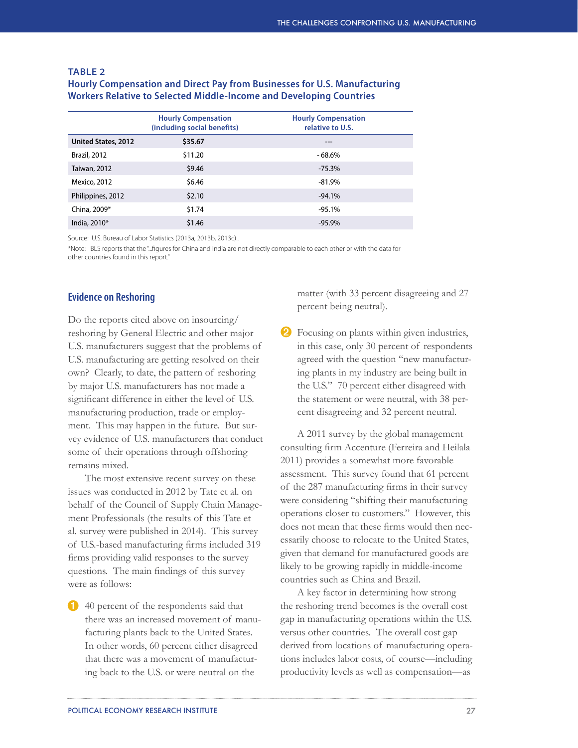**TABLE 2**
**Hourly Compensation and Direct Pay from Businesses for U.S. Manufacturing Workers Relative to Selected Middle-Income and Developing Countries**

| | Hourly Compensation (including social benefits) | Hourly Compensation relative to U.S. |
|---|---|---|
| **United States, 2012** | **$35.67** | --- |
| Brazil, 2012 | $11.20 | - 68.6% |
| Taiwan, 2012 | $9.46 | -75.3% |
| Mexico, 2012 | $6.46 | -81.9% |
| Philippines, 2012 | $2.10 | -94.1% |
| China, 2009* | $1.74 | -95.1% |
| India, 2010* | $1.46 | -95.9% |

Source: U.S. Bureau of Labor Statistics (2013a, 2013b, 2013c)..

*Note: BLS reports that the "...figures for China and India are not directly comparable to each other or with the data for other countries found in this report."

## Evidence on Reshoring

Do the reports cited above on insourcing/reshoring by General Electric and other major U.S. manufacturers suggest that the problems of U.S. manufacturing are getting resolved on their own? Clearly, to date, the pattern of reshoring by major U.S. manufacturers has not made a significant difference in either the level of U.S. manufacturing production, trade or employment. This may happen in the future. But survey evidence of U.S. manufacturers that conduct some of their operations through offshoring remains mixed.

The most extensive recent survey on these issues was conducted in 2012 by Tate et al. on behalf of the Council of Supply Chain Management Professionals (the results of this Tate et al. survey were published in 2014). This survey of U.S.-based manufacturing firms included 319 firms providing valid responses to the survey questions. The main findings of this survey were as follows:

1. 40 percent of the respondents said that there was an increased movement of manufacturing plants back to the United States. In other words, 60 percent either disagreed that there was a movement of manufacturing back to the U.S. or were neutral on the matter (with 33 percent disagreeing and 27 percent being neutral).
2. Focusing on plants within given industries, in this case, only 30 percent of respondents agreed with the question "new manufacturing plants in my industry are being built in the U.S." 70 percent either disagreed with the statement or were neutral, with 38 percent disagreeing and 32 percent neutral.

A 2011 survey by the global management consulting firm Accenture (Ferreira and Heilala 2011) provides a somewhat more favorable assessment. This survey found that 61 percent of the 287 manufacturing firms in their survey were considering "shifting their manufacturing operations closer to customers." However, this does not mean that these firms would then necessarily choose to relocate to the United States, given that demand for manufactured goods are likely to be growing rapidly in middle-income countries such as China and Brazil.

A key factor in determining how strong the reshoring trend becomes is the overall cost gap in manufacturing operations within the U.S. versus other countries. The overall cost gap derived from locations of manufacturing operations includes labor costs, of course—including productivity levels as well as compensation—as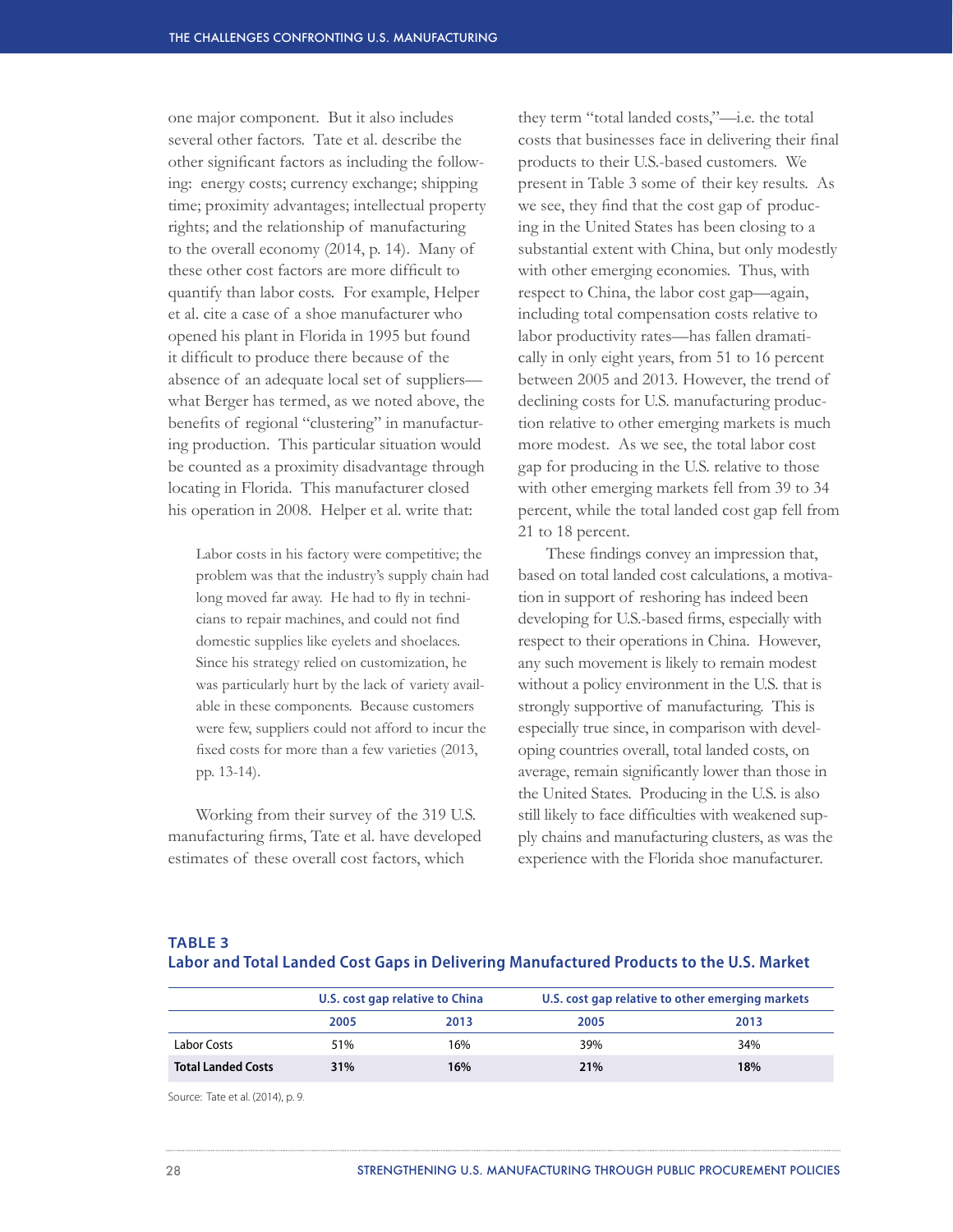one major component. But it also includes several other factors. Tate et al. describe the other significant factors as including the following: energy costs; currency exchange; shipping time; proximity advantages; intellectual property rights; and the relationship of manufacturing to the overall economy (2014, p. 14). Many of these other cost factors are more difficult to quantify than labor costs. For example, Helper et al. cite a case of a shoe manufacturer who opened his plant in Florida in 1995 but found it difficult to produce there because of the absence of an adequate local set of suppliers—what Berger has termed, as we noted above, the benefits of regional "clustering" in manufacturing production. This particular situation would be counted as a proximity disadvantage through locating in Florida. This manufacturer closed his operation in 2008. Helper et al. write that:

> Labor costs in his factory were competitive; the problem was that the industry's supply chain had long moved far away. He had to fly in technicians to repair machines, and could not find domestic supplies like eyelets and shoelaces. Since his strategy relied on customization, he was particularly hurt by the lack of variety available in these components. Because customers were few, suppliers could not afford to incur the fixed costs for more than a few varieties (2013, pp. 13-14).

Working from their survey of the 319 U.S. manufacturing firms, Tate et al. have developed estimates of these overall cost factors, which they term "total landed costs,"—i.e. the total costs that businesses face in delivering their final products to their U.S.-based customers. We present in Table 3 some of their key results. As we see, they find that the cost gap of producing in the United States has been closing to a substantial extent with China, but only modestly with other emerging economies. Thus, with respect to China, the labor cost gap—again, including total compensation costs relative to labor productivity rates—has fallen dramatically in only eight years, from 51 to 16 percent between 2005 and 2013. However, the trend of declining costs for U.S. manufacturing production relative to other emerging markets is much more modest. As we see, the total labor cost gap for producing in the U.S. relative to those with other emerging markets fell from 39 to 34 percent, while the total landed cost gap fell from 21 to 18 percent.

These findings convey an impression that, based on total landed cost calculations, a motivation in support of reshoring has indeed been developing for U.S.-based firms, especially with respect to their operations in China. However, any such movement is likely to remain modest without a policy environment in the U.S. that is strongly supportive of manufacturing. This is especially true since, in comparison with developing countries overall, total landed costs, on average, remain significantly lower than those in the United States. Producing in the U.S. is also still likely to face difficulties with weakened supply chains and manufacturing clusters, as was the experience with the Florida shoe manufacturer.

**TABLE 3**
**Labor and Total Landed Cost Gaps in Delivering Manufactured Products to the U.S. Market**

| | U.S. cost gap relative to China | | U.S. cost gap relative to other emerging markets | |
|---|---|---|---|---|
| | 2005 | 2013 | 2005 | 2013 |
| Labor Costs | 51% | 16% | 39% | 34% |
| **Total Landed Costs** | **31%** | **16%** | **21%** | **18%** |

Source: Tate et al. (2014), p. 9.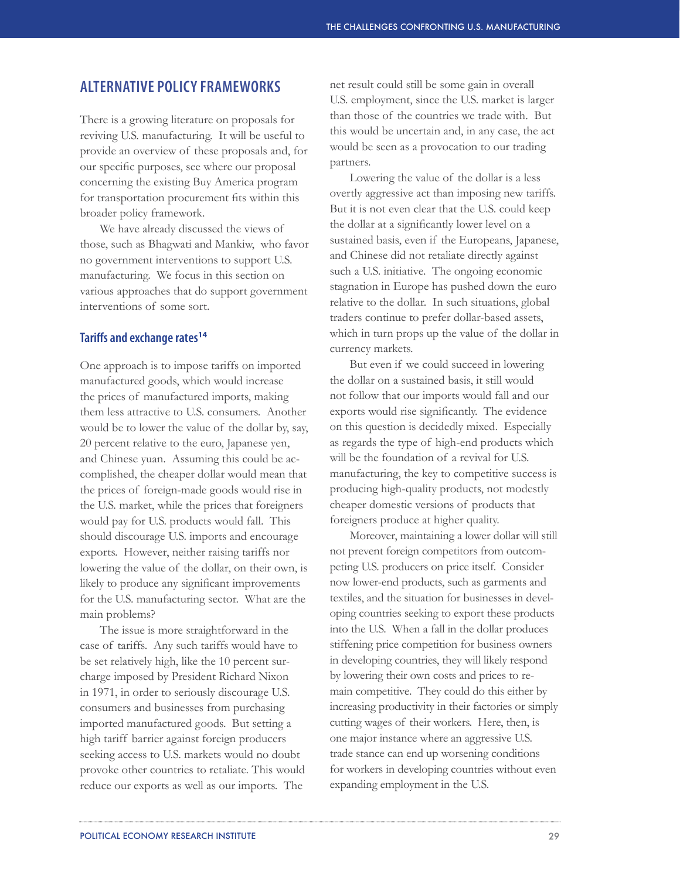## ALTERNATIVE POLICY FRAMEWORKS

There is a growing literature on proposals for reviving U.S. manufacturing. It will be useful to provide an overview of these proposals and, for our specific purposes, see where our proposal concerning the existing Buy America program for transportation procurement fits within this broader policy framework.

We have already discussed the views of those, such as Bhagwati and Mankiw, who favor no government interventions to support U.S. manufacturing. We focus in this section on various approaches that do support government interventions of some sort.

### Tariffs and exchange rates[14]

One approach is to impose tariffs on imported manufactured goods, which would increase the prices of manufactured imports, making them less attractive to U.S. consumers. Another would be to lower the value of the dollar by, say, 20 percent relative to the euro, Japanese yen, and Chinese yuan. Assuming this could be accomplished, the cheaper dollar would mean that the prices of foreign-made goods would rise in the U.S. market, while the prices that foreigners would pay for U.S. products would fall. This should discourage U.S. imports and encourage exports. However, neither raising tariffs nor lowering the value of the dollar, on their own, is likely to produce any significant improvements for the U.S. manufacturing sector. What are the main problems?

The issue is more straightforward in the case of tariffs. Any such tariffs would have to be set relatively high, like the 10 percent surcharge imposed by President Richard Nixon in 1971, in order to seriously discourage U.S. consumers and businesses from purchasing imported manufactured goods. But setting a high tariff barrier against foreign producers seeking access to U.S. markets would no doubt provoke other countries to retaliate. This would reduce our exports as well as our imports. The net result could still be some gain in overall U.S. employment, since the U.S. market is larger than those of the countries we trade with. But this would be uncertain and, in any case, the act would be seen as a provocation to our trading partners.

Lowering the value of the dollar is a less overtly aggressive act than imposing new tariffs. But it is not even clear that the U.S. could keep the dollar at a significantly lower level on a sustained basis, even if the Europeans, Japanese, and Chinese did not retaliate directly against such a U.S. initiative. The ongoing economic stagnation in Europe has pushed down the euro relative to the dollar. In such situations, global traders continue to prefer dollar-based assets, which in turn props up the value of the dollar in currency markets.

But even if we could succeed in lowering the dollar on a sustained basis, it still would not follow that our imports would fall and our exports would rise significantly. The evidence on this question is decidedly mixed. Especially as regards the type of high-end products which will be the foundation of a revival for U.S. manufacturing, the key to competitive success is producing high-quality products, not modestly cheaper domestic versions of products that foreigners produce at higher quality.

Moreover, maintaining a lower dollar will still not prevent foreign competitors from outcompeting U.S. producers on price itself. Consider now lower-end products, such as garments and textiles, and the situation for businesses in developing countries seeking to export these products into the U.S. When a fall in the dollar produces stiffening price competition for business owners in developing countries, they will likely respond by lowering their own costs and prices to remain competitive. They could do this either by increasing productivity in their factories or simply cutting wages of their workers. Here, then, is one major instance where an aggressive U.S. trade stance can end up worsening conditions for workers in developing countries without even expanding employment in the U.S.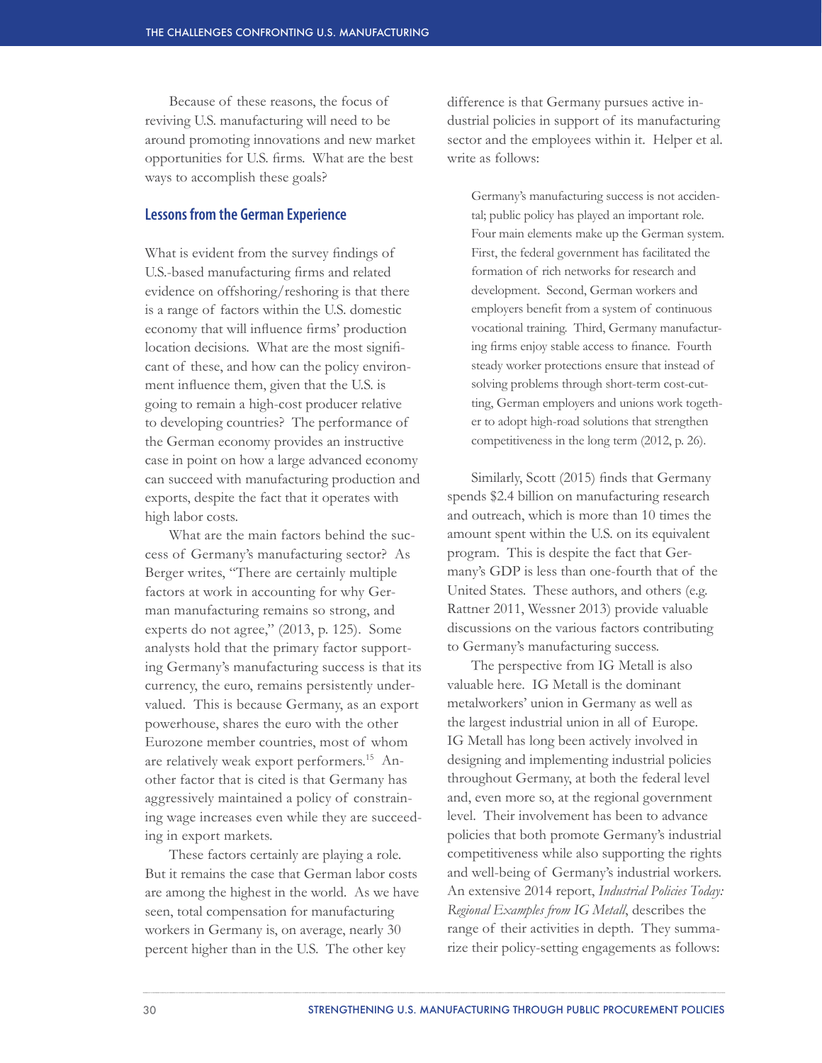Because of these reasons, the focus of reviving U.S. manufacturing will need to be around promoting innovations and new market opportunities for U.S. firms. What are the best ways to accomplish these goals?

## Lessons from the German Experience

What is evident from the survey findings of U.S.-based manufacturing firms and related evidence on offshoring/reshoring is that there is a range of factors within the U.S. domestic economy that will influence firms' production location decisions. What are the most significant of these, and how can the policy environment influence them, given that the U.S. is going to remain a high-cost producer relative to developing countries? The performance of the German economy provides an instructive case in point on how a large advanced economy can succeed with manufacturing production and exports, despite the fact that it operates with high labor costs.

What are the main factors behind the success of Germany's manufacturing sector? As Berger writes, "There are certainly multiple factors at work in accounting for why German manufacturing remains so strong, and experts do not agree," (2013, p. 125). Some analysts hold that the primary factor supporting Germany's manufacturing success is that its currency, the euro, remains persistently undervalued. This is because Germany, as an export powerhouse, shares the euro with the other Eurozone member countries, most of whom are relatively weak export performers.[15] Another factor that is cited is that Germany has aggressively maintained a policy of constraining wage increases even while they are succeeding in export markets.

These factors certainly are playing a role. But it remains the case that German labor costs are among the highest in the world. As we have seen, total compensation for manufacturing workers in Germany is, on average, nearly 30 percent higher than in the U.S. The other key difference is that Germany pursues active industrial policies in support of its manufacturing sector and the employees within it. Helper et al. write as follows:

> Germany's manufacturing success is not accidental; public policy has played an important role. Four main elements make up the German system. First, the federal government has facilitated the formation of rich networks for research and development. Second, German workers and employers benefit from a system of continuous vocational training. Third, Germany manufacturing firms enjoy stable access to finance. Fourth steady worker protections ensure that instead of solving problems through short-term cost-cutting, German employers and unions work together to adopt high-road solutions that strengthen competitiveness in the long term (2012, p. 26).

Similarly, Scott (2015) finds that Germany spends $2.4 billion on manufacturing research and outreach, which is more than 10 times the amount spent within the U.S. on its equivalent program. This is despite the fact that Germany's GDP is less than one-fourth that of the United States. These authors, and others (e.g. Rattner 2011, Wessner 2013) provide valuable discussions on the various factors contributing to Germany's manufacturing success.

The perspective from IG Metall is also valuable here. IG Metall is the dominant metalworkers' union in Germany as well as the largest industrial union in all of Europe. IG Metall has long been actively involved in designing and implementing industrial policies throughout Germany, at both the federal level and, even more so, at the regional government level. Their involvement has been to advance policies that both promote Germany's industrial competitiveness while also supporting the rights and well-being of Germany's industrial workers. An extensive 2014 report, *Industrial Policies Today: Regional Examples from IG Metall*, describes the range of their activities in depth. They summarize their policy-setting engagements as follows: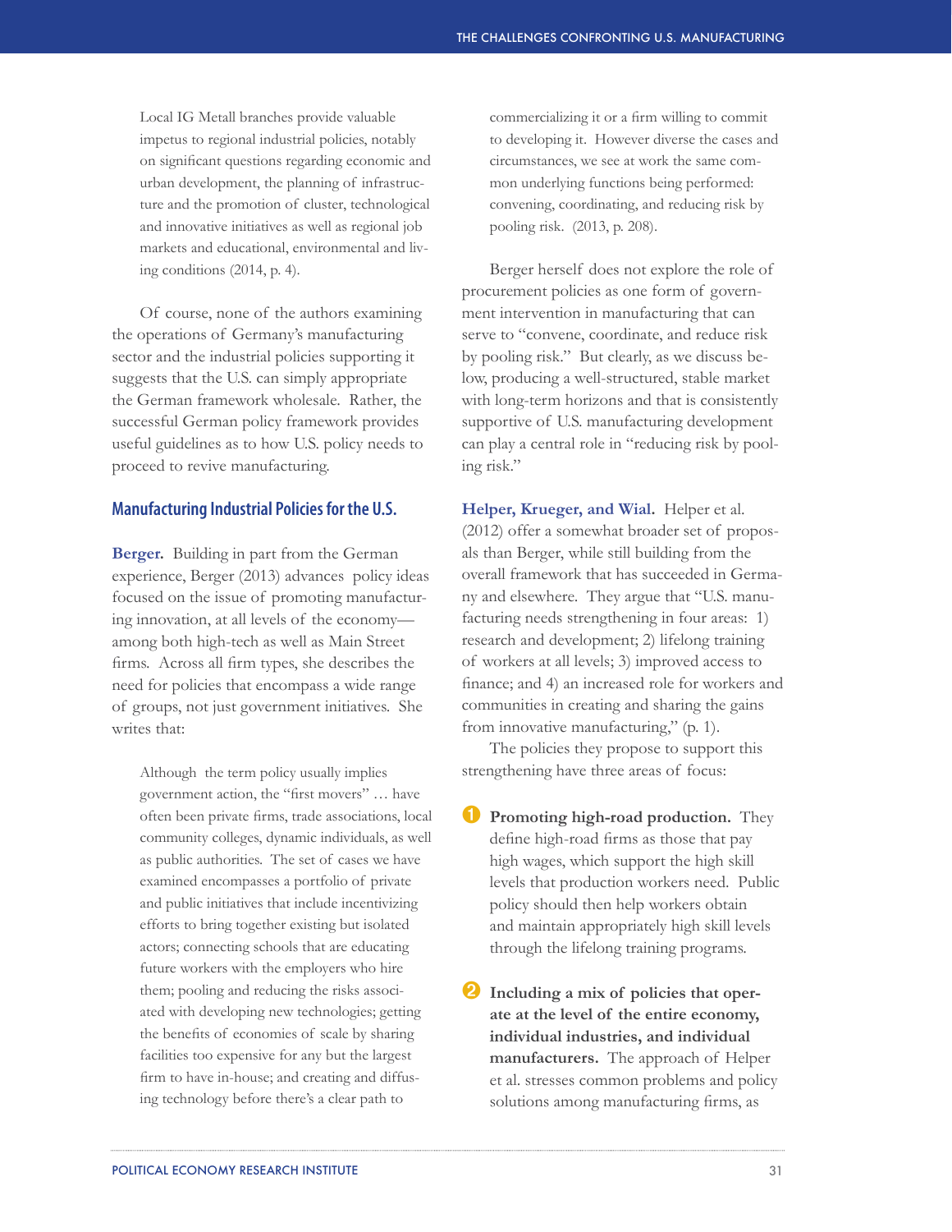> Local IG Metall branches provide valuable impetus to regional industrial policies, notably on significant questions regarding economic and urban development, the planning of infrastructure and the promotion of cluster, technological and innovative initiatives as well as regional job markets and educational, environmental and living conditions (2014, p. 4).

Of course, none of the authors examining the operations of Germany's manufacturing sector and the industrial policies supporting it suggests that the U.S. can simply appropriate the German framework wholesale. Rather, the successful German policy framework provides useful guidelines as to how U.S. policy needs to proceed to revive manufacturing.

## Manufacturing Industrial Policies for the U.S.

**Berger.** Building in part from the German experience, Berger (2013) advances policy ideas focused on the issue of promoting manufacturing innovation, at all levels of the economy—among both high-tech as well as Main Street firms. Across all firm types, she describes the need for policies that encompass a wide range of groups, not just government initiatives. She writes that:

> Although the term policy usually implies government action, the "first movers" … have often been private firms, trade associations, local community colleges, dynamic individuals, as well as public authorities. The set of cases we have examined encompasses a portfolio of private and public initiatives that include incentivizing efforts to bring together existing but isolated actors; connecting schools that are educating future workers with the employers who hire them; pooling and reducing the risks associated with developing new technologies; getting the benefits of economies of scale by sharing facilities too expensive for any but the largest firm to have in-house; and creating and diffusing technology before there's a clear path to commercializing it or a firm willing to commit to developing it. However diverse the cases and circumstances, we see at work the same common underlying functions being performed: convening, coordinating, and reducing risk by pooling risk. (2013, p. 208).

Berger herself does not explore the role of procurement policies as one form of government intervention in manufacturing that can serve to "convene, coordinate, and reduce risk by pooling risk." But clearly, as we discuss below, producing a well-structured, stable market with long-term horizons and that is consistently supportive of U.S. manufacturing development can play a central role in "reducing risk by pooling risk."

**Helper, Krueger, and Wial.** Helper et al. (2012) offer a somewhat broader set of proposals than Berger, while still building from the overall framework that has succeeded in Germany and elsewhere. They argue that "U.S. manufacturing needs strengthening in four areas: 1) research and development; 2) lifelong training of workers at all levels; 3) improved access to finance; and 4) an increased role for workers and communities in creating and sharing the gains from innovative manufacturing," (p. 1).

The policies they propose to support this strengthening have three areas of focus:

1. **Promoting high-road production.** They define high-road firms as those that pay high wages, which support the high skill levels that production workers need. Public policy should then help workers obtain and maintain appropriately high skill levels through the lifelong training programs.

2. **Including a mix of policies that operate at the level of the entire economy, individual industries, and individual manufacturers.** The approach of Helper et al. stresses common problems and policy solutions among manufacturing firms, as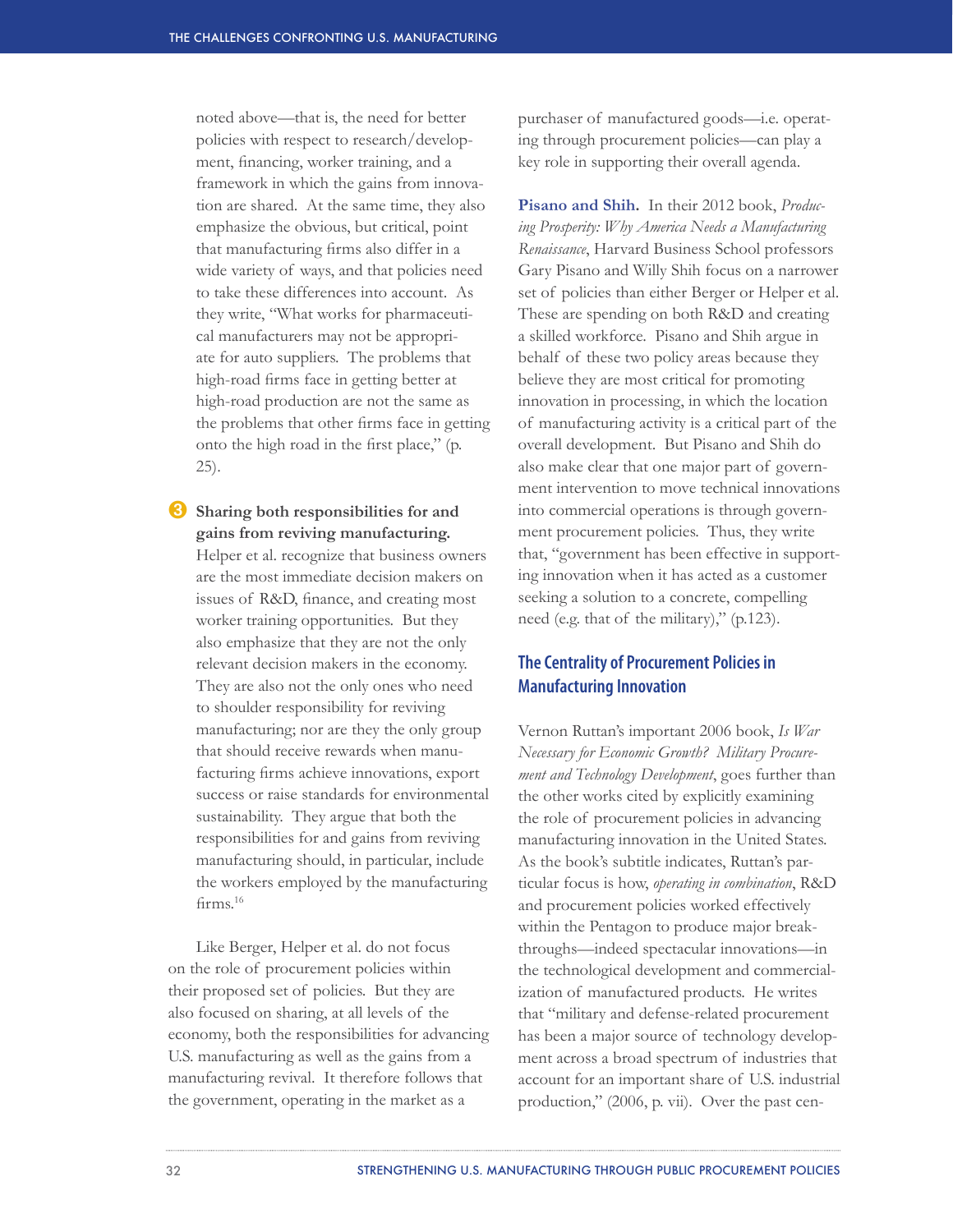noted above—that is, the need for better policies with respect to research/development, financing, worker training, and a framework in which the gains from innovation are shared. At the same time, they also emphasize the obvious, but critical, point that manufacturing firms also differ in a wide variety of ways, and that policies need to take these differences into account. As they write, "What works for pharmaceutical manufacturers may not be appropriate for auto suppliers. The problems that high-road firms face in getting better at high-road production are not the same as the problems that other firms face in getting onto the high road in the first place," (p. 25).

3. **Sharing both responsibilities for and gains from reviving manufacturing.** Helper et al. recognize that business owners are the most immediate decision makers on issues of R&D, finance, and creating most worker training opportunities. But they also emphasize that they are not the only relevant decision makers in the economy. They are also not the only ones who need to shoulder responsibility for reviving manufacturing; nor are they the only group that should receive rewards when manufacturing firms achieve innovations, export success or raise standards for environmental sustainability. They argue that both the responsibilities for and gains from reviving manufacturing should, in particular, include the workers employed by the manufacturing firms.[16]

Like Berger, Helper et al. do not focus on the role of procurement policies within their proposed set of policies. But they are also focused on sharing, at all levels of the economy, both the responsibilities for advancing U.S. manufacturing as well as the gains from a manufacturing revival. It therefore follows that the government, operating in the market as a purchaser of manufactured goods—i.e. operating through procurement policies—can play a key role in supporting their overall agenda.

**Pisano and Shih.** In their 2012 book, *Producing Prosperity: Why America Needs a Manufacturing Renaissance*, Harvard Business School professors Gary Pisano and Willy Shih focus on a narrower set of policies than either Berger or Helper et al. These are spending on both R&D and creating a skilled workforce. Pisano and Shih argue in behalf of these two policy areas because they believe they are most critical for promoting innovation in processing, in which the location of manufacturing activity is a critical part of the overall development. But Pisano and Shih do also make clear that one major part of government intervention to move technical innovations into commercial operations is through government procurement policies. Thus, they write that, "government has been effective in supporting innovation when it has acted as a customer seeking a solution to a concrete, compelling need (e.g. that of the military)," (p.123).

## The Centrality of Procurement Policies in Manufacturing Innovation

Vernon Ruttan's important 2006 book, *Is War Necessary for Economic Growth? Military Procurement and Technology Development*, goes further than the other works cited by explicitly examining the role of procurement policies in advancing manufacturing innovation in the United States. As the book's subtitle indicates, Ruttan's particular focus is how, *operating in combination*, R&D and procurement policies worked effectively within the Pentagon to produce major breakthroughs—indeed spectacular innovations—in the technological development and commercialization of manufactured products. He writes that "military and defense-related procurement has been a major source of technology development across a broad spectrum of industries that account for an important share of U.S. industrial production," (2006, p. vii). Over the past cen-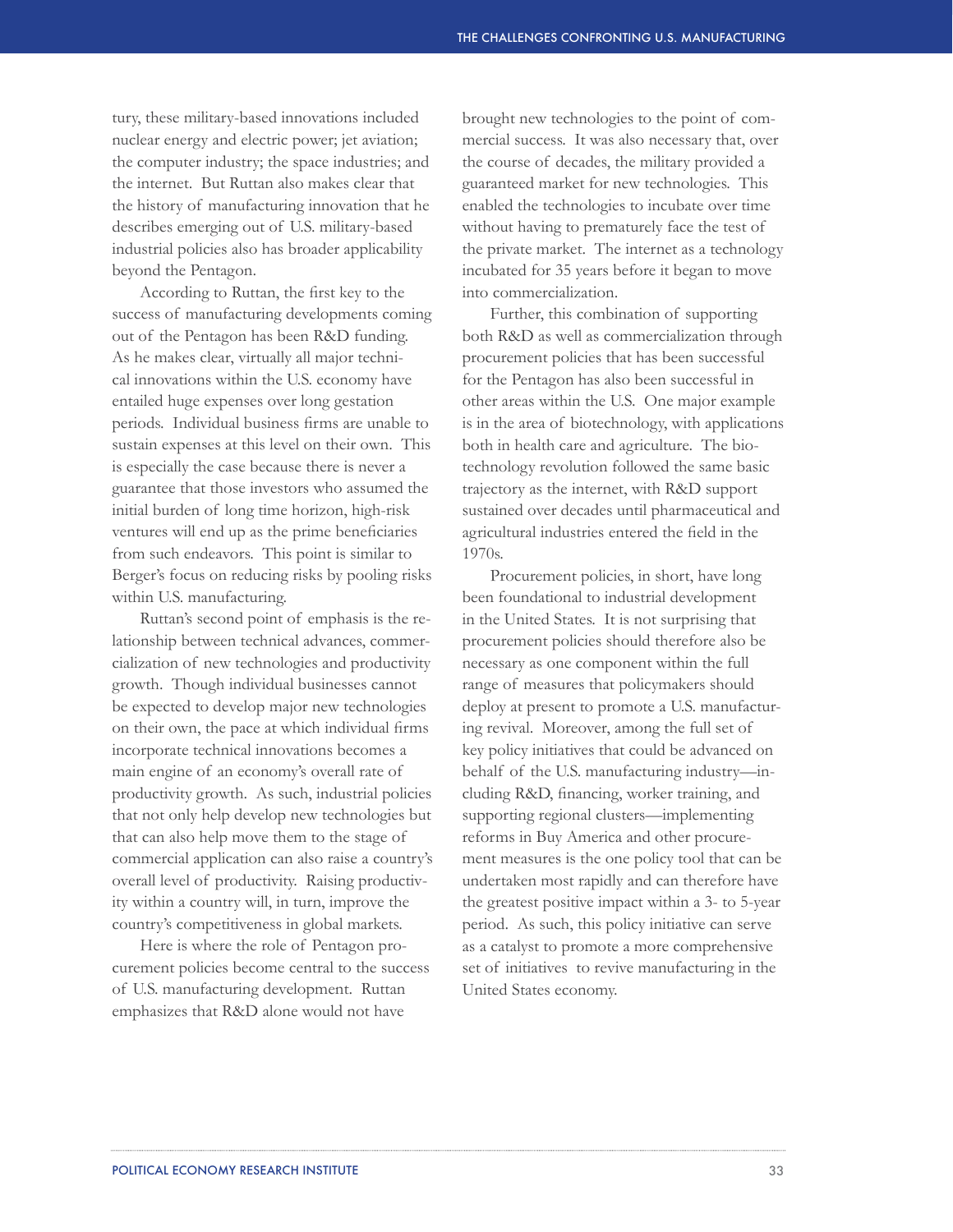tury, these military-based innovations included nuclear energy and electric power; jet aviation; the computer industry; the space industries; and the internet. But Ruttan also makes clear that the history of manufacturing innovation that he describes emerging out of U.S. military-based industrial policies also has broader applicability beyond the Pentagon.

According to Ruttan, the first key to the success of manufacturing developments coming out of the Pentagon has been R&D funding. As he makes clear, virtually all major technical innovations within the U.S. economy have entailed huge expenses over long gestation periods. Individual business firms are unable to sustain expenses at this level on their own. This is especially the case because there is never a guarantee that those investors who assumed the initial burden of long time horizon, high-risk ventures will end up as the prime beneficiaries from such endeavors. This point is similar to Berger's focus on reducing risks by pooling risks within U.S. manufacturing.

Ruttan's second point of emphasis is the relationship between technical advances, commercialization of new technologies and productivity growth. Though individual businesses cannot be expected to develop major new technologies on their own, the pace at which individual firms incorporate technical innovations becomes a main engine of an economy's overall rate of productivity growth. As such, industrial policies that not only help develop new technologies but that can also help move them to the stage of commercial application can also raise a country's overall level of productivity. Raising productivity within a country will, in turn, improve the country's competitiveness in global markets.

Here is where the role of Pentagon procurement policies become central to the success of U.S. manufacturing development. Ruttan emphasizes that R&D alone would not have brought new technologies to the point of commercial success. It was also necessary that, over the course of decades, the military provided a guaranteed market for new technologies. This enabled the technologies to incubate over time without having to prematurely face the test of the private market. The internet as a technology incubated for 35 years before it began to move into commercialization.

Further, this combination of supporting both R&D as well as commercialization through procurement policies that has been successful for the Pentagon has also been successful in other areas within the U.S. One major example is in the area of biotechnology, with applications both in health care and agriculture. The biotechnology revolution followed the same basic trajectory as the internet, with R&D support sustained over decades until pharmaceutical and agricultural industries entered the field in the 1970s.

Procurement policies, in short, have long been foundational to industrial development in the United States. It is not surprising that procurement policies should therefore also be necessary as one component within the full range of measures that policymakers should deploy at present to promote a U.S. manufacturing revival. Moreover, among the full set of key policy initiatives that could be advanced on behalf of the U.S. manufacturing industry—including R&D, financing, worker training, and supporting regional clusters—implementing reforms in Buy America and other procurement measures is the one policy tool that can be undertaken most rapidly and can therefore have the greatest positive impact within a 3- to 5-year period. As such, this policy initiative can serve as a catalyst to promote a more comprehensive set of initiatives to revive manufacturing in the United States economy.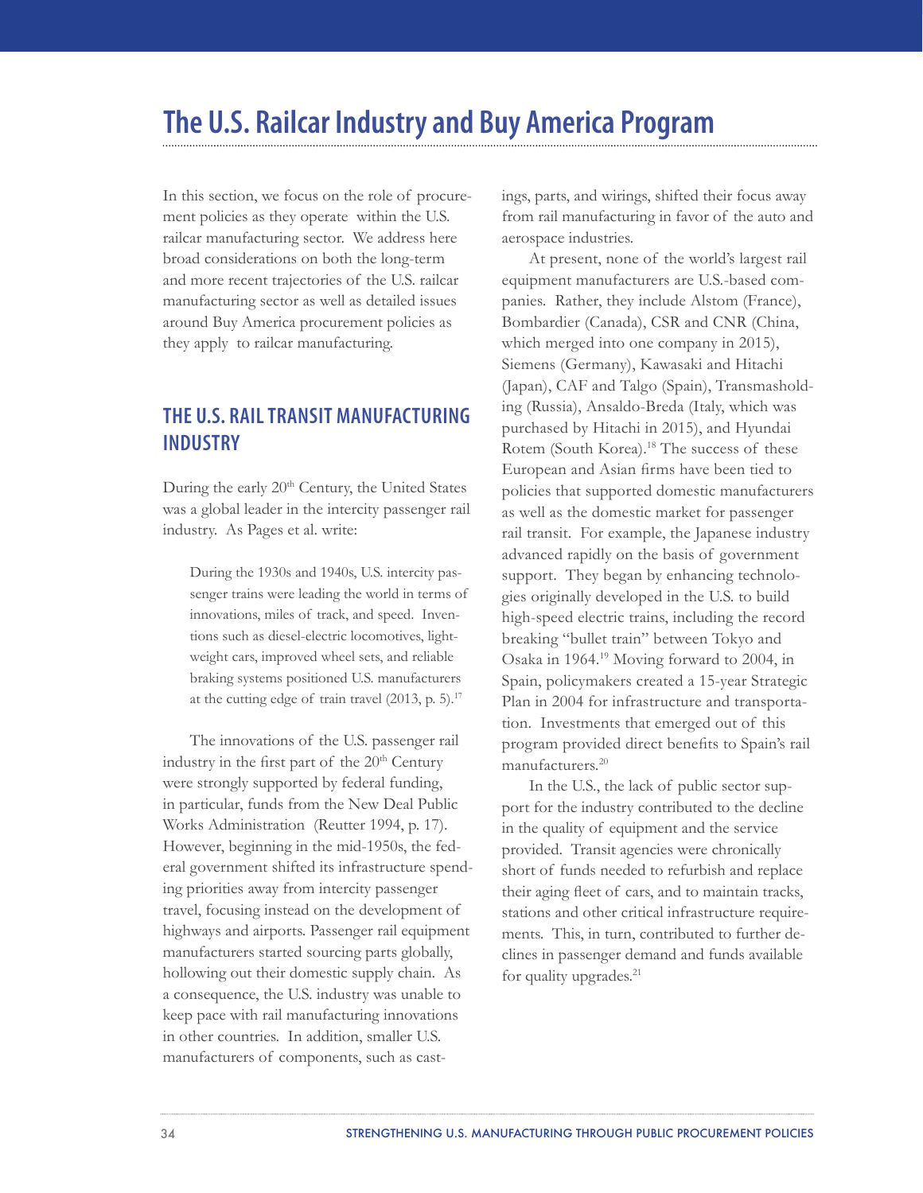# The U.S. Railcar Industry and Buy America Program

In this section, we focus on the role of procurement policies as they operate within the U.S. railcar manufacturing sector. We address here broad considerations on both the long-term and more recent trajectories of the U.S. railcar manufacturing sector as well as detailed issues around Buy America procurement policies as they apply to railcar manufacturing.

## THE U.S. RAIL TRANSIT MANUFACTURING INDUSTRY

During the early 20th Century, the United States was a global leader in the intercity passenger rail industry. As Pages et al. write:

> During the 1930s and 1940s, U.S. intercity passenger trains were leading the world in terms of innovations, miles of track, and speed. Inventions such as diesel-electric locomotives, lightweight cars, improved wheel sets, and reliable braking systems positioned U.S. manufacturers at the cutting edge of train travel (2013, p. 5).[17]

The innovations of the U.S. passenger rail industry in the first part of the 20th Century were strongly supported by federal funding, in particular, funds from the New Deal Public Works Administration (Reutter 1994, p. 17). However, beginning in the mid-1950s, the federal government shifted its infrastructure spending priorities away from intercity passenger travel, focusing instead on the development of highways and airports. Passenger rail equipment manufacturers started sourcing parts globally, hollowing out their domestic supply chain. As a consequence, the U.S. industry was unable to keep pace with rail manufacturing innovations in other countries. In addition, smaller U.S. manufacturers of components, such as castings, parts, and wirings, shifted their focus away from rail manufacturing in favor of the auto and aerospace industries.

At present, none of the world's largest rail equipment manufacturers are U.S.-based companies. Rather, they include Alstom (France), Bombardier (Canada), CSR and CNR (China, which merged into one company in 2015), Siemens (Germany), Kawasaki and Hitachi (Japan), CAF and Talgo (Spain), Transmashholding (Russia), Ansaldo-Breda (Italy, which was purchased by Hitachi in 2015), and Hyundai Rotem (South Korea).[18] The success of these European and Asian firms have been tied to policies that supported domestic manufacturers as well as the domestic market for passenger rail transit. For example, the Japanese industry advanced rapidly on the basis of government support. They began by enhancing technologies originally developed in the U.S. to build high-speed electric trains, including the record breaking "bullet train" between Tokyo and Osaka in 1964.[19] Moving forward to 2004, in Spain, policymakers created a 15-year Strategic Plan in 2004 for infrastructure and transportation. Investments that emerged out of this program provided direct benefits to Spain's rail manufacturers.[20]

In the U.S., the lack of public sector support for the industry contributed to the decline in the quality of equipment and the service provided. Transit agencies were chronically short of funds needed to refurbish and replace their aging fleet of cars, and to maintain tracks, stations and other critical infrastructure requirements. This, in turn, contributed to further declines in passenger demand and funds available for quality upgrades.[21]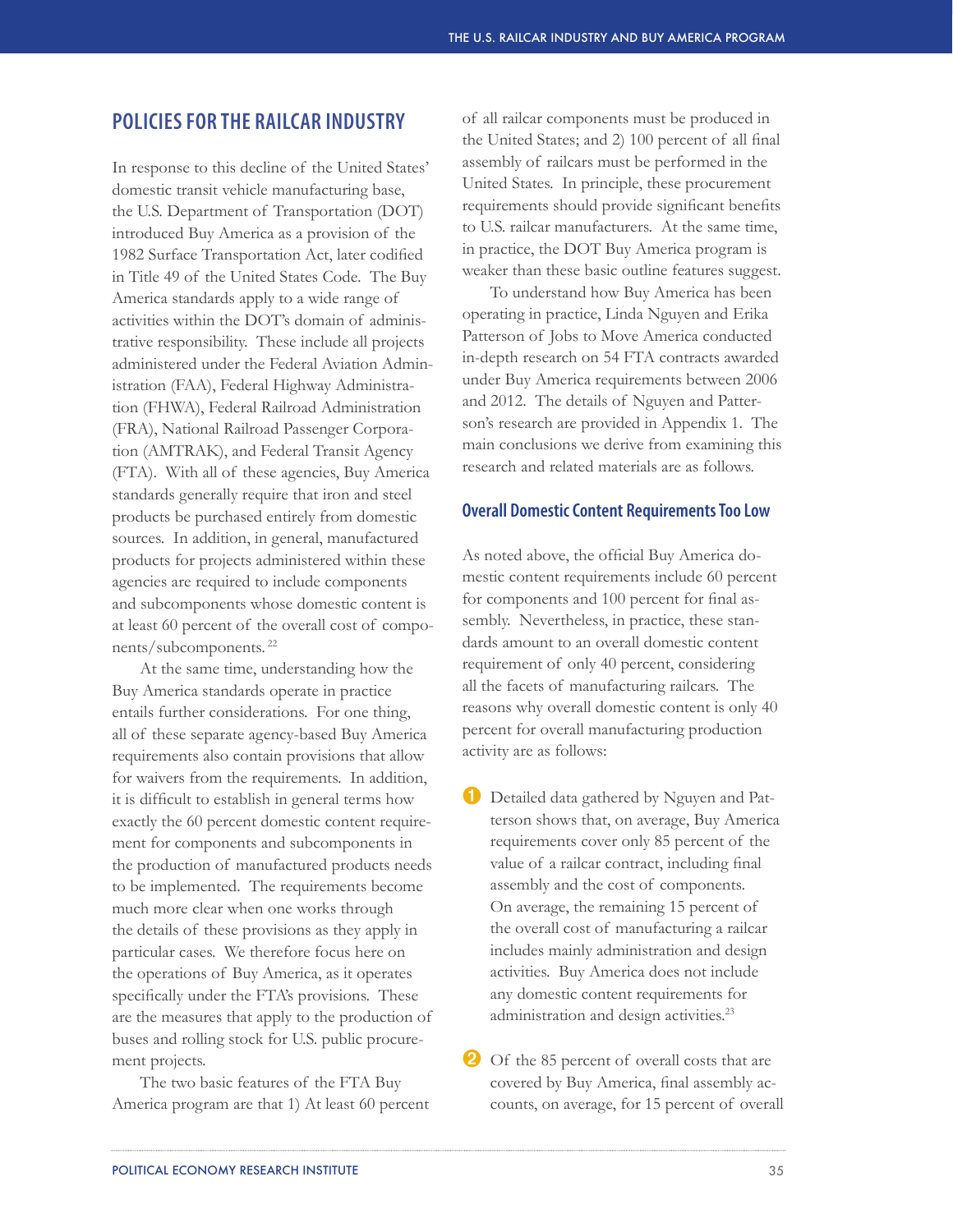## POLICIES FOR THE RAILCAR INDUSTRY

In response to this decline of the United States' domestic transit vehicle manufacturing base, the U.S. Department of Transportation (DOT) introduced Buy America as a provision of the 1982 Surface Transportation Act, later codified in Title 49 of the United States Code. The Buy America standards apply to a wide range of activities within the DOT's domain of administrative responsibility. These include all projects administered under the Federal Aviation Administration (FAA), Federal Highway Administration (FHWA), Federal Railroad Administration (FRA), National Railroad Passenger Corporation (AMTRAK), and Federal Transit Agency (FTA). With all of these agencies, Buy America standards generally require that iron and steel products be purchased entirely from domestic sources. In addition, in general, manufactured products for projects administered within these agencies are required to include components and subcomponents whose domestic content is at least 60 percent of the overall cost of components/subcomponents.[22]

At the same time, understanding how the Buy America standards operate in practice entails further considerations. For one thing, all of these separate agency-based Buy America requirements also contain provisions that allow for waivers from the requirements. In addition, it is difficult to establish in general terms how exactly the 60 percent domestic content requirement for components and subcomponents in the production of manufactured products needs to be implemented. The requirements become much more clear when one works through the details of these provisions as they apply in particular cases. We therefore focus here on the operations of Buy America, as it operates specifically under the FTA's provisions. These are the measures that apply to the production of buses and rolling stock for U.S. public procurement projects.

The two basic features of the FTA Buy America program are that 1) At least 60 percent of all railcar components must be produced in the United States; and 2) 100 percent of all final assembly of railcars must be performed in the United States. In principle, these procurement requirements should provide significant benefits to U.S. railcar manufacturers. At the same time, in practice, the DOT Buy America program is weaker than these basic outline features suggest.

To understand how Buy America has been operating in practice, Linda Nguyen and Erika Patterson of Jobs to Move America conducted in-depth research on 54 FTA contracts awarded under Buy America requirements between 2006 and 2012. The details of Nguyen and Patterson's research are provided in Appendix 1. The main conclusions we derive from examining this research and related materials are as follows.

### Overall Domestic Content Requirements Too Low

As noted above, the official Buy America domestic content requirements include 60 percent for components and 100 percent for final assembly. Nevertheless, in practice, these standards amount to an overall domestic content requirement of only 40 percent, considering all the facets of manufacturing railcars. The reasons why overall domestic content is only 40 percent for overall manufacturing production activity are as follows:

1. Detailed data gathered by Nguyen and Patterson shows that, on average, Buy America requirements cover only 85 percent of the value of a railcar contract, including final assembly and the cost of components. On average, the remaining 15 percent of the overall cost of manufacturing a railcar includes mainly administration and design activities. Buy America does not include any domestic content requirements for administration and design activities.[23]

2. Of the 85 percent of overall costs that are covered by Buy America, final assembly accounts, on average, for 15 percent of overall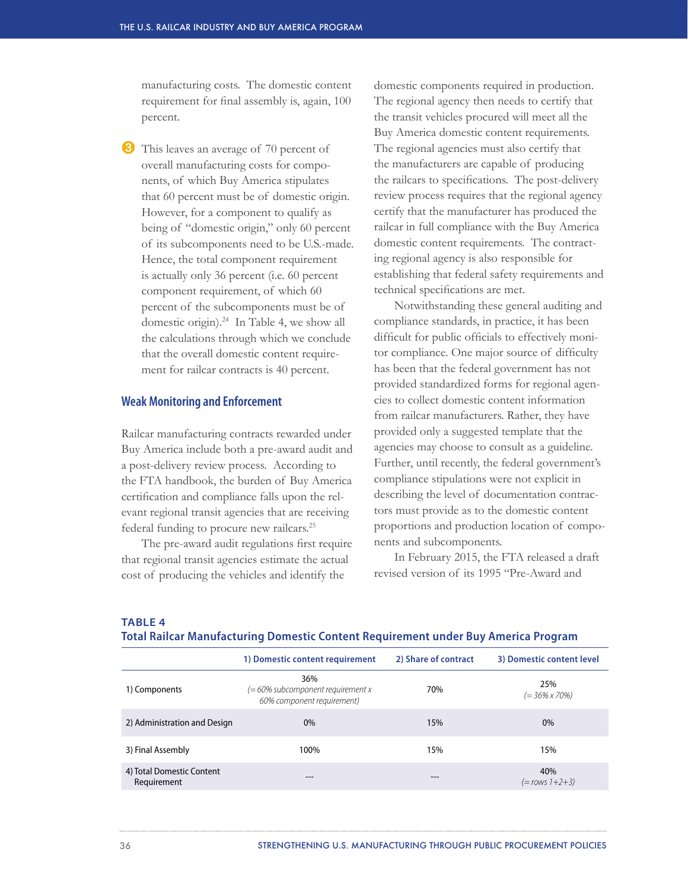manufacturing costs. The domestic content requirement for final assembly is, again, 100 percent.

3. This leaves an average of 70 percent of overall manufacturing costs for components, of which Buy America stipulates that 60 percent must be of domestic origin. However, for a component to qualify as being of "domestic origin," only 60 percent of its subcomponents need to be U.S.-made. Hence, the total component requirement is actually only 36 percent (i.e. 60 percent component requirement, of which 60 percent of the subcomponents must be of domestic origin).[24] In Table 4, we show all the calculations through which we conclude that the overall domestic content requirement for railcar contracts is 40 percent.

## Weak Monitoring and Enforcement

Railcar manufacturing contracts rewarded under Buy America include both a pre-award audit and a post-delivery review process. According to the FTA handbook, the burden of Buy America certification and compliance falls upon the relevant regional transit agencies that are receiving federal funding to procure new railcars.[25]

The pre-award audit regulations first require that regional transit agencies estimate the actual cost of producing the vehicles and identify the domestic components required in production. The regional agency then needs to certify that the transit vehicles procured will meet all the Buy America domestic content requirements. The regional agencies must also certify that the manufacturers are capable of producing the railcars to specifications. The post-delivery review process requires that the regional agency certify that the manufacturer has produced the railcar in full compliance with the Buy America domestic content requirements. The contracting regional agency is also responsible for establishing that federal safety requirements and technical specifications are met.

Notwithstanding these general auditing and compliance standards, in practice, it has been difficult for public officials to effectively monitor compliance. One major source of difficulty has been that the federal government has not provided standardized forms for regional agencies to collect domestic content information from railcar manufacturers. Rather, they have provided only a suggested template that the agencies may choose to consult as a guideline. Further, until recently, the federal government's compliance stipulations were not explicit in describing the level of documentation contractors must provide as to the domestic content proportions and production location of components and subcomponents.

In February 2015, the FTA released a draft revised version of its 1995 "Pre-Award and

**TABLE 4**
**Total Railcar Manufacturing Domestic Content Requirement under Buy America Program**

| | 1) Domestic content requirement | 2) Share of contract | 3) Domestic content level |
|---|---|---|---|
| 1) Components | 36% *(= 60% subcomponent requirement x 60% component requirement)* | 70% | 25% *(= 36% x 70%)* |
| 2) Administration and Design | 0% | 15% | 0% |
| 3) Final Assembly | 100% | 15% | 15% |
| 4) Total Domestic Content Requirement | --- | --- | 40% *(= rows 1+2+3)* |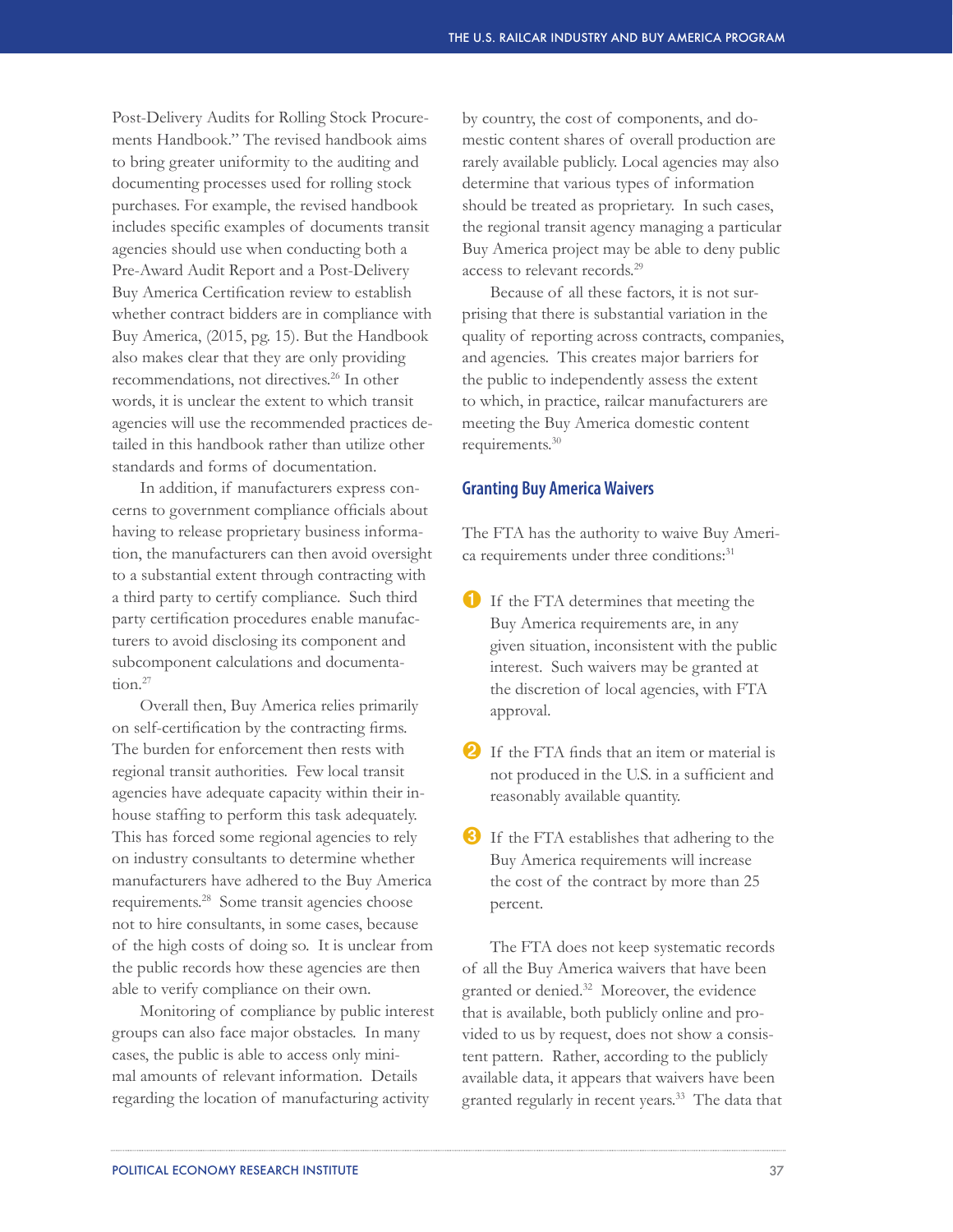Post-Delivery Audits for Rolling Stock Procurements Handbook." The revised handbook aims to bring greater uniformity to the auditing and documenting processes used for rolling stock purchases. For example, the revised handbook includes specific examples of documents transit agencies should use when conducting both a Pre-Award Audit Report and a Post-Delivery Buy America Certification review to establish whether contract bidders are in compliance with Buy America, (2015, pg. 15). But the Handbook also makes clear that they are only providing recommendations, not directives.[26] In other words, it is unclear the extent to which transit agencies will use the recommended practices detailed in this handbook rather than utilize other standards and forms of documentation.

In addition, if manufacturers express concerns to government compliance officials about having to release proprietary business information, the manufacturers can then avoid oversight to a substantial extent through contracting with a third party to certify compliance. Such third party certification procedures enable manufacturers to avoid disclosing its component and subcomponent calculations and documentation.[27]

Overall then, Buy America relies primarily on self-certification by the contracting firms. The burden for enforcement then rests with regional transit authorities. Few local transit agencies have adequate capacity within their in-house staffing to perform this task adequately. This has forced some regional agencies to rely on industry consultants to determine whether manufacturers have adhered to the Buy America requirements.[28] Some transit agencies choose not to hire consultants, in some cases, because of the high costs of doing so. It is unclear from the public records how these agencies are then able to verify compliance on their own.

Monitoring of compliance by public interest groups can also face major obstacles. In many cases, the public is able to access only minimal amounts of relevant information. Details regarding the location of manufacturing activity by country, the cost of components, and domestic content shares of overall production are rarely available publicly. Local agencies may also determine that various types of information should be treated as proprietary. In such cases, the regional transit agency managing a particular Buy America project may be able to deny public access to relevant records.[29]

Because of all these factors, it is not surprising that there is substantial variation in the quality of reporting across contracts, companies, and agencies. This creates major barriers for the public to independently assess the extent to which, in practice, railcar manufacturers are meeting the Buy America domestic content requirements.[30]

## Granting Buy America Waivers

The FTA has the authority to waive Buy America requirements under three conditions:[31]

1. If the FTA determines that meeting the Buy America requirements are, in any given situation, inconsistent with the public interest. Such waivers may be granted at the discretion of local agencies, with FTA approval.

2. If the FTA finds that an item or material is not produced in the U.S. in a sufficient and reasonably available quantity.

3. If the FTA establishes that adhering to the Buy America requirements will increase the cost of the contract by more than 25 percent.

The FTA does not keep systematic records of all the Buy America waivers that have been granted or denied.[32] Moreover, the evidence that is available, both publicly online and provided to us by request, does not show a consistent pattern. Rather, according to the publicly available data, it appears that waivers have been granted regularly in recent years.[33] The data that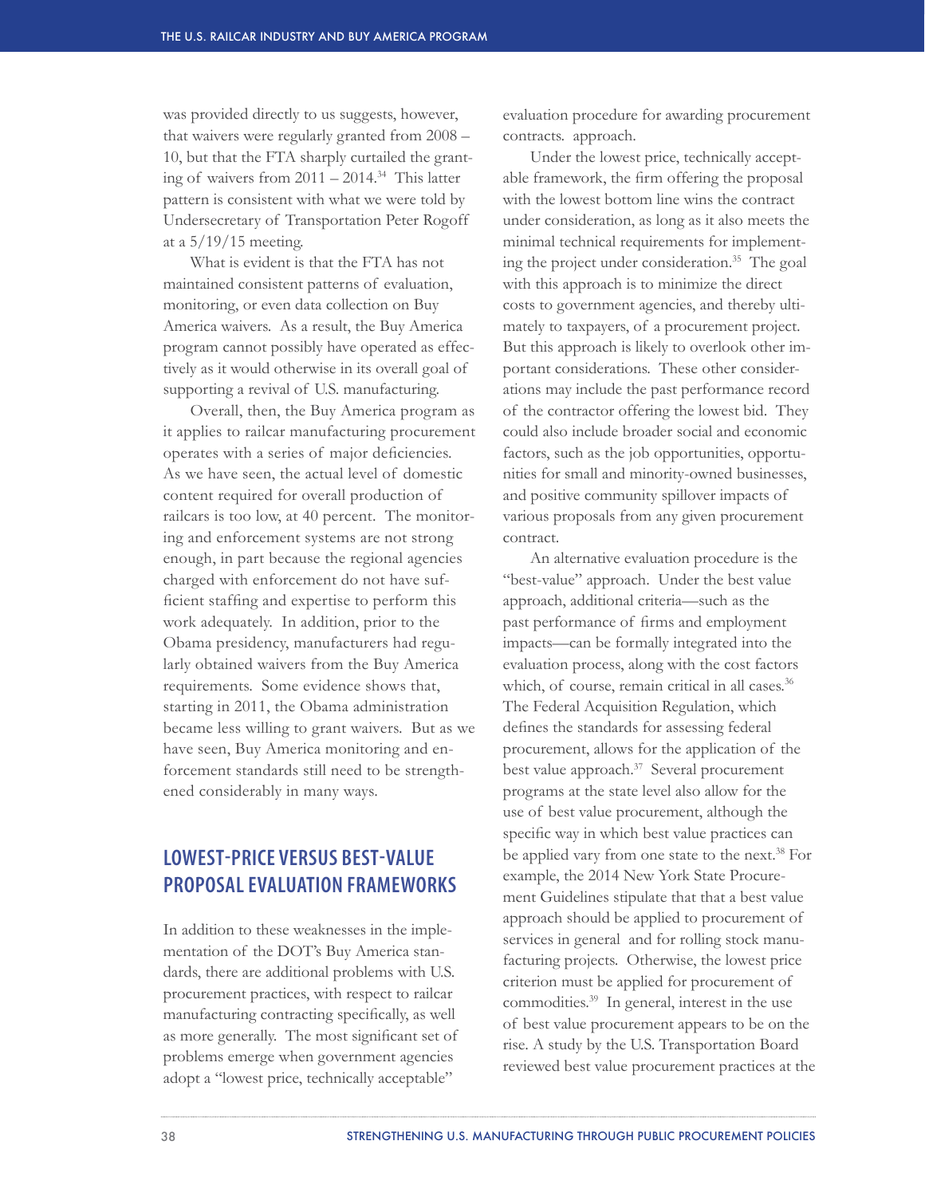was provided directly to us suggests, however, that waivers were regularly granted from 2008 – 10, but that the FTA sharply curtailed the granting of waivers from 2011 – 2014.[34] This latter pattern is consistent with what we were told by Undersecretary of Transportation Peter Rogoff at a 5/19/15 meeting.

What is evident is that the FTA has not maintained consistent patterns of evaluation, monitoring, or even data collection on Buy America waivers. As a result, the Buy America program cannot possibly have operated as effectively as it would otherwise in its overall goal of supporting a revival of U.S. manufacturing.

Overall, then, the Buy America program as it applies to railcar manufacturing procurement operates with a series of major deficiencies. As we have seen, the actual level of domestic content required for overall production of railcars is too low, at 40 percent. The monitoring and enforcement systems are not strong enough, in part because the regional agencies charged with enforcement do not have sufficient staffing and expertise to perform this work adequately. In addition, prior to the Obama presidency, manufacturers had regularly obtained waivers from the Buy America requirements. Some evidence shows that, starting in 2011, the Obama administration became less willing to grant waivers. But as we have seen, Buy America monitoring and enforcement standards still need to be strengthened considerably in many ways.

## LOWEST-PRICE VERSUS BEST-VALUE PROPOSAL EVALUATION FRAMEWORKS

In addition to these weaknesses in the implementation of the DOT's Buy America standards, there are additional problems with U.S. procurement practices, with respect to railcar manufacturing contracting specifically, as well as more generally. The most significant set of problems emerge when government agencies adopt a "lowest price, technically acceptable" evaluation procedure for awarding procurement contracts. approach.

Under the lowest price, technically acceptable framework, the firm offering the proposal with the lowest bottom line wins the contract under consideration, as long as it also meets the minimal technical requirements for implementing the project under consideration.[35] The goal with this approach is to minimize the direct costs to government agencies, and thereby ultimately to taxpayers, of a procurement project. But this approach is likely to overlook other important considerations. These other considerations may include the past performance record of the contractor offering the lowest bid. They could also include broader social and economic factors, such as the job opportunities, opportunities for small and minority-owned businesses, and positive community spillover impacts of various proposals from any given procurement contract.

An alternative evaluation procedure is the "best-value" approach. Under the best value approach, additional criteria—such as the past performance of firms and employment impacts—can be formally integrated into the evaluation process, along with the cost factors which, of course, remain critical in all cases.[36] The Federal Acquisition Regulation, which defines the standards for assessing federal procurement, allows for the application of the best value approach.[37] Several procurement programs at the state level also allow for the use of best value procurement, although the specific way in which best value practices can be applied vary from one state to the next.[38] For example, the 2014 New York State Procurement Guidelines stipulate that that a best value approach should be applied to procurement of services in general and for rolling stock manufacturing projects. Otherwise, the lowest price criterion must be applied for procurement of commodities.[39] In general, interest in the use of best value procurement appears to be on the rise. A study by the U.S. Transportation Board reviewed best value procurement practices at the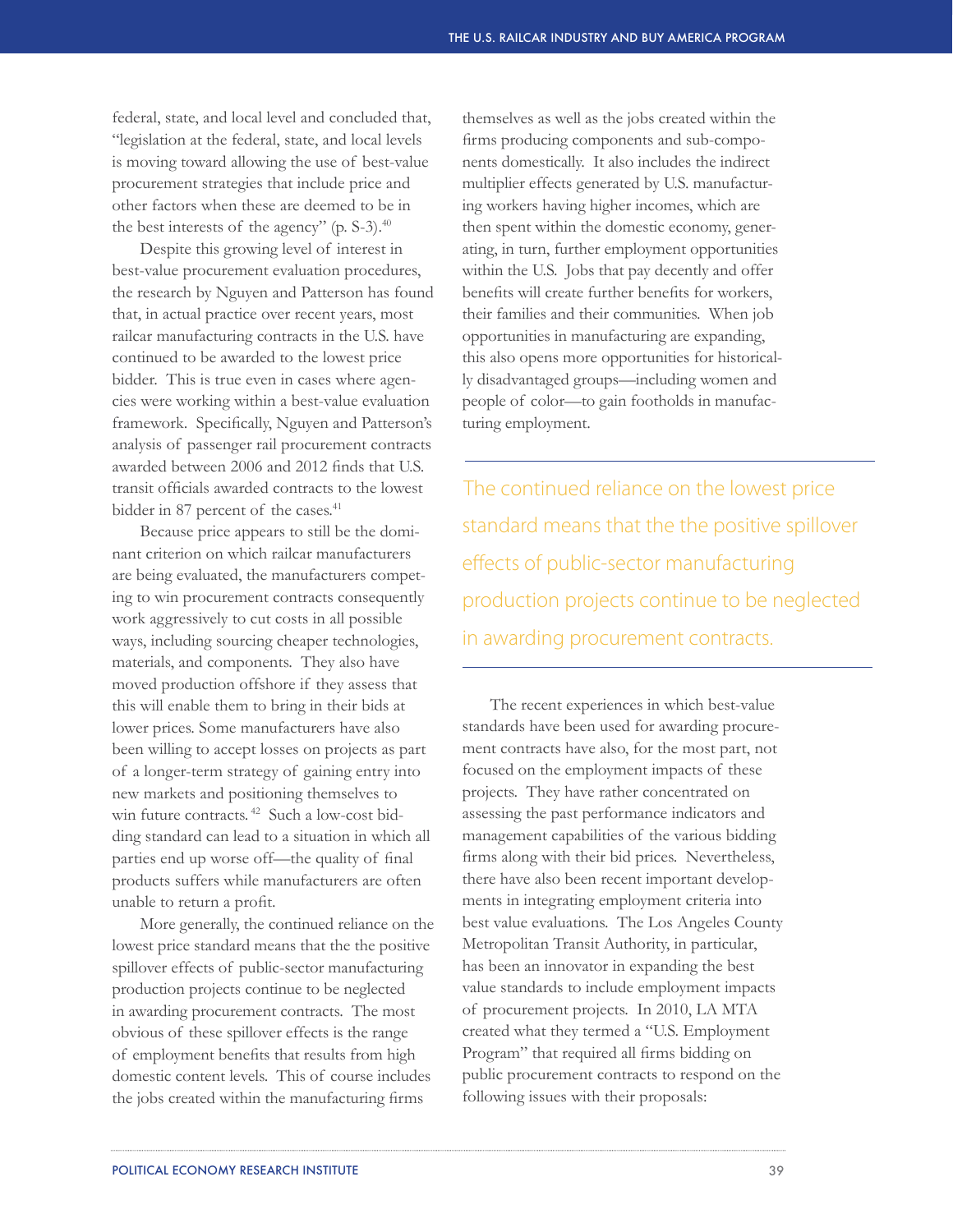federal, state, and local level and concluded that, "legislation at the federal, state, and local levels is moving toward allowing the use of best-value procurement strategies that include price and other factors when these are deemed to be in the best interests of the agency" (p. S-3).[40]

Despite this growing level of interest in best-value procurement evaluation procedures, the research by Nguyen and Patterson has found that, in actual practice over recent years, most railcar manufacturing contracts in the U.S. have continued to be awarded to the lowest price bidder. This is true even in cases where agencies were working within a best-value evaluation framework. Specifically, Nguyen and Patterson's analysis of passenger rail procurement contracts awarded between 2006 and 2012 finds that U.S. transit officials awarded contracts to the lowest bidder in 87 percent of the cases.[41]

Because price appears to still be the dominant criterion on which railcar manufacturers are being evaluated, the manufacturers competing to win procurement contracts consequently work aggressively to cut costs in all possible ways, including sourcing cheaper technologies, materials, and components. They also have moved production offshore if they assess that this will enable them to bring in their bids at lower prices. Some manufacturers have also been willing to accept losses on projects as part of a longer-term strategy of gaining entry into new markets and positioning themselves to win future contracts.[42] Such a low-cost bidding standard can lead to a situation in which all parties end up worse off—the quality of final products suffers while manufacturers are often unable to return a profit.

More generally, the continued reliance on the lowest price standard means that the the positive spillover effects of public-sector manufacturing production projects continue to be neglected in awarding procurement contracts. The most obvious of these spillover effects is the range of employment benefits that results from high domestic content levels. This of course includes the jobs created within the manufacturing firms themselves as well as the jobs created within the firms producing components and sub-components domestically. It also includes the indirect multiplier effects generated by U.S. manufacturing workers having higher incomes, which are then spent within the domestic economy, generating, in turn, further employment opportunities within the U.S. Jobs that pay decently and offer benefits will create further benefits for workers, their families and their communities. When job opportunities in manufacturing are expanding, this also opens more opportunities for historically disadvantaged groups—including women and people of color—to gain footholds in manufacturing employment.

> The continued reliance on the lowest price standard means that the the positive spillover effects of public-sector manufacturing production projects continue to be neglected in awarding procurement contracts.

The recent experiences in which best-value standards have been used for awarding procurement contracts have also, for the most part, not focused on the employment impacts of these projects. They have rather concentrated on assessing the past performance indicators and management capabilities of the various bidding firms along with their bid prices. Nevertheless, there have also been recent important developments in integrating employment criteria into best value evaluations. The Los Angeles County Metropolitan Transit Authority, in particular, has been an innovator in expanding the best value standards to include employment impacts of procurement projects. In 2010, LA MTA created what they termed a "U.S. Employment Program" that required all firms bidding on public procurement contracts to respond on the following issues with their proposals: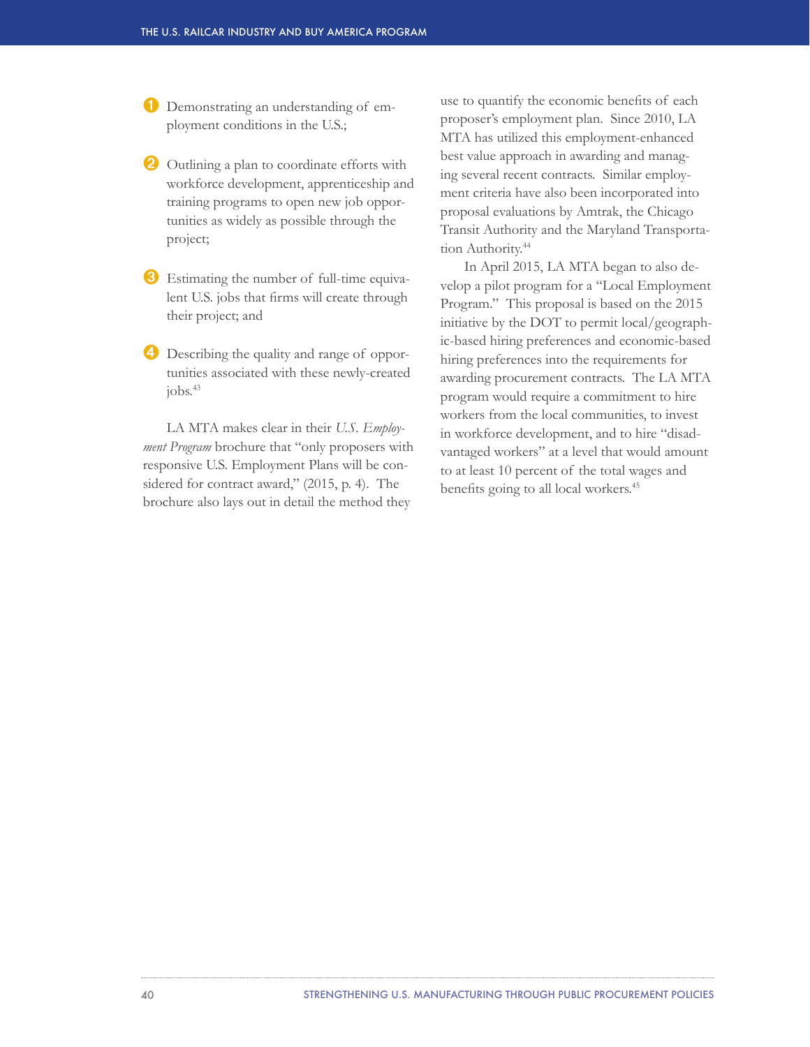1. Demonstrating an understanding of employment conditions in the U.S.;

2. Outlining a plan to coordinate efforts with workforce development, apprenticeship and training programs to open new job opportunities as widely as possible through the project;

3. Estimating the number of full-time equivalent U.S. jobs that firms will create through their project; and

4. Describing the quality and range of opportunities associated with these newly-created jobs.[43]

LA MTA makes clear in their *U.S. Employment Program* brochure that "only proposers with responsive U.S. Employment Plans will be considered for contract award," (2015, p. 4). The brochure also lays out in detail the method they use to quantify the economic benefits of each proposer's employment plan. Since 2010, LA MTA has utilized this employment-enhanced best value approach in awarding and managing several recent contracts. Similar employment criteria have also been incorporated into proposal evaluations by Amtrak, the Chicago Transit Authority and the Maryland Transportation Authority.[44]

In April 2015, LA MTA began to also develop a pilot program for a "Local Employment Program." This proposal is based on the 2015 initiative by the DOT to permit local/geographic-based hiring preferences and economic-based hiring preferences into the requirements for awarding procurement contracts. The LA MTA program would require a commitment to hire workers from the local communities, to invest in workforce development, and to hire "disadvantaged workers" at a level that would amount to at least 10 percent of the total wages and benefits going to all local workers.[45]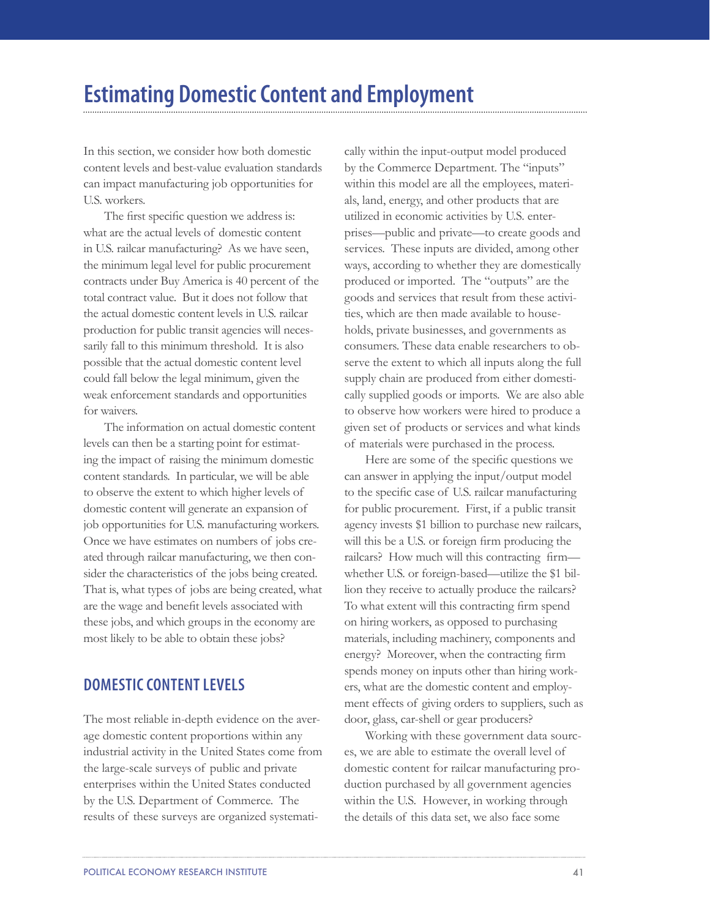# Estimating Domestic Content and Employment

In this section, we consider how both domestic content levels and best-value evaluation standards can impact manufacturing job opportunities for U.S. workers.

The first specific question we address is: what are the actual levels of domestic content in U.S. railcar manufacturing? As we have seen, the minimum legal level for public procurement contracts under Buy America is 40 percent of the total contract value. But it does not follow that the actual domestic content levels in U.S. railcar production for public transit agencies will necessarily fall to this minimum threshold. It is also possible that the actual domestic content level could fall below the legal minimum, given the weak enforcement standards and opportunities for waivers.

The information on actual domestic content levels can then be a starting point for estimating the impact of raising the minimum domestic content standards. In particular, we will be able to observe the extent to which higher levels of domestic content will generate an expansion of job opportunities for U.S. manufacturing workers. Once we have estimates on numbers of jobs created through railcar manufacturing, we then consider the characteristics of the jobs being created. That is, what types of jobs are being created, what are the wage and benefit levels associated with these jobs, and which groups in the economy are most likely to be able to obtain these jobs?

## DOMESTIC CONTENT LEVELS

The most reliable in-depth evidence on the average domestic content proportions within any industrial activity in the United States come from the large-scale surveys of public and private enterprises within the United States conducted by the U.S. Department of Commerce. The results of these surveys are organized systematically within the input-output model produced by the Commerce Department. The "inputs" within this model are all the employees, materials, land, energy, and other products that are utilized in economic activities by U.S. enterprises—public and private—to create goods and services. These inputs are divided, among other ways, according to whether they are domestically produced or imported. The "outputs" are the goods and services that result from these activities, which are then made available to households, private businesses, and governments as consumers. These data enable researchers to observe the extent to which all inputs along the full supply chain are produced from either domestically supplied goods or imports. We are also able to observe how workers were hired to produce a given set of products or services and what kinds of materials were purchased in the process.

Here are some of the specific questions we can answer in applying the input/output model to the specific case of U.S. railcar manufacturing for public procurement. First, if a public transit agency invests $1 billion to purchase new railcars, will this be a U.S. or foreign firm producing the railcars? How much will this contracting firm—whether U.S. or foreign-based—utilize the $1 billion they receive to actually produce the railcars? To what extent will this contracting firm spend on hiring workers, as opposed to purchasing materials, including machinery, components and energy? Moreover, when the contracting firm spends money on inputs other than hiring workers, what are the domestic content and employment effects of giving orders to suppliers, such as door, glass, car-shell or gear producers?

Working with these government data sources, we are able to estimate the overall level of domestic content for railcar manufacturing production purchased by all government agencies within the U.S. However, in working through the details of this data set, we also face some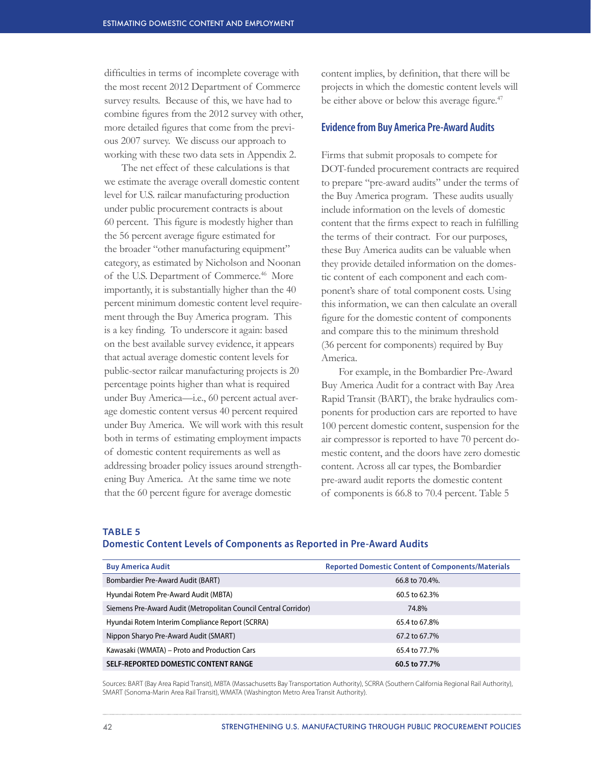difficulties in terms of incomplete coverage with the most recent 2012 Department of Commerce survey results. Because of this, we have had to combine figures from the 2012 survey with other, more detailed figures that come from the previous 2007 survey. We discuss our approach to working with these two data sets in Appendix 2.

The net effect of these calculations is that we estimate the average overall domestic content level for U.S. railcar manufacturing production under public procurement contracts is about 60 percent. This figure is modestly higher than the 56 percent average figure estimated for the broader "other manufacturing equipment" category, as estimated by Nicholson and Noonan of the U.S. Department of Commerce.[46] More importantly, it is substantially higher than the 40 percent minimum domestic content level requirement through the Buy America program. This is a key finding. To underscore it again: based on the best available survey evidence, it appears that actual average domestic content levels for public-sector railcar manufacturing projects is 20 percentage points higher than what is required under Buy America—i.e., 60 percent actual average domestic content versus 40 percent required under Buy America. We will work with this result both in terms of estimating employment impacts of domestic content requirements as well as addressing broader policy issues around strengthening Buy America. At the same time we note that the 60 percent figure for average domestic content implies, by definition, that there will be projects in which the domestic content levels will be either above or below this average figure.[47]

## Evidence from Buy America Pre-Award Audits

Firms that submit proposals to compete for DOT-funded procurement contracts are required to prepare "pre-award audits" under the terms of the Buy America program. These audits usually include information on the levels of domestic content that the firms expect to reach in fulfilling the terms of their contract. For our purposes, these Buy America audits can be valuable when they provide detailed information on the domestic content of each component and each component's share of total component costs. Using this information, we can then calculate an overall figure for the domestic content of components and compare this to the minimum threshold (36 percent for components) required by Buy America.

For example, in the Bombardier Pre-Award Buy America Audit for a contract with Bay Area Rapid Transit (BART), the brake hydraulics components for production cars are reported to have 100 percent domestic content, suspension for the air compressor is reported to have 70 percent domestic content, and the doors have zero domestic content. Across all car types, the Bombardier pre-award audit reports the domestic content of components is 66.8 to 70.4 percent. Table 5

**TABLE 5**
**Domestic Content Levels of Components as Reported in Pre-Award Audits**

| Buy America Audit | Reported Domestic Content of Components/Materials |
|---|---|
| Bombardier Pre-Award Audit (BART) | 66.8 to 70.4%. |
| Hyundai Rotem Pre-Award Audit (MBTA) | 60.5 to 62.3% |
| Siemens Pre-Award Audit (Metropolitan Council Central Corridor) | 74.8% |
| Hyundai Rotem Interim Compliance Report (SCRRA) | 65.4 to 67.8% |
| Nippon Sharyo Pre-Award Audit (SMART) | 67.2 to 67.7% |
| Kawasaki (WMATA) – Proto and Production Cars | 65.4 to 77.7% |
| **SELF-REPORTED DOMESTIC CONTENT RANGE** | **60.5 to 77.7%** |

Sources: BART (Bay Area Rapid Transit), MBTA (Massachusetts Bay Transportation Authority), SCRRA (Southern California Regional Rail Authority), SMART (Sonoma-Marin Area Rail Transit), WMATA (Washington Metro Area Transit Authority).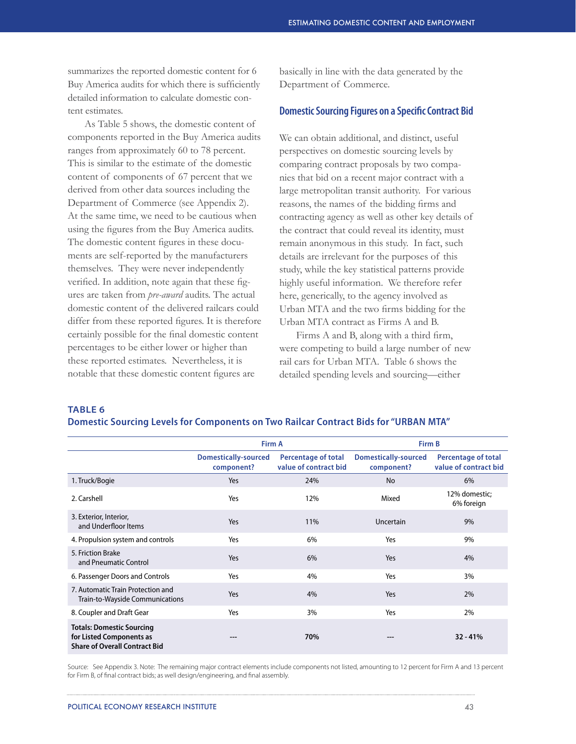summarizes the reported domestic content for 6 Buy America audits for which there is sufficiently detailed information to calculate domestic content estimates.

As Table 5 shows, the domestic content of components reported in the Buy America audits ranges from approximately 60 to 78 percent. This is similar to the estimate of the domestic content of components of 67 percent that we derived from other data sources including the Department of Commerce (see Appendix 2). At the same time, we need to be cautious when using the figures from the Buy America audits. The domestic content figures in these documents are self-reported by the manufacturers themselves. They were never independently verified. In addition, note again that these figures are taken from *pre-award* audits. The actual domestic content of the delivered railcars could differ from these reported figures. It is therefore certainly possible for the final domestic content percentages to be either lower or higher than these reported estimates. Nevertheless, it is notable that these domestic content figures are basically in line with the data generated by the Department of Commerce.

### Domestic Sourcing Figures on a Specific Contract Bid

We can obtain additional, and distinct, useful perspectives on domestic sourcing levels by comparing contract proposals by two companies that bid on a recent major contract with a large metropolitan transit authority. For various reasons, the names of the bidding firms and contracting agency as well as other key details of the contract that could reveal its identity, must remain anonymous in this study. In fact, such details are irrelevant for the purposes of this study, while the key statistical patterns provide highly useful information. We therefore refer here, generically, to the agency involved as Urban MTA and the two firms bidding for the Urban MTA contract as Firms A and B.

Firms A and B, along with a third firm, were competing to build a large number of new rail cars for Urban MTA. Table 6 shows the detailed spending levels and sourcing—either

**TABLE 6**
**Domestic Sourcing Levels for Components on Two Railcar Contract Bids for "URBAN MTA"**

| | Firm A | | Firm B | |
|---|---|---|---|---|
| | Domestically-sourced component? | Percentage of total value of contract bid | Domestically-sourced component? | Percentage of total value of contract bid |
| 1. Truck/Bogie | Yes | 24% | No | 6% |
| 2. Carshell | Yes | 12% | Mixed | 12% domestic; 6% foreign |
| 3. Exterior, Interior, and Underfloor Items | Yes | 11% | Uncertain | 9% |
| 4. Propulsion system and controls | Yes | 6% | Yes | 9% |
| 5. Friction Brake and Pneumatic Control | Yes | 6% | Yes | 4% |
| 6. Passenger Doors and Controls | Yes | 4% | Yes | 3% |
| 7. Automatic Train Protection and Train-to-Wayside Communications | Yes | 4% | Yes | 2% |
| 8. Coupler and Draft Gear | Yes | 3% | Yes | 2% |
| **Totals: Domestic Sourcing for Listed Components as Share of Overall Contract Bid** | --- | **70%** | --- | **32 - 41%** |

Source: See Appendix 3. Note: The remaining major contract elements include components not listed, amounting to 12 percent for Firm A and 13 percent for Firm B, of final contract bids; as well design/engineering, and final assembly.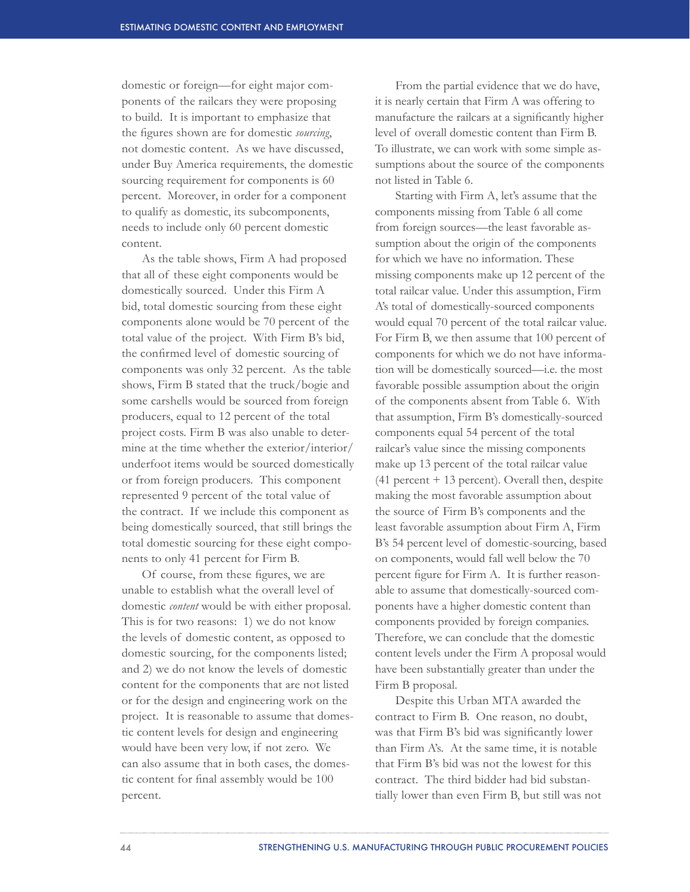domestic or foreign—for eight major components of the railcars they were proposing to build. It is important to emphasize that the figures shown are for domestic *sourcing*, not domestic content. As we have discussed, under Buy America requirements, the domestic sourcing requirement for components is 60 percent. Moreover, in order for a component to qualify as domestic, its subcomponents, needs to include only 60 percent domestic content.

As the table shows, Firm A had proposed that all of these eight components would be domestically sourced. Under this Firm A bid, total domestic sourcing from these eight components alone would be 70 percent of the total value of the project. With Firm B's bid, the confirmed level of domestic sourcing of components was only 32 percent. As the table shows, Firm B stated that the truck/bogie and some carshells would be sourced from foreign producers, equal to 12 percent of the total project costs. Firm B was also unable to determine at the time whether the exterior/interior/underfoot items would be sourced domestically or from foreign producers. This component represented 9 percent of the total value of the contract. If we include this component as being domestically sourced, that still brings the total domestic sourcing for these eight components to only 41 percent for Firm B.

Of course, from these figures, we are unable to establish what the overall level of domestic *content* would be with either proposal. This is for two reasons: 1) we do not know the levels of domestic content, as opposed to domestic sourcing, for the components listed; and 2) we do not know the levels of domestic content for the components that are not listed or for the design and engineering work on the project. It is reasonable to assume that domestic content levels for design and engineering would have been very low, if not zero. We can also assume that in both cases, the domestic content for final assembly would be 100 percent.

From the partial evidence that we do have, it is nearly certain that Firm A was offering to manufacture the railcars at a significantly higher level of overall domestic content than Firm B. To illustrate, we can work with some simple assumptions about the source of the components not listed in Table 6.

Starting with Firm A, let's assume that the components missing from Table 6 all come from foreign sources—the least favorable assumption about the origin of the components for which we have no information. These missing components make up 12 percent of the total railcar value. Under this assumption, Firm A's total of domestically-sourced components would equal 70 percent of the total railcar value. For Firm B, we then assume that 100 percent of components for which we do not have information will be domestically sourced—i.e. the most favorable possible assumption about the origin of the components absent from Table 6. With that assumption, Firm B's domestically-sourced components equal 54 percent of the total railcar's value since the missing components make up 13 percent of the total railcar value (41 percent + 13 percent). Overall then, despite making the most favorable assumption about the source of Firm B's components and the least favorable assumption about Firm A, Firm B's 54 percent level of domestic-sourcing, based on components, would fall well below the 70 percent figure for Firm A. It is further reasonable to assume that domestically-sourced components have a higher domestic content than components provided by foreign companies. Therefore, we can conclude that the domestic content levels under the Firm A proposal would have been substantially greater than under the Firm B proposal.

Despite this Urban MTA awarded the contract to Firm B. One reason, no doubt, was that Firm B's bid was significantly lower than Firm A's. At the same time, it is notable that Firm B's bid was not the lowest for this contract. The third bidder had bid substantially lower than even Firm B, but still was not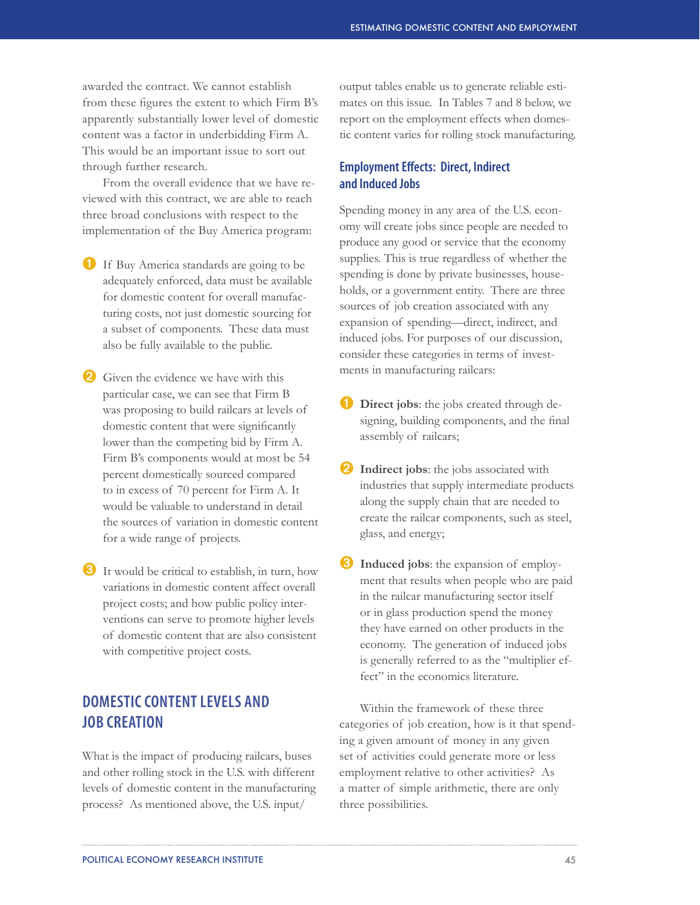awarded the contract. We cannot establish from these figures the extent to which Firm B's apparently substantially lower level of domestic content was a factor in underbidding Firm A. This would be an important issue to sort out through further research.

From the overall evidence that we have reviewed with this contract, we are able to reach three broad conclusions with respect to the implementation of the Buy America program:

1. If Buy America standards are going to be adequately enforced, data must be available for domestic content for overall manufacturing costs, not just domestic sourcing for a subset of components. These data must also be fully available to the public.

2. Given the evidence we have with this particular case, we can see that Firm B was proposing to build railcars at levels of domestic content that were significantly lower than the competing bid by Firm A. Firm B's components would at most be 54 percent domestically sourced compared to in excess of 70 percent for Firm A. It would be valuable to understand in detail the sources of variation in domestic content for a wide range of projects.

3. It would be critical to establish, in turn, how variations in domestic content affect overall project costs; and how public policy interventions can serve to promote higher levels of domestic content that are also consistent with competitive project costs.

## DOMESTIC CONTENT LEVELS AND JOB CREATION

What is the impact of producing railcars, buses and other rolling stock in the U.S. with different levels of domestic content in the manufacturing process? As mentioned above, the U.S. input/output tables enable us to generate reliable estimates on this issue. In Tables 7 and 8 below, we report on the employment effects when domestic content varies for rolling stock manufacturing.

### Employment Effects: Direct, Indirect and Induced Jobs

Spending money in any area of the U.S. economy will create jobs since people are needed to produce any good or service that the economy supplies. This is true regardless of whether the spending is done by private businesses, households, or a government entity. There are three sources of job creation associated with any expansion of spending—direct, indirect, and induced jobs. For purposes of our discussion, consider these categories in terms of investments in manufacturing railcars:

1. **Direct jobs**: the jobs created through designing, building components, and the final assembly of railcars;

2. **Indirect jobs**: the jobs associated with industries that supply intermediate products along the supply chain that are needed to create the railcar components, such as steel, glass, and energy;

3. **Induced jobs**: the expansion of employment that results when people who are paid in the railcar manufacturing sector itself or in glass production spend the money they have earned on other products in the economy. The generation of induced jobs is generally referred to as the "multiplier effect" in the economics literature.

Within the framework of these three categories of job creation, how is it that spending a given amount of money in any given set of activities could generate more or less employment relative to other activities? As a matter of simple arithmetic, there are only three possibilities.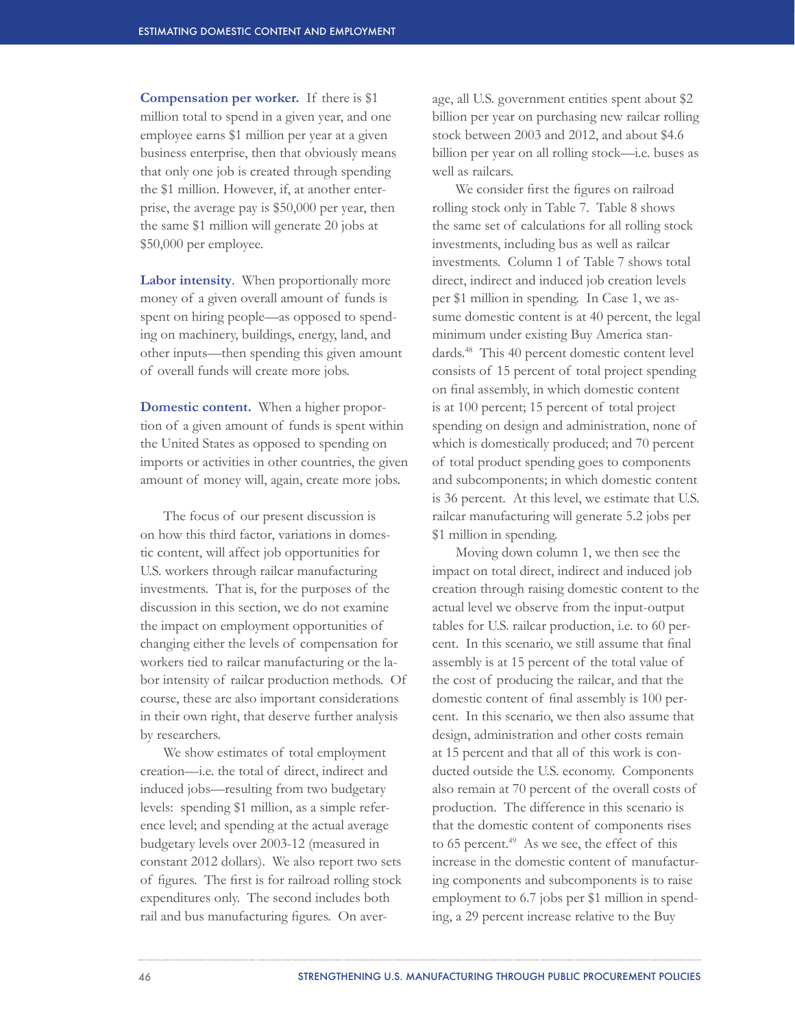**Compensation per worker.** If there is $1 million total to spend in a given year, and one employee earns $1 million per year at a given business enterprise, then that obviously means that only one job is created through spending the $1 million. However, if, at another enterprise, the average pay is $50,000 per year, then the same $1 million will generate 20 jobs at $50,000 per employee.

**Labor intensity**. When proportionally more money of a given overall amount of funds is spent on hiring people—as opposed to spending on machinery, buildings, energy, land, and other inputs—then spending this given amount of overall funds will create more jobs.

**Domestic content.** When a higher proportion of a given amount of funds is spent within the United States as opposed to spending on imports or activities in other countries, the given amount of money will, again, create more jobs.

The focus of our present discussion is on how this third factor, variations in domestic content, will affect job opportunities for U.S. workers through railcar manufacturing investments. That is, for the purposes of the discussion in this section, we do not examine the impact on employment opportunities of changing either the levels of compensation for workers tied to railcar manufacturing or the labor intensity of railcar production methods. Of course, these are also important considerations in their own right, that deserve further analysis by researchers.

We show estimates of total employment creation—i.e. the total of direct, indirect and induced jobs—resulting from two budgetary levels: spending $1 million, as a simple reference level; and spending at the actual average budgetary levels over 2003-12 (measured in constant 2012 dollars). We also report two sets of figures. The first is for railroad rolling stock expenditures only. The second includes both rail and bus manufacturing figures. On average, all U.S. government entities spent about $2 billion per year on purchasing new railcar rolling stock between 2003 and 2012, and about $4.6 billion per year on all rolling stock—i.e. buses as well as railcars.

We consider first the figures on railroad rolling stock only in Table 7. Table 8 shows the same set of calculations for all rolling stock investments, including bus as well as railcar investments. Column 1 of Table 7 shows total direct, indirect and induced job creation levels per $1 million in spending. In Case 1, we assume domestic content is at 40 percent, the legal minimum under existing Buy America standards.[48] This 40 percent domestic content level consists of 15 percent of total project spending on final assembly, in which domestic content is at 100 percent; 15 percent of total project spending on design and administration, none of which is domestically produced; and 70 percent of total product spending goes to components and subcomponents; in which domestic content is 36 percent. At this level, we estimate that U.S. railcar manufacturing will generate 5.2 jobs per $1 million in spending.

Moving down column 1, we then see the impact on total direct, indirect and induced job creation through raising domestic content to the actual level we observe from the input-output tables for U.S. railcar production, i.e. to 60 percent. In this scenario, we still assume that final assembly is at 15 percent of the total value of the cost of producing the railcar, and that the domestic content of final assembly is 100 percent. In this scenario, we then also assume that design, administration and other costs remain at 15 percent and that all of this work is conducted outside the U.S. economy. Components also remain at 70 percent of the overall costs of production. The difference in this scenario is that the domestic content of components rises to 65 percent.[49] As we see, the effect of this increase in the domestic content of manufacturing components and subcomponents is to raise employment to 6.7 jobs per $1 million in spending, a 29 percent increase relative to the Buy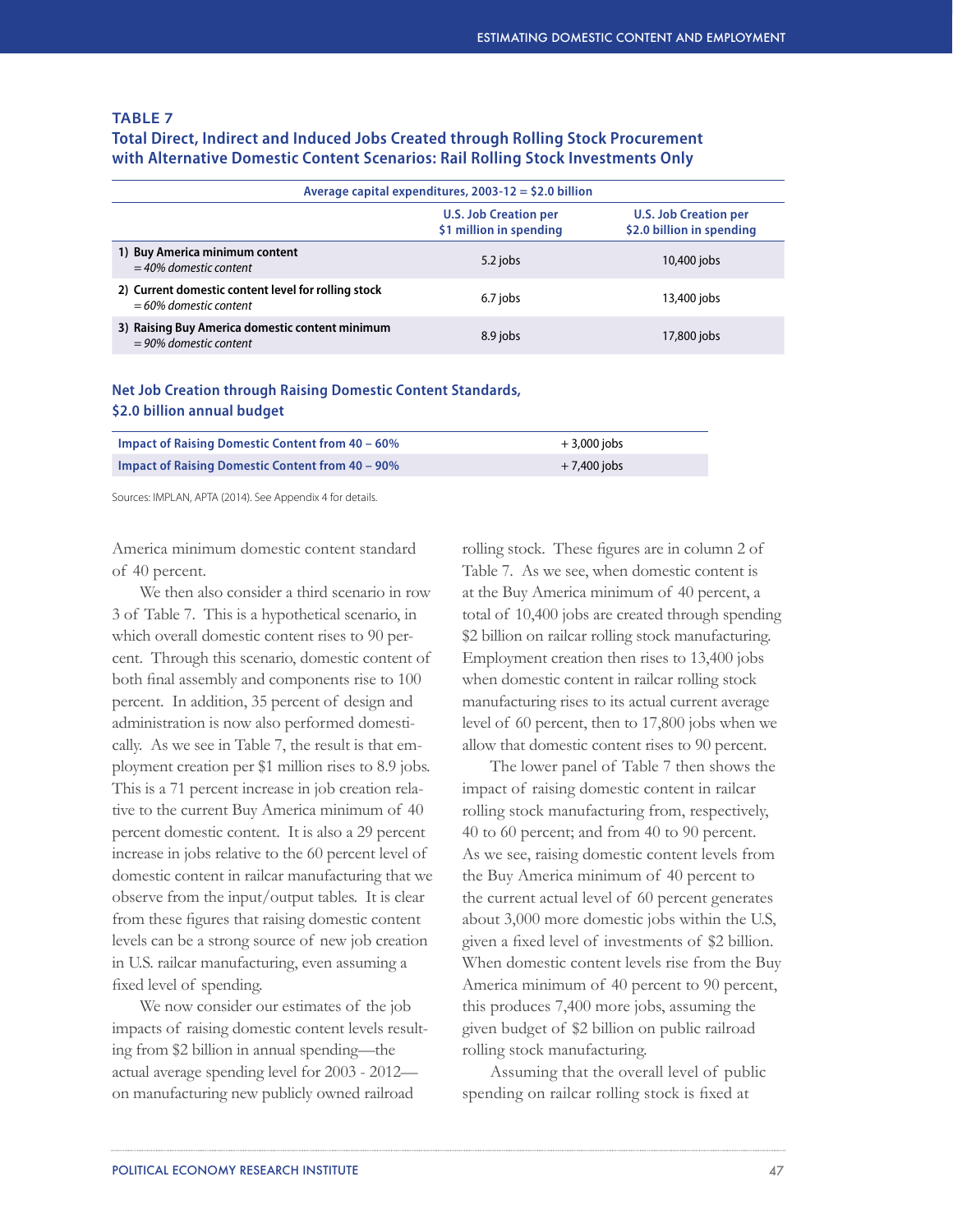**TABLE 7**
**Total Direct, Indirect and Induced Jobs Created through Rolling Stock Procurement with Alternative Domestic Content Scenarios: Rail Rolling Stock Investments Only**

| Average capital expenditures, 2003-12 = $2.0 billion | | |
|---|---|---|
| | U.S. Job Creation per $1 million in spending | U.S. Job Creation per $2.0 billion in spending |
| **1) Buy America minimum content** *= 40% domestic content* | 5.2 jobs | 10,400 jobs |
| **2) Current domestic content level for rolling stock** *= 60% domestic content* | 6.7 jobs | 13,400 jobs |
| **3) Raising Buy America domestic content minimum** *= 90% domestic content* | 8.9 jobs | 17,800 jobs |

**Net Job Creation through Raising Domestic Content Standards, $2.0 billion annual budget**

| | |
|---|---|
| Impact of Raising Domestic Content from 40 – 60% | + 3,000 jobs |
| Impact of Raising Domestic Content from 40 – 90% | + 7,400 jobs |

Sources: IMPLAN, APTA (2014). See Appendix 4 for details.

America minimum domestic content standard of 40 percent.

We then also consider a third scenario in row 3 of Table 7. This is a hypothetical scenario, in which overall domestic content rises to 90 percent. Through this scenario, domestic content of both final assembly and components rise to 100 percent. In addition, 35 percent of design and administration is now also performed domestically. As we see in Table 7, the result is that employment creation per $1 million rises to 8.9 jobs. This is a 71 percent increase in job creation relative to the current Buy America minimum of 40 percent domestic content. It is also a 29 percent increase in jobs relative to the 60 percent level of domestic content in railcar manufacturing that we observe from the input/output tables. It is clear from these figures that raising domestic content levels can be a strong source of new job creation in U.S. railcar manufacturing, even assuming a fixed level of spending.

We now consider our estimates of the job impacts of raising domestic content levels resulting from $2 billion in annual spending—the actual average spending level for 2003 - 2012—on manufacturing new publicly owned railroad rolling stock. These figures are in column 2 of Table 7. As we see, when domestic content is at the Buy America minimum of 40 percent, a total of 10,400 jobs are created through spending $2 billion on railcar rolling stock manufacturing. Employment creation then rises to 13,400 jobs when domestic content in railcar rolling stock manufacturing rises to its actual current average level of 60 percent, then to 17,800 jobs when we allow that domestic content rises to 90 percent.

The lower panel of Table 7 then shows the impact of raising domestic content in railcar rolling stock manufacturing from, respectively, 40 to 60 percent; and from 40 to 90 percent. As we see, raising domestic content levels from the Buy America minimum of 40 percent to the current actual level of 60 percent generates about 3,000 more domestic jobs within the U.S, given a fixed level of investments of $2 billion. When domestic content levels rise from the Buy America minimum of 40 percent to 90 percent, this produces 7,400 more jobs, assuming the given budget of $2 billion on public railroad rolling stock manufacturing.

Assuming that the overall level of public spending on railcar rolling stock is fixed at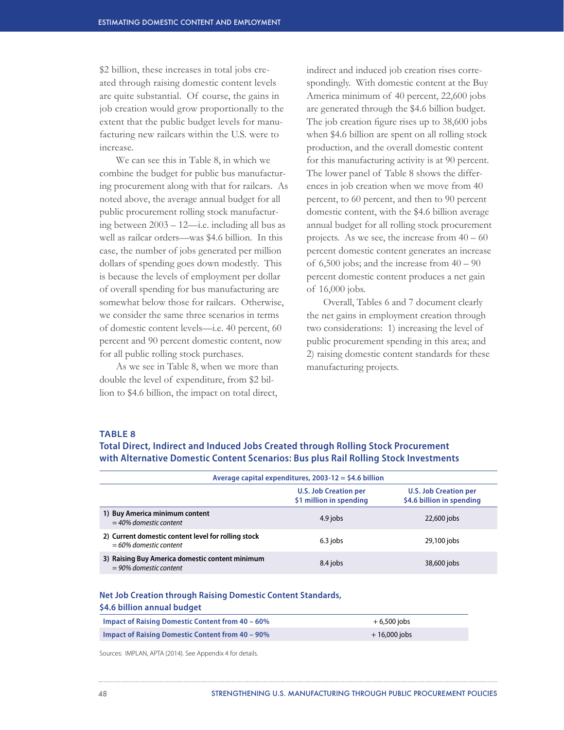$2 billion, these increases in total jobs created through raising domestic content levels are quite substantial. Of course, the gains in job creation would grow proportionally to the extent that the public budget levels for manufacturing new railcars within the U.S. were to increase.

We can see this in Table 8, in which we combine the budget for public bus manufacturing procurement along with that for railcars. As noted above, the average annual budget for all public procurement rolling stock manufacturing between 2003 – 12—i.e. including all bus as well as railcar orders—was $4.6 billion. In this case, the number of jobs generated per million dollars of spending goes down modestly. This is because the levels of employment per dollar of overall spending for bus manufacturing are somewhat below those for railcars. Otherwise, we consider the same three scenarios in terms of domestic content levels—i.e. 40 percent, 60 percent and 90 percent domestic content, now for all public rolling stock purchases.

As we see in Table 8, when we more than double the level of expenditure, from $2 billion to $4.6 billion, the impact on total direct, indirect and induced job creation rises correspondingly. With domestic content at the Buy America minimum of 40 percent, 22,600 jobs are generated through the $4.6 billion budget. The job creation figure rises up to 38,600 jobs when $4.6 billion are spent on all rolling stock production, and the overall domestic content for this manufacturing activity is at 90 percent. The lower panel of Table 8 shows the differences in job creation when we move from 40 percent, to 60 percent, and then to 90 percent domestic content, with the $4.6 billion average annual budget for all rolling stock procurement projects. As we see, the increase from 40 – 60 percent domestic content generates an increase of 6,500 jobs; and the increase from 40 – 90 percent domestic content produces a net gain of 16,000 jobs.

Overall, Tables 6 and 7 document clearly the net gains in employment creation through two considerations: 1) increasing the level of public procurement spending in this area; and 2) raising domestic content standards for these manufacturing projects.

**TABLE 8**

**Total Direct, Indirect and Induced Jobs Created through Rolling Stock Procurement with Alternative Domestic Content Scenarios: Bus plus Rail Rolling Stock Investments**

| Average capital expenditures, 2003-12 = $4.6 billion | | |
|---|---|---|
| | **U.S. Job Creation per $1 million in spending** | **U.S. Job Creation per $4.6 billion in spending** |
| **1) Buy America minimum content** *= 40% domestic content* | 4.9 jobs | 22,600 jobs |
| **2) Current domestic content level for rolling stock** *= 60% domestic content* | 6.3 jobs | 29,100 jobs |
| **3) Raising Buy America domestic content minimum** *= 90% domestic content* | 8.4 jobs | 38,600 jobs |

**Net Job Creation through Raising Domestic Content Standards, $4.6 billion annual budget**

| | |
|---|---|
| **Impact of Raising Domestic Content from 40 – 60%** | + 6,500 jobs |
| **Impact of Raising Domestic Content from 40 – 90%** | + 16,000 jobs |

Sources: IMPLAN, APTA (2014). See Appendix 4 for details.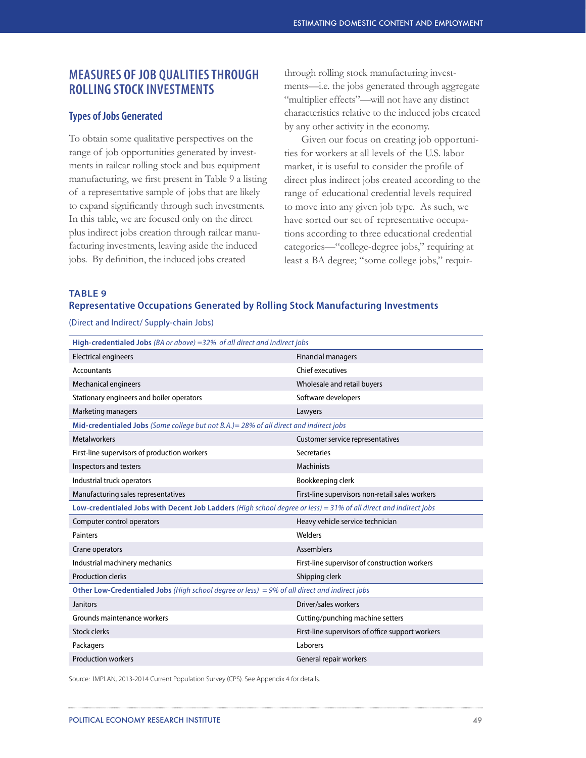## MEASURES OF JOB QUALITIES THROUGH ROLLING STOCK INVESTMENTS

### Types of Jobs Generated

To obtain some qualitative perspectives on the range of job opportunities generated by investments in railcar rolling stock and bus equipment manufacturing, we first present in Table 9 a listing of a representative sample of jobs that are likely to expand significantly through such investments. In this table, we are focused only on the direct plus indirect jobs creation through railcar manufacturing investments, leaving aside the induced jobs. By definition, the induced jobs created through rolling stock manufacturing investments—i.e. the jobs generated through aggregate "multiplier effects"—will not have any distinct characteristics relative to the induced jobs created by any other activity in the economy.

Given our focus on creating job opportunities for workers at all levels of the U.S. labor market, it is useful to consider the profile of direct plus indirect jobs created according to the range of educational credential levels required to move into any given job type. As such, we have sorted our set of representative occupations according to three educational credential categories—"college-degree jobs," requiring at least a BA degree; "some college jobs," requir-

**TABLE 9**
**Representative Occupations Generated by Rolling Stock Manufacturing Investments**

(Direct and Indirect/ Supply-chain Jobs)

| **High-credentialed Jobs** *(BA or above) =32% of all direct and indirect jobs* | |
|---|---|
| Electrical engineers | Financial managers |
| Accountants | Chief executives |
| Mechanical engineers | Wholesale and retail buyers |
| Stationary engineers and boiler operators | Software developers |
| Marketing managers | Lawyers |
| **Mid-credentialed Jobs** *(Some college but not B.A.)= 28% of all direct and indirect jobs* | |
| Metalworkers | Customer service representatives |
| First-line supervisors of production workers | Secretaries |
| Inspectors and testers | Machinists |
| Industrial truck operators | Bookkeeping clerk |
| Manufacturing sales representatives | First-line supervisors non-retail sales workers |
| **Low-credentialed Jobs with Decent Job Ladders** *(High school degree or less) = 31% of all direct and indirect jobs* | |
| Computer control operators | Heavy vehicle service technician |
| Painters | Welders |
| Crane operators | Assemblers |
| Industrial machinery mechanics | First-line supervisor of construction workers |
| Production clerks | Shipping clerk |
| **Other Low-Credentialed Jobs** *(High school degree or less) = 9% of all direct and indirect jobs* | |
| Janitors | Driver/sales workers |
| Grounds maintenance workers | Cutting/punching machine setters |
| Stock clerks | First-line supervisors of office support workers |
| Packagers | Laborers |
| Production workers | General repair workers |

Source: IMPLAN, 2013-2014 Current Population Survey (CPS). See Appendix 4 for details.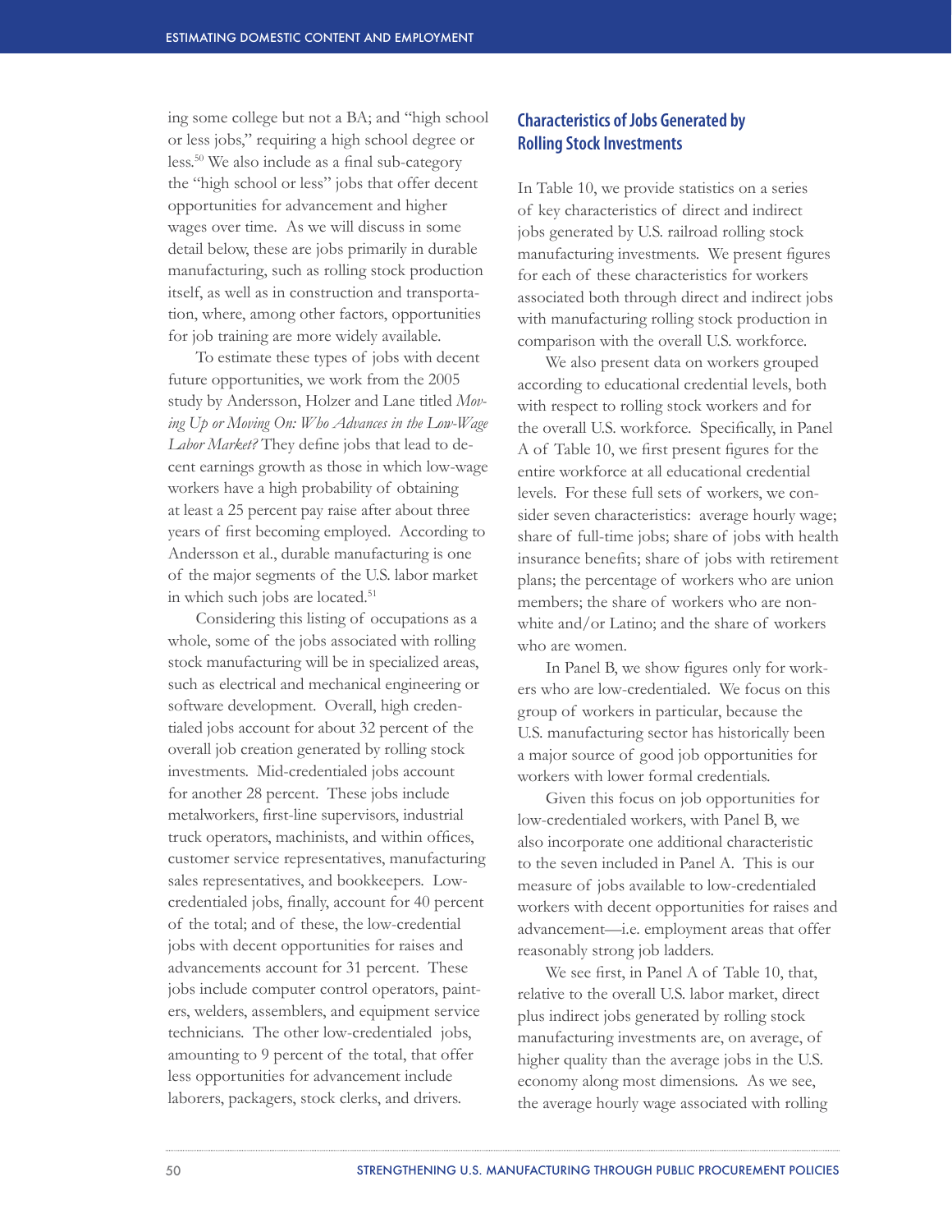ing some college but not a BA; and "high school or less jobs," requiring a high school degree or less.[50] We also include as a final sub-category the "high school or less" jobs that offer decent opportunities for advancement and higher wages over time. As we will discuss in some detail below, these are jobs primarily in durable manufacturing, such as rolling stock production itself, as well as in construction and transportation, where, among other factors, opportunities for job training are more widely available.

To estimate these types of jobs with decent future opportunities, we work from the 2005 study by Andersson, Holzer and Lane titled *Moving Up or Moving On: Who Advances in the Low-Wage Labor Market?* They define jobs that lead to decent earnings growth as those in which low-wage workers have a high probability of obtaining at least a 25 percent pay raise after about three years of first becoming employed. According to Andersson et al., durable manufacturing is one of the major segments of the U.S. labor market in which such jobs are located.[51]

Considering this listing of occupations as a whole, some of the jobs associated with rolling stock manufacturing will be in specialized areas, such as electrical and mechanical engineering or software development. Overall, high credentialed jobs account for about 32 percent of the overall job creation generated by rolling stock investments. Mid-credentialed jobs account for another 28 percent. These jobs include metalworkers, first-line supervisors, industrial truck operators, machinists, and within offices, customer service representatives, manufacturing sales representatives, and bookkeepers. Low-credentialed jobs, finally, account for 40 percent of the total; and of these, the low-credential jobs with decent opportunities for raises and advancements account for 31 percent. These jobs include computer control operators, painters, welders, assemblers, and equipment service technicians. The other low-credentialed jobs, amounting to 9 percent of the total, that offer less opportunities for advancement include laborers, packagers, stock clerks, and drivers.

## Characteristics of Jobs Generated by Rolling Stock Investments

In Table 10, we provide statistics on a series of key characteristics of direct and indirect jobs generated by U.S. railroad rolling stock manufacturing investments. We present figures for each of these characteristics for workers associated both through direct and indirect jobs with manufacturing rolling stock production in comparison with the overall U.S. workforce.

We also present data on workers grouped according to educational credential levels, both with respect to rolling stock workers and for the overall U.S. workforce. Specifically, in Panel A of Table 10, we first present figures for the entire workforce at all educational credential levels. For these full sets of workers, we consider seven characteristics: average hourly wage; share of full-time jobs; share of jobs with health insurance benefits; share of jobs with retirement plans; the percentage of workers who are union members; the share of workers who are non-white and/or Latino; and the share of workers who are women.

In Panel B, we show figures only for workers who are low-credentialed. We focus on this group of workers in particular, because the U.S. manufacturing sector has historically been a major source of good job opportunities for workers with lower formal credentials.

Given this focus on job opportunities for low-credentialed workers, with Panel B, we also incorporate one additional characteristic to the seven included in Panel A. This is our measure of jobs available to low-credentialed workers with decent opportunities for raises and advancement—i.e. employment areas that offer reasonably strong job ladders.

We see first, in Panel A of Table 10, that, relative to the overall U.S. labor market, direct plus indirect jobs generated by rolling stock manufacturing investments are, on average, of higher quality than the average jobs in the U.S. economy along most dimensions. As we see, the average hourly wage associated with rolling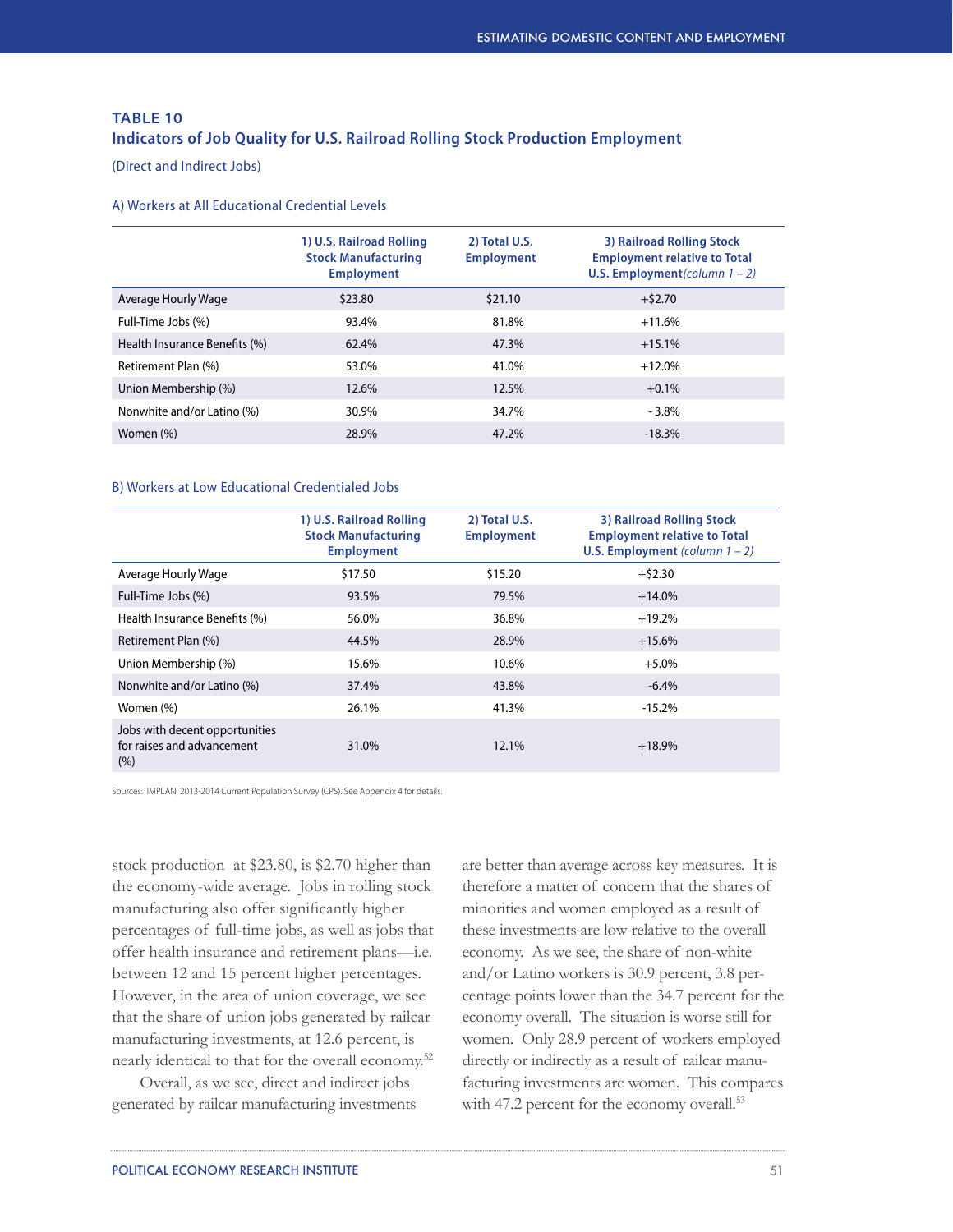### TABLE 10
### Indicators of Job Quality for U.S. Railroad Rolling Stock Production Employment

(Direct and Indirect Jobs)

A) Workers at All Educational Credential Levels

| | 1) U.S. Railroad Rolling Stock Manufacturing Employment | 2) Total U.S. Employment | 3) Railroad Rolling Stock Employment relative to Total U.S. Employment *(column 1 – 2)* |
|---|---|---|---|
| Average Hourly Wage | $23.80 | $21.10 | +$2.70 |
| Full-Time Jobs (%) | 93.4% | 81.8% | +11.6% |
| Health Insurance Benefits (%) | 62.4% | 47.3% | +15.1% |
| Retirement Plan (%) | 53.0% | 41.0% | +12.0% |
| Union Membership (%) | 12.6% | 12.5% | +0.1% |
| Nonwhite and/or Latino (%) | 30.9% | 34.7% | - 3.8% |
| Women (%) | 28.9% | 47.2% | -18.3% |

B) Workers at Low Educational Credentialed Jobs

| | 1) U.S. Railroad Rolling Stock Manufacturing Employment | 2) Total U.S. Employment | 3) Railroad Rolling Stock Employment relative to Total U.S. Employment *(column 1 – 2)* |
|---|---|---|---|
| Average Hourly Wage | $17.50 | $15.20 | +$2.30 |
| Full-Time Jobs (%) | 93.5% | 79.5% | +14.0% |
| Health Insurance Benefits (%) | 56.0% | 36.8% | +19.2% |
| Retirement Plan (%) | 44.5% | 28.9% | +15.6% |
| Union Membership (%) | 15.6% | 10.6% | +5.0% |
| Nonwhite and/or Latino (%) | 37.4% | 43.8% | -6.4% |
| Women (%) | 26.1% | 41.3% | -15.2% |
| Jobs with decent opportunities for raises and advancement (%) | 31.0% | 12.1% | +18.9% |

Sources: IMPLAN, 2013-2014 Current Population Survey (CPS). See Appendix 4 for details.

stock production at $23.80, is $2.70 higher than the economy-wide average. Jobs in rolling stock manufacturing also offer significantly higher percentages of full-time jobs, as well as jobs that offer health insurance and retirement plans—i.e. between 12 and 15 percent higher percentages. However, in the area of union coverage, we see that the share of union jobs generated by railcar manufacturing investments, at 12.6 percent, is nearly identical to that for the overall economy.[52]

Overall, as we see, direct and indirect jobs generated by railcar manufacturing investments are better than average across key measures. It is therefore a matter of concern that the shares of minorities and women employed as a result of these investments are low relative to the overall economy. As we see, the share of non-white and/or Latino workers is 30.9 percent, 3.8 percentage points lower than the 34.7 percent for the economy overall. The situation is worse still for women. Only 28.9 percent of workers employed directly or indirectly as a result of railcar manufacturing investments are women. This compares with 47.2 percent for the economy overall.[53]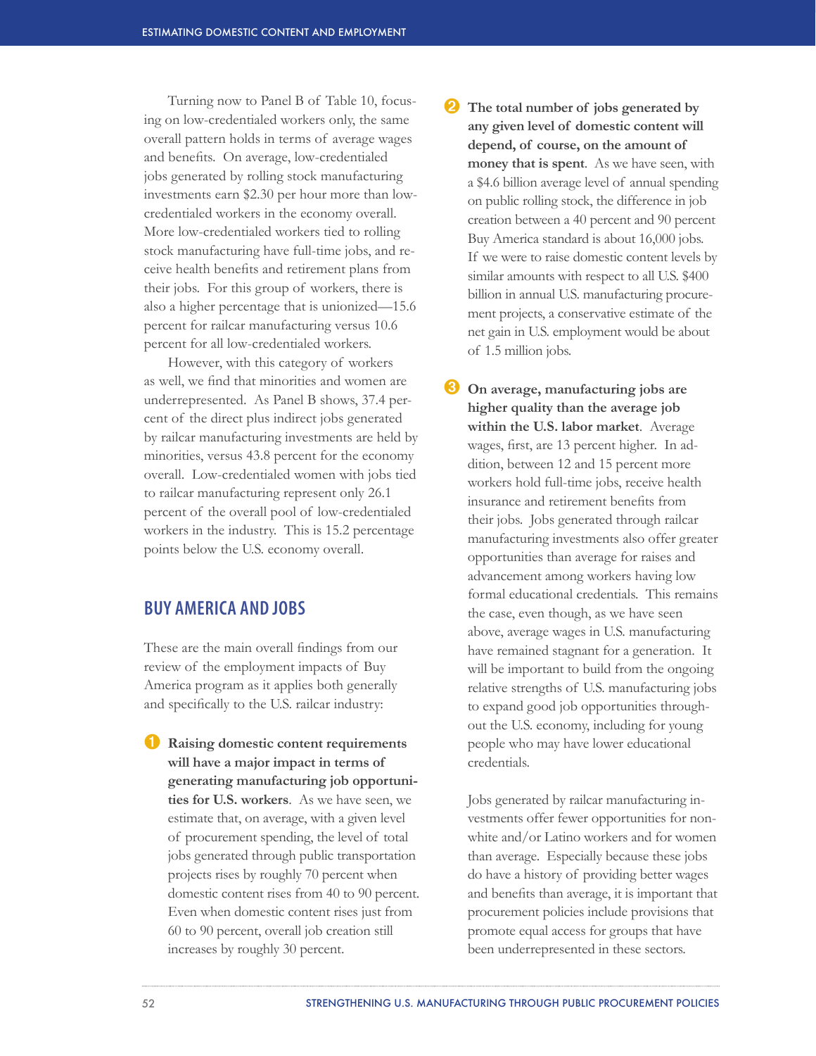Turning now to Panel B of Table 10, focusing on low-credentialed workers only, the same overall pattern holds in terms of average wages and benefits. On average, low-credentialed jobs generated by rolling stock manufacturing investments earn $2.30 per hour more than low-credentialed workers in the economy overall. More low-credentialed workers tied to rolling stock manufacturing have full-time jobs, and receive health benefits and retirement plans from their jobs. For this group of workers, there is also a higher percentage that is unionized—15.6 percent for railcar manufacturing versus 10.6 percent for all low-credentialed workers.

However, with this category of workers as well, we find that minorities and women are underrepresented. As Panel B shows, 37.4 percent of the direct plus indirect jobs generated by railcar manufacturing investments are held by minorities, versus 43.8 percent for the economy overall. Low-credentialed women with jobs tied to railcar manufacturing represent only 26.1 percent of the overall pool of low-credentialed workers in the industry. This is 15.2 percentage points below the U.S. economy overall.

## BUY AMERICA AND JOBS

These are the main overall findings from our review of the employment impacts of Buy America program as it applies both generally and specifically to the U.S. railcar industry:

1. **Raising domestic content requirements will have a major impact in terms of generating manufacturing job opportunities for U.S. workers**. As we have seen, we estimate that, on average, with a given level of procurement spending, the level of total jobs generated through public transportation projects rises by roughly 70 percent when domestic content rises from 40 to 90 percent. Even when domestic content rises just from 60 to 90 percent, overall job creation still increases by roughly 30 percent.

2. **The total number of jobs generated by any given level of domestic content will depend, of course, on the amount of money that is spent**. As we have seen, with a $4.6 billion average level of annual spending on public rolling stock, the difference in job creation between a 40 percent and 90 percent Buy America standard is about 16,000 jobs. If we were to raise domestic content levels by similar amounts with respect to all U.S. $400 billion in annual U.S. manufacturing procurement projects, a conservative estimate of the net gain in U.S. employment would be about of 1.5 million jobs.

3. **On average, manufacturing jobs are higher quality than the average job within the U.S. labor market**. Average wages, first, are 13 percent higher. In addition, between 12 and 15 percent more workers hold full-time jobs, receive health insurance and retirement benefits from their jobs. Jobs generated through railcar manufacturing investments also offer greater opportunities than average for raises and advancement among workers having low formal educational credentials. This remains the case, even though, as we have seen above, average wages in U.S. manufacturing have remained stagnant for a generation. It will be important to build from the ongoing relative strengths of U.S. manufacturing jobs to expand good job opportunities throughout the U.S. economy, including for young people who may have lower educational credentials.

   Jobs generated by railcar manufacturing investments offer fewer opportunities for non-white and/or Latino workers and for women than average. Especially because these jobs do have a history of providing better wages and benefits than average, it is important that procurement policies include provisions that promote equal access for groups that have been underrepresented in these sectors.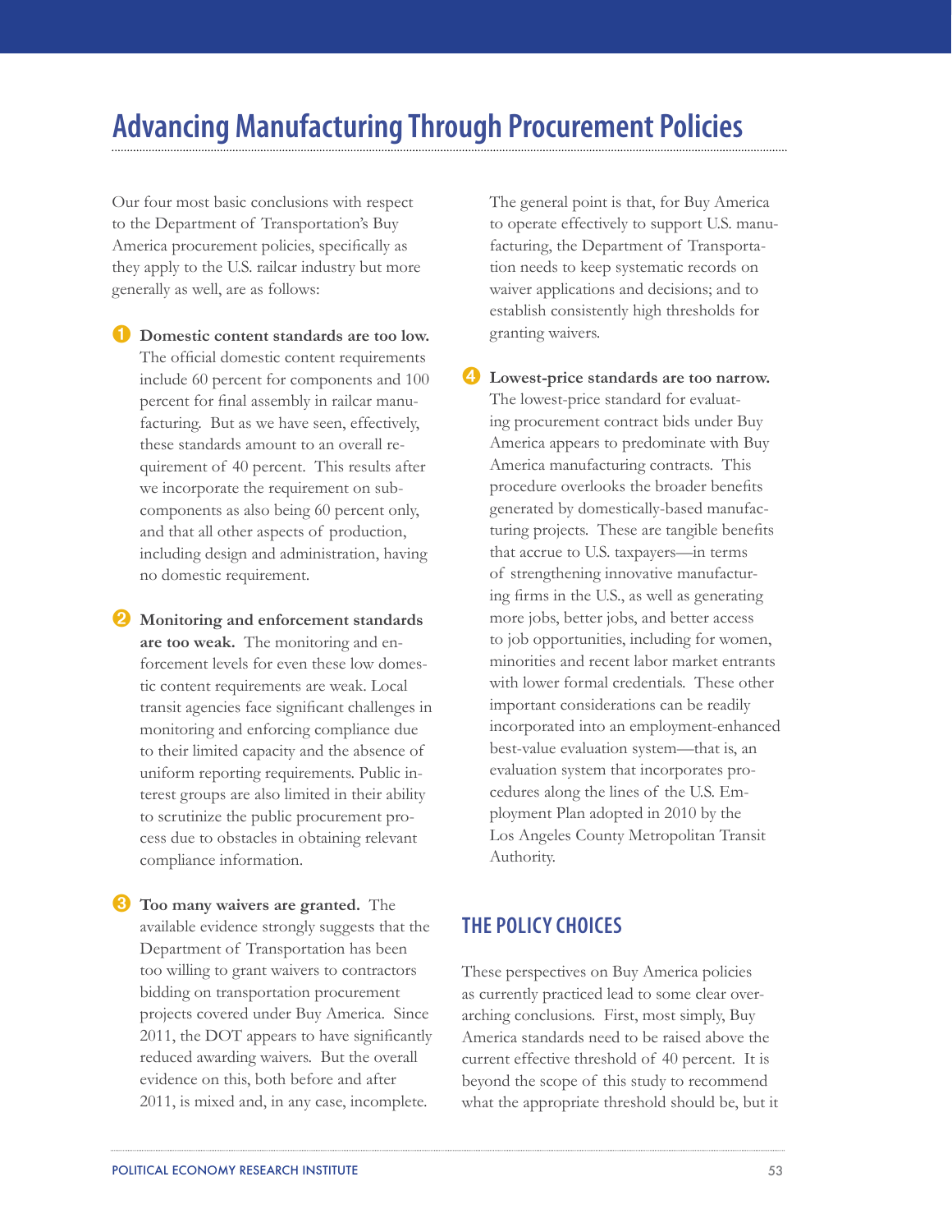# Advancing Manufacturing Through Procurement Policies

Our four most basic conclusions with respect to the Department of Transportation's Buy America procurement policies, specifically as they apply to the U.S. railcar industry but more generally as well, are as follows:

1. **Domestic content standards are too low.** The official domestic content requirements include 60 percent for components and 100 percent for final assembly in railcar manufacturing. But as we have seen, effectively, these standards amount to an overall requirement of 40 percent. This results after we incorporate the requirement on subcomponents as also being 60 percent only, and that all other aspects of production, including design and administration, having no domestic requirement.

2. **Monitoring and enforcement standards are too weak.** The monitoring and enforcement levels for even these low domestic content requirements are weak. Local transit agencies face significant challenges in monitoring and enforcing compliance due to their limited capacity and the absence of uniform reporting requirements. Public interest groups are also limited in their ability to scrutinize the public procurement process due to obstacles in obtaining relevant compliance information.

3. **Too many waivers are granted.** The available evidence strongly suggests that the Department of Transportation has been too willing to grant waivers to contractors bidding on transportation procurement projects covered under Buy America. Since 2011, the DOT appears to have significantly reduced awarding waivers. But the overall evidence on this, both before and after 2011, is mixed and, in any case, incomplete.

   The general point is that, for Buy America to operate effectively to support U.S. manufacturing, the Department of Transportation needs to keep systematic records on waiver applications and decisions; and to establish consistently high thresholds for granting waivers.

4. **Lowest-price standards are too narrow.** The lowest-price standard for evaluating procurement contract bids under Buy America appears to predominate with Buy America manufacturing contracts. This procedure overlooks the broader benefits generated by domestically-based manufacturing projects. These are tangible benefits that accrue to U.S. taxpayers—in terms of strengthening innovative manufacturing firms in the U.S., as well as generating more jobs, better jobs, and better access to job opportunities, including for women, minorities and recent labor market entrants with lower formal credentials. These other important considerations can be readily incorporated into an employment-enhanced best-value evaluation system—that is, an evaluation system that incorporates procedures along the lines of the U.S. Employment Plan adopted in 2010 by the Los Angeles County Metropolitan Transit Authority.

## THE POLICY CHOICES

These perspectives on Buy America policies as currently practiced lead to some clear overarching conclusions. First, most simply, Buy America standards need to be raised above the current effective threshold of 40 percent. It is beyond the scope of this study to recommend what the appropriate threshold should be, but it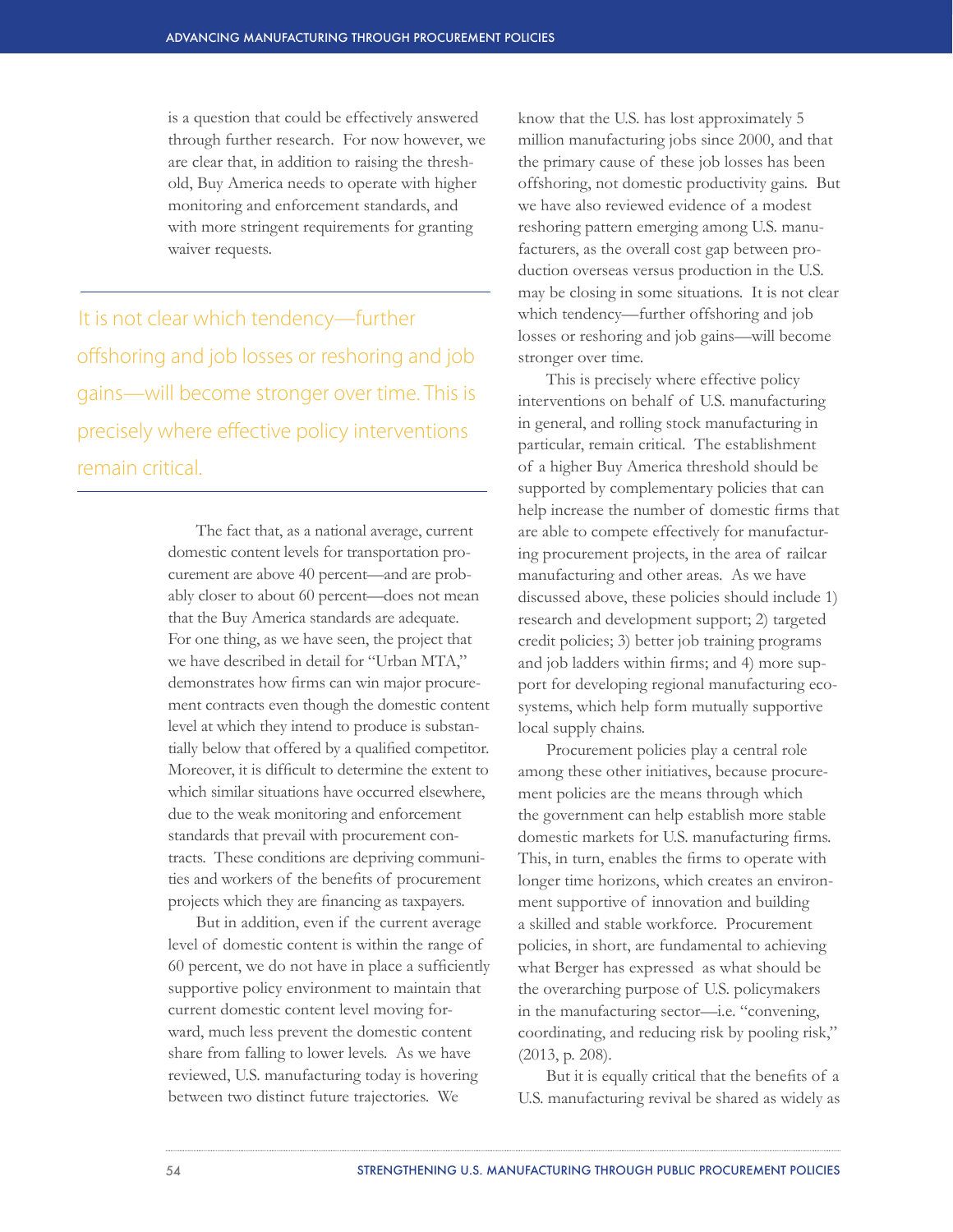is a question that could be effectively answered through further research. For now however, we are clear that, in addition to raising the threshold, Buy America needs to operate with higher monitoring and enforcement standards, and with more stringent requirements for granting waiver requests.

> It is not clear which tendency—further offshoring and job losses or reshoring and job gains—will become stronger over time. This is precisely where effective policy interventions remain critical.

The fact that, as a national average, current domestic content levels for transportation procurement are above 40 percent—and are probably closer to about 60 percent—does not mean that the Buy America standards are adequate. For one thing, as we have seen, the project that we have described in detail for "Urban MTA," demonstrates how firms can win major procurement contracts even though the domestic content level at which they intend to produce is substantially below that offered by a qualified competitor. Moreover, it is difficult to determine the extent to which similar situations have occurred elsewhere, due to the weak monitoring and enforcement standards that prevail with procurement contracts. These conditions are depriving communities and workers of the benefits of procurement projects which they are financing as taxpayers.

But in addition, even if the current average level of domestic content is within the range of 60 percent, we do not have in place a sufficiently supportive policy environment to maintain that current domestic content level moving forward, much less prevent the domestic content share from falling to lower levels. As we have reviewed, U.S. manufacturing today is hovering between two distinct future trajectories. We know that the U.S. has lost approximately 5 million manufacturing jobs since 2000, and that the primary cause of these job losses has been offshoring, not domestic productivity gains. But we have also reviewed evidence of a modest reshoring pattern emerging among U.S. manufacturers, as the overall cost gap between production overseas versus production in the U.S. may be closing in some situations. It is not clear which tendency—further offshoring and job losses or reshoring and job gains—will become stronger over time.

This is precisely where effective policy interventions on behalf of U.S. manufacturing in general, and rolling stock manufacturing in particular, remain critical. The establishment of a higher Buy America threshold should be supported by complementary policies that can help increase the number of domestic firms that are able to compete effectively for manufacturing procurement projects, in the area of railcar manufacturing and other areas. As we have discussed above, these policies should include 1) research and development support; 2) targeted credit policies; 3) better job training programs and job ladders within firms; and 4) more support for developing regional manufacturing ecosystems, which help form mutually supportive local supply chains.

Procurement policies play a central role among these other initiatives, because procurement policies are the means through which the government can help establish more stable domestic markets for U.S. manufacturing firms. This, in turn, enables the firms to operate with longer time horizons, which creates an environment supportive of innovation and building a skilled and stable workforce. Procurement policies, in short, are fundamental to achieving what Berger has expressed as what should be the overarching purpose of U.S. policymakers in the manufacturing sector—i.e. "convening, coordinating, and reducing risk by pooling risk," (2013, p. 208).

But it is equally critical that the benefits of a U.S. manufacturing revival be shared as widely as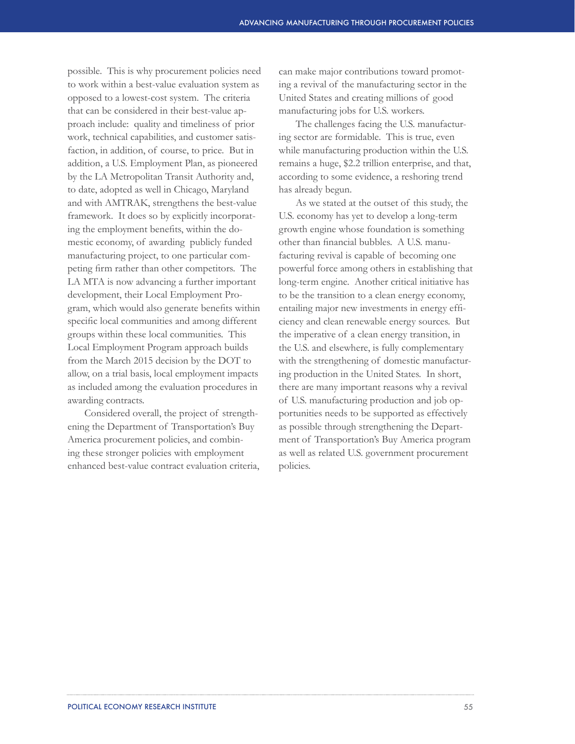possible. This is why procurement policies need to work within a best-value evaluation system as opposed to a lowest-cost system. The criteria that can be considered in their best-value approach include: quality and timeliness of prior work, technical capabilities, and customer satisfaction, in addition, of course, to price. But in addition, a U.S. Employment Plan, as pioneered by the LA Metropolitan Transit Authority and, to date, adopted as well in Chicago, Maryland and with AMTRAK, strengthens the best-value framework. It does so by explicitly incorporating the employment benefits, within the domestic economy, of awarding publicly funded manufacturing project, to one particular competing firm rather than other competitors. The LA MTA is now advancing a further important development, their Local Employment Program, which would also generate benefits within specific local communities and among different groups within these local communities. This Local Employment Program approach builds from the March 2015 decision by the DOT to allow, on a trial basis, local employment impacts as included among the evaluation procedures in awarding contracts.

Considered overall, the project of strengthening the Department of Transportation's Buy America procurement policies, and combining these stronger policies with employment enhanced best-value contract evaluation criteria, can make major contributions toward promoting a revival of the manufacturing sector in the United States and creating millions of good manufacturing jobs for U.S. workers.

The challenges facing the U.S. manufacturing sector are formidable. This is true, even while manufacturing production within the U.S. remains a huge, $2.2 trillion enterprise, and that, according to some evidence, a reshoring trend has already begun.

As we stated at the outset of this study, the U.S. economy has yet to develop a long-term growth engine whose foundation is something other than financial bubbles. A U.S. manufacturing revival is capable of becoming one powerful force among others in establishing that long-term engine. Another critical initiative has to be the transition to a clean energy economy, entailing major new investments in energy efficiency and clean renewable energy sources. But the imperative of a clean energy transition, in the U.S. and elsewhere, is fully complementary with the strengthening of domestic manufacturing production in the United States. In short, there are many important reasons why a revival of U.S. manufacturing production and job opportunities needs to be supported as effectively as possible through strengthening the Department of Transportation's Buy America program as well as related U.S. government procurement policies.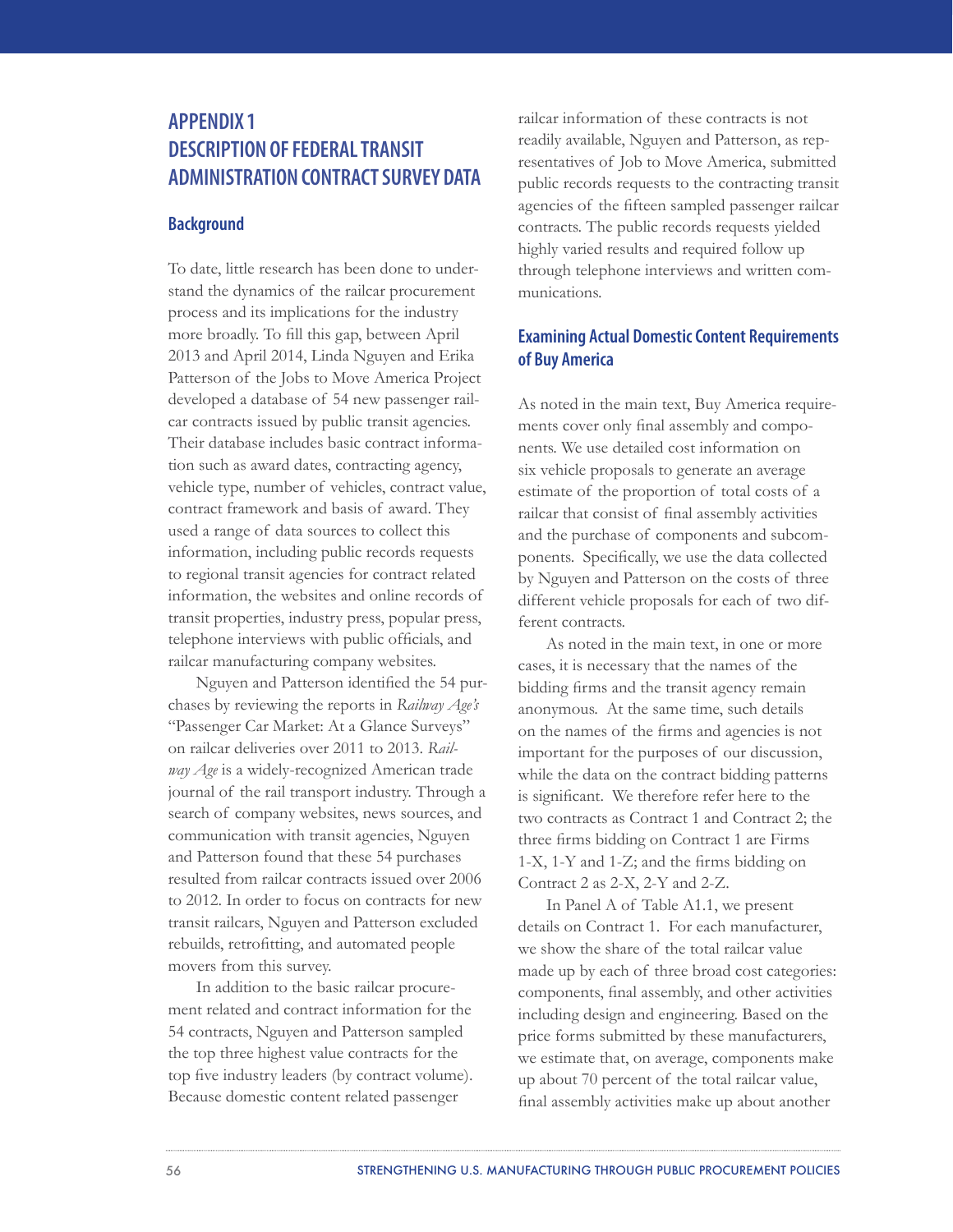# APPENDIX 1
# DESCRIPTION OF FEDERAL TRANSIT ADMINISTRATION CONTRACT SURVEY DATA

## Background

To date, little research has been done to understand the dynamics of the railcar procurement process and its implications for the industry more broadly. To fill this gap, between April 2013 and April 2014, Linda Nguyen and Erika Patterson of the Jobs to Move America Project developed a database of 54 new passenger railcar contracts issued by public transit agencies. Their database includes basic contract information such as award dates, contracting agency, vehicle type, number of vehicles, contract value, contract framework and basis of award. They used a range of data sources to collect this information, including public records requests to regional transit agencies for contract related information, the websites and online records of transit properties, industry press, popular press, telephone interviews with public officials, and railcar manufacturing company websites.

Nguyen and Patterson identified the 54 purchases by reviewing the reports in *Railway Age's* "Passenger Car Market: At a Glance Surveys" on railcar deliveries over 2011 to 2013. *Railway Age* is a widely-recognized American trade journal of the rail transport industry. Through a search of company websites, news sources, and communication with transit agencies, Nguyen and Patterson found that these 54 purchases resulted from railcar contracts issued over 2006 to 2012. In order to focus on contracts for new transit railcars, Nguyen and Patterson excluded rebuilds, retrofitting, and automated people movers from this survey.

In addition to the basic railcar procurement related and contract information for the 54 contracts, Nguyen and Patterson sampled the top three highest value contracts for the top five industry leaders (by contract volume). Because domestic content related passenger railcar information of these contracts is not readily available, Nguyen and Patterson, as representatives of Job to Move America, submitted public records requests to the contracting transit agencies of the fifteen sampled passenger railcar contracts. The public records requests yielded highly varied results and required follow up through telephone interviews and written communications.

## Examining Actual Domestic Content Requirements of Buy America

As noted in the main text, Buy America requirements cover only final assembly and components. We use detailed cost information on six vehicle proposals to generate an average estimate of the proportion of total costs of a railcar that consist of final assembly activities and the purchase of components and subcomponents. Specifically, we use the data collected by Nguyen and Patterson on the costs of three different vehicle proposals for each of two different contracts.

As noted in the main text, in one or more cases, it is necessary that the names of the bidding firms and the transit agency remain anonymous. At the same time, such details on the names of the firms and agencies is not important for the purposes of our discussion, while the data on the contract bidding patterns is significant. We therefore refer here to the two contracts as Contract 1 and Contract 2; the three firms bidding on Contract 1 are Firms 1-X, 1-Y and 1-Z; and the firms bidding on Contract 2 as 2-X, 2-Y and 2-Z.

In Panel A of Table A1.1, we present details on Contract 1. For each manufacturer, we show the share of the total railcar value made up by each of three broad cost categories: components, final assembly, and other activities including design and engineering. Based on the price forms submitted by these manufacturers, we estimate that, on average, components make up about 70 percent of the total railcar value, final assembly activities make up about another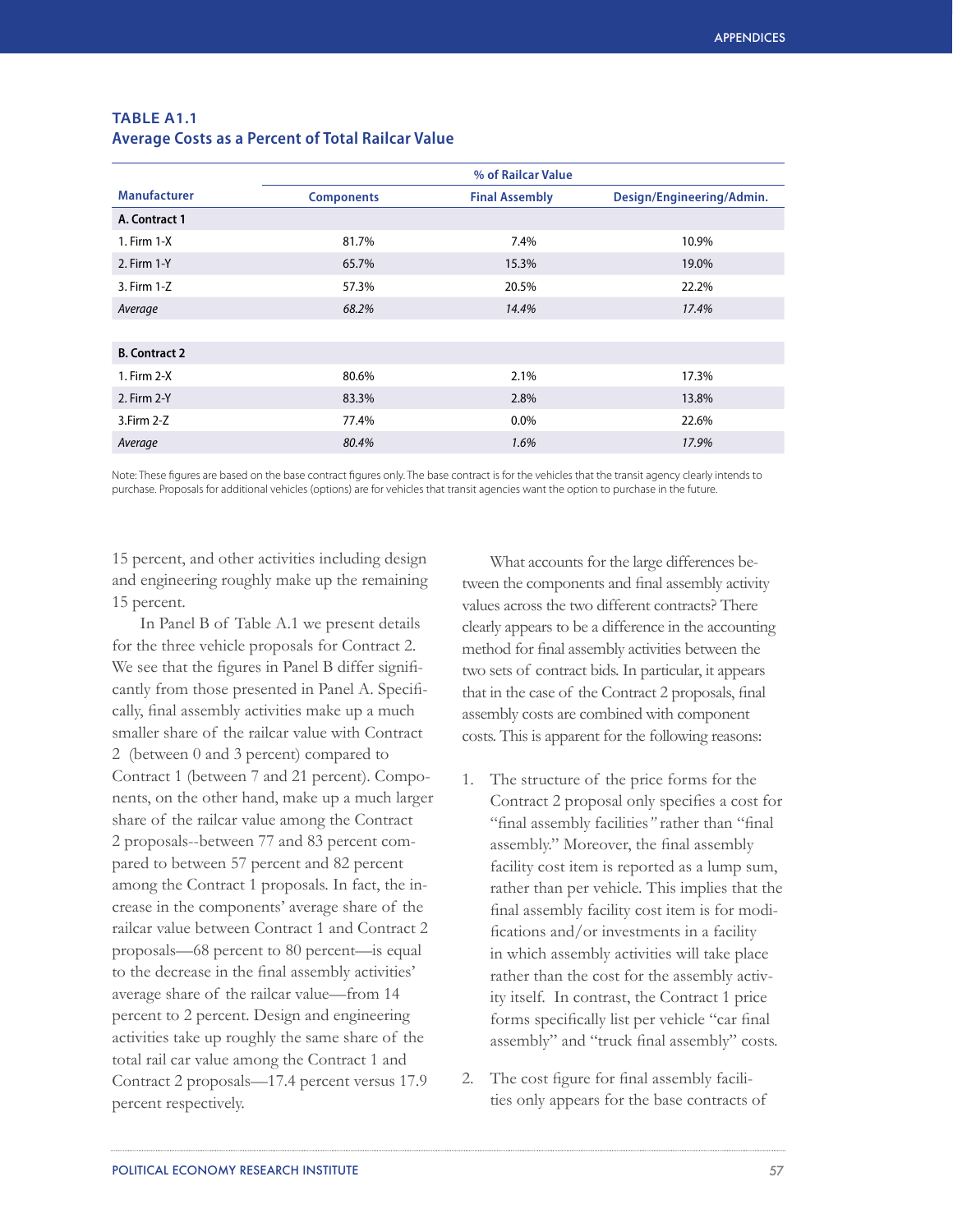**TABLE A1.1**
**Average Costs as a Percent of Total Railcar Value**

| Manufacturer | % of Railcar Value | | |
|---|---|---|---|
| | Components | Final Assembly | Design/Engineering/Admin. |
| **A. Contract 1** | | | |
| 1. Firm 1-X | 81.7% | 7.4% | 10.9% |
| 2. Firm 1-Y | 65.7% | 15.3% | 19.0% |
| 3. Firm 1-Z | 57.3% | 20.5% | 22.2% |
| *Average* | *68.2%* | *14.4%* | *17.4%* |
| **B. Contract 2** | | | |
| 1. Firm 2-X | 80.6% | 2.1% | 17.3% |
| 2. Firm 2-Y | 83.3% | 2.8% | 13.8% |
| 3.Firm 2-Z | 77.4% | 0.0% | 22.6% |
| *Average* | *80.4%* | *1.6%* | *17.9%* |

Note: These figures are based on the base contract figures only. The base contract is for the vehicles that the transit agency clearly intends to purchase. Proposals for additional vehicles (options) are for vehicles that transit agencies want the option to purchase in the future.

15 percent, and other activities including design and engineering roughly make up the remaining 15 percent.

In Panel B of Table A.1 we present details for the three vehicle proposals for Contract 2. We see that the figures in Panel B differ significantly from those presented in Panel A. Specifically, final assembly activities make up a much smaller share of the railcar value with Contract 2 (between 0 and 3 percent) compared to Contract 1 (between 7 and 21 percent). Components, on the other hand, make up a much larger share of the railcar value among the Contract 2 proposals--between 77 and 83 percent compared to between 57 percent and 82 percent among the Contract 1 proposals. In fact, the increase in the components' average share of the railcar value between Contract 1 and Contract 2 proposals—68 percent to 80 percent—is equal to the decrease in the final assembly activities' average share of the railcar value—from 14 percent to 2 percent. Design and engineering activities take up roughly the same share of the total rail car value among the Contract 1 and Contract 2 proposals—17.4 percent versus 17.9 percent respectively.

What accounts for the large differences between the components and final assembly activity values across the two different contracts? There clearly appears to be a difference in the accounting method for final assembly activities between the two sets of contract bids. In particular, it appears that in the case of the Contract 2 proposals, final assembly costs are combined with component costs. This is apparent for the following reasons:

1. The structure of the price forms for the Contract 2 proposal only specifies a cost for "final assembly facilities" rather than "final assembly." Moreover, the final assembly facility cost item is reported as a lump sum, rather than per vehicle. This implies that the final assembly facility cost item is for modifications and/or investments in a facility in which assembly activities will take place rather than the cost for the assembly activity itself. In contrast, the Contract 1 price forms specifically list per vehicle "car final assembly" and "truck final assembly" costs.

2. The cost figure for final assembly facilities only appears for the base contracts of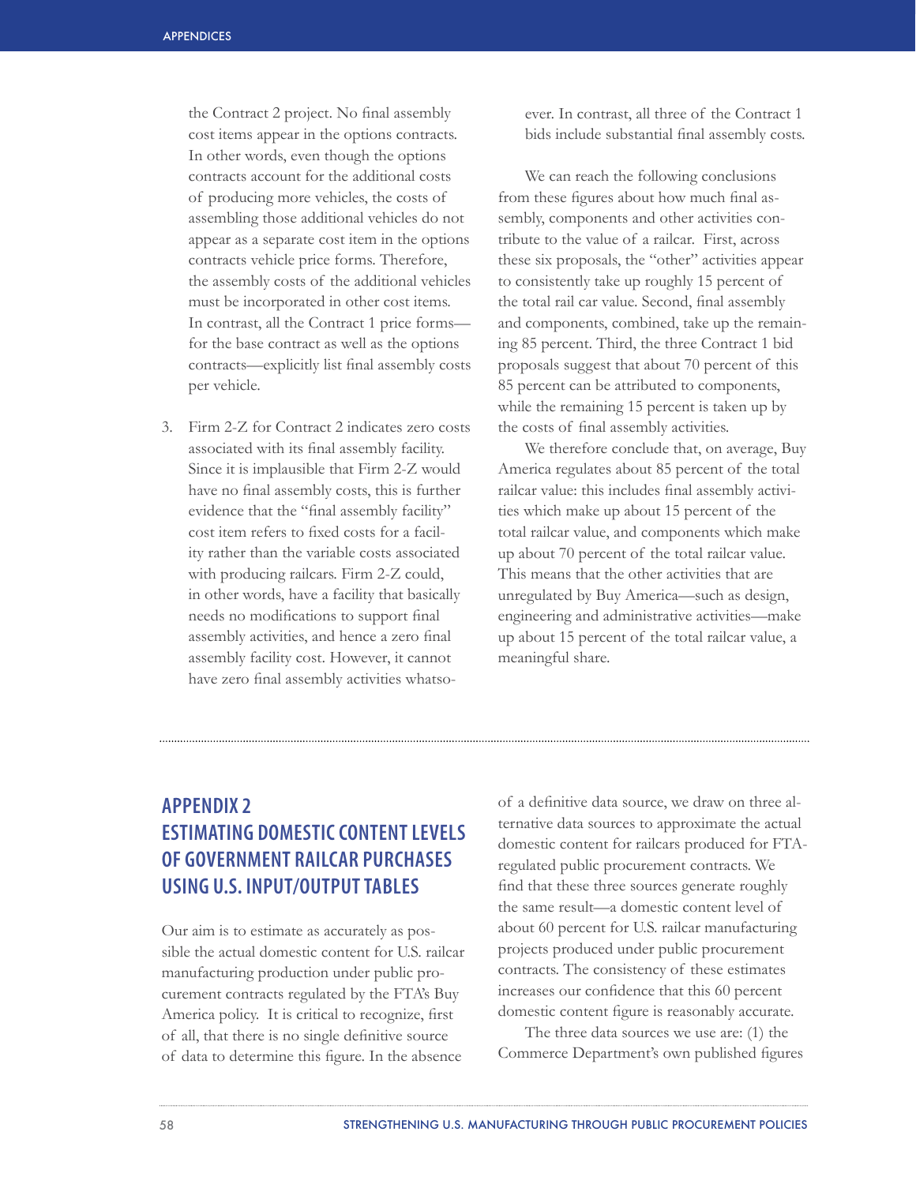the Contract 2 project. No final assembly cost items appear in the options contracts. In other words, even though the options contracts account for the additional costs of producing more vehicles, the costs of assembling those additional vehicles do not appear as a separate cost item in the options contracts vehicle price forms. Therefore, the assembly costs of the additional vehicles must be incorporated in other cost items. In contrast, all the Contract 1 price forms—for the base contract as well as the options contracts—explicitly list final assembly costs per vehicle.

3. Firm 2-Z for Contract 2 indicates zero costs associated with its final assembly facility. Since it is implausible that Firm 2-Z would have no final assembly costs, this is further evidence that the "final assembly facility" cost item refers to fixed costs for a facility rather than the variable costs associated with producing railcars. Firm 2-Z could, in other words, have a facility that basically needs no modifications to support final assembly activities, and hence a zero final assembly facility cost. However, it cannot have zero final assembly activities whatsoever. In contrast, all three of the Contract 1 bids include substantial final assembly costs.

We can reach the following conclusions from these figures about how much final assembly, components and other activities contribute to the value of a railcar. First, across these six proposals, the "other" activities appear to consistently take up roughly 15 percent of the total rail car value. Second, final assembly and components, combined, take up the remaining 85 percent. Third, the three Contract 1 bid proposals suggest that about 70 percent of this 85 percent can be attributed to components, while the remaining 15 percent is taken up by the costs of final assembly activities.

We therefore conclude that, on average, Buy America regulates about 85 percent of the total railcar value: this includes final assembly activities which make up about 15 percent of the total railcar value, and components which make up about 70 percent of the total railcar value. This means that the other activities that are unregulated by Buy America—such as design, engineering and administrative activities—make up about 15 percent of the total railcar value, a meaningful share.

## APPENDIX 2
## ESTIMATING DOMESTIC CONTENT LEVELS OF GOVERNMENT RAILCAR PURCHASES USING U.S. INPUT/OUTPUT TABLES

Our aim is to estimate as accurately as possible the actual domestic content for U.S. railcar manufacturing production under public procurement contracts regulated by the FTA's Buy America policy. It is critical to recognize, first of all, that there is no single definitive source of data to determine this figure. In the absence of a definitive data source, we draw on three alternative data sources to approximate the actual domestic content for railcars produced for FTA-regulated public procurement contracts. We find that these three sources generate roughly the same result—a domestic content level of about 60 percent for U.S. railcar manufacturing projects produced under public procurement contracts. The consistency of these estimates increases our confidence that this 60 percent domestic content figure is reasonably accurate.

The three data sources we use are: (1) the Commerce Department's own published figures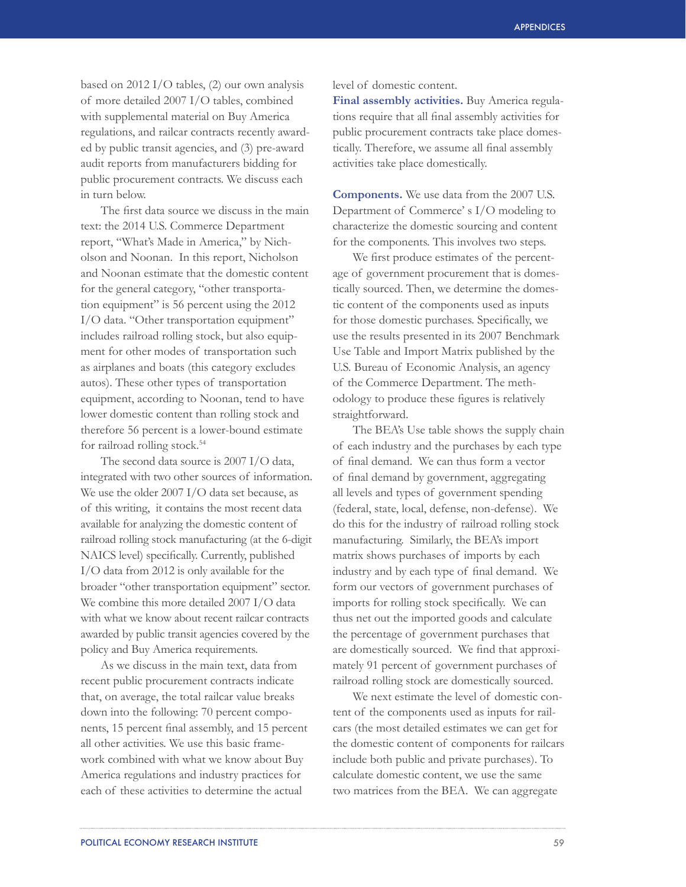based on 2012 I/O tables, (2) our own analysis of more detailed 2007 I/O tables, combined with supplemental material on Buy America regulations, and railcar contracts recently awarded by public transit agencies, and (3) pre-award audit reports from manufacturers bidding for public procurement contracts. We discuss each in turn below.

The first data source we discuss in the main text: the 2014 U.S. Commerce Department report, "What's Made in America," by Nicholson and Noonan. In this report, Nicholson and Noonan estimate that the domestic content for the general category, "other transportation equipment" is 56 percent using the 2012 I/O data. "Other transportation equipment" includes railroad rolling stock, but also equipment for other modes of transportation such as airplanes and boats (this category excludes autos). These other types of transportation equipment, according to Noonan, tend to have lower domestic content than rolling stock and therefore 56 percent is a lower-bound estimate for railroad rolling stock.[54]

The second data source is 2007 I/O data, integrated with two other sources of information. We use the older 2007 I/O data set because, as of this writing, it contains the most recent data available for analyzing the domestic content of railroad rolling stock manufacturing (at the 6-digit NAICS level) specifically. Currently, published I/O data from 2012 is only available for the broader "other transportation equipment" sector. We combine this more detailed 2007 I/O data with what we know about recent railcar contracts awarded by public transit agencies covered by the policy and Buy America requirements.

As we discuss in the main text, data from recent public procurement contracts indicate that, on average, the total railcar value breaks down into the following: 70 percent components, 15 percent final assembly, and 15 percent all other activities. We use this basic framework combined with what we know about Buy America regulations and industry practices for each of these activities to determine the actual level of domestic content.

**Final assembly activities.** Buy America regulations require that all final assembly activities for public procurement contracts take place domestically. Therefore, we assume all final assembly activities take place domestically.

**Components.** We use data from the 2007 U.S. Department of Commerce' s I/O modeling to characterize the domestic sourcing and content for the components. This involves two steps.

We first produce estimates of the percentage of government procurement that is domestically sourced. Then, we determine the domestic content of the components used as inputs for those domestic purchases. Specifically, we use the results presented in its 2007 Benchmark Use Table and Import Matrix published by the U.S. Bureau of Economic Analysis, an agency of the Commerce Department. The methodology to produce these figures is relatively straightforward.

The BEA's Use table shows the supply chain of each industry and the purchases by each type of final demand. We can thus form a vector of final demand by government, aggregating all levels and types of government spending (federal, state, local, defense, non-defense). We do this for the industry of railroad rolling stock manufacturing. Similarly, the BEA's import matrix shows purchases of imports by each industry and by each type of final demand. We form our vectors of government purchases of imports for rolling stock specifically. We can thus net out the imported goods and calculate the percentage of government purchases that are domestically sourced. We find that approximately 91 percent of government purchases of railroad rolling stock are domestically sourced.

We next estimate the level of domestic content of the components used as inputs for railcars (the most detailed estimates we can get for the domestic content of components for railcars include both public and private purchases). To calculate domestic content, we use the same two matrices from the BEA. We can aggregate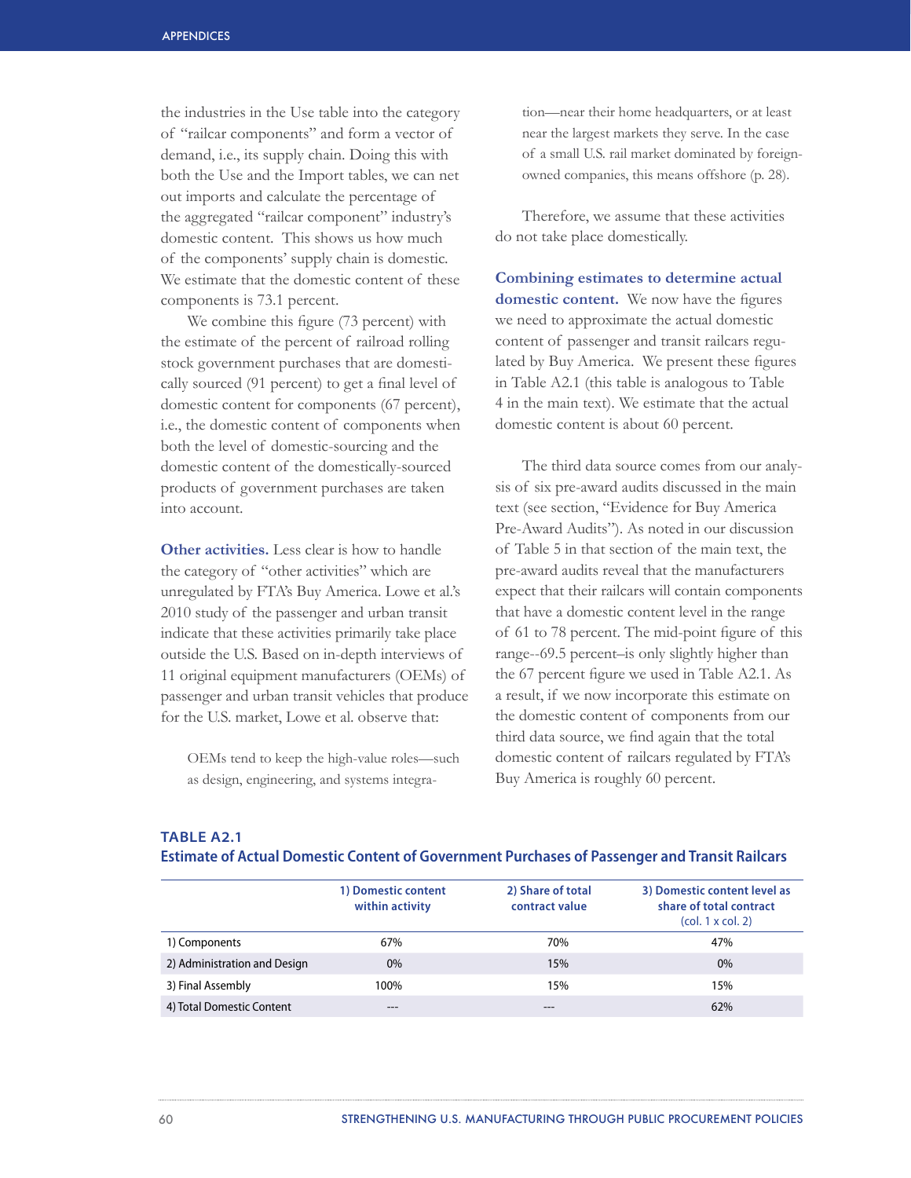the industries in the Use table into the category of "railcar components" and form a vector of demand, i.e., its supply chain. Doing this with both the Use and the Import tables, we can net out imports and calculate the percentage of the aggregated "railcar component" industry's domestic content. This shows us how much of the components' supply chain is domestic. We estimate that the domestic content of these components is 73.1 percent.

We combine this figure (73 percent) with the estimate of the percent of railroad rolling stock government purchases that are domestically sourced (91 percent) to get a final level of domestic content for components (67 percent), i.e., the domestic content of components when both the level of domestic-sourcing and the domestic content of the domestically-sourced products of government purchases are taken into account.

**Other activities.** Less clear is how to handle the category of "other activities" which are unregulated by FTA's Buy America. Lowe et al.'s 2010 study of the passenger and urban transit indicate that these activities primarily take place outside the U.S. Based on in-depth interviews of 11 original equipment manufacturers (OEMs) of passenger and urban transit vehicles that produce for the U.S. market, Lowe et al. observe that:

> OEMs tend to keep the high-value roles—such as design, engineering, and systems integration—near their home headquarters, or at least near the largest markets they serve. In the case of a small U.S. rail market dominated by foreign-owned companies, this means offshore (p. 28).

Therefore, we assume that these activities do not take place domestically.

**Combining estimates to determine actual domestic content.** We now have the figures we need to approximate the actual domestic content of passenger and transit railcars regulated by Buy America. We present these figures in Table A2.1 (this table is analogous to Table 4 in the main text). We estimate that the actual domestic content is about 60 percent.

The third data source comes from our analysis of six pre-award audits discussed in the main text (see section, "Evidence for Buy America Pre-Award Audits"). As noted in our discussion of Table 5 in that section of the main text, the pre-award audits reveal that the manufacturers expect that their railcars will contain components that have a domestic content level in the range of 61 to 78 percent. The mid-point figure of this range--69.5 percent–is only slightly higher than the 67 percent figure we used in Table A2.1. As a result, if we now incorporate this estimate on the domestic content of components from our third data source, we find again that the total domestic content of railcars regulated by FTA's Buy America is roughly 60 percent.

**TABLE A2.1**
**Estimate of Actual Domestic Content of Government Purchases of Passenger and Transit Railcars**

| | 1) Domestic content within activity | 2) Share of total contract value | 3) Domestic content level as share of total contract (col. 1 x col. 2) |
|---|---|---|---|
| 1) Components | 67% | 70% | 47% |
| 2) Administration and Design | 0% | 15% | 0% |
| 3) Final Assembly | 100% | 15% | 15% |
| 4) Total Domestic Content | --- | --- | 62% |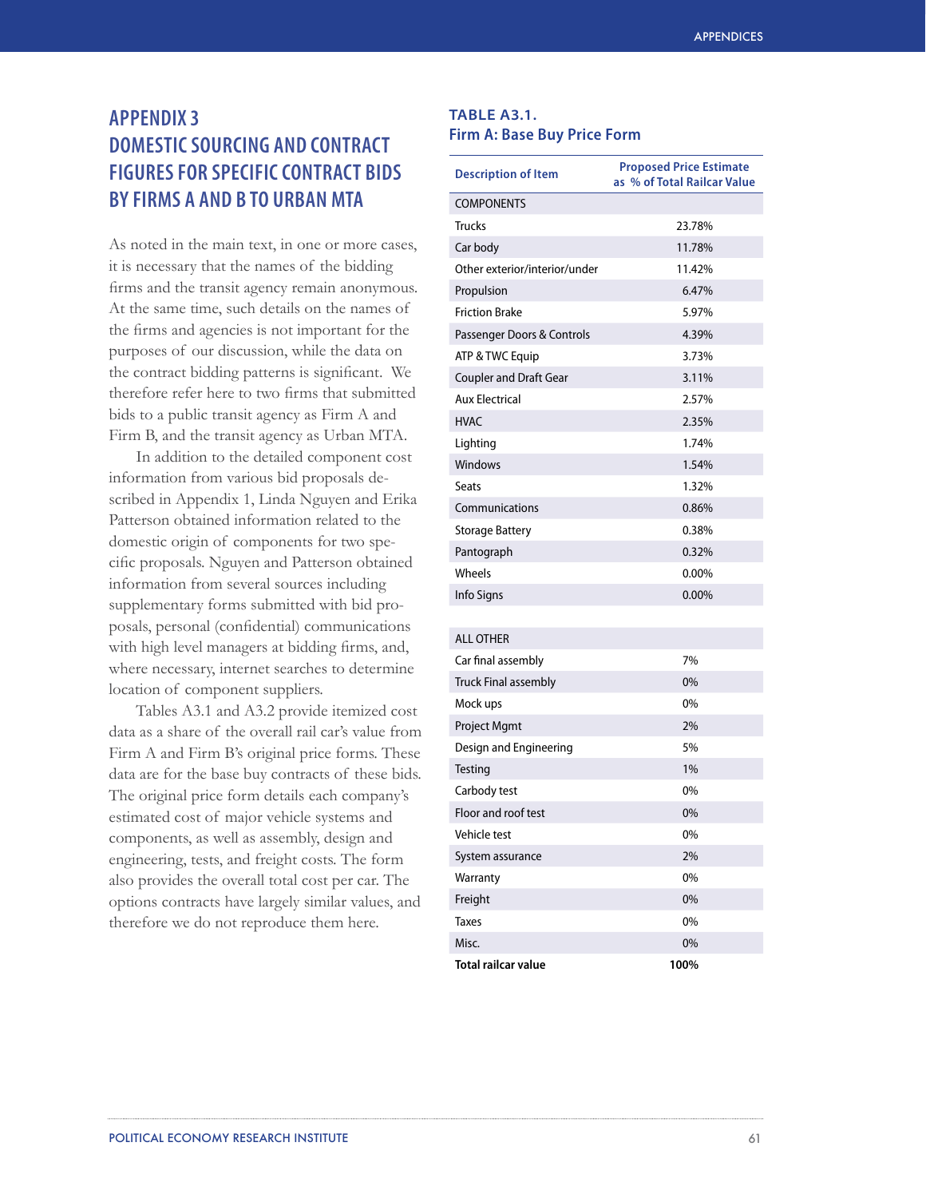# APPENDIX 3
# DOMESTIC SOURCING AND CONTRACT FIGURES FOR SPECIFIC CONTRACT BIDS BY FIRMS A AND B TO URBAN MTA

As noted in the main text, in one or more cases, it is necessary that the names of the bidding firms and the transit agency remain anonymous. At the same time, such details on the names of the firms and agencies is not important for the purposes of our discussion, while the data on the contract bidding patterns is significant. We therefore refer here to two firms that submitted bids to a public transit agency as Firm A and Firm B, and the transit agency as Urban MTA.

In addition to the detailed component cost information from various bid proposals described in Appendix 1, Linda Nguyen and Erika Patterson obtained information related to the domestic origin of components for two specific proposals. Nguyen and Patterson obtained information from several sources including supplementary forms submitted with bid proposals, personal (confidential) communications with high level managers at bidding firms, and, where necessary, internet searches to determine location of component suppliers.

Tables A3.1 and A3.2 provide itemized cost data as a share of the overall rail car's value from Firm A and Firm B's original price forms. These data are for the base buy contracts of these bids. The original price form details each company's estimated cost of major vehicle systems and components, as well as assembly, design and engineering, tests, and freight costs. The form also provides the overall total cost per car. The options contracts have largely similar values, and therefore we do not reproduce them here.

**TABLE A3.1.**
**Firm A: Base Buy Price Form**

| Description of Item | Proposed Price Estimate as % of Total Railcar Value |
|---|---|
| COMPONENTS | |
| Trucks | 23.78% |
| Car body | 11.78% |
| Other exterior/interior/under | 11.42% |
| Propulsion | 6.47% |
| Friction Brake | 5.97% |
| Passenger Doors & Controls | 4.39% |
| ATP & TWC Equip | 3.73% |
| Coupler and Draft Gear | 3.11% |
| Aux Electrical | 2.57% |
| HVAC | 2.35% |
| Lighting | 1.74% |
| Windows | 1.54% |
| Seats | 1.32% |
| Communications | 0.86% |
| Storage Battery | 0.38% |
| Pantograph | 0.32% |
| Wheels | 0.00% |
| Info Signs | 0.00% |
| | |
| ALL OTHER | |
| Car final assembly | 7% |
| Truck Final assembly | 0% |
| Mock ups | 0% |
| Project Mgmt | 2% |
| Design and Engineering | 5% |
| Testing | 1% |
| Carbody test | 0% |
| Floor and roof test | 0% |
| Vehicle test | 0% |
| System assurance | 2% |
| Warranty | 0% |
| Freight | 0% |
| Taxes | 0% |
| Misc. | 0% |
| **Total railcar value** | **100%** |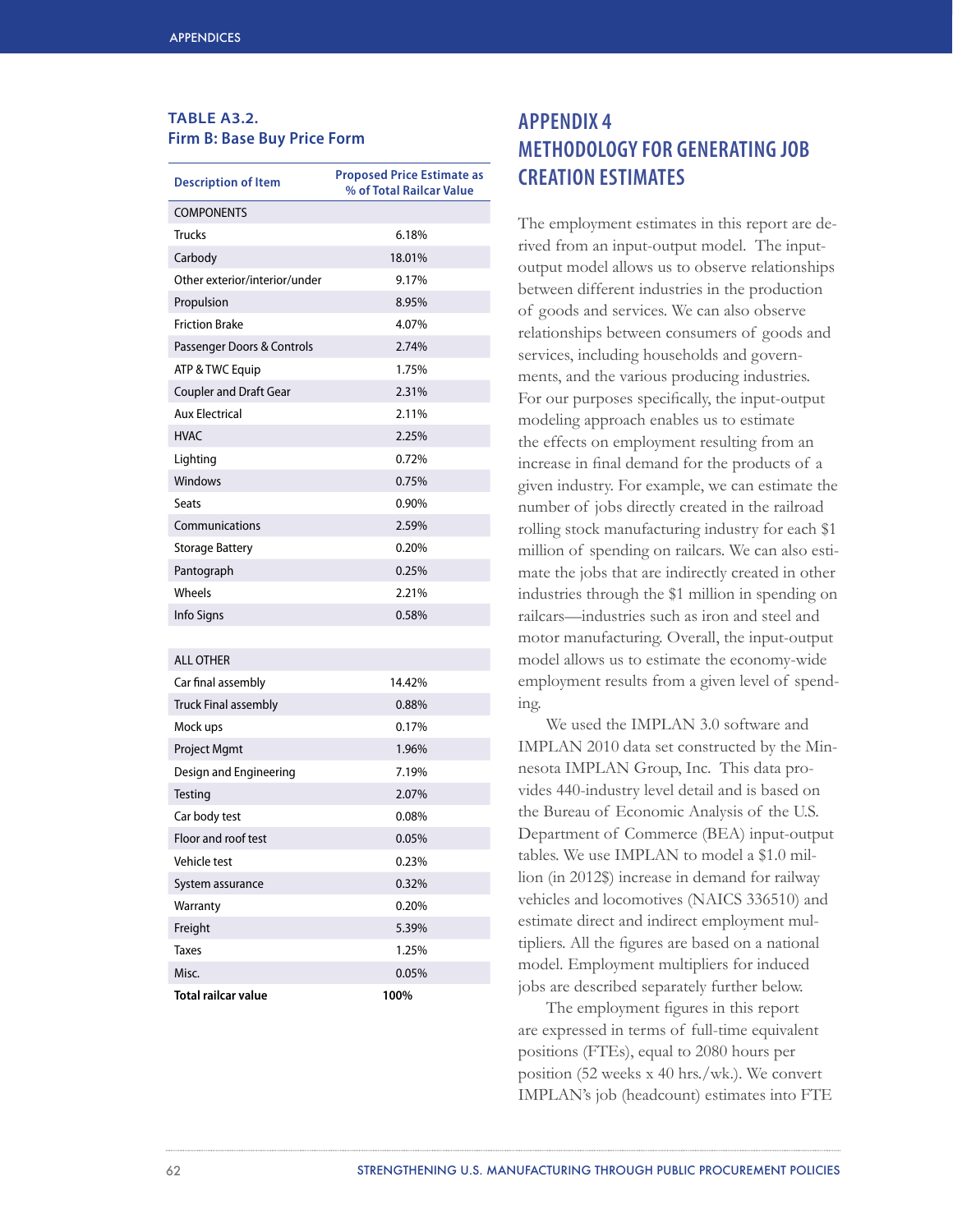**TABLE A3.2.**
**Firm B: Base Buy Price Form**

| Description of Item | Proposed Price Estimate as % of Total Railcar Value |
|---|---|
| COMPONENTS | |
| Trucks | 6.18% |
| Carbody | 18.01% |
| Other exterior/interior/under | 9.17% |
| Propulsion | 8.95% |
| Friction Brake | 4.07% |
| Passenger Doors & Controls | 2.74% |
| ATP & TWC Equip | 1.75% |
| Coupler and Draft Gear | 2.31% |
| Aux Electrical | 2.11% |
| HVAC | 2.25% |
| Lighting | 0.72% |
| Windows | 0.75% |
| Seats | 0.90% |
| Communications | 2.59% |
| Storage Battery | 0.20% |
| Pantograph | 0.25% |
| Wheels | 2.21% |
| Info Signs | 0.58% |
| | |
| ALL OTHER | |
| Car final assembly | 14.42% |
| Truck Final assembly | 0.88% |
| Mock ups | 0.17% |
| Project Mgmt | 1.96% |
| Design and Engineering | 7.19% |
| Testing | 2.07% |
| Car body test | 0.08% |
| Floor and roof test | 0.05% |
| Vehicle test | 0.23% |
| System assurance | 0.32% |
| Warranty | 0.20% |
| Freight | 5.39% |
| Taxes | 1.25% |
| Misc. | 0.05% |
| **Total railcar value** | **100%** |

# APPENDIX 4
# METHODOLOGY FOR GENERATING JOB CREATION ESTIMATES

The employment estimates in this report are derived from an input-output model. The input-output model allows us to observe relationships between different industries in the production of goods and services. We can also observe relationships between consumers of goods and services, including households and governments, and the various producing industries. For our purposes specifically, the input-output modeling approach enables us to estimate the effects on employment resulting from an increase in final demand for the products of a given industry. For example, we can estimate the number of jobs directly created in the railroad rolling stock manufacturing industry for each $1 million of spending on railcars. We can also estimate the jobs that are indirectly created in other industries through the $1 million in spending on railcars—industries such as iron and steel and motor manufacturing. Overall, the input-output model allows us to estimate the economy-wide employment results from a given level of spending.

We used the IMPLAN 3.0 software and IMPLAN 2010 data set constructed by the Minnesota IMPLAN Group, Inc. This data provides 440-industry level detail and is based on the Bureau of Economic Analysis of the U.S. Department of Commerce (BEA) input-output tables. We use IMPLAN to model a $1.0 million (in 2012$) increase in demand for railway vehicles and locomotives (NAICS 336510) and estimate direct and indirect employment multipliers. All the figures are based on a national model. Employment multipliers for induced jobs are described separately further below.

The employment figures in this report are expressed in terms of full-time equivalent positions (FTEs), equal to 2080 hours per position (52 weeks x 40 hrs./wk.). We convert IMPLAN's job (headcount) estimates into FTE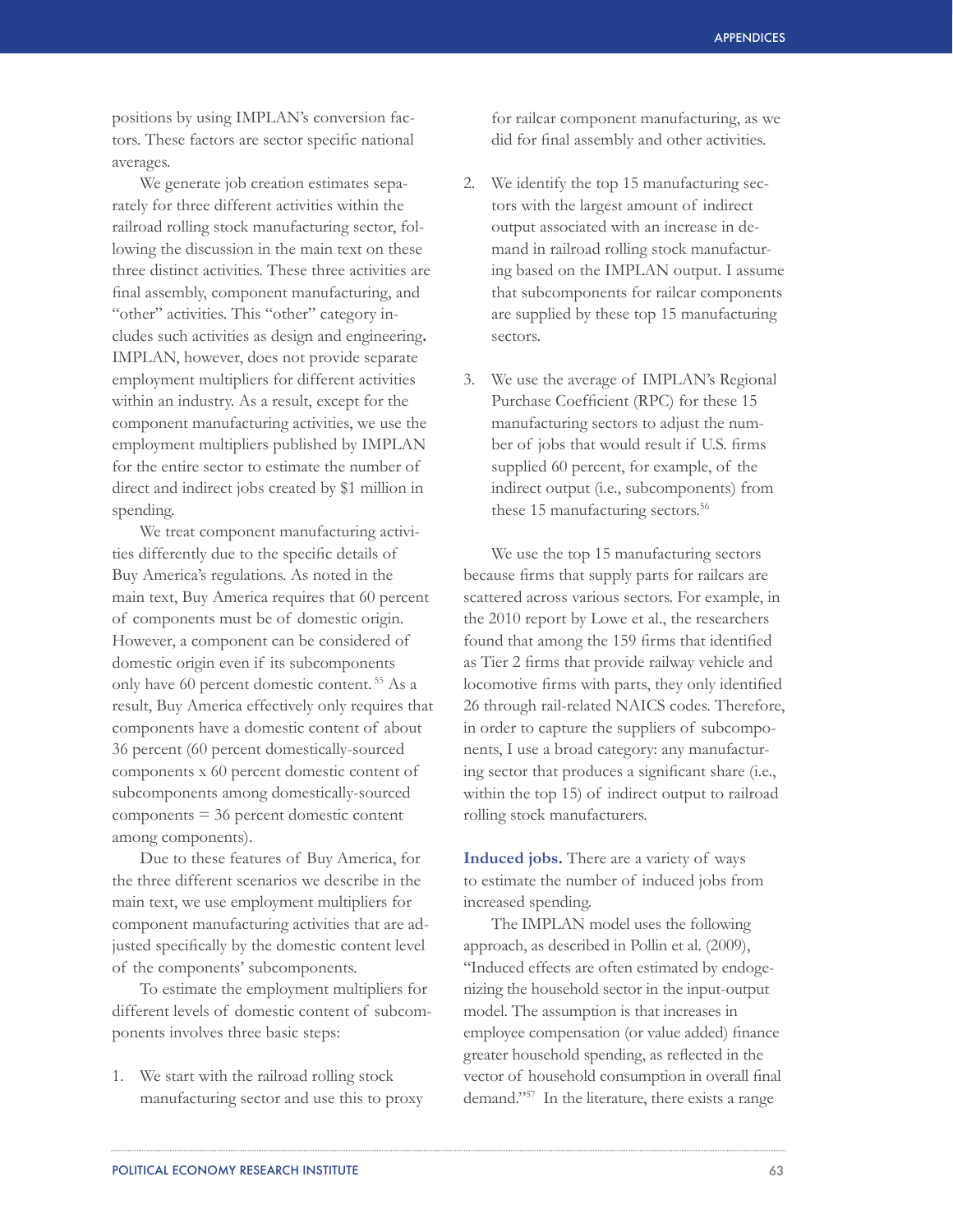positions by using IMPLAN's conversion factors. These factors are sector specific national averages.

We generate job creation estimates separately for three different activities within the railroad rolling stock manufacturing sector, following the discussion in the main text on these three distinct activities. These three activities are final assembly, component manufacturing, and "other" activities. This "other" category includes such activities as design and engineering. IMPLAN, however, does not provide separate employment multipliers for different activities within an industry. As a result, except for the component manufacturing activities, we use the employment multipliers published by IMPLAN for the entire sector to estimate the number of direct and indirect jobs created by $1 million in spending.

We treat component manufacturing activities differently due to the specific details of Buy America's regulations. As noted in the main text, Buy America requires that 60 percent of components must be of domestic origin. However, a component can be considered of domestic origin even if its subcomponents only have 60 percent domestic content.[55] As a result, Buy America effectively only requires that components have a domestic content of about 36 percent (60 percent domestically-sourced components x 60 percent domestic content of subcomponents among domestically-sourced components = 36 percent domestic content among components).

Due to these features of Buy America, for the three different scenarios we describe in the main text, we use employment multipliers for component manufacturing activities that are adjusted specifically by the domestic content level of the components' subcomponents.

To estimate the employment multipliers for different levels of domestic content of subcomponents involves three basic steps:

1. We start with the railroad rolling stock manufacturing sector and use this to proxy for railcar component manufacturing, as we did for final assembly and other activities.

2. We identify the top 15 manufacturing sectors with the largest amount of indirect output associated with an increase in demand in railroad rolling stock manufacturing based on the IMPLAN output. I assume that subcomponents for railcar components are supplied by these top 15 manufacturing sectors.

3. We use the average of IMPLAN's Regional Purchase Coefficient (RPC) for these 15 manufacturing sectors to adjust the number of jobs that would result if U.S. firms supplied 60 percent, for example, of the indirect output (i.e., subcomponents) from these 15 manufacturing sectors.[56]

We use the top 15 manufacturing sectors because firms that supply parts for railcars are scattered across various sectors. For example, in the 2010 report by Lowe et al., the researchers found that among the 159 firms that identified as Tier 2 firms that provide railway vehicle and locomotive firms with parts, they only identified 26 through rail-related NAICS codes. Therefore, in order to capture the suppliers of subcomponents, I use a broad category: any manufacturing sector that produces a significant share (i.e., within the top 15) of indirect output to railroad rolling stock manufacturers.

**Induced jobs.** There are a variety of ways to estimate the number of induced jobs from increased spending.

The IMPLAN model uses the following approach, as described in Pollin et al. (2009), "Induced effects are often estimated by endogenizing the household sector in the input-output model. The assumption is that increases in employee compensation (or value added) finance greater household spending, as reflected in the vector of household consumption in overall final demand."[57] In the literature, there exists a range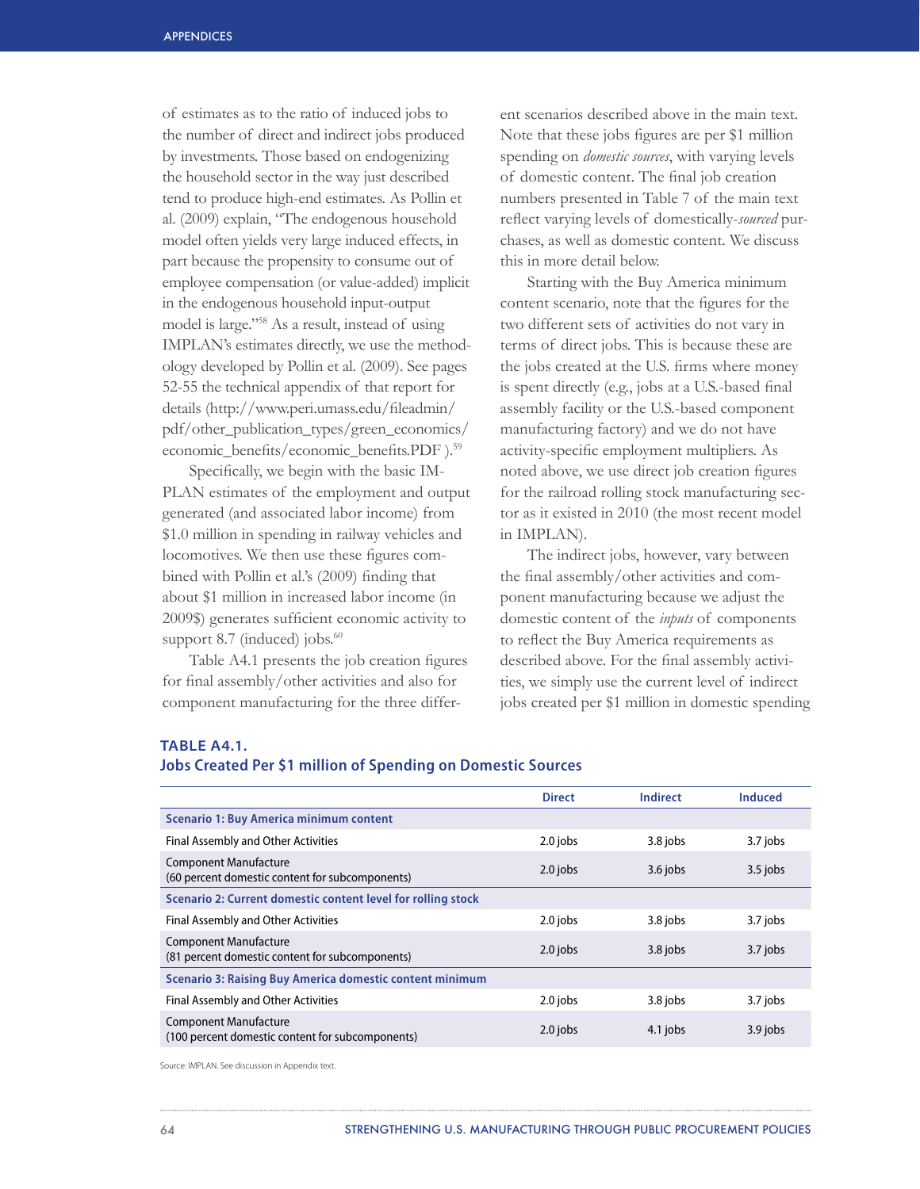of estimates as to the ratio of induced jobs to the number of direct and indirect jobs produced by investments. Those based on endogenizing the household sector in the way just described tend to produce high-end estimates. As Pollin et al. (2009) explain, "The endogenous household model often yields very large induced effects, in part because the propensity to consume out of employee compensation (or value-added) implicit in the endogenous household input-output model is large."[58] As a result, instead of using IMPLAN's estimates directly, we use the methodology developed by Pollin et al. (2009). See pages 52-55 the technical appendix of that report for details (http://www.peri.umass.edu/fileadmin/pdf/other_publication_types/green_economics/economic_benefits/economic_benefits.PDF ).[59]

Specifically, we begin with the basic IMPLAN estimates of the employment and output generated (and associated labor income) from $1.0 million in spending in railway vehicles and locomotives. We then use these figures combined with Pollin et al.'s (2009) finding that about $1 million in increased labor income (in 2009$) generates sufficient economic activity to support 8.7 (induced) jobs.[60]

Table A4.1 presents the job creation figures for final assembly/other activities and also for component manufacturing for the three different scenarios described above in the main text. Note that these jobs figures are per $1 million spending on *domestic sources*, with varying levels of domestic content. The final job creation numbers presented in Table 7 of the main text reflect varying levels of domestically-*sourced* purchases, as well as domestic content. We discuss this in more detail below.

Starting with the Buy America minimum content scenario, note that the figures for the two different sets of activities do not vary in terms of direct jobs. This is because these are the jobs created at the U.S. firms where money is spent directly (e.g., jobs at a U.S.-based final assembly facility or the U.S.-based component manufacturing factory) and we do not have activity-specific employment multipliers. As noted above, we use direct job creation figures for the railroad rolling stock manufacturing sector as it existed in 2010 (the most recent model in IMPLAN).

The indirect jobs, however, vary between the final assembly/other activities and component manufacturing because we adjust the domestic content of the *inputs* of components to reflect the Buy America requirements as described above. For the final assembly activities, we simply use the current level of indirect jobs created per $1 million in domestic spending

**TABLE A4.1.**
**Jobs Created Per $1 million of Spending on Domestic Sources**

| | Direct | Indirect | Induced |
|---|---|---|---|
| **Scenario 1: Buy America minimum content** | | | |
| Final Assembly and Other Activities | 2.0 jobs | 3.8 jobs | 3.7 jobs |
| Component Manufacture (60 percent domestic content for subcomponents) | 2.0 jobs | 3.6 jobs | 3.5 jobs |
| **Scenario 2: Current domestic content level for rolling stock** | | | |
| Final Assembly and Other Activities | 2.0 jobs | 3.8 jobs | 3.7 jobs |
| Component Manufacture (81 percent domestic content for subcomponents) | 2.0 jobs | 3.8 jobs | 3.7 jobs |
| **Scenario 3: Raising Buy America domestic content minimum** | | | |
| Final Assembly and Other Activities | 2.0 jobs | 3.8 jobs | 3.7 jobs |
| Component Manufacture (100 percent domestic content for subcomponents) | 2.0 jobs | 4.1 jobs | 3.9 jobs |

Source: IMPLAN. See discussion in Appendix text.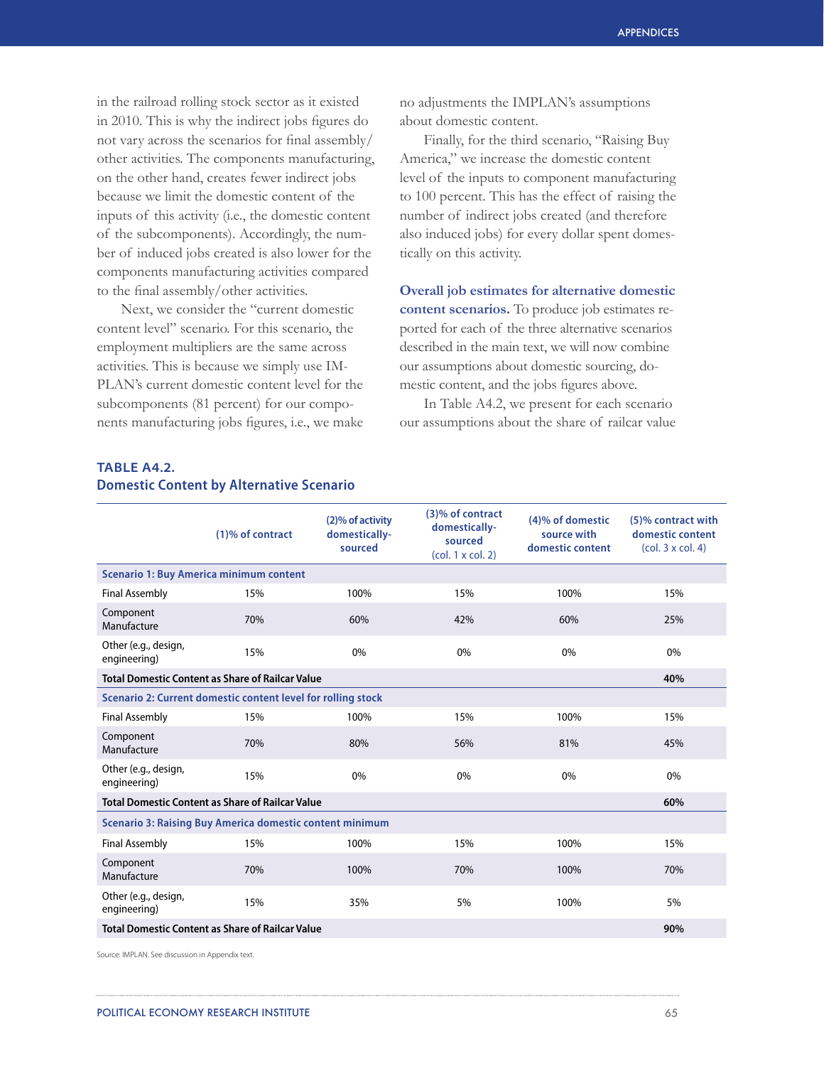in the railroad rolling stock sector as it existed in 2010. This is why the indirect jobs figures do not vary across the scenarios for final assembly/other activities. The components manufacturing, on the other hand, creates fewer indirect jobs because we limit the domestic content of the inputs of this activity (i.e., the domestic content of the subcomponents). Accordingly, the number of induced jobs created is also lower for the components manufacturing activities compared to the final assembly/other activities.

Next, we consider the "current domestic content level" scenario. For this scenario, the employment multipliers are the same across activities. This is because we simply use IMPLAN's current domestic content level for the subcomponents (81 percent) for our components manufacturing jobs figures, i.e., we make no adjustments the IMPLAN's assumptions about domestic content.

Finally, for the third scenario, "Raising Buy America," we increase the domestic content level of the inputs to component manufacturing to 100 percent. This has the effect of raising the number of indirect jobs created (and therefore also induced jobs) for every dollar spent domestically on this activity.

**Overall job estimates for alternative domestic content scenarios.** To produce job estimates reported for each of the three alternative scenarios described in the main text, we will now combine our assumptions about domestic sourcing, domestic content, and the jobs figures above.

In Table A4.2, we present for each scenario our assumptions about the share of railcar value

### TABLE A4.2. Domestic Content by Alternative Scenario

| | (1)% of contract | (2)% of activity domestically-sourced | (3)% of contract domestically-sourced (col. 1 x col. 2) | (4)% of domestic source with domestic content | (5)% contract with domestic content (col. 3 x col. 4) |
|---|---|---|---|---|---|
| **Scenario 1: Buy America minimum content** | | | | | |
| Final Assembly | 15% | 100% | 15% | 100% | 15% |
| Component Manufacture | 70% | 60% | 42% | 60% | 25% |
| Other (e.g., design, engineering) | 15% | 0% | 0% | 0% | 0% |
| **Total Domestic Content as Share of Railcar Value** | | | | | **40%** |
| **Scenario 2: Current domestic content level for rolling stock** | | | | | |
| Final Assembly | 15% | 100% | 15% | 100% | 15% |
| Component Manufacture | 70% | 80% | 56% | 81% | 45% |
| Other (e.g., design, engineering) | 15% | 0% | 0% | 0% | 0% |
| **Total Domestic Content as Share of Railcar Value** | | | | | **60%** |
| **Scenario 3: Raising Buy America domestic content minimum** | | | | | |
| Final Assembly | 15% | 100% | 15% | 100% | 15% |
| Component Manufacture | 70% | 100% | 70% | 100% | 70% |
| Other (e.g., design, engineering) | 15% | 35% | 5% | 100% | 5% |
| **Total Domestic Content as Share of Railcar Value** | | | | | **90%** |

Source: IMPLAN. See discussion in Appendix text.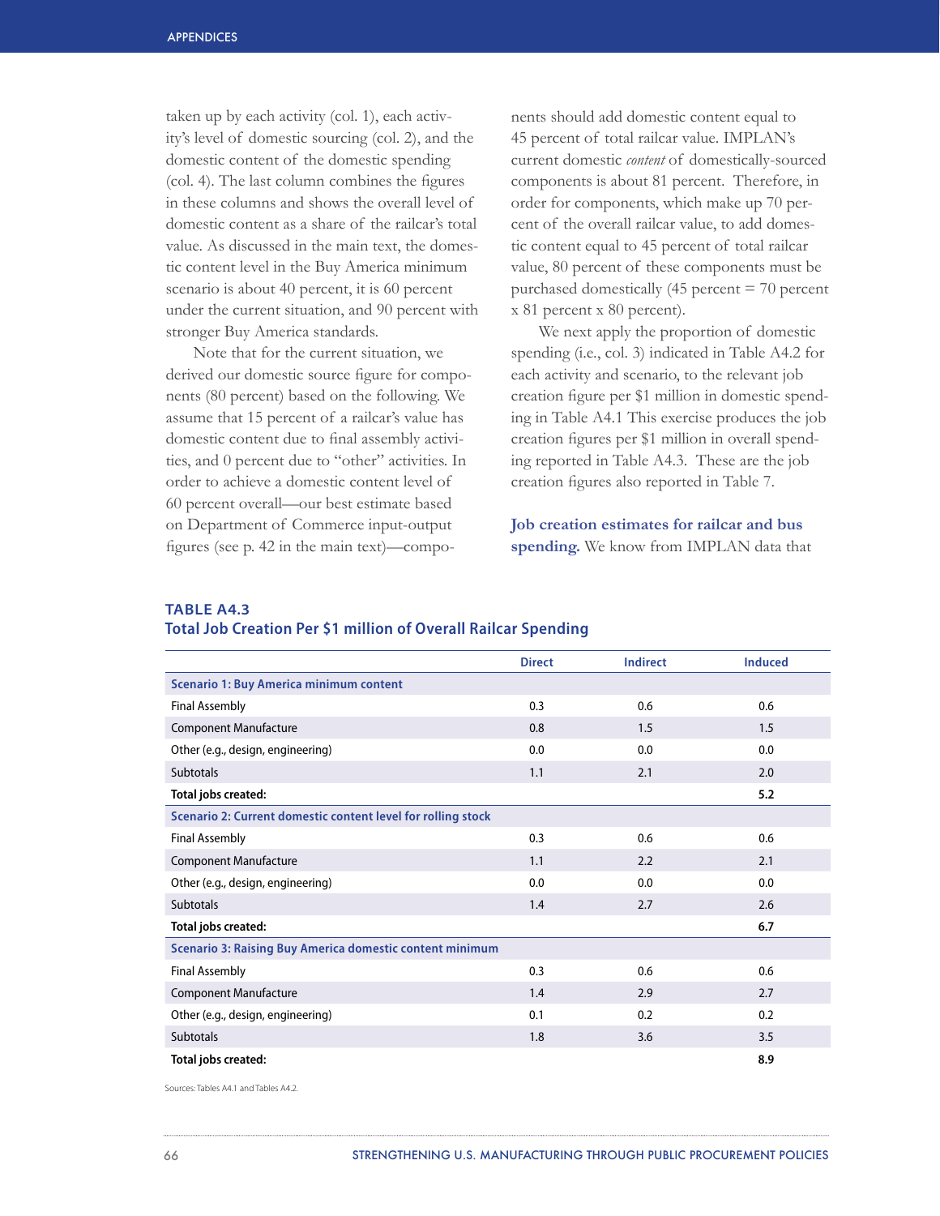taken up by each activity (col. 1), each activity's level of domestic sourcing (col. 2), and the domestic content of the domestic spending (col. 4). The last column combines the figures in these columns and shows the overall level of domestic content as a share of the railcar's total value. As discussed in the main text, the domestic content level in the Buy America minimum scenario is about 40 percent, it is 60 percent under the current situation, and 90 percent with stronger Buy America standards.

Note that for the current situation, we derived our domestic source figure for components (80 percent) based on the following. We assume that 15 percent of a railcar's value has domestic content due to final assembly activities, and 0 percent due to "other" activities. In order to achieve a domestic content level of 60 percent overall—our best estimate based on Department of Commerce input-output figures (see p. 42 in the main text)—components should add domestic content equal to 45 percent of total railcar value. IMPLAN's current domestic *content* of domestically-sourced components is about 81 percent. Therefore, in order for components, which make up 70 percent of the overall railcar value, to add domestic content equal to 45 percent of total railcar value, 80 percent of these components must be purchased domestically (45 percent = 70 percent x 81 percent x 80 percent).

We next apply the proportion of domestic spending (i.e., col. 3) indicated in Table A4.2 for each activity and scenario, to the relevant job creation figure per $1 million in domestic spending in Table A4.1 This exercise produces the job creation figures per $1 million in overall spending reported in Table A4.3. These are the job creation figures also reported in Table 7.

**Job creation estimates for railcar and bus spending.** We know from IMPLAN data that

**TABLE A4.3**
**Total Job Creation Per $1 million of Overall Railcar Spending**

| | Direct | Indirect | Induced |
|---|---|---|---|
| **Scenario 1: Buy America minimum content** | | | |
| Final Assembly | 0.3 | 0.6 | 0.6 |
| Component Manufacture | 0.8 | 1.5 | 1.5 |
| Other (e.g., design, engineering) | 0.0 | 0.0 | 0.0 |
| Subtotals | 1.1 | 2.1 | 2.0 |
| **Total jobs created:** | | | **5.2** |
| **Scenario 2: Current domestic content level for rolling stock** | | | |
| Final Assembly | 0.3 | 0.6 | 0.6 |
| Component Manufacture | 1.1 | 2.2 | 2.1 |
| Other (e.g., design, engineering) | 0.0 | 0.0 | 0.0 |
| Subtotals | 1.4 | 2.7 | 2.6 |
| **Total jobs created:** | | | **6.7** |
| **Scenario 3: Raising Buy America domestic content minimum** | | | |
| Final Assembly | 0.3 | 0.6 | 0.6 |
| Component Manufacture | 1.4 | 2.9 | 2.7 |
| Other (e.g., design, engineering) | 0.1 | 0.2 | 0.2 |
| Subtotals | 1.8 | 3.6 | 3.5 |
| **Total jobs created:** | | | **8.9** |

Sources: Tables A4.1 and Tables A4.2.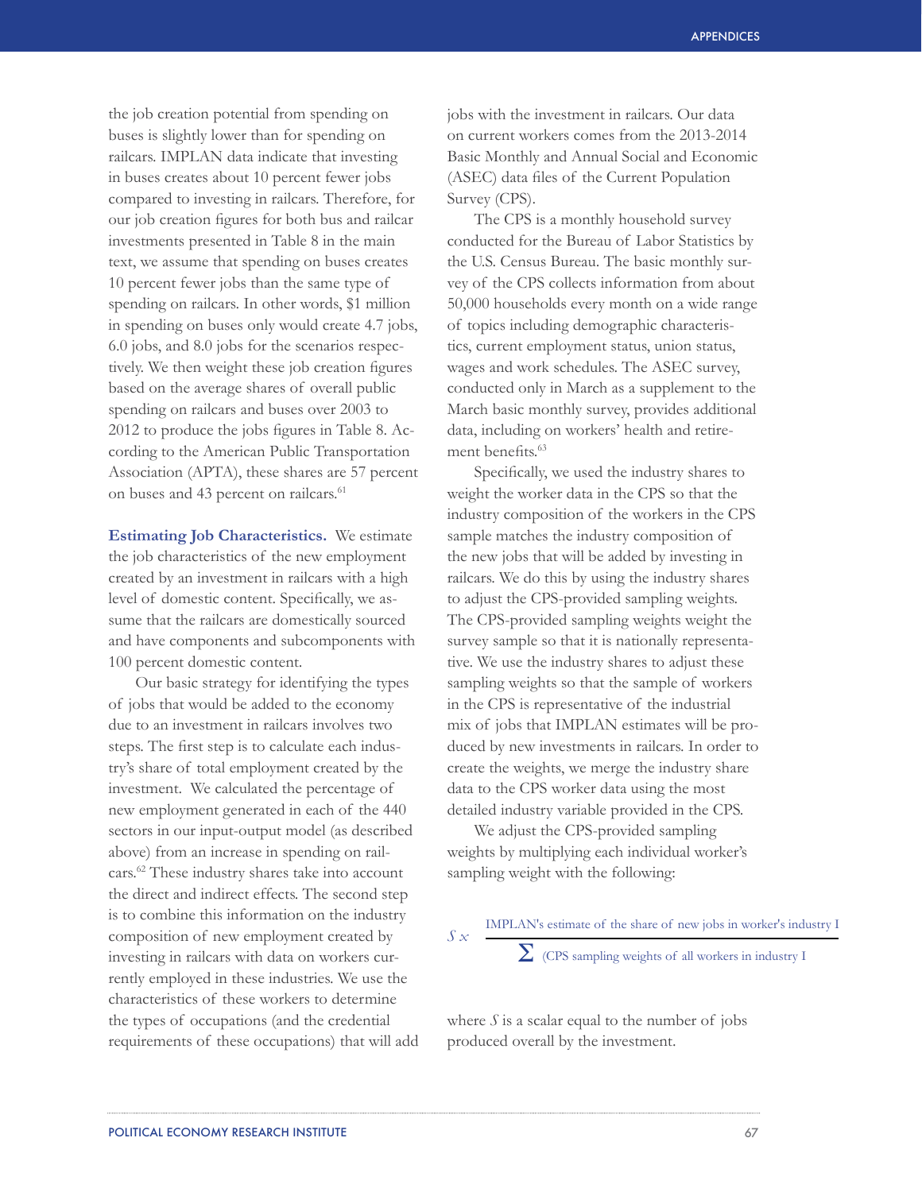the job creation potential from spending on buses is slightly lower than for spending on railcars. IMPLAN data indicate that investing in buses creates about 10 percent fewer jobs compared to investing in railcars. Therefore, for our job creation figures for both bus and railcar investments presented in Table 8 in the main text, we assume that spending on buses creates 10 percent fewer jobs than the same type of spending on railcars. In other words, $1 million in spending on buses only would create 4.7 jobs, 6.0 jobs, and 8.0 jobs for the scenarios respectively. We then weight these job creation figures based on the average shares of overall public spending on railcars and buses over 2003 to 2012 to produce the jobs figures in Table 8. According to the American Public Transportation Association (APTA), these shares are 57 percent on buses and 43 percent on railcars.[61]

**Estimating Job Characteristics.** We estimate the job characteristics of the new employment created by an investment in railcars with a high level of domestic content. Specifically, we assume that the railcars are domestically sourced and have components and subcomponents with 100 percent domestic content.

Our basic strategy for identifying the types of jobs that would be added to the economy due to an investment in railcars involves two steps. The first step is to calculate each industry's share of total employment created by the investment. We calculated the percentage of new employment generated in each of the 440 sectors in our input-output model (as described above) from an increase in spending on railcars.[62] These industry shares take into account the direct and indirect effects. The second step is to combine this information on the industry composition of new employment created by investing in railcars with data on workers currently employed in these industries. We use the characteristics of these workers to determine the types of occupations (and the credential requirements of these occupations) that will add jobs with the investment in railcars. Our data on current workers comes from the 2013-2014 Basic Monthly and Annual Social and Economic (ASEC) data files of the Current Population Survey (CPS).

The CPS is a monthly household survey conducted for the Bureau of Labor Statistics by the U.S. Census Bureau. The basic monthly survey of the CPS collects information from about 50,000 households every month on a wide range of topics including demographic characteristics, current employment status, union status, wages and work schedules. The ASEC survey, conducted only in March as a supplement to the March basic monthly survey, provides additional data, including on workers' health and retirement benefits.[63]

Specifically, we used the industry shares to weight the worker data in the CPS so that the industry composition of the workers in the CPS sample matches the industry composition of the new jobs that will be added by investing in railcars. We do this by using the industry shares to adjust the CPS-provided sampling weights. The CPS-provided sampling weights weight the survey sample so that it is nationally representative. We use the industry shares to adjust these sampling weights so that the sample of workers in the CPS is representative of the industrial mix of jobs that IMPLAN estimates will be produced by new investments in railcars. In order to create the weights, we merge the industry share data to the CPS worker data using the most detailed industry variable provided in the CPS.

We adjust the CPS-provided sampling weights by multiplying each individual worker's sampling weight with the following:

$$S \times \frac{\text{IMPLAN's estimate of the share of new jobs in worker's industry I}}{\sum \text{(CPS sampling weights of all workers in industry I}}$$

where $S$ is a scalar equal to the number of jobs produced overall by the investment.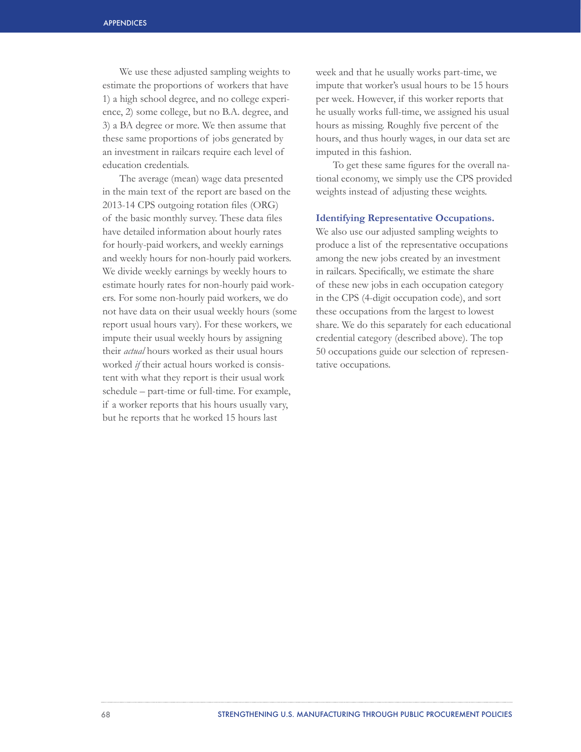We use these adjusted sampling weights to estimate the proportions of workers that have 1) a high school degree, and no college experience, 2) some college, but no B.A. degree, and 3) a BA degree or more. We then assume that these same proportions of jobs generated by an investment in railcars require each level of education credentials.

The average (mean) wage data presented in the main text of the report are based on the 2013-14 CPS outgoing rotation files (ORG) of the basic monthly survey. These data files have detailed information about hourly rates for hourly-paid workers, and weekly earnings and weekly hours for non-hourly paid workers. We divide weekly earnings by weekly hours to estimate hourly rates for non-hourly paid workers. For some non-hourly paid workers, we do not have data on their usual weekly hours (some report usual hours vary). For these workers, we impute their usual weekly hours by assigning their *actual* hours worked as their usual hours worked *if* their actual hours worked is consistent with what they report is their usual work schedule – part-time or full-time. For example, if a worker reports that his hours usually vary, but he reports that he worked 15 hours last week and that he usually works part-time, we impute that worker's usual hours to be 15 hours per week. However, if this worker reports that he usually works full-time, we assigned his usual hours as missing. Roughly five percent of the hours, and thus hourly wages, in our data set are imputed in this fashion.

To get these same figures for the overall national economy, we simply use the CPS provided weights instead of adjusting these weights.

**Identifying Representative Occupations.** We also use our adjusted sampling weights to produce a list of the representative occupations among the new jobs created by an investment in railcars. Specifically, we estimate the share of these new jobs in each occupation category in the CPS (4-digit occupation code), and sort these occupations from the largest to lowest share. We do this separately for each educational credential category (described above). The top 50 occupations guide our selection of representative occupations.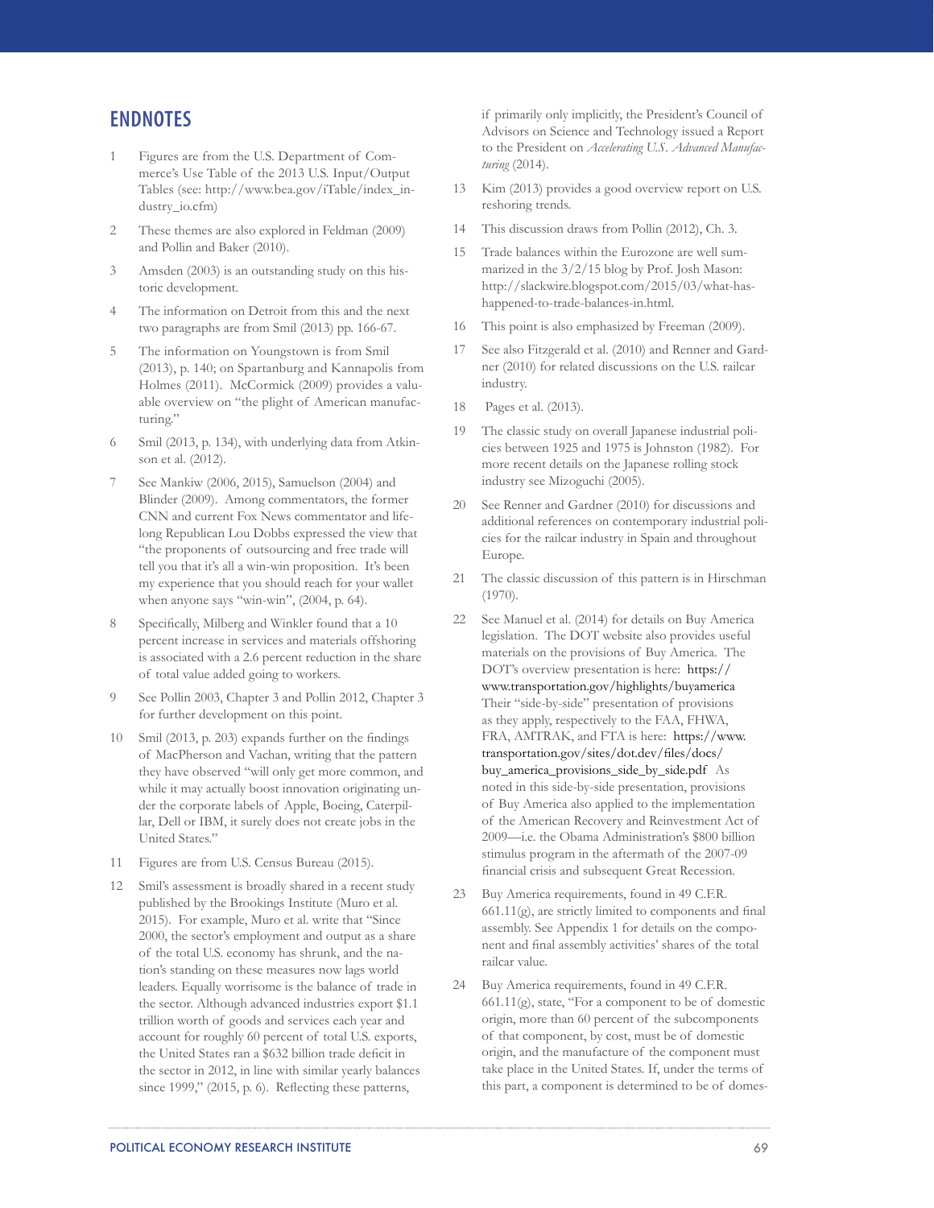## ENDNOTES

1 Figures are from the U.S. Department of Commerce's Use Table of the 2013 U.S. Input/Output Tables (see: http://www.bea.gov/iTable/index_industry_io.cfm)

2 These themes are also explored in Feldman (2009) and Pollin and Baker (2010).

3 Amsden (2003) is an outstanding study on this historic development.

4 The information on Detroit from this and the next two paragraphs are from Smil (2013) pp. 166-67.

5 The information on Youngstown is from Smil (2013), p. 140; on Spartanburg and Kannapolis from Holmes (2011). McCormick (2009) provides a valuable overview on "the plight of American manufacturing."

6 Smil (2013, p. 134), with underlying data from Atkinson et al. (2012).

7 See Mankiw (2006, 2015), Samuelson (2004) and Blinder (2009). Among commentators, the former CNN and current Fox News commentator and lifelong Republican Lou Dobbs expressed the view that "the proponents of outsourcing and free trade will tell you that it's all a win-win proposition. It's been my experience that you should reach for your wallet when anyone says "win-win", (2004, p. 64).

8 Specifically, Milberg and Winkler found that a 10 percent increase in services and materials offshoring is associated with a 2.6 percent reduction in the share of total value added going to workers.

9 See Pollin 2003, Chapter 3 and Pollin 2012, Chapter 3 for further development on this point.

10 Smil (2013, p. 203) expands further on the findings of MacPherson and Vachan, writing that the pattern they have observed "will only get more common, and while it may actually boost innovation originating under the corporate labels of Apple, Boeing, Caterpillar, Dell or IBM, it surely does not create jobs in the United States."

11 Figures are from U.S. Census Bureau (2015).

12 Smil's assessment is broadly shared in a recent study published by the Brookings Institute (Muro et al. 2015). For example, Muro et al. write that "Since 2000, the sector's employment and output as a share of the total U.S. economy has shrunk, and the nation's standing on these measures now lags world leaders. Equally worrisome is the balance of trade in the sector. Although advanced industries export $1.1 trillion worth of goods and services each year and account for roughly 60 percent of total U.S. exports, the United States ran a $632 billion trade deficit in the sector in 2012, in line with similar yearly balances since 1999," (2015, p. 6). Reflecting these patterns, if primarily only implicitly, the President's Council of Advisors on Science and Technology issued a Report to the President on *Accelerating U.S. Advanced Manufacturing* (2014).

13 Kim (2013) provides a good overview report on U.S. reshoring trends.

14 This discussion draws from Pollin (2012), Ch. 3.

15 Trade balances within the Eurozone are well summarized in the 3/2/15 blog by Prof. Josh Mason: http://slackwire.blogspot.com/2015/03/what-has-happened-to-trade-balances-in.html.

16 This point is also emphasized by Freeman (2009).

17 See also Fitzgerald et al. (2010) and Renner and Gardner (2010) for related discussions on the U.S. railcar industry.

18 Pages et al. (2013).

19 The classic study on overall Japanese industrial policies between 1925 and 1975 is Johnston (1982). For more recent details on the Japanese rolling stock industry see Mizoguchi (2005).

20 See Renner and Gardner (2010) for discussions and additional references on contemporary industrial policies for the railcar industry in Spain and throughout Europe.

21 The classic discussion of this pattern is in Hirschman (1970).

22 See Manuel et al. (2014) for details on Buy America legislation. The DOT website also provides useful materials on the provisions of Buy America. The DOT's overview presentation is here: https://www.transportation.gov/highlights/buyamerica Their "side-by-side" presentation of provisions as they apply, respectively to the FAA, FHWA, FRA, AMTRAK, and FTA is here: https://www.transportation.gov/sites/dot.dev/files/docs/buy_america_provisions_side_by_side.pdf As noted in this side-by-side presentation, provisions of Buy America also applied to the implementation of the American Recovery and Reinvestment Act of 2009—i.e. the Obama Administration's $800 billion stimulus program in the aftermath of the 2007-09 financial crisis and subsequent Great Recession.

23 Buy America requirements, found in 49 C.F.R. 661.11(g), are strictly limited to components and final assembly. See Appendix 1 for details on the component and final assembly activities' shares of the total railcar value.

24 Buy America requirements, found in 49 C.F.R. 661.11(g), state, "For a component to be of domestic origin, more than 60 percent of the subcomponents of that component, by cost, must be of domestic origin, and the manufacture of the component must take place in the United States. If, under the terms of this part, a component is determined to be of domes-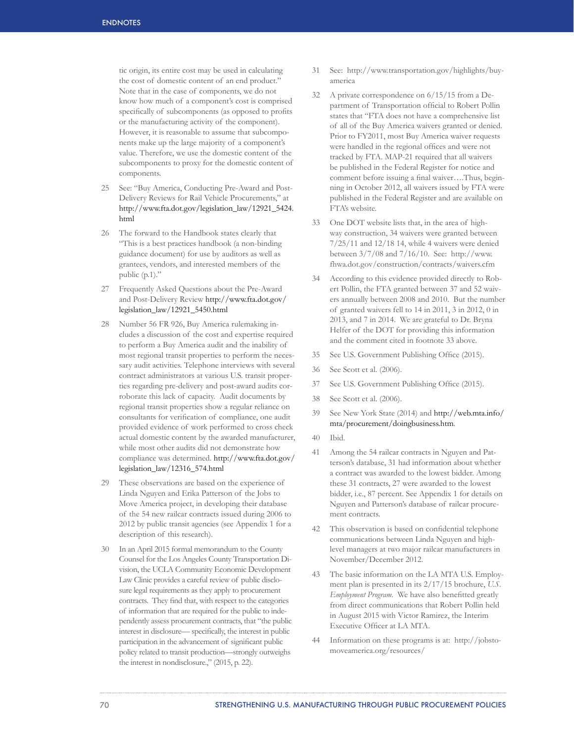tic origin, its entire cost may be used in calculating the cost of domestic content of an end product." Note that in the case of components, we do not know how much of a component's cost is comprised specifically of subcomponents (as opposed to profits or the manufacturing activity of the component). However, it is reasonable to assume that subcomponents make up the large majority of a component's value. Therefore, we use the domestic content of the subcomponents to proxy for the domestic content of components.

25 See: "Buy America, Conducting Pre-Award and Post-Delivery Reviews for Rail Vehicle Procurements," at http://www.fta.dot.gov/legislation_law/12921_5424.html

26 The forward to the Handbook states clearly that "This is a best practices handbook (a non-binding guidance document) for use by auditors as well as grantees, vendors, and interested members of the public (p.1)."

27 Frequently Asked Questions about the Pre-Award and Post-Delivery Review http://www.fta.dot.gov/legislation_law/12921_5450.html

28 Number 56 FR 926, Buy America rulemaking includes a discussion of the cost and expertise required to perform a Buy America audit and the inability of most regional transit properties to perform the necessary audit activities. Telephone interviews with several contract administrators at various U.S. transit properties regarding pre-delivery and post-award audits corroborate this lack of capacity. Audit documents by regional transit properties show a regular reliance on consultants for verification of compliance, one audit provided evidence of work performed to cross check actual domestic content by the awarded manufacturer, while most other audits did not demonstrate how compliance was determined. http://www.fta.dot.gov/legislation_law/12316_574.html

29 These observations are based on the experience of Linda Nguyen and Erika Patterson of the Jobs to Move America project, in developing their database of the 54 new railcar contracts issued during 2006 to 2012 by public transit agencies (see Appendix 1 for a description of this research).

30 In an April 2015 formal memorandum to the County Counsel for the Los Angeles County Transportation Division, the UCLA Community Economic Development Law Clinic provides a careful review of public disclosure legal requirements as they apply to procurement contracts. They find that, with respect to the categories of information that are required for the public to independently assess procurement contracts, that "the public interest in disclosure— specifically, the interest in public participation in the advancement of significant public policy related to transit production—strongly outweighs the interest in nondisclosure.," (2015, p. 22).

31 See: http://www.transportation.gov/highlights/buy-america

32 A private correspondence on 6/15/15 from a Department of Transportation official to Robert Pollin states that "FTA does not have a comprehensive list of all of the Buy America waivers granted or denied. Prior to FY2011, most Buy America waiver requests were handled in the regional offices and were not tracked by FTA. MAP-21 required that all waivers be published in the Federal Register for notice and comment before issuing a final waiver….Thus, beginning in October 2012, all waivers issued by FTA were published in the Federal Register and are available on FTA's website.

33 One DOT website lists that, in the area of highway construction, 34 waivers were granted between 7/25/11 and 12/18 14, while 4 waivers were denied between 3/7/08 and 7/16/10. See: http://www.fhwa.dot.gov/construction/contracts/waivers.cfm

34 According to this evidence provided directly to Robert Pollin, the FTA granted between 37 and 52 waivers annually between 2008 and 2010. But the number of granted waivers fell to 14 in 2011, 3 in 2012, 0 in 2013, and 7 in 2014. We are grateful to Dr. Bryna Helfer of the DOT for providing this information and the comment cited in footnote 33 above.

35 See U.S. Government Publishing Office (2015).

36 See Scott et al. (2006).

37 See U.S. Government Publishing Office (2015).

38 See Scott et al. (2006).

39 See New York State (2014) and http://web.mta.info/mta/procurement/doingbusiness.htm.

40 Ibid.

41 Among the 54 railcar contracts in Nguyen and Patterson's database, 31 had information about whether a contract was awarded to the lowest bidder. Among these 31 contracts, 27 were awarded to the lowest bidder, i.e., 87 percent. See Appendix 1 for details on Nguyen and Patterson's database of railcar procurement contracts.

42 This observation is based on confidential telephone communications between Linda Nguyen and high-level managers at two major railcar manufacturers in November/December 2012.

43 The basic information on the LA MTA U.S. Employment plan is presented in its 2/17/15 brochure, *U.S. Employment Program*. We have also benefitted greatly from direct communications that Robert Pollin held in August 2015 with Victor Ramirez, the Interim Executive Officer at LA MTA.

44 Information on these programs is at: http://jobstomoveamerica.org/resources/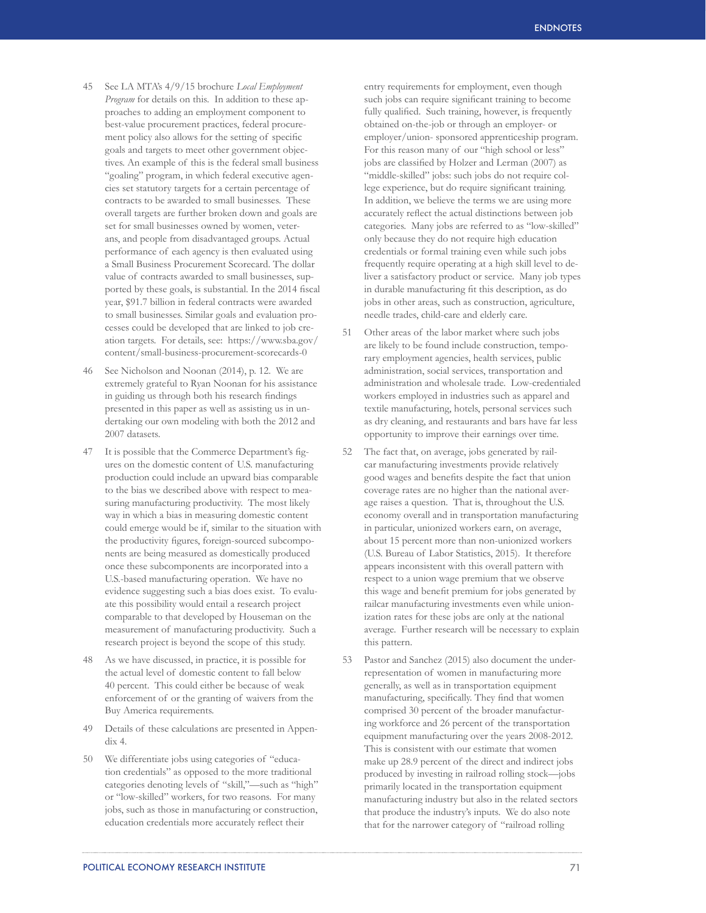45 See LA MTA's 4/9/15 brochure *Local Employment Program* for details on this. In addition to these approaches to adding an employment component to best-value procurement practices, federal procurement policy also allows for the setting of specific goals and targets to meet other government objectives. An example of this is the federal small business "goaling" program, in which federal executive agencies set statutory targets for a certain percentage of contracts to be awarded to small businesses. These overall targets are further broken down and goals are set for small businesses owned by women, veterans, and people from disadvantaged groups. Actual performance of each agency is then evaluated using a Small Business Procurement Scorecard. The dollar value of contracts awarded to small businesses, supported by these goals, is substantial. In the 2014 fiscal year, $91.7 billion in federal contracts were awarded to small businesses. Similar goals and evaluation processes could be developed that are linked to job creation targets. For details, see: https://www.sba.gov/content/small-business-procurement-scorecards-0

46 See Nicholson and Noonan (2014), p. 12. We are extremely grateful to Ryan Noonan for his assistance in guiding us through both his research findings presented in this paper as well as assisting us in undertaking our own modeling with both the 2012 and 2007 datasets.

47 It is possible that the Commerce Department's figures on the domestic content of U.S. manufacturing production could include an upward bias comparable to the bias we described above with respect to measuring manufacturing productivity. The most likely way in which a bias in measuring domestic content could emerge would be if, similar to the situation with the productivity figures, foreign-sourced subcomponents are being measured as domestically produced once these subcomponents are incorporated into a U.S.-based manufacturing operation. We have no evidence suggesting such a bias does exist. To evaluate this possibility would entail a research project comparable to that developed by Houseman on the measurement of manufacturing productivity. Such a research project is beyond the scope of this study.

48 As we have discussed, in practice, it is possible for the actual level of domestic content to fall below 40 percent. This could either be because of weak enforcement of or the granting of waivers from the Buy America requirements.

49 Details of these calculations are presented in Appendix 4.

50 We differentiate jobs using categories of "education credentials" as opposed to the more traditional categories denoting levels of "skill,"—such as "high" or "low-skilled" workers, for two reasons. For many jobs, such as those in manufacturing or construction, education credentials more accurately reflect their entry requirements for employment, even though such jobs can require significant training to become fully qualified. Such training, however, is frequently obtained on-the-job or through an employer- or employer/union- sponsored apprenticeship program. For this reason many of our "high school or less" jobs are classified by Holzer and Lerman (2007) as "middle-skilled" jobs: such jobs do not require college experience, but do require significant training. In addition, we believe the terms we are using more accurately reflect the actual distinctions between job categories. Many jobs are referred to as "low-skilled" only because they do not require high education credentials or formal training even while such jobs frequently require operating at a high skill level to deliver a satisfactory product or service. Many job types in durable manufacturing fit this description, as do jobs in other areas, such as construction, agriculture, needle trades, child-care and elderly care.

51 Other areas of the labor market where such jobs are likely to be found include construction, temporary employment agencies, health services, public administration, social services, transportation and administration and wholesale trade. Low-credentialed workers employed in industries such as apparel and textile manufacturing, hotels, personal services such as dry cleaning, and restaurants and bars have far less opportunity to improve their earnings over time.

52 The fact that, on average, jobs generated by railcar manufacturing investments provide relatively good wages and benefits despite the fact that union coverage rates are no higher than the national average raises a question. That is, throughout the U.S. economy overall and in transportation manufacturing in particular, unionized workers earn, on average, about 15 percent more than non-unionized workers (U.S. Bureau of Labor Statistics, 2015). It therefore appears inconsistent with this overall pattern with respect to a union wage premium that we observe this wage and benefit premium for jobs generated by railcar manufacturing investments even while unionization rates for these jobs are only at the national average. Further research will be necessary to explain this pattern.

53 Pastor and Sanchez (2015) also document the underrepresentation of women in manufacturing more generally, as well as in transportation equipment manufacturing, specifically. They find that women comprised 30 percent of the broader manufacturing workforce and 26 percent of the transportation equipment manufacturing over the years 2008-2012. This is consistent with our estimate that women make up 28.9 percent of the direct and indirect jobs produced by investing in railroad rolling stock—jobs primarily located in the transportation equipment manufacturing industry but also in the related sectors that produce the industry's inputs. We do also note that for the narrower category of "railroad rolling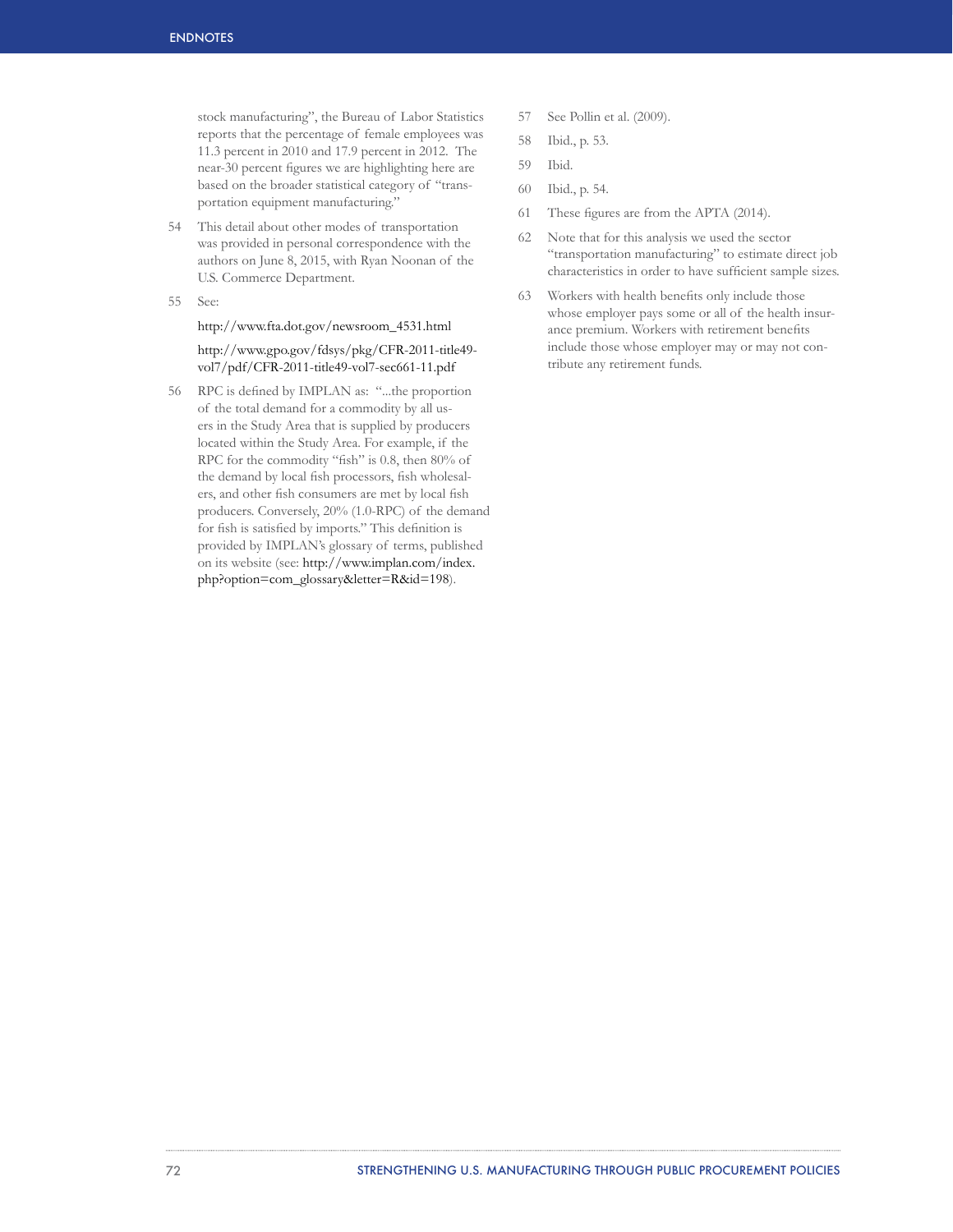stock manufacturing", the Bureau of Labor Statistics reports that the percentage of female employees was 11.3 percent in 2010 and 17.9 percent in 2012. The near-30 percent figures we are highlighting here are based on the broader statistical category of "transportation equipment manufacturing."

54 This detail about other modes of transportation was provided in personal correspondence with the authors on June 8, 2015, with Ryan Noonan of the U.S. Commerce Department.

55 See:

http://www.fta.dot.gov/newsroom_4531.html

http://www.gpo.gov/fdsys/pkg/CFR-2011-title49-vol7/pdf/CFR-2011-title49-vol7-sec661-11.pdf

56 RPC is defined by IMPLAN as: "...the proportion of the total demand for a commodity by all users in the Study Area that is supplied by producers located within the Study Area. For example, if the RPC for the commodity "fish" is 0.8, then 80% of the demand by local fish processors, fish wholesalers, and other fish consumers are met by local fish producers. Conversely, 20% (1.0-RPC) of the demand for fish is satisfied by imports." This definition is provided by IMPLAN's glossary of terms, published on its website (see: http://www.implan.com/index.php?option=com_glossary&letter=R&id=198).

57 See Pollin et al. (2009).

58 Ibid., p. 53.

59 Ibid.

60 Ibid., p. 54.

61 These figures are from the APTA (2014).

62 Note that for this analysis we used the sector "transportation manufacturing" to estimate direct job characteristics in order to have sufficient sample sizes.

63 Workers with health benefits only include those whose employer pays some or all of the health insurance premium. Workers with retirement benefits include those whose employer may or may not contribute any retirement funds.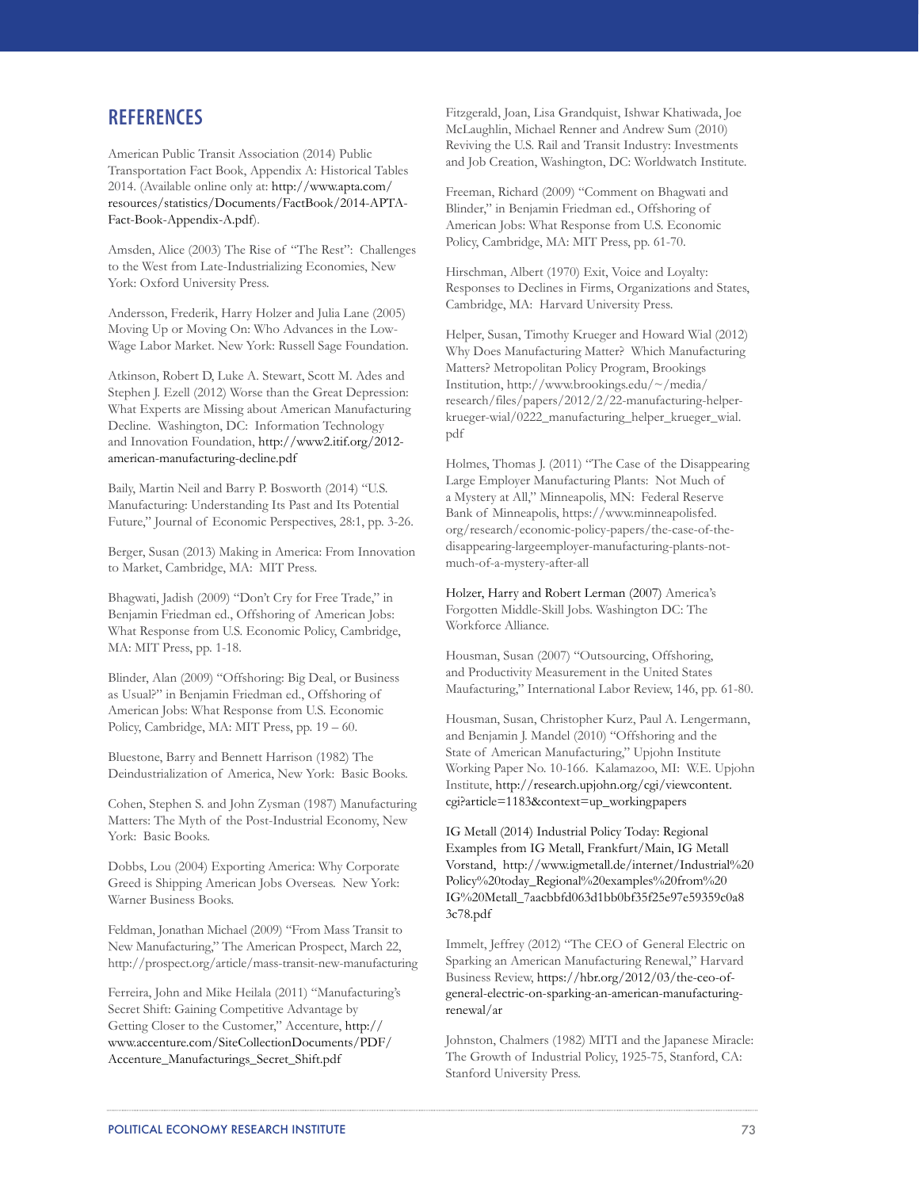## REFERENCES

American Public Transit Association (2014) Public Transportation Fact Book, Appendix A: Historical Tables 2014. (Available online only at: http://www.apta.com/resources/statistics/Documents/FactBook/2014-APTA-Fact-Book-Appendix-A.pdf).

Amsden, Alice (2003) The Rise of "The Rest": Challenges to the West from Late-Industrializing Economies, New York: Oxford University Press.

Andersson, Frederik, Harry Holzer and Julia Lane (2005) Moving Up or Moving On: Who Advances in the Low-Wage Labor Market. New York: Russell Sage Foundation.

Atkinson, Robert D, Luke A. Stewart, Scott M. Ades and Stephen J. Ezell (2012) Worse than the Great Depression: What Experts are Missing about American Manufacturing Decline. Washington, DC: Information Technology and Innovation Foundation, http://www2.itif.org/2012-american-manufacturing-decline.pdf

Baily, Martin Neil and Barry P. Bosworth (2014) "U.S. Manufacturing: Understanding Its Past and Its Potential Future," Journal of Economic Perspectives, 28:1, pp. 3-26.

Berger, Susan (2013) Making in America: From Innovation to Market, Cambridge, MA: MIT Press.

Bhagwati, Jadish (2009) "Don't Cry for Free Trade," in Benjamin Friedman ed., Offshoring of American Jobs: What Response from U.S. Economic Policy, Cambridge, MA: MIT Press, pp. 1-18.

Blinder, Alan (2009) "Offshoring: Big Deal, or Business as Usual?" in Benjamin Friedman ed., Offshoring of American Jobs: What Response from U.S. Economic Policy, Cambridge, MA: MIT Press, pp. 19 – 60.

Bluestone, Barry and Bennett Harrison (1982) The Deindustrialization of America, New York: Basic Books.

Cohen, Stephen S. and John Zysman (1987) Manufacturing Matters: The Myth of the Post-Industrial Economy, New York: Basic Books.

Dobbs, Lou (2004) Exporting America: Why Corporate Greed is Shipping American Jobs Overseas. New York: Warner Business Books.

Feldman, Jonathan Michael (2009) "From Mass Transit to New Manufacturing," The American Prospect, March 22, http://prospect.org/article/mass-transit-new-manufacturing

Ferreira, John and Mike Heilala (2011) "Manufacturing's Secret Shift: Gaining Competitive Advantage by Getting Closer to the Customer," Accenture, http://www.accenture.com/SiteCollectionDocuments/PDF/Accenture_Manufacturings_Secret_Shift.pdf

Fitzgerald, Joan, Lisa Grandquist, Ishwar Khatiwada, Joe McLaughlin, Michael Renner and Andrew Sum (2010) Reviving the U.S. Rail and Transit Industry: Investments and Job Creation, Washington, DC: Worldwatch Institute.

Freeman, Richard (2009) "Comment on Bhagwati and Blinder," in Benjamin Friedman ed., Offshoring of American Jobs: What Response from U.S. Economic Policy, Cambridge, MA: MIT Press, pp. 61-70.

Hirschman, Albert (1970) Exit, Voice and Loyalty: Responses to Declines in Firms, Organizations and States, Cambridge, MA: Harvard University Press.

Helper, Susan, Timothy Krueger and Howard Wial (2012) Why Does Manufacturing Matter? Which Manufacturing Matters? Metropolitan Policy Program, Brookings Institution, http://www.brookings.edu/~/media/research/files/papers/2012/2/22-manufacturing-helper-krueger-wial/0222_manufacturing_helper_krueger_wial.pdf

Holmes, Thomas J. (2011) "The Case of the Disappearing Large Employer Manufacturing Plants: Not Much of a Mystery at All," Minneapolis, MN: Federal Reserve Bank of Minneapolis, https://www.minneapolisfed.org/research/economic-policy-papers/the-case-of-the-disappearing-largeemployer-manufacturing-plants-not-much-of-a-mystery-after-all

Holzer, Harry and Robert Lerman (2007) America's Forgotten Middle-Skill Jobs. Washington DC: The Workforce Alliance.

Housman, Susan (2007) "Outsourcing, Offshoring, and Productivity Measurement in the United States Maufacturing," International Labor Review, 146, pp. 61-80.

Housman, Susan, Christopher Kurz, Paul A. Lengermann, and Benjamin J. Mandel (2010) "Offshoring and the State of American Manufacturing," Upjohn Institute Working Paper No. 10-166. Kalamazoo, MI: W.E. Upjohn Institute, http://research.upjohn.org/cgi/viewcontent.cgi?article=1183&context=up_workingpapers

IG Metall (2014) Industrial Policy Today: Regional Examples from IG Metall, Frankfurt/Main, IG Metall Vorstand, http://www.igmetall.de/internet/Industrial%20Policy%20today_Regional%20examples%20from%20IG%20Metall_7aacbbfd063d1bb0bf35f25e97e59359c0a83c78.pdf

Immelt, Jeffrey (2012) "The CEO of General Electric on Sparking an American Manufacturing Renewal," Harvard Business Review, https://hbr.org/2012/03/the-ceo-of-general-electric-on-sparking-an-american-manufacturing-renewal/ar

Johnston, Chalmers (1982) MITI and the Japanese Miracle: The Growth of Industrial Policy, 1925-75, Stanford, CA: Stanford University Press.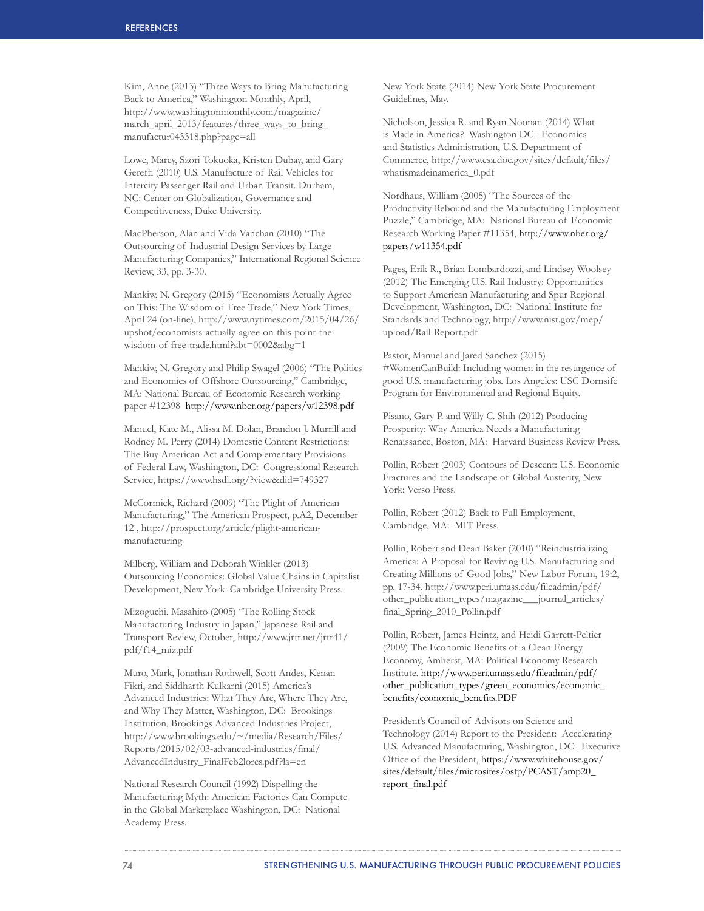Kim, Anne (2013) "Three Ways to Bring Manufacturing Back to America," Washington Monthly, April, http://www.washingtonmonthly.com/magazine/march_april_2013/features/three_ways_to_bring_manufactur043318.php?page=all

Lowe, Marcy, Saori Tokuoka, Kristen Dubay, and Gary Gereffi (2010) U.S. Manufacture of Rail Vehicles for Intercity Passenger Rail and Urban Transit. Durham, NC: Center on Globalization, Governance and Competitiveness, Duke University.

MacPherson, Alan and Vida Vanchan (2010) "The Outsourcing of Industrial Design Services by Large Manufacturing Companies," International Regional Science Review, 33, pp. 3-30.

Mankiw, N. Gregory (2015) "Economists Actually Agree on This: The Wisdom of Free Trade," New York Times, April 24 (on-line), http://www.nytimes.com/2015/04/26/upshot/economists-actually-agree-on-this-point-the-wisdom-of-free-trade.html?abt=0002&abg=1

Mankiw, N. Gregory and Philip Swagel (2006) "The Politics and Economics of Offshore Outsourcing," Cambridge, MA: National Bureau of Economic Research working paper #12398 http://www.nber.org/papers/w12398.pdf

Manuel, Kate M., Alissa M. Dolan, Brandon J. Murrill and Rodney M. Perry (2014) Domestic Content Restrictions: The Buy American Act and Complementary Provisions of Federal Law, Washington, DC: Congressional Research Service, https://www.hsdl.org/?view&did=749327

McCormick, Richard (2009) "The Plight of American Manufacturing," The American Prospect, p.A2, December 12 , http://prospect.org/article/plight-american-manufacturing

Milberg, William and Deborah Winkler (2013) Outsourcing Economics: Global Value Chains in Capitalist Development, New York: Cambridge University Press.

Mizoguchi, Masahito (2005) "The Rolling Stock Manufacturing Industry in Japan," Japanese Rail and Transport Review, October, http://www.jrtr.net/jrtr41/pdf/f14_miz.pdf

Muro, Mark, Jonathan Rothwell, Scott Andes, Kenan Fikri, and Siddharth Kulkarni (2015) America's Advanced Industries: What They Are, Where They Are, and Why They Matter, Washington, DC: Brookings Institution, Brookings Advanced Industries Project, http://www.brookings.edu/~/media/Research/Files/Reports/2015/02/03-advanced-industries/final/AdvancedIndustry_FinalFeb2lores.pdf?la=en

National Research Council (1992) Dispelling the Manufacturing Myth: American Factories Can Compete in the Global Marketplace Washington, DC: National Academy Press.

New York State (2014) New York State Procurement Guidelines, May.

Nicholson, Jessica R. and Ryan Noonan (2014) What is Made in America? Washington DC: Economics and Statistics Administration, U.S. Department of Commerce, http://www.esa.doc.gov/sites/default/files/whatismadeinamerica_0.pdf

Nordhaus, William (2005) "The Sources of the Productivity Rebound and the Manufacturing Employment Puzzle," Cambridge, MA: National Bureau of Economic Research Working Paper #11354, http://www.nber.org/papers/w11354.pdf

Pages, Erik R., Brian Lombardozzi, and Lindsey Woolsey (2012) The Emerging U.S. Rail Industry: Opportunities to Support American Manufacturing and Spur Regional Development, Washington, DC: National Institute for Standards and Technology, http://www.nist.gov/mep/upload/Rail-Report.pdf

Pastor, Manuel and Jared Sanchez (2015) #WomenCanBuild: Including women in the resurgence of good U.S. manufacturing jobs. Los Angeles: USC Dornsife Program for Environmental and Regional Equity.

Pisano, Gary P. and Willy C. Shih (2012) Producing Prosperity: Why America Needs a Manufacturing Renaissance, Boston, MA: Harvard Business Review Press.

Pollin, Robert (2003) Contours of Descent: U.S. Economic Fractures and the Landscape of Global Austerity, New York: Verso Press.

Pollin, Robert (2012) Back to Full Employment, Cambridge, MA: MIT Press.

Pollin, Robert and Dean Baker (2010) "Reindustrializing America: A Proposal for Reviving U.S. Manufacturing and Creating Millions of Good Jobs," New Labor Forum, 19:2, pp. 17-34. http://www.peri.umass.edu/fileadmin/pdf/other_publication_types/magazine___journal_articles/final_Spring_2010_Pollin.pdf

Pollin, Robert, James Heintz, and Heidi Garrett-Peltier (2009) The Economic Benefits of a Clean Energy Economy, Amherst, MA: Political Economy Research Institute. http://www.peri.umass.edu/fileadmin/pdf/other_publication_types/green_economics/economic_benefits/economic_benefits.PDF

President's Council of Advisors on Science and Technology (2014) Report to the President: Accelerating U.S. Advanced Manufacturing, Washington, DC: Executive Office of the President, https://www.whitehouse.gov/sites/default/files/microsites/ostp/PCAST/amp20_report_final.pdf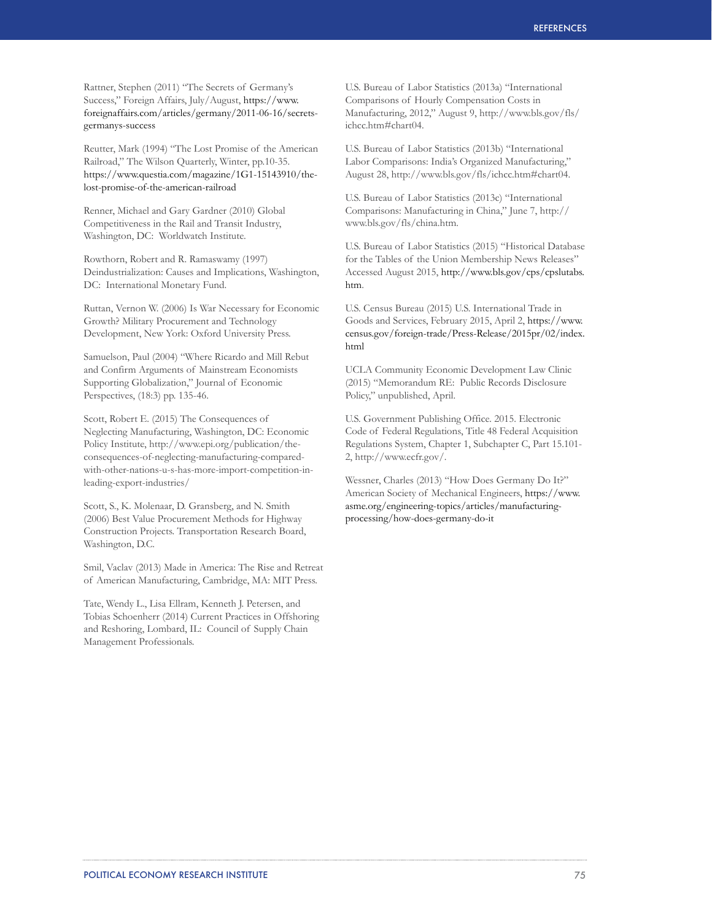Rattner, Stephen (2011) "The Secrets of Germany's Success," Foreign Affairs, July/August, https://www.foreignaffairs.com/articles/germany/2011-06-16/secrets-germanys-success

Reutter, Mark (1994) "The Lost Promise of the American Railroad," The Wilson Quarterly, Winter, pp.10-35. https://www.questia.com/magazine/1G1-15143910/the-lost-promise-of-the-american-railroad

Renner, Michael and Gary Gardner (2010) Global Competitiveness in the Rail and Transit Industry, Washington, DC: Worldwatch Institute.

Rowthorn, Robert and R. Ramaswamy (1997) Deindustrialization: Causes and Implications, Washington, DC: International Monetary Fund.

Ruttan, Vernon W. (2006) Is War Necessary for Economic Growth? Military Procurement and Technology Development, New York: Oxford University Press.

Samuelson, Paul (2004) "Where Ricardo and Mill Rebut and Confirm Arguments of Mainstream Economists Supporting Globalization," Journal of Economic Perspectives, (18:3) pp. 135-46.

Scott, Robert E. (2015) The Consequences of Neglecting Manufacturing, Washington, DC: Economic Policy Institute, http://www.epi.org/publication/the-consequences-of-neglecting-manufacturing-compared-with-other-nations-u-s-has-more-import-competition-in-leading-export-industries/

Scott, S., K. Molenaar, D. Gransberg, and N. Smith (2006) Best Value Procurement Methods for Highway Construction Projects. Transportation Research Board, Washington, D.C.

Smil, Vaclav (2013) Made in America: The Rise and Retreat of American Manufacturing, Cambridge, MA: MIT Press.

Tate, Wendy L., Lisa Ellram, Kenneth J. Petersen, and Tobias Schoenherr (2014) Current Practices in Offshoring and Reshoring, Lombard, IL: Council of Supply Chain Management Professionals.

U.S. Bureau of Labor Statistics (2013a) "International Comparisons of Hourly Compensation Costs in Manufacturing, 2012," August 9, http://www.bls.gov/fls/ichcc.htm#chart04.

U.S. Bureau of Labor Statistics (2013b) "International Labor Comparisons: India's Organized Manufacturing," August 28, http://www.bls.gov/fls/ichcc.htm#chart04.

U.S. Bureau of Labor Statistics (2013c) "International Comparisons: Manufacturing in China," June 7, http://www.bls.gov/fls/china.htm.

U.S. Bureau of Labor Statistics (2015) "Historical Database for the Tables of the Union Membership News Releases" Accessed August 2015, http://www.bls.gov/cps/cpslutabs.htm.

U.S. Census Bureau (2015) U.S. International Trade in Goods and Services, February 2015, April 2, https://www.census.gov/foreign-trade/Press-Release/2015pr/02/index.html

UCLA Community Economic Development Law Clinic (2015) "Memorandum RE: Public Records Disclosure Policy," unpublished, April.

U.S. Government Publishing Office. 2015. Electronic Code of Federal Regulations, Title 48 Federal Acquisition Regulations System, Chapter 1, Subchapter C, Part 15.101-2, http://www.ecfr.gov/.

Wessner, Charles (2013) "How Does Germany Do It?" American Society of Mechanical Engineers, https://www.asme.org/engineering-topics/articles/manufacturing-processing/how-does-germany-do-it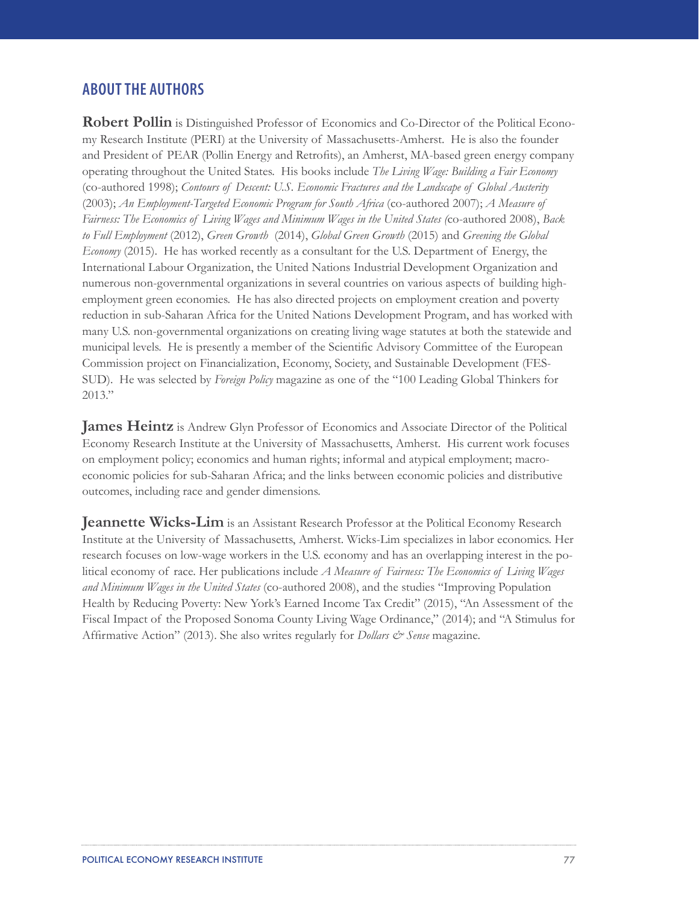## ABOUT THE AUTHORS

**Robert Pollin** is Distinguished Professor of Economics and Co-Director of the Political Economy Research Institute (PERI) at the University of Massachusetts-Amherst. He is also the founder and President of PEAR (Pollin Energy and Retrofits), an Amherst, MA-based green energy company operating throughout the United States. His books include *The Living Wage: Building a Fair Economy* (co-authored 1998); *Contours of Descent: U.S. Economic Fractures and the Landscape of Global Austerity* (2003); *An Employment-Targeted Economic Program for South Africa* (co-authored 2007); *A Measure of Fairness: The Economics of Living Wages and Minimum Wages in the United States* (co-authored 2008), *Back to Full Employment* (2012), *Green Growth* (2014), *Global Green Growth* (2015) and *Greening the Global Economy* (2015). He has worked recently as a consultant for the U.S. Department of Energy, the International Labour Organization, the United Nations Industrial Development Organization and numerous non-governmental organizations in several countries on various aspects of building high-employment green economies. He has also directed projects on employment creation and poverty reduction in sub-Saharan Africa for the United Nations Development Program, and has worked with many U.S. non-governmental organizations on creating living wage statutes at both the statewide and municipal levels. He is presently a member of the Scientific Advisory Committee of the European Commission project on Financialization, Economy, Society, and Sustainable Development (FESSUD). He was selected by *Foreign Policy* magazine as one of the "100 Leading Global Thinkers for 2013."

**James Heintz** is Andrew Glyn Professor of Economics and Associate Director of the Political Economy Research Institute at the University of Massachusetts, Amherst. His current work focuses on employment policy; economics and human rights; informal and atypical employment; macroeconomic policies for sub-Saharan Africa; and the links between economic policies and distributive outcomes, including race and gender dimensions.

**Jeannette Wicks-Lim** is an Assistant Research Professor at the Political Economy Research Institute at the University of Massachusetts, Amherst. Wicks-Lim specializes in labor economics. Her research focuses on low-wage workers in the U.S. economy and has an overlapping interest in the political economy of race. Her publications include *A Measure of Fairness: The Economics of Living Wages and Minimum Wages in the United States* (co-authored 2008), and the studies "Improving Population Health by Reducing Poverty: New York's Earned Income Tax Credit" (2015), "An Assessment of the Fiscal Impact of the Proposed Sonoma County Living Wage Ordinance," (2014); and "A Stimulus for Affirmative Action" (2013). She also writes regularly for *Dollars & Sense* magazine.